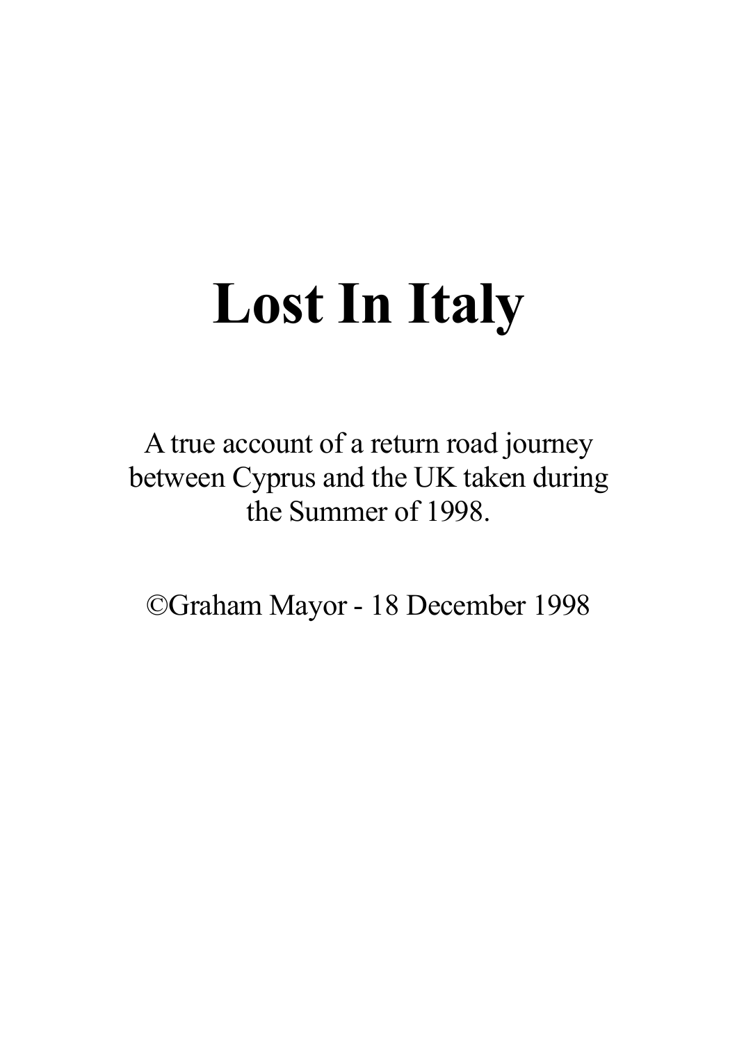# Lost In Italy

A true account of a return road journey between Cyprus and the UK taken during the Summer of 1998.

©Graham Mayor - 18 December 1998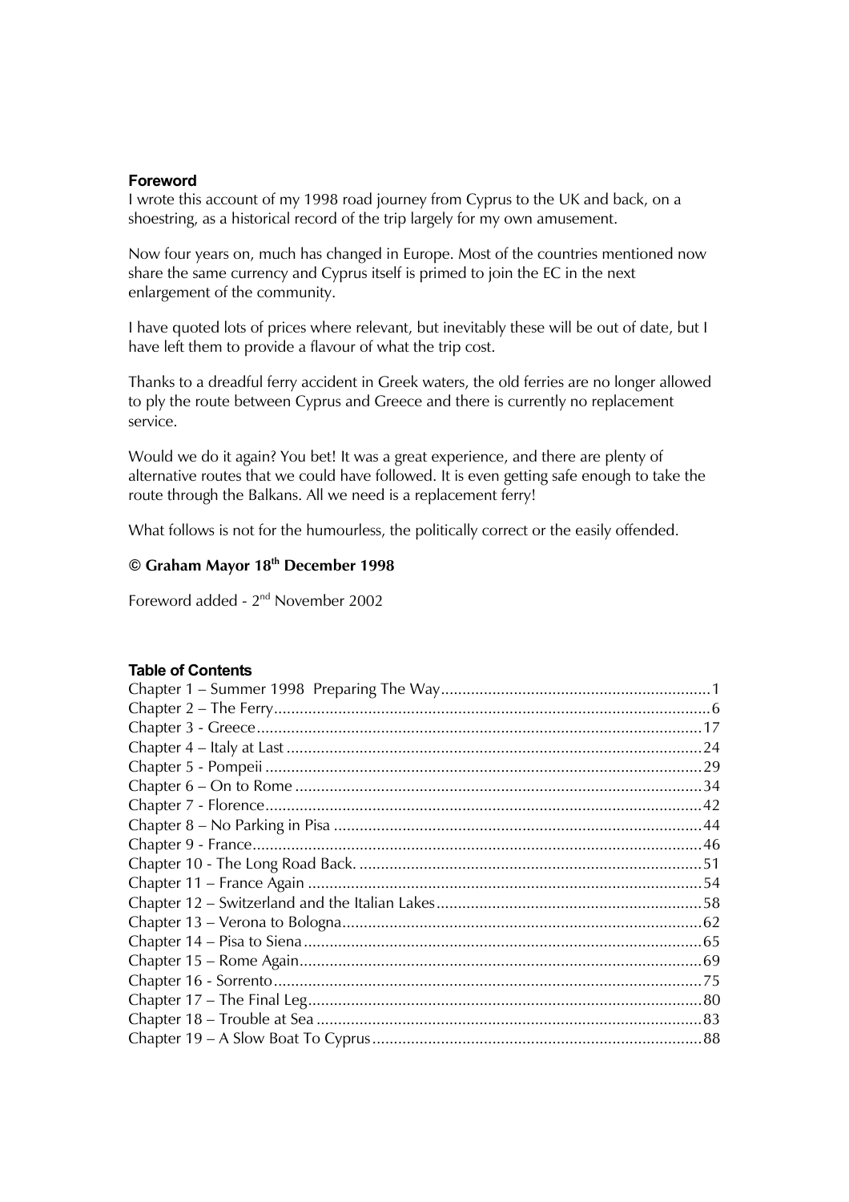## Foreword

I wrote this account of my 1998 road journey from Cyprus to the UK and back, on a shoestring, as a historical record of the trip largely for my own amusement.

Now four years on, much has changed in Europe. Most of the countries mentioned now share the same currency and Cyprus itself is primed to join the EC in the next enlargement of the community.

I have quoted lots of prices where relevant, but inevitably these will be out of date, but I have left them to provide a flavour of what the trip cost.

Thanks to a dreadful ferry accident in Greek waters, the old ferries are no longer allowed to ply the route between Cyprus and Greece and there is currently no replacement service.

Would we do it again? You bet! It was a great experience, and there are plenty of alternative routes that we could have followed. It is even getting safe enough to take the route through the Balkans. All we need is a replacement ferry!

What follows is not for the humourless, the politically correct or the easily offended.

**© Graham Mayor 18th December 1998**

Foreword added - 2nd November 2002

## Table of Contents

Chapter 1 – Summer 1998 Preparing The Way....1
Chapter 2 – The Ferry....6
Chapter 3 - Greece....17
Chapter 4 – Italy at Last....24
Chapter 5 - Pompeii....29
Chapter 6 – On to Rome....34
Chapter 7 - Florence....42
Chapter 8 – No Parking in Pisa....44
Chapter 9 - France....46
Chapter 10 - The Long Road Back....51
Chapter 11 – France Again....54
Chapter 12 – Switzerland and the Italian Lakes....58
Chapter 13 – Verona to Bologna....62
Chapter 14 – Pisa to Siena....65
Chapter 15 – Rome Again....69
Chapter 16 - Sorrento....75
Chapter 17 – The Final Leg....80
Chapter 18 – Trouble at Sea....83
Chapter 19 – A Slow Boat To Cyprus....88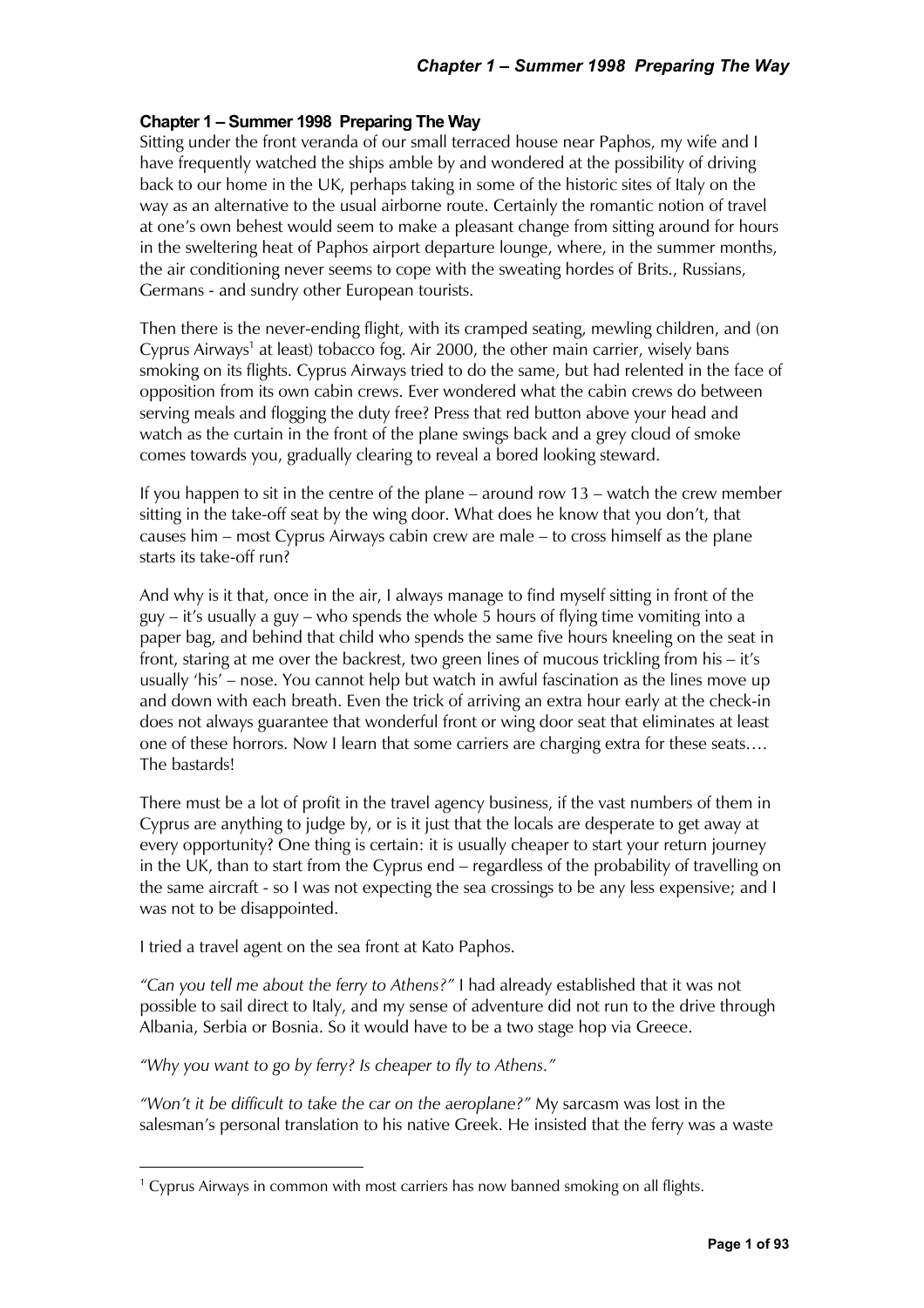## Chapter 1 – Summer 1998 Preparing The Way

Sitting under the front veranda of our small terraced house near Paphos, my wife and I have frequently watched the ships amble by and wondered at the possibility of driving back to our home in the UK, perhaps taking in some of the historic sites of Italy on the way as an alternative to the usual airborne route. Certainly the romantic notion of travel at one's own behest would seem to make a pleasant change from sitting around for hours in the sweltering heat of Paphos airport departure lounge, where, in the summer months, the air conditioning never seems to cope with the sweating hordes of Brits., Russians, Germans - and sundry other European tourists.

Then there is the never-ending flight, with its cramped seating, mewling children, and (on Cyprus Airways[1] at least) tobacco fog. Air 2000, the other main carrier, wisely bans smoking on its flights. Cyprus Airways tried to do the same, but had relented in the face of opposition from its own cabin crews. Ever wondered what the cabin crews do between serving meals and flogging the duty free? Press that red button above your head and watch as the curtain in the front of the plane swings back and a grey cloud of smoke comes towards you, gradually clearing to reveal a bored looking steward.

If you happen to sit in the centre of the plane – around row 13 – watch the crew member sitting in the take-off seat by the wing door. What does he know that you don't, that causes him – most Cyprus Airways cabin crew are male – to cross himself as the plane starts its take-off run?

And why is it that, once in the air, I always manage to find myself sitting in front of the guy – it's usually a guy – who spends the whole 5 hours of flying time vomiting into a paper bag, and behind that child who spends the same five hours kneeling on the seat in front, staring at me over the backrest, two green lines of mucous trickling from his – it's usually 'his' – nose. You cannot help but watch in awful fascination as the lines move up and down with each breath. Even the trick of arriving an extra hour early at the check-in does not always guarantee that wonderful front or wing door seat that eliminates at least one of these horrors. Now I learn that some carriers are charging extra for these seats…. The bastards!

There must be a lot of profit in the travel agency business, if the vast numbers of them in Cyprus are anything to judge by, or is it just that the locals are desperate to get away at every opportunity? One thing is certain: it is usually cheaper to start your return journey in the UK, than to start from the Cyprus end – regardless of the probability of travelling on the same aircraft - so I was not expecting the sea crossings to be any less expensive; and I was not to be disappointed.

I tried a travel agent on the sea front at Kato Paphos.

*"Can you tell me about the ferry to Athens?"* I had already established that it was not possible to sail direct to Italy, and my sense of adventure did not run to the drive through Albania, Serbia or Bosnia. So it would have to be a two stage hop via Greece.

*"Why you want to go by ferry? Is cheaper to fly to Athens."*

*"Won't it be difficult to take the car on the aeroplane?"* My sarcasm was lost in the salesman's personal translation to his native Greek. He insisted that the ferry was a waste

---

[1] Cyprus Airways in common with most carriers has now banned smoking on all flights.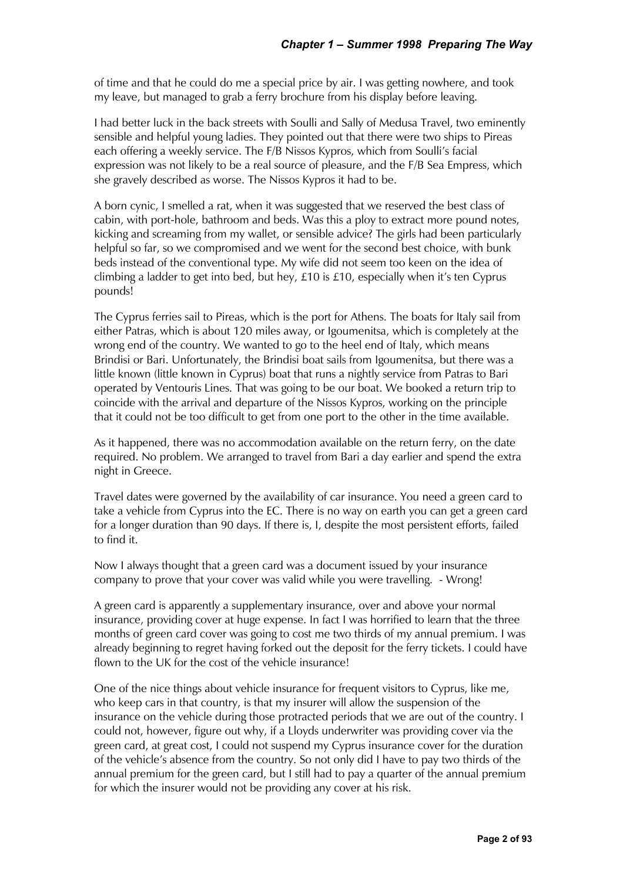of time and that he could do me a special price by air. I was getting nowhere, and took my leave, but managed to grab a ferry brochure from his display before leaving.

I had better luck in the back streets with Soulli and Sally of Medusa Travel, two eminently sensible and helpful young ladies. They pointed out that there were two ships to Pireas each offering a weekly service. The F/B Nissos Kypros, which from Soulli's facial expression was not likely to be a real source of pleasure, and the F/B Sea Empress, which she gravely described as worse. The Nissos Kypros it had to be.

A born cynic, I smelled a rat, when it was suggested that we reserved the best class of cabin, with port-hole, bathroom and beds. Was this a ploy to extract more pound notes, kicking and screaming from my wallet, or sensible advice? The girls had been particularly helpful so far, so we compromised and we went for the second best choice, with bunk beds instead of the conventional type. My wife did not seem too keen on the idea of climbing a ladder to get into bed, but hey, £10 is £10, especially when it's ten Cyprus pounds!

The Cyprus ferries sail to Pireas, which is the port for Athens. The boats for Italy sail from either Patras, which is about 120 miles away, or Igoumenitsa, which is completely at the wrong end of the country. We wanted to go to the heel end of Italy, which means Brindisi or Bari. Unfortunately, the Brindisi boat sails from Igoumenitsa, but there was a little known (little known in Cyprus) boat that runs a nightly service from Patras to Bari operated by Ventouris Lines. That was going to be our boat. We booked a return trip to coincide with the arrival and departure of the Nissos Kypros, working on the principle that it could not be too difficult to get from one port to the other in the time available.

As it happened, there was no accommodation available on the return ferry, on the date required. No problem. We arranged to travel from Bari a day earlier and spend the extra night in Greece.

Travel dates were governed by the availability of car insurance. You need a green card to take a vehicle from Cyprus into the EC. There is no way on earth you can get a green card for a longer duration than 90 days. If there is, I, despite the most persistent efforts, failed to find it.

Now I always thought that a green card was a document issued by your insurance company to prove that your cover was valid while you were travelling. - Wrong!

A green card is apparently a supplementary insurance, over and above your normal insurance, providing cover at huge expense. In fact I was horrified to learn that the three months of green card cover was going to cost me two thirds of my annual premium. I was already beginning to regret having forked out the deposit for the ferry tickets. I could have flown to the UK for the cost of the vehicle insurance!

One of the nice things about vehicle insurance for frequent visitors to Cyprus, like me, who keep cars in that country, is that my insurer will allow the suspension of the insurance on the vehicle during those protracted periods that we are out of the country. I could not, however, figure out why, if a Lloyds underwriter was providing cover via the green card, at great cost, I could not suspend my Cyprus insurance cover for the duration of the vehicle's absence from the country. So not only did I have to pay two thirds of the annual premium for the green card, but I still had to pay a quarter of the annual premium for which the insurer would not be providing any cover at his risk.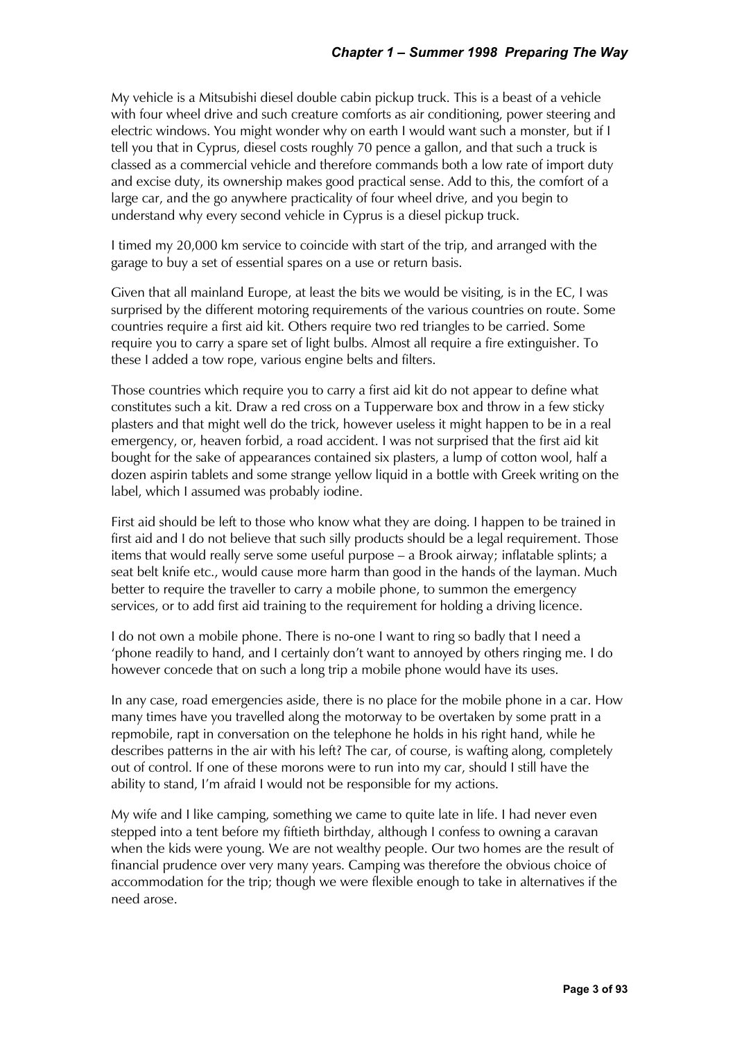My vehicle is a Mitsubishi diesel double cabin pickup truck. This is a beast of a vehicle with four wheel drive and such creature comforts as air conditioning, power steering and electric windows. You might wonder why on earth I would want such a monster, but if I tell you that in Cyprus, diesel costs roughly 70 pence a gallon, and that such a truck is classed as a commercial vehicle and therefore commands both a low rate of import duty and excise duty, its ownership makes good practical sense. Add to this, the comfort of a large car, and the go anywhere practicality of four wheel drive, and you begin to understand why every second vehicle in Cyprus is a diesel pickup truck.

I timed my 20,000 km service to coincide with start of the trip, and arranged with the garage to buy a set of essential spares on a use or return basis.

Given that all mainland Europe, at least the bits we would be visiting, is in the EC, I was surprised by the different motoring requirements of the various countries on route. Some countries require a first aid kit. Others require two red triangles to be carried. Some require you to carry a spare set of light bulbs. Almost all require a fire extinguisher. To these I added a tow rope, various engine belts and filters.

Those countries which require you to carry a first aid kit do not appear to define what constitutes such a kit. Draw a red cross on a Tupperware box and throw in a few sticky plasters and that might well do the trick, however useless it might happen to be in a real emergency, or, heaven forbid, a road accident. I was not surprised that the first aid kit bought for the sake of appearances contained six plasters, a lump of cotton wool, half a dozen aspirin tablets and some strange yellow liquid in a bottle with Greek writing on the label, which I assumed was probably iodine.

First aid should be left to those who know what they are doing. I happen to be trained in first aid and I do not believe that such silly products should be a legal requirement. Those items that would really serve some useful purpose – a Brook airway; inflatable splints; a seat belt knife etc., would cause more harm than good in the hands of the layman. Much better to require the traveller to carry a mobile phone, to summon the emergency services, or to add first aid training to the requirement for holding a driving licence.

I do not own a mobile phone. There is no-one I want to ring so badly that I need a 'phone readily to hand, and I certainly don't want to annoyed by others ringing me. I do however concede that on such a long trip a mobile phone would have its uses.

In any case, road emergencies aside, there is no place for the mobile phone in a car. How many times have you travelled along the motorway to be overtaken by some pratt in a repmobile, rapt in conversation on the telephone he holds in his right hand, while he describes patterns in the air with his left? The car, of course, is wafting along, completely out of control. If one of these morons were to run into my car, should I still have the ability to stand, I'm afraid I would not be responsible for my actions.

My wife and I like camping, something we came to quite late in life. I had never even stepped into a tent before my fiftieth birthday, although I confess to owning a caravan when the kids were young. We are not wealthy people. Our two homes are the result of financial prudence over very many years. Camping was therefore the obvious choice of accommodation for the trip; though we were flexible enough to take in alternatives if the need arose.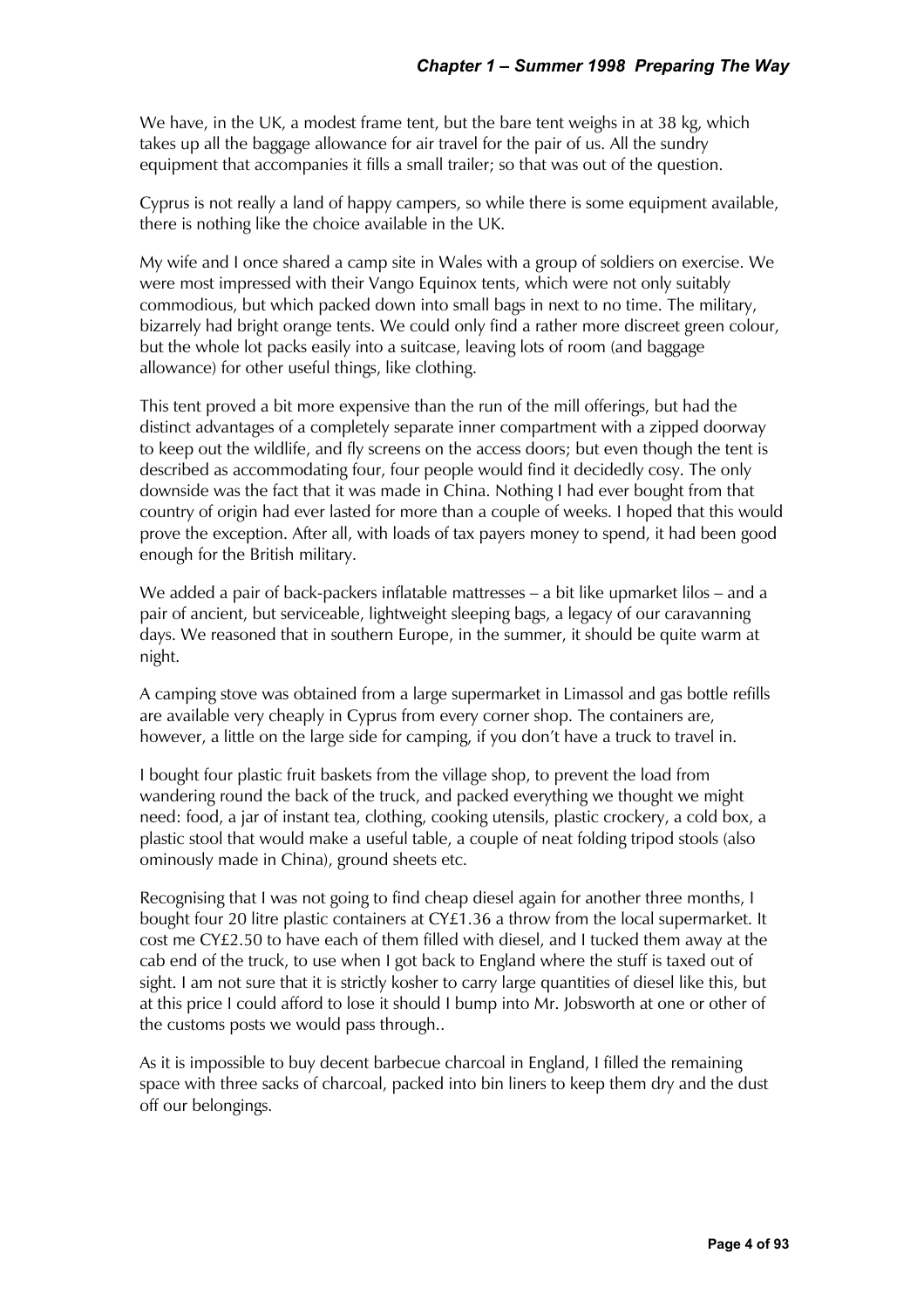We have, in the UK, a modest frame tent, but the bare tent weighs in at 38 kg, which takes up all the baggage allowance for air travel for the pair of us. All the sundry equipment that accompanies it fills a small trailer; so that was out of the question.

Cyprus is not really a land of happy campers, so while there is some equipment available, there is nothing like the choice available in the UK.

My wife and I once shared a camp site in Wales with a group of soldiers on exercise. We were most impressed with their Vango Equinox tents, which were not only suitably commodious, but which packed down into small bags in next to no time. The military, bizarrely had bright orange tents. We could only find a rather more discreet green colour, but the whole lot packs easily into a suitcase, leaving lots of room (and baggage allowance) for other useful things, like clothing.

This tent proved a bit more expensive than the run of the mill offerings, but had the distinct advantages of a completely separate inner compartment with a zipped doorway to keep out the wildlife, and fly screens on the access doors; but even though the tent is described as accommodating four, four people would find it decidedly cosy. The only downside was the fact that it was made in China. Nothing I had ever bought from that country of origin had ever lasted for more than a couple of weeks. I hoped that this would prove the exception. After all, with loads of tax payers money to spend, it had been good enough for the British military.

We added a pair of back-packers inflatable mattresses – a bit like upmarket lilos – and a pair of ancient, but serviceable, lightweight sleeping bags, a legacy of our caravanning days. We reasoned that in southern Europe, in the summer, it should be quite warm at night.

A camping stove was obtained from a large supermarket in Limassol and gas bottle refills are available very cheaply in Cyprus from every corner shop. The containers are, however, a little on the large side for camping, if you don't have a truck to travel in.

I bought four plastic fruit baskets from the village shop, to prevent the load from wandering round the back of the truck, and packed everything we thought we might need: food, a jar of instant tea, clothing, cooking utensils, plastic crockery, a cold box, a plastic stool that would make a useful table, a couple of neat folding tripod stools (also ominously made in China), ground sheets etc.

Recognising that I was not going to find cheap diesel again for another three months, I bought four 20 litre plastic containers at CY£1.36 a throw from the local supermarket. It cost me CY£2.50 to have each of them filled with diesel, and I tucked them away at the cab end of the truck, to use when I got back to England where the stuff is taxed out of sight. I am not sure that it is strictly kosher to carry large quantities of diesel like this, but at this price I could afford to lose it should I bump into Mr. Jobsworth at one or other of the customs posts we would pass through..

As it is impossible to buy decent barbecue charcoal in England, I filled the remaining space with three sacks of charcoal, packed into bin liners to keep them dry and the dust off our belongings.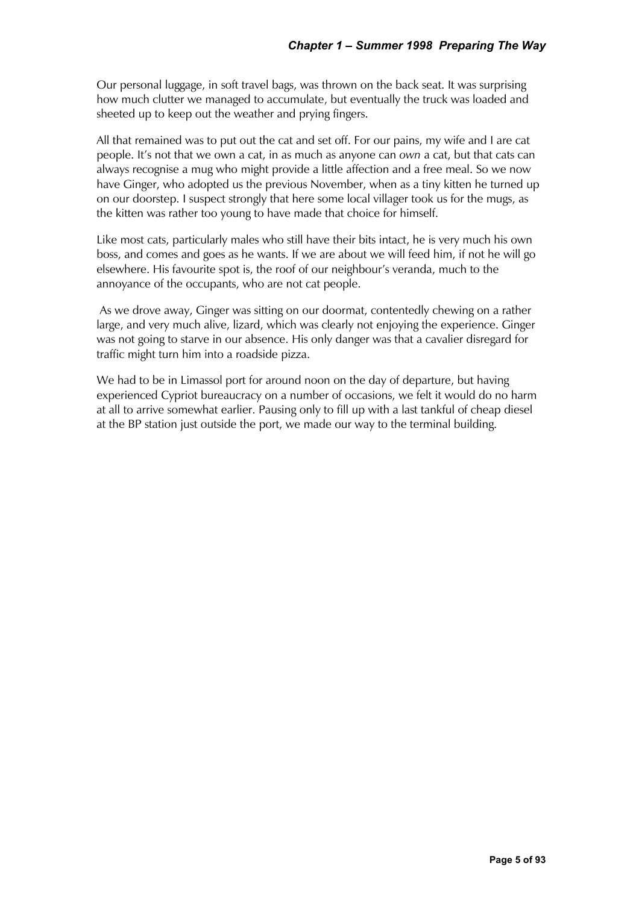Our personal luggage, in soft travel bags, was thrown on the back seat. It was surprising how much clutter we managed to accumulate, but eventually the truck was loaded and sheeted up to keep out the weather and prying fingers.

All that remained was to put out the cat and set off. For our pains, my wife and I are cat people. It's not that we own a cat, in as much as anyone can *own* a cat, but that cats can always recognise a mug who might provide a little affection and a free meal. So we now have Ginger, who adopted us the previous November, when as a tiny kitten he turned up on our doorstep. I suspect strongly that here some local villager took us for the mugs, as the kitten was rather too young to have made that choice for himself.

Like most cats, particularly males who still have their bits intact, he is very much his own boss, and comes and goes as he wants. If we are about we will feed him, if not he will go elsewhere. His favourite spot is, the roof of our neighbour's veranda, much to the annoyance of the occupants, who are not cat people.

As we drove away, Ginger was sitting on our doormat, contentedly chewing on a rather large, and very much alive, lizard, which was clearly not enjoying the experience. Ginger was not going to starve in our absence. His only danger was that a cavalier disregard for traffic might turn him into a roadside pizza.

We had to be in Limassol port for around noon on the day of departure, but having experienced Cypriot bureaucracy on a number of occasions, we felt it would do no harm at all to arrive somewhat earlier. Pausing only to fill up with a last tankful of cheap diesel at the BP station just outside the port, we made our way to the terminal building.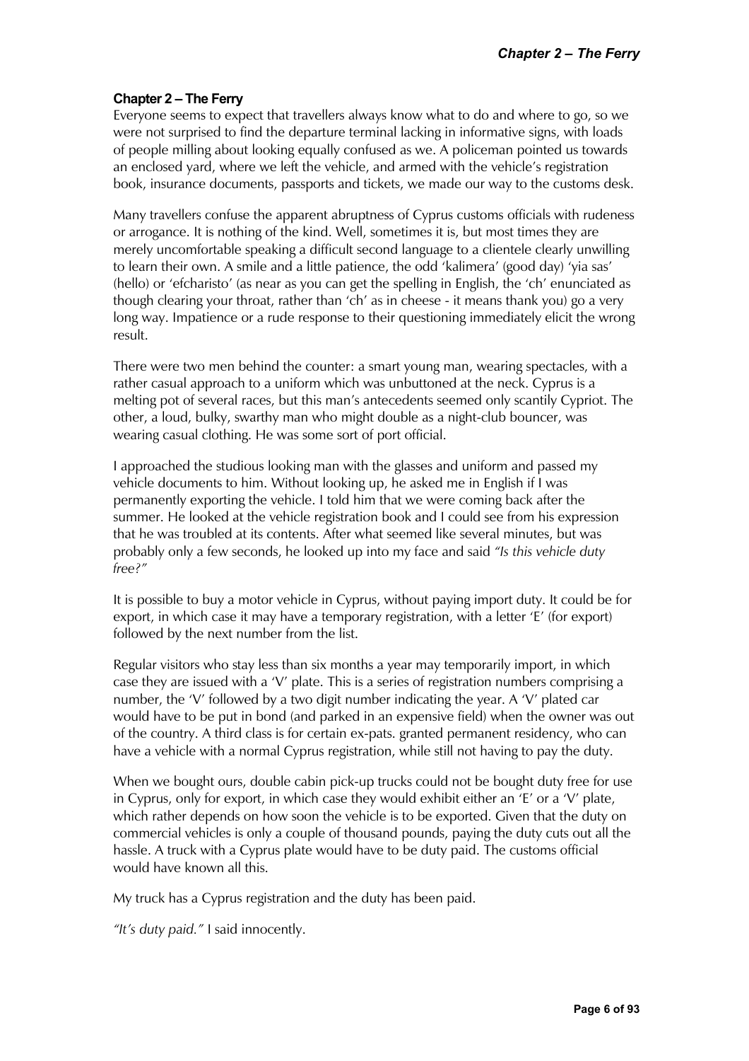## Chapter 2 – The Ferry

Everyone seems to expect that travellers always know what to do and where to go, so we were not surprised to find the departure terminal lacking in informative signs, with loads of people milling about looking equally confused as we. A policeman pointed us towards an enclosed yard, where we left the vehicle, and armed with the vehicle's registration book, insurance documents, passports and tickets, we made our way to the customs desk.

Many travellers confuse the apparent abruptness of Cyprus customs officials with rudeness or arrogance. It is nothing of the kind. Well, sometimes it is, but most times they are merely uncomfortable speaking a difficult second language to a clientele clearly unwilling to learn their own. A smile and a little patience, the odd 'kalimera' (good day) 'yia sas' (hello) or 'efcharisto' (as near as you can get the spelling in English, the 'ch' enunciated as though clearing your throat, rather than 'ch' as in cheese - it means thank you) go a very long way. Impatience or a rude response to their questioning immediately elicit the wrong result.

There were two men behind the counter: a smart young man, wearing spectacles, with a rather casual approach to a uniform which was unbuttoned at the neck. Cyprus is a melting pot of several races, but this man's antecedents seemed only scantily Cypriot. The other, a loud, bulky, swarthy man who might double as a night-club bouncer, was wearing casual clothing. He was some sort of port official.

I approached the studious looking man with the glasses and uniform and passed my vehicle documents to him. Without looking up, he asked me in English if I was permanently exporting the vehicle. I told him that we were coming back after the summer. He looked at the vehicle registration book and I could see from his expression that he was troubled at its contents. After what seemed like several minutes, but was probably only a few seconds, he looked up into my face and said *"Is this vehicle duty free?"*

It is possible to buy a motor vehicle in Cyprus, without paying import duty. It could be for export, in which case it may have a temporary registration, with a letter 'E' (for export) followed by the next number from the list.

Regular visitors who stay less than six months a year may temporarily import, in which case they are issued with a 'V' plate. This is a series of registration numbers comprising a number, the 'V' followed by a two digit number indicating the year. A 'V' plated car would have to be put in bond (and parked in an expensive field) when the owner was out of the country. A third class is for certain ex-pats. granted permanent residency, who can have a vehicle with a normal Cyprus registration, while still not having to pay the duty.

When we bought ours, double cabin pick-up trucks could not be bought duty free for use in Cyprus, only for export, in which case they would exhibit either an 'E' or a 'V' plate, which rather depends on how soon the vehicle is to be exported. Given that the duty on commercial vehicles is only a couple of thousand pounds, paying the duty cuts out all the hassle. A truck with a Cyprus plate would have to be duty paid. The customs official would have known all this.

My truck has a Cyprus registration and the duty has been paid.

*"It's duty paid."* I said innocently.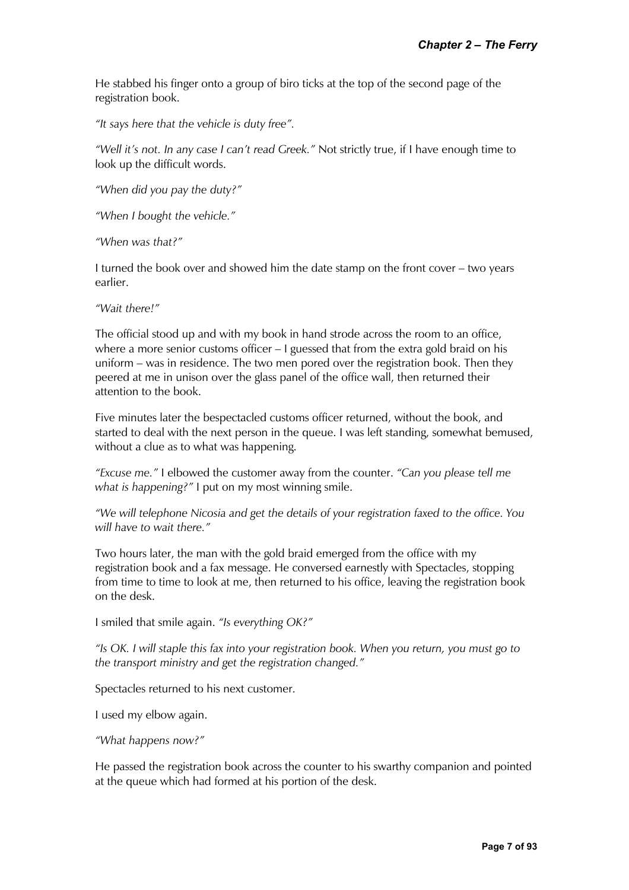He stabbed his finger onto a group of biro ticks at the top of the second page of the registration book.

*"It says here that the vehicle is duty free".*

*"Well it's not. In any case I can't read Greek."* Not strictly true, if I have enough time to look up the difficult words.

*"When did you pay the duty?"*

*"When I bought the vehicle."*

*"When was that?"*

I turned the book over and showed him the date stamp on the front cover – two years earlier.

*"Wait there!"*

The official stood up and with my book in hand strode across the room to an office, where a more senior customs officer – I guessed that from the extra gold braid on his uniform – was in residence. The two men pored over the registration book. Then they peered at me in unison over the glass panel of the office wall, then returned their attention to the book.

Five minutes later the bespectacled customs officer returned, without the book, and started to deal with the next person in the queue. I was left standing, somewhat bemused, without a clue as to what was happening.

*"Excuse me."* I elbowed the customer away from the counter. *"Can you please tell me what is happening?"* I put on my most winning smile.

*"We will telephone Nicosia and get the details of your registration faxed to the office. You will have to wait there."*

Two hours later, the man with the gold braid emerged from the office with my registration book and a fax message. He conversed earnestly with Spectacles, stopping from time to time to look at me, then returned to his office, leaving the registration book on the desk.

I smiled that smile again. *"Is everything OK?"*

*"Is OK. I will staple this fax into your registration book. When you return, you must go to the transport ministry and get the registration changed."*

Spectacles returned to his next customer.

I used my elbow again.

*"What happens now?"*

He passed the registration book across the counter to his swarthy companion and pointed at the queue which had formed at his portion of the desk.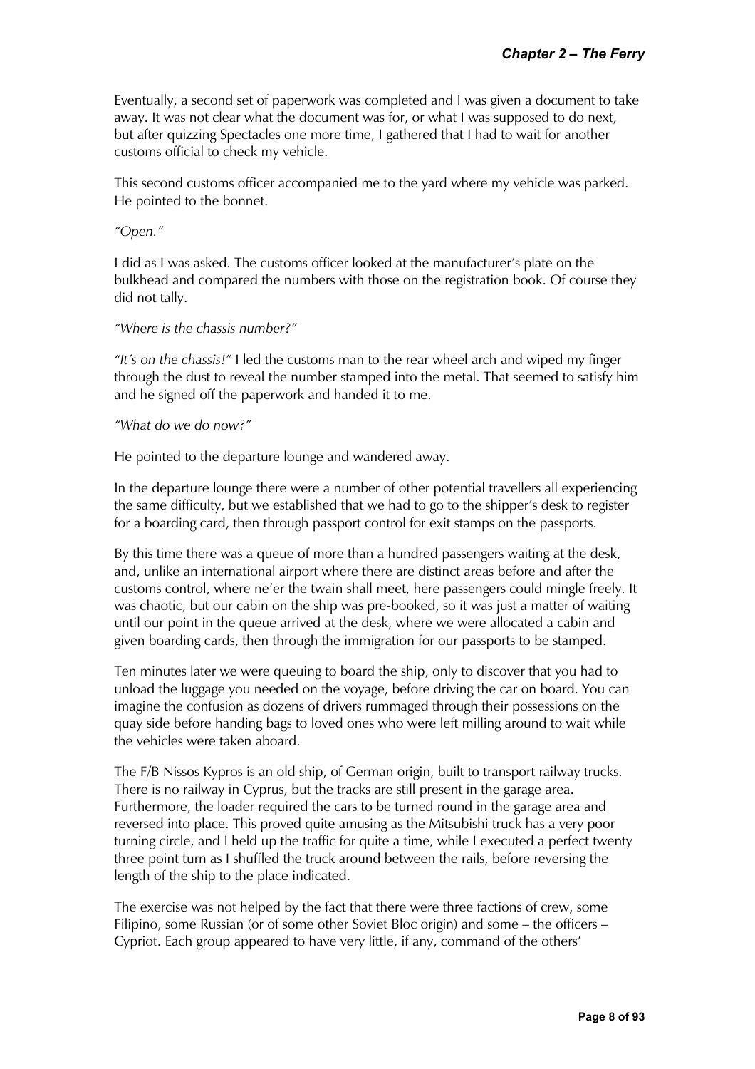Eventually, a second set of paperwork was completed and I was given a document to take away. It was not clear what the document was for, or what I was supposed to do next, but after quizzing Spectacles one more time, I gathered that I had to wait for another customs official to check my vehicle.

This second customs officer accompanied me to the yard where my vehicle was parked. He pointed to the bonnet.

*"Open."*

I did as I was asked. The customs officer looked at the manufacturer's plate on the bulkhead and compared the numbers with those on the registration book. Of course they did not tally.

*"Where is the chassis number?"*

*"It's on the chassis!"* I led the customs man to the rear wheel arch and wiped my finger through the dust to reveal the number stamped into the metal. That seemed to satisfy him and he signed off the paperwork and handed it to me.

*"What do we do now?"*

He pointed to the departure lounge and wandered away.

In the departure lounge there were a number of other potential travellers all experiencing the same difficulty, but we established that we had to go to the shipper's desk to register for a boarding card, then through passport control for exit stamps on the passports.

By this time there was a queue of more than a hundred passengers waiting at the desk, and, unlike an international airport where there are distinct areas before and after the customs control, where ne'er the twain shall meet, here passengers could mingle freely. It was chaotic, but our cabin on the ship was pre-booked, so it was just a matter of waiting until our point in the queue arrived at the desk, where we were allocated a cabin and given boarding cards, then through the immigration for our passports to be stamped.

Ten minutes later we were queuing to board the ship, only to discover that you had to unload the luggage you needed on the voyage, before driving the car on board. You can imagine the confusion as dozens of drivers rummaged through their possessions on the quay side before handing bags to loved ones who were left milling around to wait while the vehicles were taken aboard.

The F/B Nissos Kypros is an old ship, of German origin, built to transport railway trucks. There is no railway in Cyprus, but the tracks are still present in the garage area. Furthermore, the loader required the cars to be turned round in the garage area and reversed into place. This proved quite amusing as the Mitsubishi truck has a very poor turning circle, and I held up the traffic for quite a time, while I executed a perfect twenty three point turn as I shuffled the truck around between the rails, before reversing the length of the ship to the place indicated.

The exercise was not helped by the fact that there were three factions of crew, some Filipino, some Russian (or of some other Soviet Bloc origin) and some – the officers – Cypriot. Each group appeared to have very little, if any, command of the others'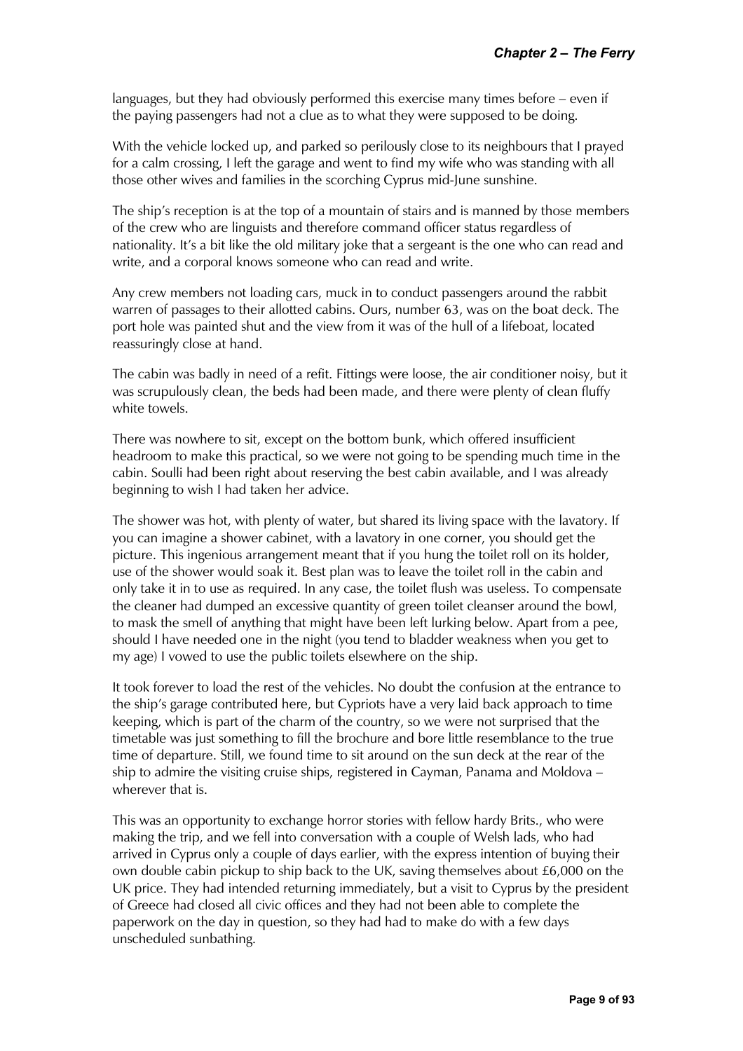languages, but they had obviously performed this exercise many times before – even if the paying passengers had not a clue as to what they were supposed to be doing.

With the vehicle locked up, and parked so perilously close to its neighbours that I prayed for a calm crossing, I left the garage and went to find my wife who was standing with all those other wives and families in the scorching Cyprus mid-June sunshine.

The ship's reception is at the top of a mountain of stairs and is manned by those members of the crew who are linguists and therefore command officer status regardless of nationality. It's a bit like the old military joke that a sergeant is the one who can read and write, and a corporal knows someone who can read and write.

Any crew members not loading cars, muck in to conduct passengers around the rabbit warren of passages to their allotted cabins. Ours, number 63, was on the boat deck. The port hole was painted shut and the view from it was of the hull of a lifeboat, located reassuringly close at hand.

The cabin was badly in need of a refit. Fittings were loose, the air conditioner noisy, but it was scrupulously clean, the beds had been made, and there were plenty of clean fluffy white towels.

There was nowhere to sit, except on the bottom bunk, which offered insufficient headroom to make this practical, so we were not going to be spending much time in the cabin. Soulli had been right about reserving the best cabin available, and I was already beginning to wish I had taken her advice.

The shower was hot, with plenty of water, but shared its living space with the lavatory. If you can imagine a shower cabinet, with a lavatory in one corner, you should get the picture. This ingenious arrangement meant that if you hung the toilet roll on its holder, use of the shower would soak it. Best plan was to leave the toilet roll in the cabin and only take it in to use as required. In any case, the toilet flush was useless. To compensate the cleaner had dumped an excessive quantity of green toilet cleanser around the bowl, to mask the smell of anything that might have been left lurking below. Apart from a pee, should I have needed one in the night (you tend to bladder weakness when you get to my age) I vowed to use the public toilets elsewhere on the ship.

It took forever to load the rest of the vehicles. No doubt the confusion at the entrance to the ship's garage contributed here, but Cypriots have a very laid back approach to time keeping, which is part of the charm of the country, so we were not surprised that the timetable was just something to fill the brochure and bore little resemblance to the true time of departure. Still, we found time to sit around on the sun deck at the rear of the ship to admire the visiting cruise ships, registered in Cayman, Panama and Moldova – wherever that is.

This was an opportunity to exchange horror stories with fellow hardy Brits., who were making the trip, and we fell into conversation with a couple of Welsh lads, who had arrived in Cyprus only a couple of days earlier, with the express intention of buying their own double cabin pickup to ship back to the UK, saving themselves about £6,000 on the UK price. They had intended returning immediately, but a visit to Cyprus by the president of Greece had closed all civic offices and they had not been able to complete the paperwork on the day in question, so they had had to make do with a few days unscheduled sunbathing.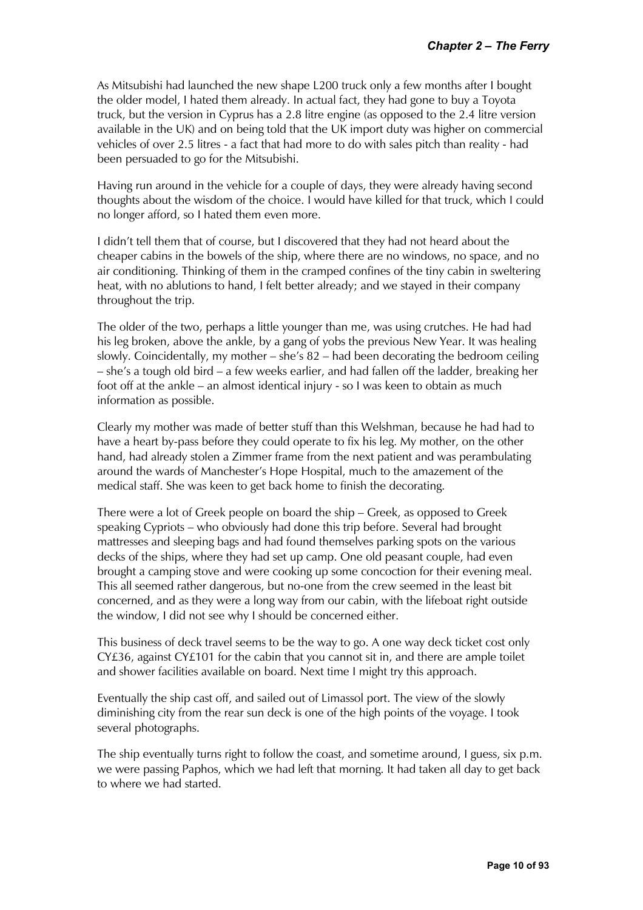As Mitsubishi had launched the new shape L200 truck only a few months after I bought the older model, I hated them already. In actual fact, they had gone to buy a Toyota truck, but the version in Cyprus has a 2.8 litre engine (as opposed to the 2.4 litre version available in the UK) and on being told that the UK import duty was higher on commercial vehicles of over 2.5 litres - a fact that had more to do with sales pitch than reality - had been persuaded to go for the Mitsubishi.

Having run around in the vehicle for a couple of days, they were already having second thoughts about the wisdom of the choice. I would have killed for that truck, which I could no longer afford, so I hated them even more.

I didn't tell them that of course, but I discovered that they had not heard about the cheaper cabins in the bowels of the ship, where there are no windows, no space, and no air conditioning. Thinking of them in the cramped confines of the tiny cabin in sweltering heat, with no ablutions to hand, I felt better already; and we stayed in their company throughout the trip.

The older of the two, perhaps a little younger than me, was using crutches. He had had his leg broken, above the ankle, by a gang of yobs the previous New Year. It was healing slowly. Coincidentally, my mother – she's 82 – had been decorating the bedroom ceiling – she's a tough old bird – a few weeks earlier, and had fallen off the ladder, breaking her foot off at the ankle – an almost identical injury - so I was keen to obtain as much information as possible.

Clearly my mother was made of better stuff than this Welshman, because he had had to have a heart by-pass before they could operate to fix his leg. My mother, on the other hand, had already stolen a Zimmer frame from the next patient and was perambulating around the wards of Manchester's Hope Hospital, much to the amazement of the medical staff. She was keen to get back home to finish the decorating.

There were a lot of Greek people on board the ship – Greek, as opposed to Greek speaking Cypriots – who obviously had done this trip before. Several had brought mattresses and sleeping bags and had found themselves parking spots on the various decks of the ships, where they had set up camp. One old peasant couple, had even brought a camping stove and were cooking up some concoction for their evening meal. This all seemed rather dangerous, but no-one from the crew seemed in the least bit concerned, and as they were a long way from our cabin, with the lifeboat right outside the window, I did not see why I should be concerned either.

This business of deck travel seems to be the way to go. A one way deck ticket cost only CY£36, against CY£101 for the cabin that you cannot sit in, and there are ample toilet and shower facilities available on board. Next time I might try this approach.

Eventually the ship cast off, and sailed out of Limassol port. The view of the slowly diminishing city from the rear sun deck is one of the high points of the voyage. I took several photographs.

The ship eventually turns right to follow the coast, and sometime around, I guess, six p.m. we were passing Paphos, which we had left that morning. It had taken all day to get back to where we had started.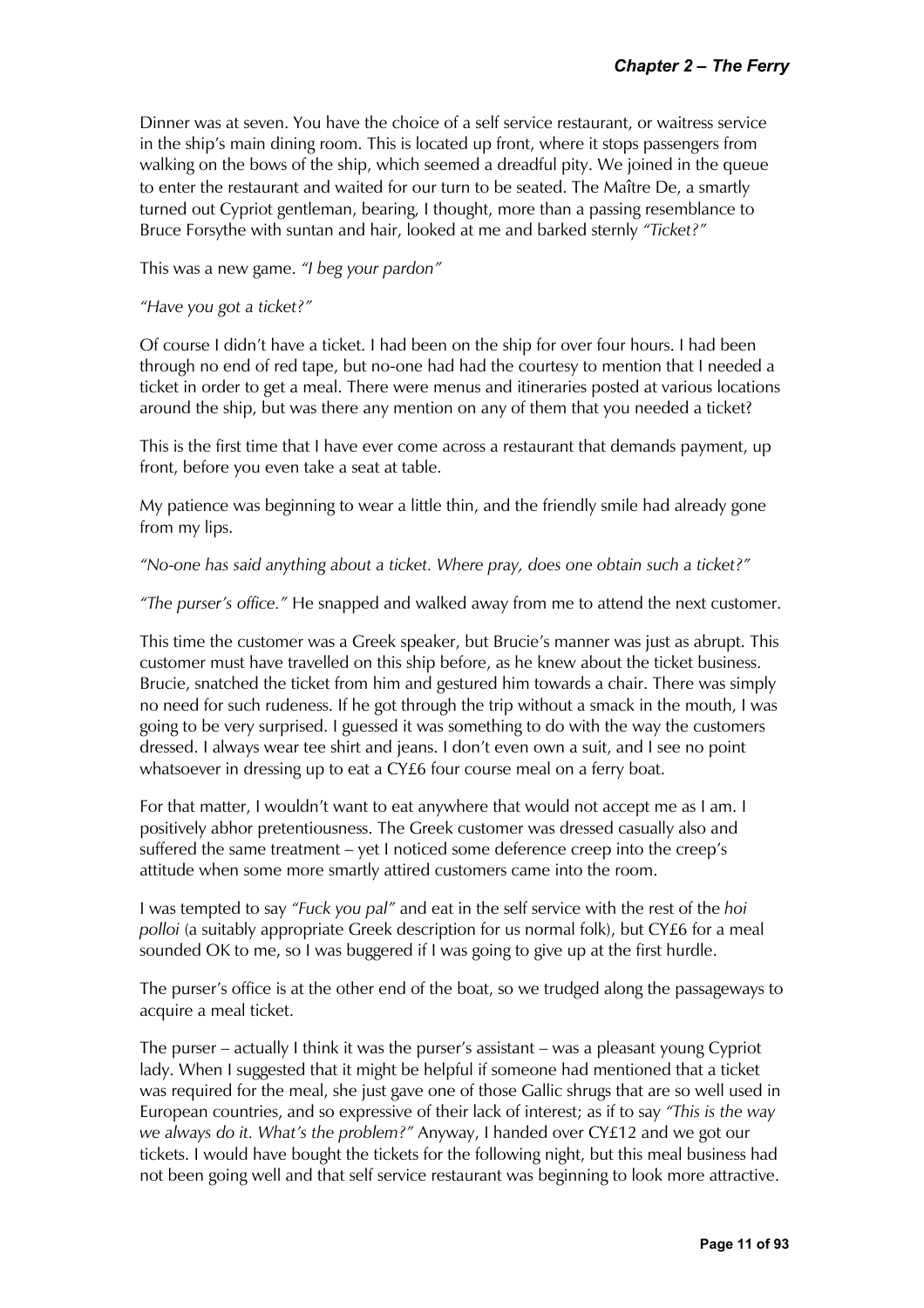Dinner was at seven. You have the choice of a self service restaurant, or waitress service in the ship's main dining room. This is located up front, where it stops passengers from walking on the bows of the ship, which seemed a dreadful pity. We joined in the queue to enter the restaurant and waited for our turn to be seated. The Maître De, a smartly turned out Cypriot gentleman, bearing, I thought, more than a passing resemblance to Bruce Forsythe with suntan and hair, looked at me and barked sternly *"Ticket?"*

This was a new game. *"I beg your pardon"*

*"Have you got a ticket?"*

Of course I didn't have a ticket. I had been on the ship for over four hours. I had been through no end of red tape, but no-one had had the courtesy to mention that I needed a ticket in order to get a meal. There were menus and itineraries posted at various locations around the ship, but was there any mention on any of them that you needed a ticket?

This is the first time that I have ever come across a restaurant that demands payment, up front, before you even take a seat at table.

My patience was beginning to wear a little thin, and the friendly smile had already gone from my lips.

*"No-one has said anything about a ticket. Where pray, does one obtain such a ticket?"*

*"The purser's office."* He snapped and walked away from me to attend the next customer.

This time the customer was a Greek speaker, but Brucie's manner was just as abrupt. This customer must have travelled on this ship before, as he knew about the ticket business. Brucie, snatched the ticket from him and gestured him towards a chair. There was simply no need for such rudeness. If he got through the trip without a smack in the mouth, I was going to be very surprised. I guessed it was something to do with the way the customers dressed. I always wear tee shirt and jeans. I don't even own a suit, and I see no point whatsoever in dressing up to eat a CY£6 four course meal on a ferry boat.

For that matter, I wouldn't want to eat anywhere that would not accept me as I am. I positively abhor pretentiousness. The Greek customer was dressed casually also and suffered the same treatment – yet I noticed some deference creep into the creep's attitude when some more smartly attired customers came into the room.

I was tempted to say *"Fuck you pal"* and eat in the self service with the rest of the *hoi polloi* (a suitably appropriate Greek description for us normal folk), but CY£6 for a meal sounded OK to me, so I was buggered if I was going to give up at the first hurdle.

The purser's office is at the other end of the boat, so we trudged along the passageways to acquire a meal ticket.

The purser – actually I think it was the purser's assistant – was a pleasant young Cypriot lady. When I suggested that it might be helpful if someone had mentioned that a ticket was required for the meal, she just gave one of those Gallic shrugs that are so well used in European countries, and so expressive of their lack of interest; as if to say *"This is the way we always do it. What's the problem?"* Anyway, I handed over CY£12 and we got our tickets. I would have bought the tickets for the following night, but this meal business had not been going well and that self service restaurant was beginning to look more attractive.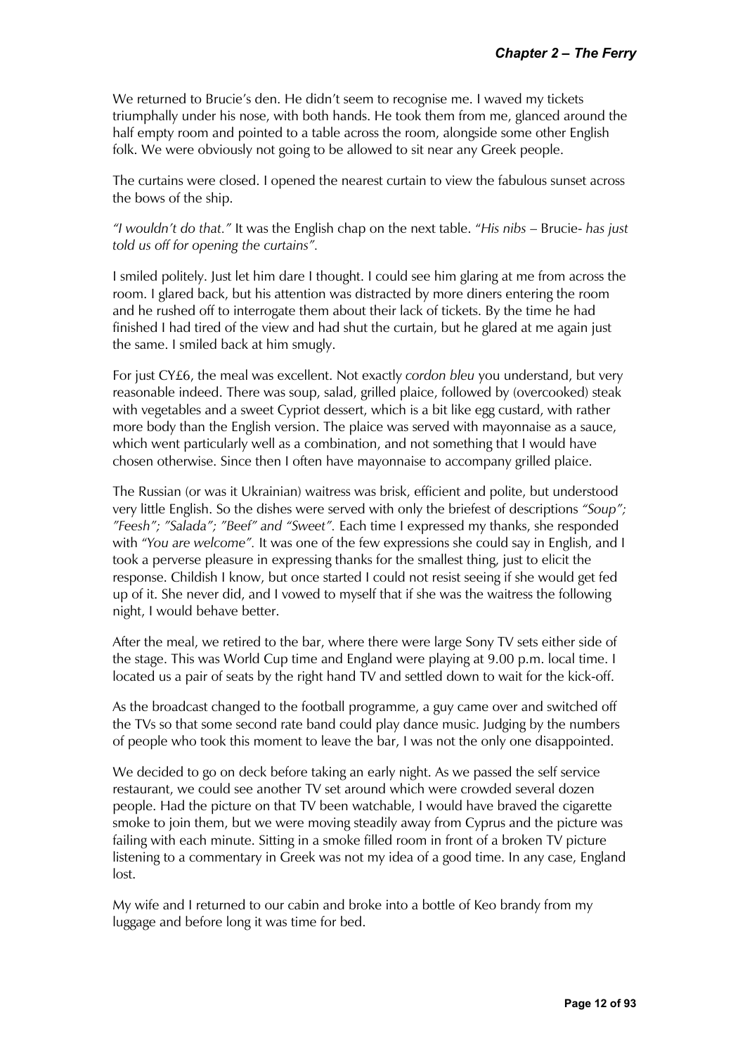We returned to Brucie's den. He didn't seem to recognise me. I waved my tickets triumphally under his nose, with both hands. He took them from me, glanced around the half empty room and pointed to a table across the room, alongside some other English folk. We were obviously not going to be allowed to sit near any Greek people.

The curtains were closed. I opened the nearest curtain to view the fabulous sunset across the bows of the ship.

*"I wouldn't do that."* It was the English chap on the next table. "*His nibs –* Brucie- *has just told us off for opening the curtains".*

I smiled politely. Just let him dare I thought. I could see him glaring at me from across the room. I glared back, but his attention was distracted by more diners entering the room and he rushed off to interrogate them about their lack of tickets. By the time he had finished I had tired of the view and had shut the curtain, but he glared at me again just the same. I smiled back at him smugly.

For just CY£6, the meal was excellent. Not exactly *cordon bleu* you understand, but very reasonable indeed. There was soup, salad, grilled plaice, followed by (overcooked) steak with vegetables and a sweet Cypriot dessert, which is a bit like egg custard, with rather more body than the English version. The plaice was served with mayonnaise as a sauce, which went particularly well as a combination, and not something that I would have chosen otherwise. Since then I often have mayonnaise to accompany grilled plaice.

The Russian (or was it Ukrainian) waitress was brisk, efficient and polite, but understood very little English. So the dishes were served with only the briefest of descriptions *"Soup"; "Feesh"; "Salada"; "Beef" and "Sweet".* Each time I expressed my thanks, she responded with *"You are welcome".* It was one of the few expressions she could say in English, and I took a perverse pleasure in expressing thanks for the smallest thing, just to elicit the response. Childish I know, but once started I could not resist seeing if she would get fed up of it. She never did, and I vowed to myself that if she was the waitress the following night, I would behave better.

After the meal, we retired to the bar, where there were large Sony TV sets either side of the stage. This was World Cup time and England were playing at 9.00 p.m. local time. I located us a pair of seats by the right hand TV and settled down to wait for the kick-off.

As the broadcast changed to the football programme, a guy came over and switched off the TVs so that some second rate band could play dance music. Judging by the numbers of people who took this moment to leave the bar, I was not the only one disappointed.

We decided to go on deck before taking an early night. As we passed the self service restaurant, we could see another TV set around which were crowded several dozen people. Had the picture on that TV been watchable, I would have braved the cigarette smoke to join them, but we were moving steadily away from Cyprus and the picture was failing with each minute. Sitting in a smoke filled room in front of a broken TV picture listening to a commentary in Greek was not my idea of a good time. In any case, England lost.

My wife and I returned to our cabin and broke into a bottle of Keo brandy from my luggage and before long it was time for bed.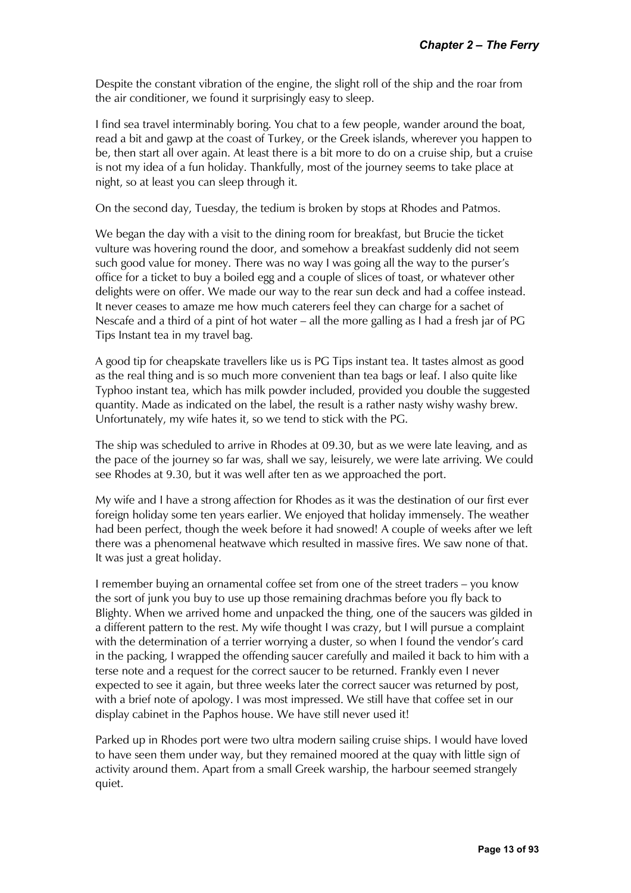Despite the constant vibration of the engine, the slight roll of the ship and the roar from the air conditioner, we found it surprisingly easy to sleep.

I find sea travel interminably boring. You chat to a few people, wander around the boat, read a bit and gawp at the coast of Turkey, or the Greek islands, wherever you happen to be, then start all over again. At least there is a bit more to do on a cruise ship, but a cruise is not my idea of a fun holiday. Thankfully, most of the journey seems to take place at night, so at least you can sleep through it.

On the second day, Tuesday, the tedium is broken by stops at Rhodes and Patmos.

We began the day with a visit to the dining room for breakfast, but Brucie the ticket vulture was hovering round the door, and somehow a breakfast suddenly did not seem such good value for money. There was no way I was going all the way to the purser's office for a ticket to buy a boiled egg and a couple of slices of toast, or whatever other delights were on offer. We made our way to the rear sun deck and had a coffee instead. It never ceases to amaze me how much caterers feel they can charge for a sachet of Nescafe and a third of a pint of hot water – all the more galling as I had a fresh jar of PG Tips Instant tea in my travel bag.

A good tip for cheapskate travellers like us is PG Tips instant tea. It tastes almost as good as the real thing and is so much more convenient than tea bags or leaf. I also quite like Typhoo instant tea, which has milk powder included, provided you double the suggested quantity. Made as indicated on the label, the result is a rather nasty wishy washy brew. Unfortunately, my wife hates it, so we tend to stick with the PG.

The ship was scheduled to arrive in Rhodes at 09.30, but as we were late leaving, and as the pace of the journey so far was, shall we say, leisurely, we were late arriving. We could see Rhodes at 9.30, but it was well after ten as we approached the port.

My wife and I have a strong affection for Rhodes as it was the destination of our first ever foreign holiday some ten years earlier. We enjoyed that holiday immensely. The weather had been perfect, though the week before it had snowed! A couple of weeks after we left there was a phenomenal heatwave which resulted in massive fires. We saw none of that. It was just a great holiday.

I remember buying an ornamental coffee set from one of the street traders – you know the sort of junk you buy to use up those remaining drachmas before you fly back to Blighty. When we arrived home and unpacked the thing, one of the saucers was gilded in a different pattern to the rest. My wife thought I was crazy, but I will pursue a complaint with the determination of a terrier worrying a duster, so when I found the vendor's card in the packing, I wrapped the offending saucer carefully and mailed it back to him with a terse note and a request for the correct saucer to be returned. Frankly even I never expected to see it again, but three weeks later the correct saucer was returned by post, with a brief note of apology. I was most impressed. We still have that coffee set in our display cabinet in the Paphos house. We have still never used it!

Parked up in Rhodes port were two ultra modern sailing cruise ships. I would have loved to have seen them under way, but they remained moored at the quay with little sign of activity around them. Apart from a small Greek warship, the harbour seemed strangely quiet.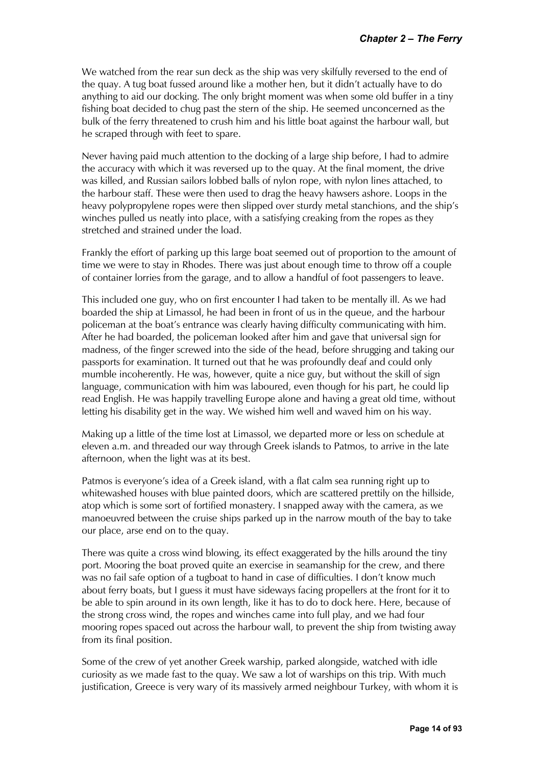We watched from the rear sun deck as the ship was very skilfully reversed to the end of the quay. A tug boat fussed around like a mother hen, but it didn't actually have to do anything to aid our docking. The only bright moment was when some old buffer in a tiny fishing boat decided to chug past the stern of the ship. He seemed unconcerned as the bulk of the ferry threatened to crush him and his little boat against the harbour wall, but he scraped through with feet to spare.

Never having paid much attention to the docking of a large ship before, I had to admire the accuracy with which it was reversed up to the quay. At the final moment, the drive was killed, and Russian sailors lobbed balls of nylon rope, with nylon lines attached, to the harbour staff. These were then used to drag the heavy hawsers ashore. Loops in the heavy polypropylene ropes were then slipped over sturdy metal stanchions, and the ship's winches pulled us neatly into place, with a satisfying creaking from the ropes as they stretched and strained under the load.

Frankly the effort of parking up this large boat seemed out of proportion to the amount of time we were to stay in Rhodes. There was just about enough time to throw off a couple of container lorries from the garage, and to allow a handful of foot passengers to leave.

This included one guy, who on first encounter I had taken to be mentally ill. As we had boarded the ship at Limassol, he had been in front of us in the queue, and the harbour policeman at the boat's entrance was clearly having difficulty communicating with him. After he had boarded, the policeman looked after him and gave that universal sign for madness, of the finger screwed into the side of the head, before shrugging and taking our passports for examination. It turned out that he was profoundly deaf and could only mumble incoherently. He was, however, quite a nice guy, but without the skill of sign language, communication with him was laboured, even though for his part, he could lip read English. He was happily travelling Europe alone and having a great old time, without letting his disability get in the way. We wished him well and waved him on his way.

Making up a little of the time lost at Limassol, we departed more or less on schedule at eleven a.m. and threaded our way through Greek islands to Patmos, to arrive in the late afternoon, when the light was at its best.

Patmos is everyone's idea of a Greek island, with a flat calm sea running right up to whitewashed houses with blue painted doors, which are scattered prettily on the hillside, atop which is some sort of fortified monastery. I snapped away with the camera, as we manoeuvred between the cruise ships parked up in the narrow mouth of the bay to take our place, arse end on to the quay.

There was quite a cross wind blowing, its effect exaggerated by the hills around the tiny port. Mooring the boat proved quite an exercise in seamanship for the crew, and there was no fail safe option of a tugboat to hand in case of difficulties. I don't know much about ferry boats, but I guess it must have sideways facing propellers at the front for it to be able to spin around in its own length, like it has to do to dock here. Here, because of the strong cross wind, the ropes and winches came into full play, and we had four mooring ropes spaced out across the harbour wall, to prevent the ship from twisting away from its final position.

Some of the crew of yet another Greek warship, parked alongside, watched with idle curiosity as we made fast to the quay. We saw a lot of warships on this trip. With much justification, Greece is very wary of its massively armed neighbour Turkey, with whom it is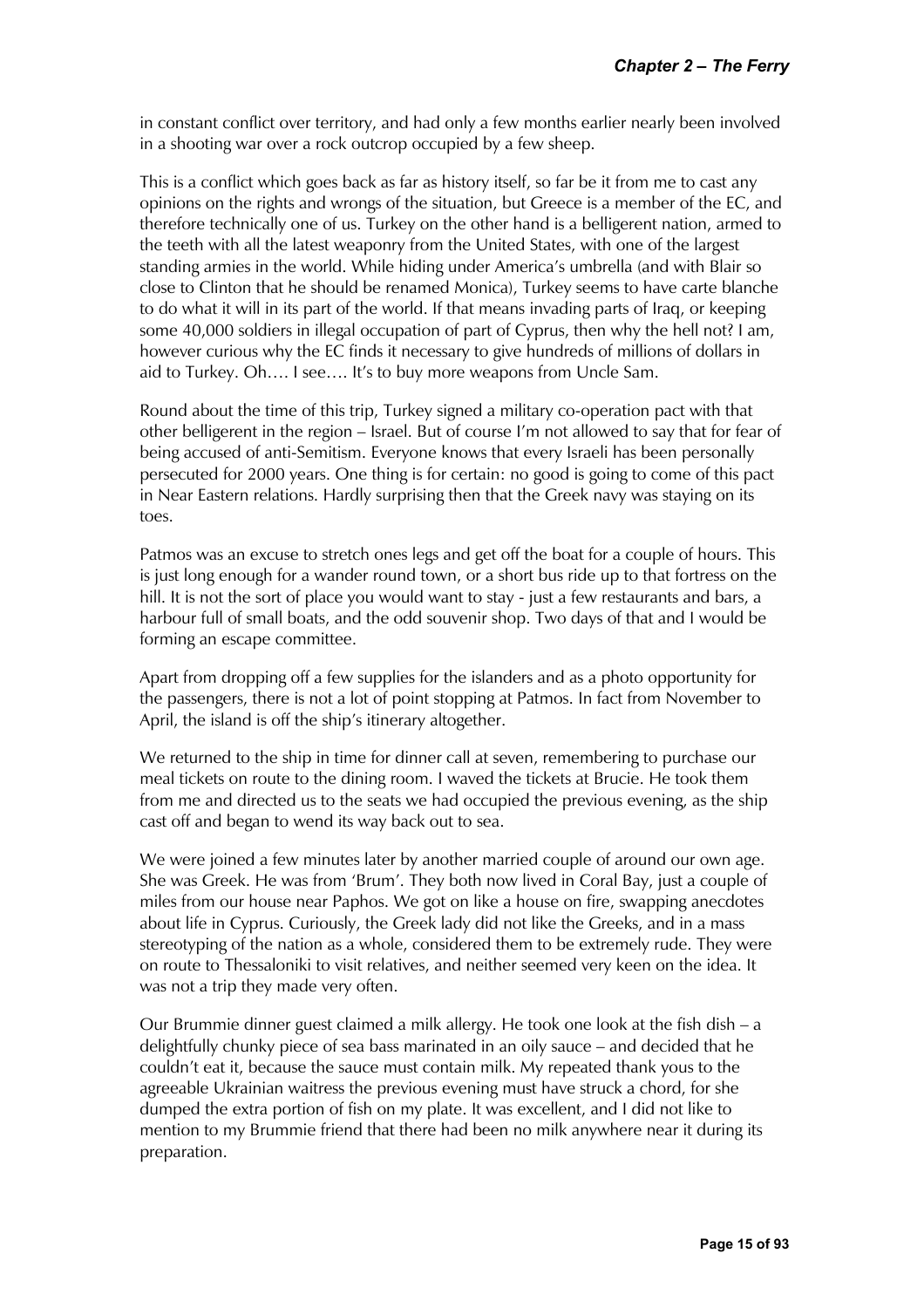in constant conflict over territory, and had only a few months earlier nearly been involved in a shooting war over a rock outcrop occupied by a few sheep.

This is a conflict which goes back as far as history itself, so far be it from me to cast any opinions on the rights and wrongs of the situation, but Greece is a member of the EC, and therefore technically one of us. Turkey on the other hand is a belligerent nation, armed to the teeth with all the latest weaponry from the United States, with one of the largest standing armies in the world. While hiding under America's umbrella (and with Blair so close to Clinton that he should be renamed Monica), Turkey seems to have carte blanche to do what it will in its part of the world. If that means invading parts of Iraq, or keeping some 40,000 soldiers in illegal occupation of part of Cyprus, then why the hell not? I am, however curious why the EC finds it necessary to give hundreds of millions of dollars in aid to Turkey. Oh…. I see…. It's to buy more weapons from Uncle Sam.

Round about the time of this trip, Turkey signed a military co-operation pact with that other belligerent in the region – Israel. But of course I'm not allowed to say that for fear of being accused of anti-Semitism. Everyone knows that every Israeli has been personally persecuted for 2000 years. One thing is for certain: no good is going to come of this pact in Near Eastern relations. Hardly surprising then that the Greek navy was staying on its toes.

Patmos was an excuse to stretch ones legs and get off the boat for a couple of hours. This is just long enough for a wander round town, or a short bus ride up to that fortress on the hill. It is not the sort of place you would want to stay - just a few restaurants and bars, a harbour full of small boats, and the odd souvenir shop. Two days of that and I would be forming an escape committee.

Apart from dropping off a few supplies for the islanders and as a photo opportunity for the passengers, there is not a lot of point stopping at Patmos. In fact from November to April, the island is off the ship's itinerary altogether.

We returned to the ship in time for dinner call at seven, remembering to purchase our meal tickets on route to the dining room. I waved the tickets at Brucie. He took them from me and directed us to the seats we had occupied the previous evening, as the ship cast off and began to wend its way back out to sea.

We were joined a few minutes later by another married couple of around our own age. She was Greek. He was from 'Brum'. They both now lived in Coral Bay, just a couple of miles from our house near Paphos. We got on like a house on fire, swapping anecdotes about life in Cyprus. Curiously, the Greek lady did not like the Greeks, and in a mass stereotyping of the nation as a whole, considered them to be extremely rude. They were on route to Thessaloniki to visit relatives, and neither seemed very keen on the idea. It was not a trip they made very often.

Our Brummie dinner guest claimed a milk allergy. He took one look at the fish dish – a delightfully chunky piece of sea bass marinated in an oily sauce – and decided that he couldn't eat it, because the sauce must contain milk. My repeated thank yous to the agreeable Ukrainian waitress the previous evening must have struck a chord, for she dumped the extra portion of fish on my plate. It was excellent, and I did not like to mention to my Brummie friend that there had been no milk anywhere near it during its preparation.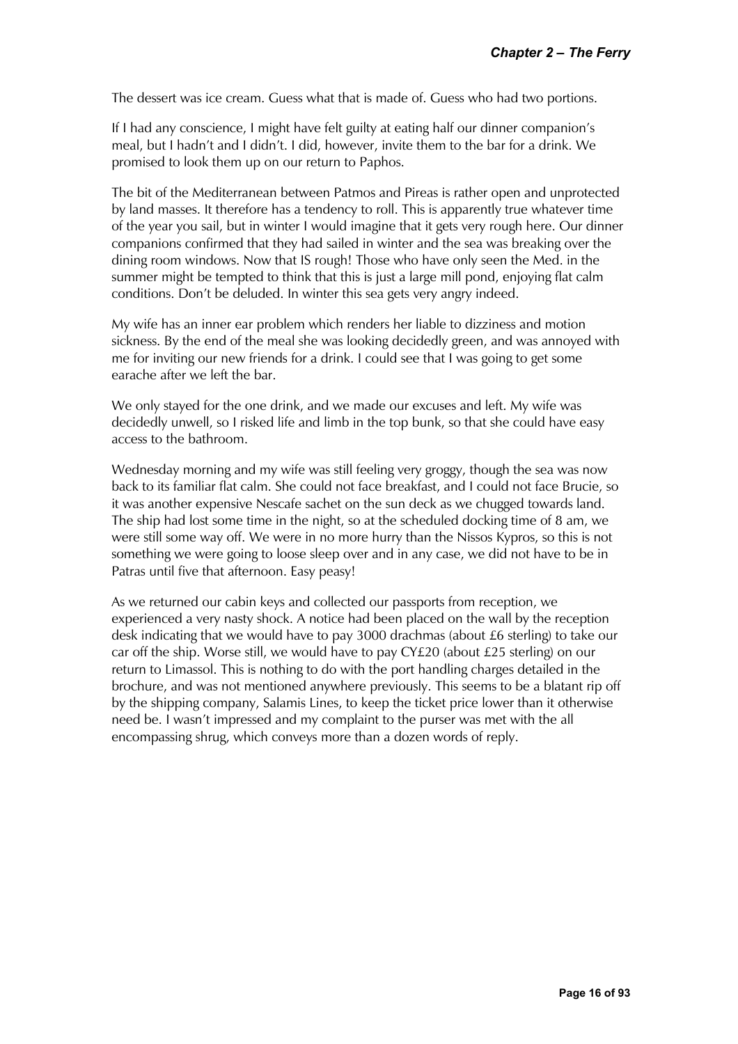The dessert was ice cream. Guess what that is made of. Guess who had two portions.

If I had any conscience, I might have felt guilty at eating half our dinner companion's meal, but I hadn't and I didn't. I did, however, invite them to the bar for a drink. We promised to look them up on our return to Paphos.

The bit of the Mediterranean between Patmos and Pireas is rather open and unprotected by land masses. It therefore has a tendency to roll. This is apparently true whatever time of the year you sail, but in winter I would imagine that it gets very rough here. Our dinner companions confirmed that they had sailed in winter and the sea was breaking over the dining room windows. Now that IS rough! Those who have only seen the Med. in the summer might be tempted to think that this is just a large mill pond, enjoying flat calm conditions. Don't be deluded. In winter this sea gets very angry indeed.

My wife has an inner ear problem which renders her liable to dizziness and motion sickness. By the end of the meal she was looking decidedly green, and was annoyed with me for inviting our new friends for a drink. I could see that I was going to get some earache after we left the bar.

We only stayed for the one drink, and we made our excuses and left. My wife was decidedly unwell, so I risked life and limb in the top bunk, so that she could have easy access to the bathroom.

Wednesday morning and my wife was still feeling very groggy, though the sea was now back to its familiar flat calm. She could not face breakfast, and I could not face Brucie, so it was another expensive Nescafe sachet on the sun deck as we chugged towards land. The ship had lost some time in the night, so at the scheduled docking time of 8 am, we were still some way off. We were in no more hurry than the Nissos Kypros, so this is not something we were going to loose sleep over and in any case, we did not have to be in Patras until five that afternoon. Easy peasy!

As we returned our cabin keys and collected our passports from reception, we experienced a very nasty shock. A notice had been placed on the wall by the reception desk indicating that we would have to pay 3000 drachmas (about £6 sterling) to take our car off the ship. Worse still, we would have to pay CY£20 (about £25 sterling) on our return to Limassol. This is nothing to do with the port handling charges detailed in the brochure, and was not mentioned anywhere previously. This seems to be a blatant rip off by the shipping company, Salamis Lines, to keep the ticket price lower than it otherwise need be. I wasn't impressed and my complaint to the purser was met with the all encompassing shrug, which conveys more than a dozen words of reply.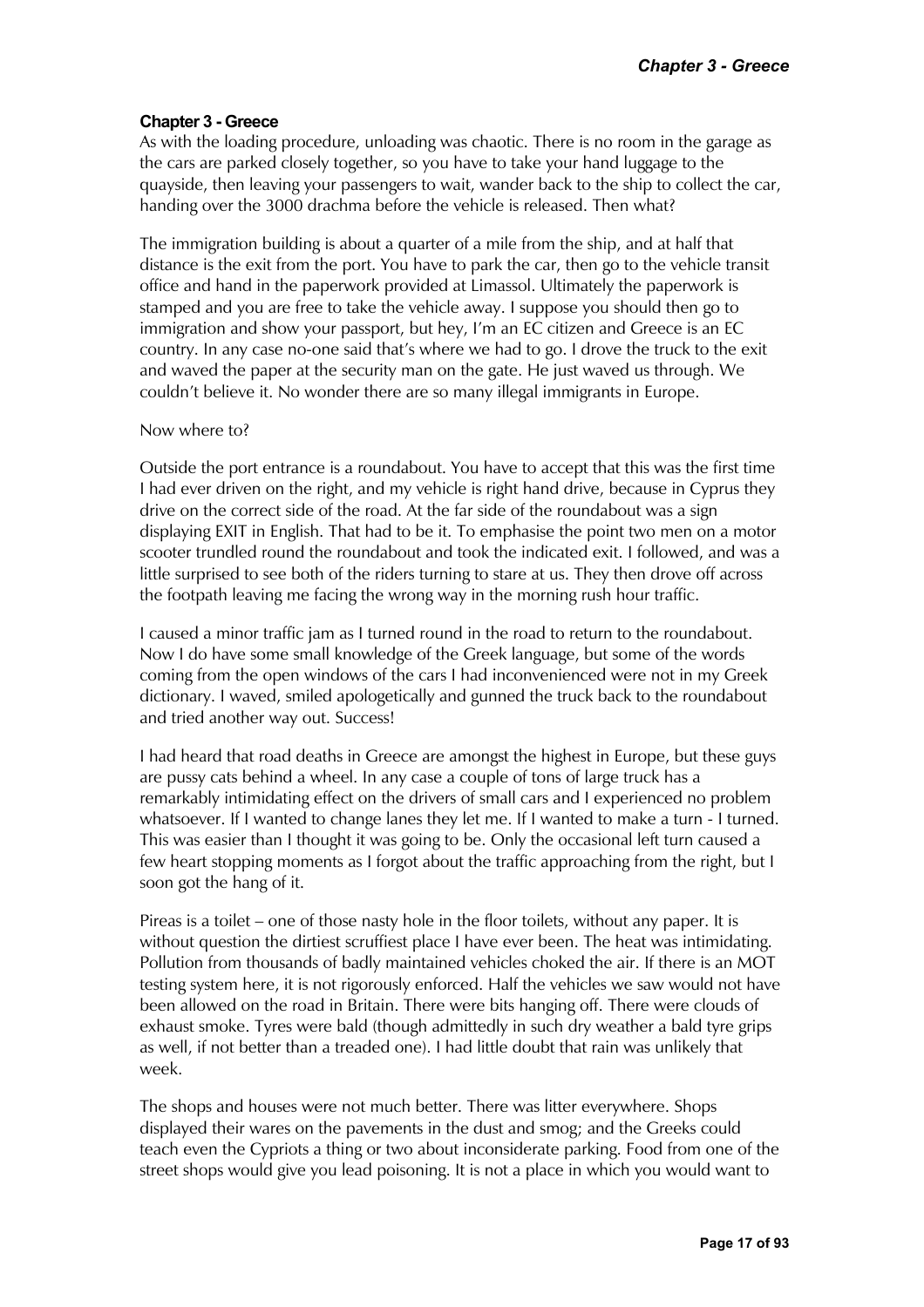## Chapter 3 - Greece

As with the loading procedure, unloading was chaotic. There is no room in the garage as the cars are parked closely together, so you have to take your hand luggage to the quayside, then leaving your passengers to wait, wander back to the ship to collect the car, handing over the 3000 drachma before the vehicle is released. Then what?

The immigration building is about a quarter of a mile from the ship, and at half that distance is the exit from the port. You have to park the car, then go to the vehicle transit office and hand in the paperwork provided at Limassol. Ultimately the paperwork is stamped and you are free to take the vehicle away. I suppose you should then go to immigration and show your passport, but hey, I'm an EC citizen and Greece is an EC country. In any case no-one said that's where we had to go. I drove the truck to the exit and waved the paper at the security man on the gate. He just waved us through. We couldn't believe it. No wonder there are so many illegal immigrants in Europe.

Now where to?

Outside the port entrance is a roundabout. You have to accept that this was the first time I had ever driven on the right, and my vehicle is right hand drive, because in Cyprus they drive on the correct side of the road. At the far side of the roundabout was a sign displaying EXIT in English. That had to be it. To emphasise the point two men on a motor scooter trundled round the roundabout and took the indicated exit. I followed, and was a little surprised to see both of the riders turning to stare at us. They then drove off across the footpath leaving me facing the wrong way in the morning rush hour traffic.

I caused a minor traffic jam as I turned round in the road to return to the roundabout. Now I do have some small knowledge of the Greek language, but some of the words coming from the open windows of the cars I had inconvenienced were not in my Greek dictionary. I waved, smiled apologetically and gunned the truck back to the roundabout and tried another way out. Success!

I had heard that road deaths in Greece are amongst the highest in Europe, but these guys are pussy cats behind a wheel. In any case a couple of tons of large truck has a remarkably intimidating effect on the drivers of small cars and I experienced no problem whatsoever. If I wanted to change lanes they let me. If I wanted to make a turn - I turned. This was easier than I thought it was going to be. Only the occasional left turn caused a few heart stopping moments as I forgot about the traffic approaching from the right, but I soon got the hang of it.

Pireas is a toilet – one of those nasty hole in the floor toilets, without any paper. It is without question the dirtiest scruffiest place I have ever been. The heat was intimidating. Pollution from thousands of badly maintained vehicles choked the air. If there is an MOT testing system here, it is not rigorously enforced. Half the vehicles we saw would not have been allowed on the road in Britain. There were bits hanging off. There were clouds of exhaust smoke. Tyres were bald (though admittedly in such dry weather a bald tyre grips as well, if not better than a treaded one). I had little doubt that rain was unlikely that week.

The shops and houses were not much better. There was litter everywhere. Shops displayed their wares on the pavements in the dust and smog; and the Greeks could teach even the Cypriots a thing or two about inconsiderate parking. Food from one of the street shops would give you lead poisoning. It is not a place in which you would want to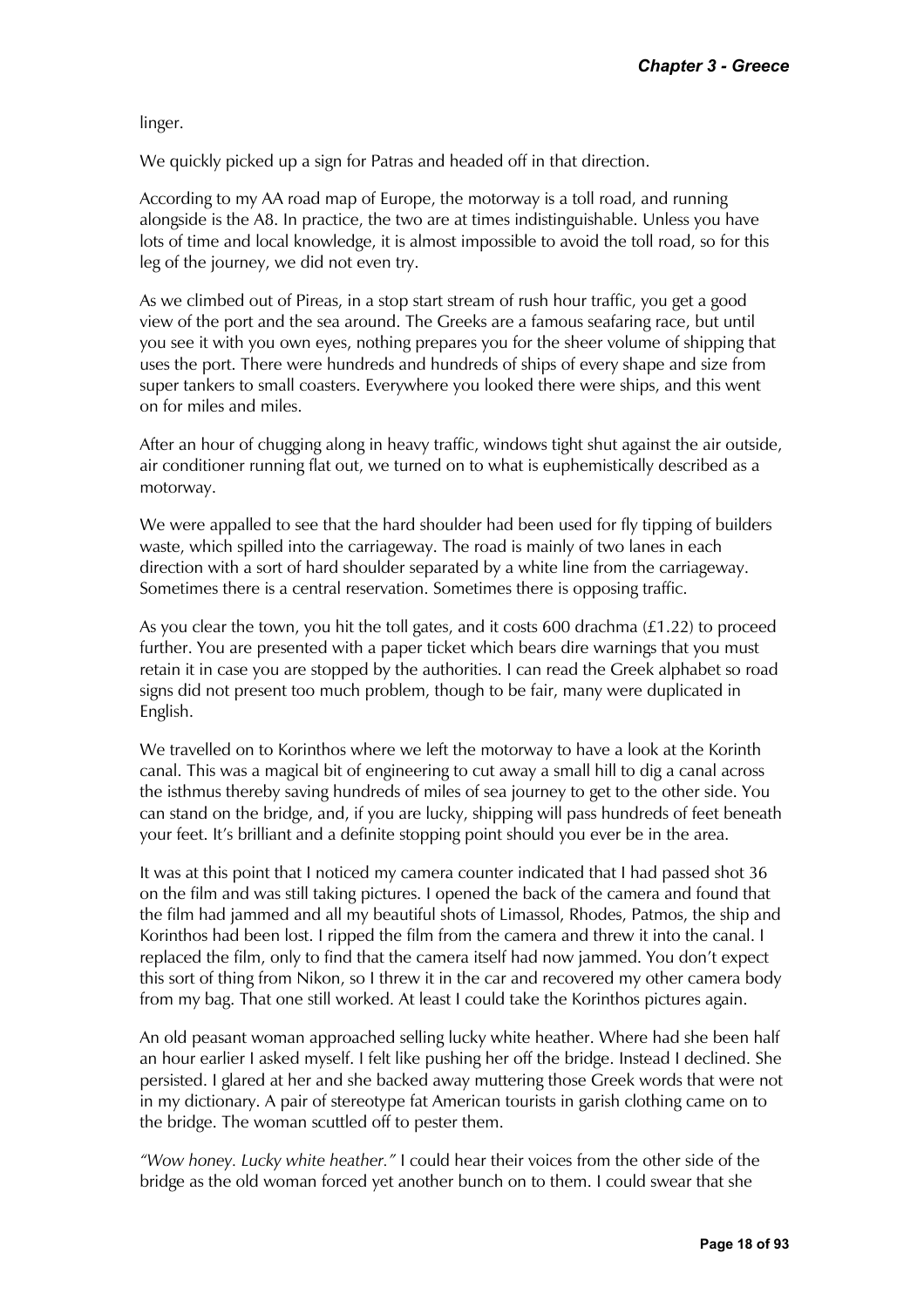linger.

We quickly picked up a sign for Patras and headed off in that direction.

According to my AA road map of Europe, the motorway is a toll road, and running alongside is the A8. In practice, the two are at times indistinguishable. Unless you have lots of time and local knowledge, it is almost impossible to avoid the toll road, so for this leg of the journey, we did not even try.

As we climbed out of Pireas, in a stop start stream of rush hour traffic, you get a good view of the port and the sea around. The Greeks are a famous seafaring race, but until you see it with you own eyes, nothing prepares you for the sheer volume of shipping that uses the port. There were hundreds and hundreds of ships of every shape and size from super tankers to small coasters. Everywhere you looked there were ships, and this went on for miles and miles.

After an hour of chugging along in heavy traffic, windows tight shut against the air outside, air conditioner running flat out, we turned on to what is euphemistically described as a motorway.

We were appalled to see that the hard shoulder had been used for fly tipping of builders waste, which spilled into the carriageway. The road is mainly of two lanes in each direction with a sort of hard shoulder separated by a white line from the carriageway. Sometimes there is a central reservation. Sometimes there is opposing traffic.

As you clear the town, you hit the toll gates, and it costs 600 drachma (£1.22) to proceed further. You are presented with a paper ticket which bears dire warnings that you must retain it in case you are stopped by the authorities. I can read the Greek alphabet so road signs did not present too much problem, though to be fair, many were duplicated in English.

We travelled on to Korinthos where we left the motorway to have a look at the Korinth canal. This was a magical bit of engineering to cut away a small hill to dig a canal across the isthmus thereby saving hundreds of miles of sea journey to get to the other side. You can stand on the bridge, and, if you are lucky, shipping will pass hundreds of feet beneath your feet. It's brilliant and a definite stopping point should you ever be in the area.

It was at this point that I noticed my camera counter indicated that I had passed shot 36 on the film and was still taking pictures. I opened the back of the camera and found that the film had jammed and all my beautiful shots of Limassol, Rhodes, Patmos, the ship and Korinthos had been lost. I ripped the film from the camera and threw it into the canal. I replaced the film, only to find that the camera itself had now jammed. You don't expect this sort of thing from Nikon, so I threw it in the car and recovered my other camera body from my bag. That one still worked. At least I could take the Korinthos pictures again.

An old peasant woman approached selling lucky white heather. Where had she been half an hour earlier I asked myself. I felt like pushing her off the bridge. Instead I declined. She persisted. I glared at her and she backed away muttering those Greek words that were not in my dictionary. A pair of stereotype fat American tourists in garish clothing came on to the bridge. The woman scuttled off to pester them.

*"Wow honey. Lucky white heather."* I could hear their voices from the other side of the bridge as the old woman forced yet another bunch on to them. I could swear that she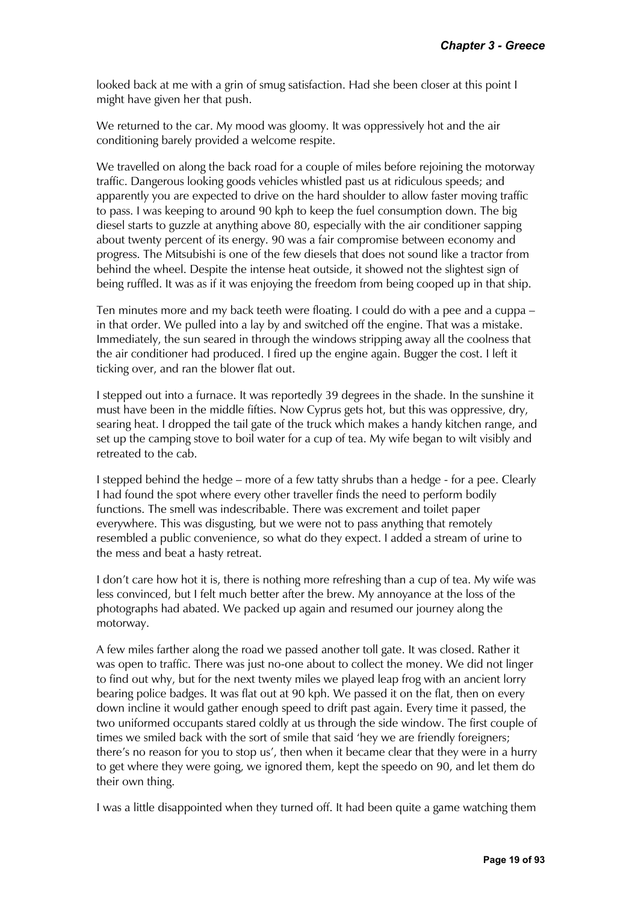looked back at me with a grin of smug satisfaction. Had she been closer at this point I might have given her that push.

We returned to the car. My mood was gloomy. It was oppressively hot and the air conditioning barely provided a welcome respite.

We travelled on along the back road for a couple of miles before rejoining the motorway traffic. Dangerous looking goods vehicles whistled past us at ridiculous speeds; and apparently you are expected to drive on the hard shoulder to allow faster moving traffic to pass. I was keeping to around 90 kph to keep the fuel consumption down. The big diesel starts to guzzle at anything above 80, especially with the air conditioner sapping about twenty percent of its energy. 90 was a fair compromise between economy and progress. The Mitsubishi is one of the few diesels that does not sound like a tractor from behind the wheel. Despite the intense heat outside, it showed not the slightest sign of being ruffled. It was as if it was enjoying the freedom from being cooped up in that ship.

Ten minutes more and my back teeth were floating. I could do with a pee and a cuppa – in that order. We pulled into a lay by and switched off the engine. That was a mistake. Immediately, the sun seared in through the windows stripping away all the coolness that the air conditioner had produced. I fired up the engine again. Bugger the cost. I left it ticking over, and ran the blower flat out.

I stepped out into a furnace. It was reportedly 39 degrees in the shade. In the sunshine it must have been in the middle fifties. Now Cyprus gets hot, but this was oppressive, dry, searing heat. I dropped the tail gate of the truck which makes a handy kitchen range, and set up the camping stove to boil water for a cup of tea. My wife began to wilt visibly and retreated to the cab.

I stepped behind the hedge – more of a few tatty shrubs than a hedge - for a pee. Clearly I had found the spot where every other traveller finds the need to perform bodily functions. The smell was indescribable. There was excrement and toilet paper everywhere. This was disgusting, but we were not to pass anything that remotely resembled a public convenience, so what do they expect. I added a stream of urine to the mess and beat a hasty retreat.

I don't care how hot it is, there is nothing more refreshing than a cup of tea. My wife was less convinced, but I felt much better after the brew. My annoyance at the loss of the photographs had abated. We packed up again and resumed our journey along the motorway.

A few miles farther along the road we passed another toll gate. It was closed. Rather it was open to traffic. There was just no-one about to collect the money. We did not linger to find out why, but for the next twenty miles we played leap frog with an ancient lorry bearing police badges. It was flat out at 90 kph. We passed it on the flat, then on every down incline it would gather enough speed to drift past again. Every time it passed, the two uniformed occupants stared coldly at us through the side window. The first couple of times we smiled back with the sort of smile that said 'hey we are friendly foreigners; there's no reason for you to stop us', then when it became clear that they were in a hurry to get where they were going, we ignored them, kept the speedo on 90, and let them do their own thing.

I was a little disappointed when they turned off. It had been quite a game watching them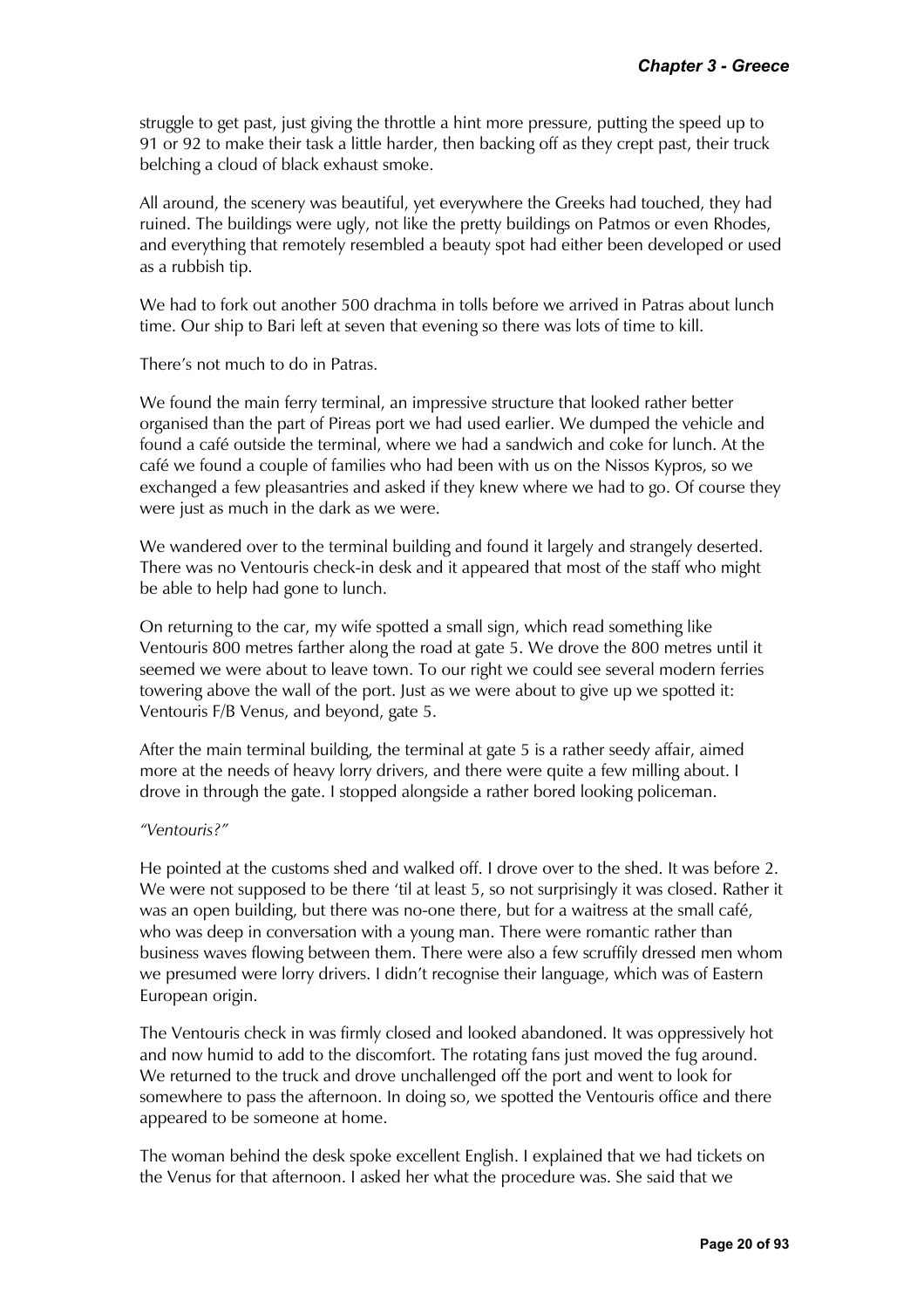struggle to get past, just giving the throttle a hint more pressure, putting the speed up to 91 or 92 to make their task a little harder, then backing off as they crept past, their truck belching a cloud of black exhaust smoke.

All around, the scenery was beautiful, yet everywhere the Greeks had touched, they had ruined. The buildings were ugly, not like the pretty buildings on Patmos or even Rhodes, and everything that remotely resembled a beauty spot had either been developed or used as a rubbish tip.

We had to fork out another 500 drachma in tolls before we arrived in Patras about lunch time. Our ship to Bari left at seven that evening so there was lots of time to kill.

There's not much to do in Patras.

We found the main ferry terminal, an impressive structure that looked rather better organised than the part of Pireas port we had used earlier. We dumped the vehicle and found a café outside the terminal, where we had a sandwich and coke for lunch. At the café we found a couple of families who had been with us on the Nissos Kypros, so we exchanged a few pleasantries and asked if they knew where we had to go. Of course they were just as much in the dark as we were.

We wandered over to the terminal building and found it largely and strangely deserted. There was no Ventouris check-in desk and it appeared that most of the staff who might be able to help had gone to lunch.

On returning to the car, my wife spotted a small sign, which read something like Ventouris 800 metres farther along the road at gate 5. We drove the 800 metres until it seemed we were about to leave town. To our right we could see several modern ferries towering above the wall of the port. Just as we were about to give up we spotted it: Ventouris F/B Venus, and beyond, gate 5.

After the main terminal building, the terminal at gate 5 is a rather seedy affair, aimed more at the needs of heavy lorry drivers, and there were quite a few milling about. I drove in through the gate. I stopped alongside a rather bored looking policeman.

*"Ventouris?"*

He pointed at the customs shed and walked off. I drove over to the shed. It was before 2. We were not supposed to be there 'til at least 5, so not surprisingly it was closed. Rather it was an open building, but there was no-one there, but for a waitress at the small café, who was deep in conversation with a young man. There were romantic rather than business waves flowing between them. There were also a few scruffily dressed men whom we presumed were lorry drivers. I didn't recognise their language, which was of Eastern European origin.

The Ventouris check in was firmly closed and looked abandoned. It was oppressively hot and now humid to add to the discomfort. The rotating fans just moved the fug around. We returned to the truck and drove unchallenged off the port and went to look for somewhere to pass the afternoon. In doing so, we spotted the Ventouris office and there appeared to be someone at home.

The woman behind the desk spoke excellent English. I explained that we had tickets on the Venus for that afternoon. I asked her what the procedure was. She said that we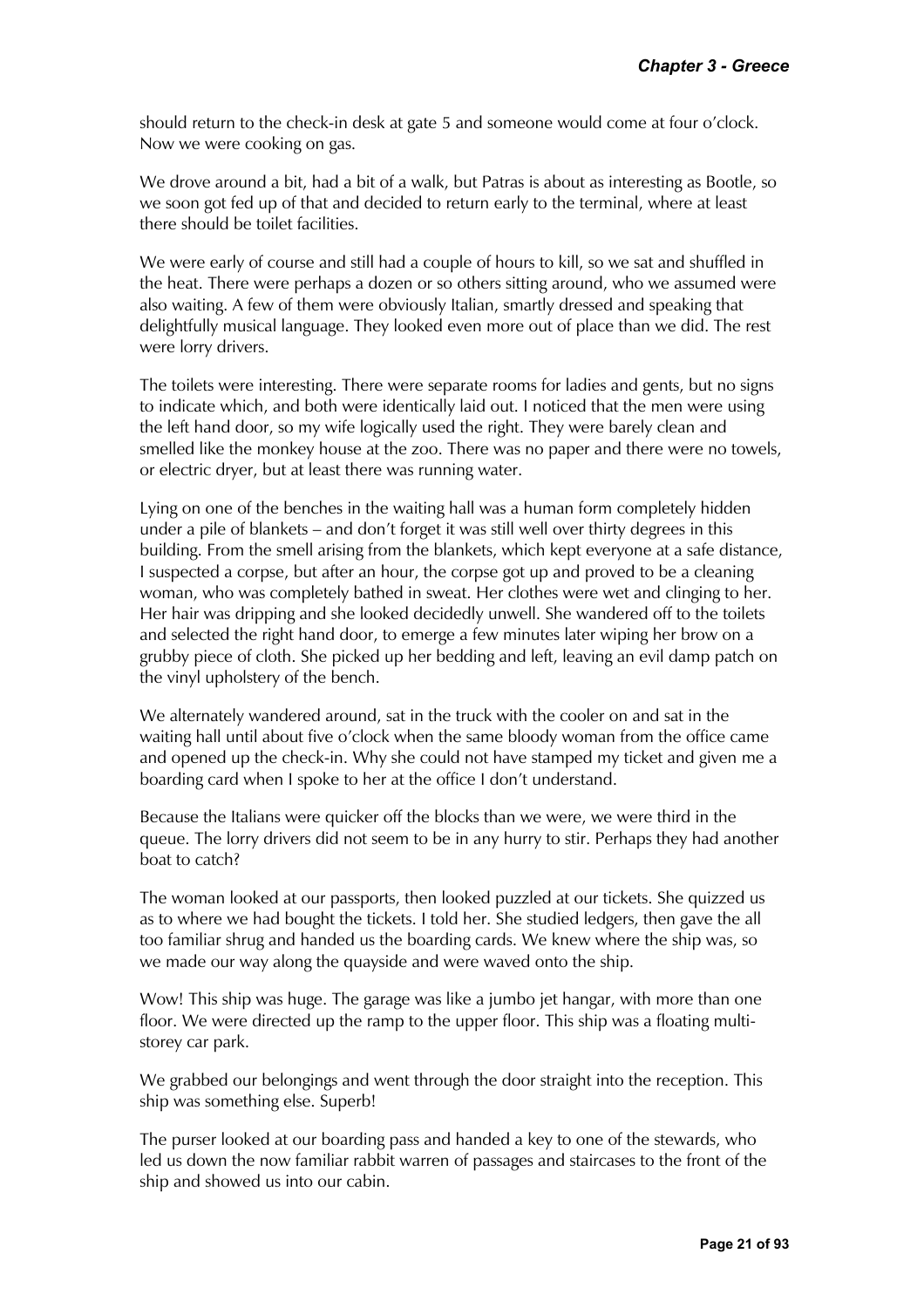should return to the check-in desk at gate 5 and someone would come at four o'clock. Now we were cooking on gas.

We drove around a bit, had a bit of a walk, but Patras is about as interesting as Bootle, so we soon got fed up of that and decided to return early to the terminal, where at least there should be toilet facilities.

We were early of course and still had a couple of hours to kill, so we sat and shuffled in the heat. There were perhaps a dozen or so others sitting around, who we assumed were also waiting. A few of them were obviously Italian, smartly dressed and speaking that delightfully musical language. They looked even more out of place than we did. The rest were lorry drivers.

The toilets were interesting. There were separate rooms for ladies and gents, but no signs to indicate which, and both were identically laid out. I noticed that the men were using the left hand door, so my wife logically used the right. They were barely clean and smelled like the monkey house at the zoo. There was no paper and there were no towels, or electric dryer, but at least there was running water.

Lying on one of the benches in the waiting hall was a human form completely hidden under a pile of blankets – and don't forget it was still well over thirty degrees in this building. From the smell arising from the blankets, which kept everyone at a safe distance, I suspected a corpse, but after an hour, the corpse got up and proved to be a cleaning woman, who was completely bathed in sweat. Her clothes were wet and clinging to her. Her hair was dripping and she looked decidedly unwell. She wandered off to the toilets and selected the right hand door, to emerge a few minutes later wiping her brow on a grubby piece of cloth. She picked up her bedding and left, leaving an evil damp patch on the vinyl upholstery of the bench.

We alternately wandered around, sat in the truck with the cooler on and sat in the waiting hall until about five o'clock when the same bloody woman from the office came and opened up the check-in. Why she could not have stamped my ticket and given me a boarding card when I spoke to her at the office I don't understand.

Because the Italians were quicker off the blocks than we were, we were third in the queue. The lorry drivers did not seem to be in any hurry to stir. Perhaps they had another boat to catch?

The woman looked at our passports, then looked puzzled at our tickets. She quizzed us as to where we had bought the tickets. I told her. She studied ledgers, then gave the all too familiar shrug and handed us the boarding cards. We knew where the ship was, so we made our way along the quayside and were waved onto the ship.

Wow! This ship was huge. The garage was like a jumbo jet hangar, with more than one floor. We were directed up the ramp to the upper floor. This ship was a floating multi-storey car park.

We grabbed our belongings and went through the door straight into the reception. This ship was something else. Superb!

The purser looked at our boarding pass and handed a key to one of the stewards, who led us down the now familiar rabbit warren of passages and staircases to the front of the ship and showed us into our cabin.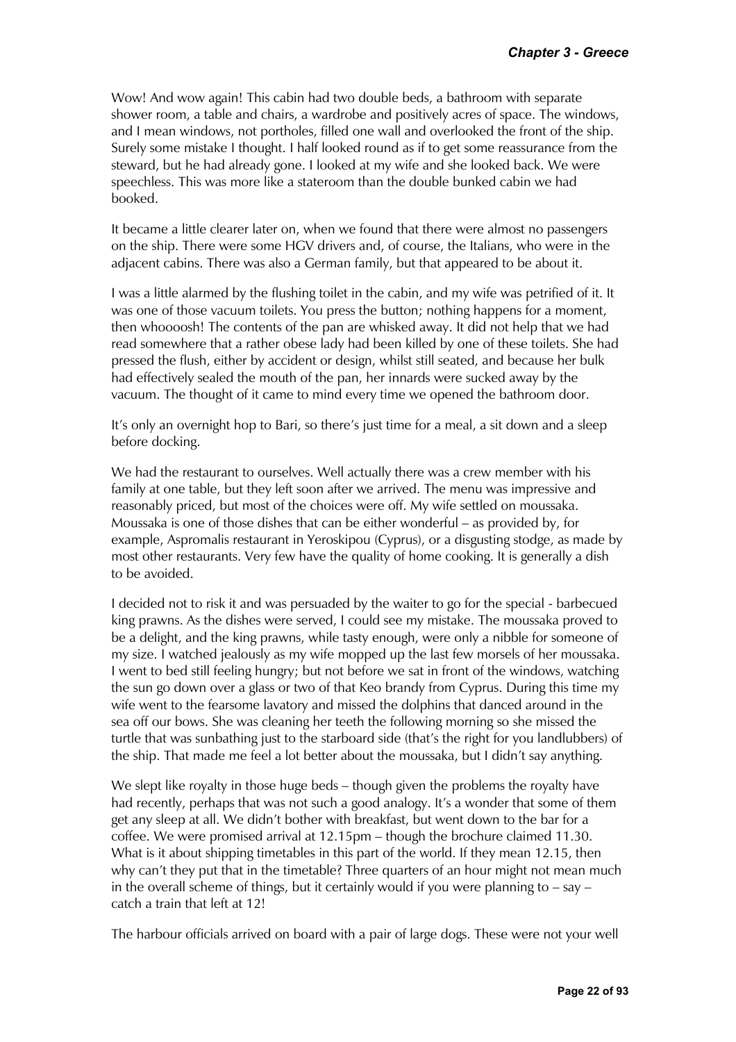Wow! And wow again! This cabin had two double beds, a bathroom with separate shower room, a table and chairs, a wardrobe and positively acres of space. The windows, and I mean windows, not portholes, filled one wall and overlooked the front of the ship. Surely some mistake I thought. I half looked round as if to get some reassurance from the steward, but he had already gone. I looked at my wife and she looked back. We were speechless. This was more like a stateroom than the double bunked cabin we had booked.

It became a little clearer later on, when we found that there were almost no passengers on the ship. There were some HGV drivers and, of course, the Italians, who were in the adjacent cabins. There was also a German family, but that appeared to be about it.

I was a little alarmed by the flushing toilet in the cabin, and my wife was petrified of it. It was one of those vacuum toilets. You press the button; nothing happens for a moment, then whoooosh! The contents of the pan are whisked away. It did not help that we had read somewhere that a rather obese lady had been killed by one of these toilets. She had pressed the flush, either by accident or design, whilst still seated, and because her bulk had effectively sealed the mouth of the pan, her innards were sucked away by the vacuum. The thought of it came to mind every time we opened the bathroom door.

It's only an overnight hop to Bari, so there's just time for a meal, a sit down and a sleep before docking.

We had the restaurant to ourselves. Well actually there was a crew member with his family at one table, but they left soon after we arrived. The menu was impressive and reasonably priced, but most of the choices were off. My wife settled on moussaka. Moussaka is one of those dishes that can be either wonderful – as provided by, for example, Aspromalis restaurant in Yeroskipou (Cyprus), or a disgusting stodge, as made by most other restaurants. Very few have the quality of home cooking. It is generally a dish to be avoided.

I decided not to risk it and was persuaded by the waiter to go for the special - barbecued king prawns. As the dishes were served, I could see my mistake. The moussaka proved to be a delight, and the king prawns, while tasty enough, were only a nibble for someone of my size. I watched jealously as my wife mopped up the last few morsels of her moussaka. I went to bed still feeling hungry; but not before we sat in front of the windows, watching the sun go down over a glass or two of that Keo brandy from Cyprus. During this time my wife went to the fearsome lavatory and missed the dolphins that danced around in the sea off our bows. She was cleaning her teeth the following morning so she missed the turtle that was sunbathing just to the starboard side (that's the right for you landlubbers) of the ship. That made me feel a lot better about the moussaka, but I didn't say anything.

We slept like royalty in those huge beds – though given the problems the royalty have had recently, perhaps that was not such a good analogy. It's a wonder that some of them get any sleep at all. We didn't bother with breakfast, but went down to the bar for a coffee. We were promised arrival at 12.15pm – though the brochure claimed 11.30. What is it about shipping timetables in this part of the world. If they mean 12.15, then why can't they put that in the timetable? Three quarters of an hour might not mean much in the overall scheme of things, but it certainly would if you were planning to – say – catch a train that left at 12!

The harbour officials arrived on board with a pair of large dogs. These were not your well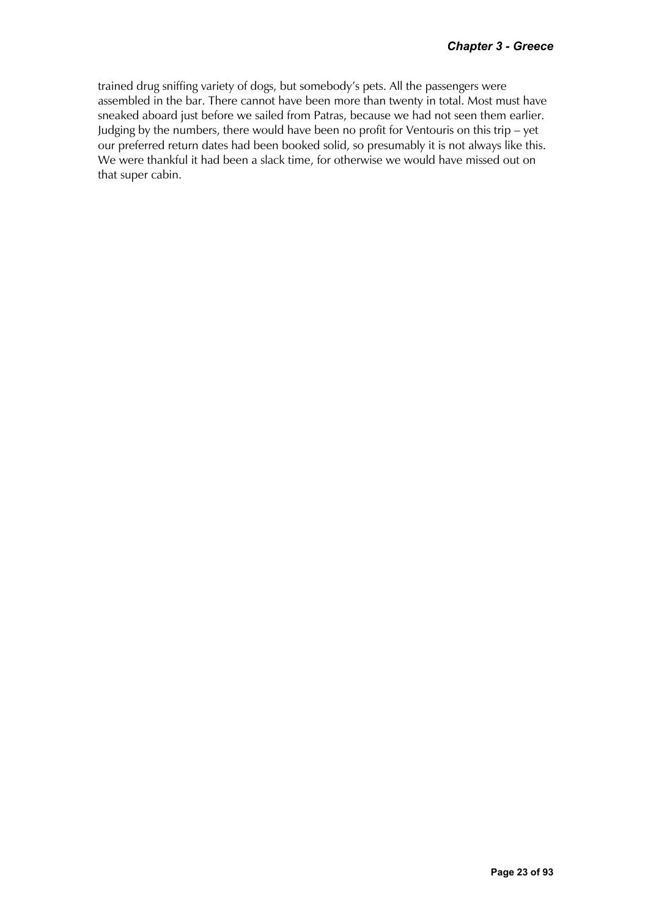trained drug sniffing variety of dogs, but somebody's pets. All the passengers were assembled in the bar. There cannot have been more than twenty in total. Most must have sneaked aboard just before we sailed from Patras, because we had not seen them earlier. Judging by the numbers, there would have been no profit for Ventouris on this trip – yet our preferred return dates had been booked solid, so presumably it is not always like this. We were thankful it had been a slack time, for otherwise we would have missed out on that super cabin.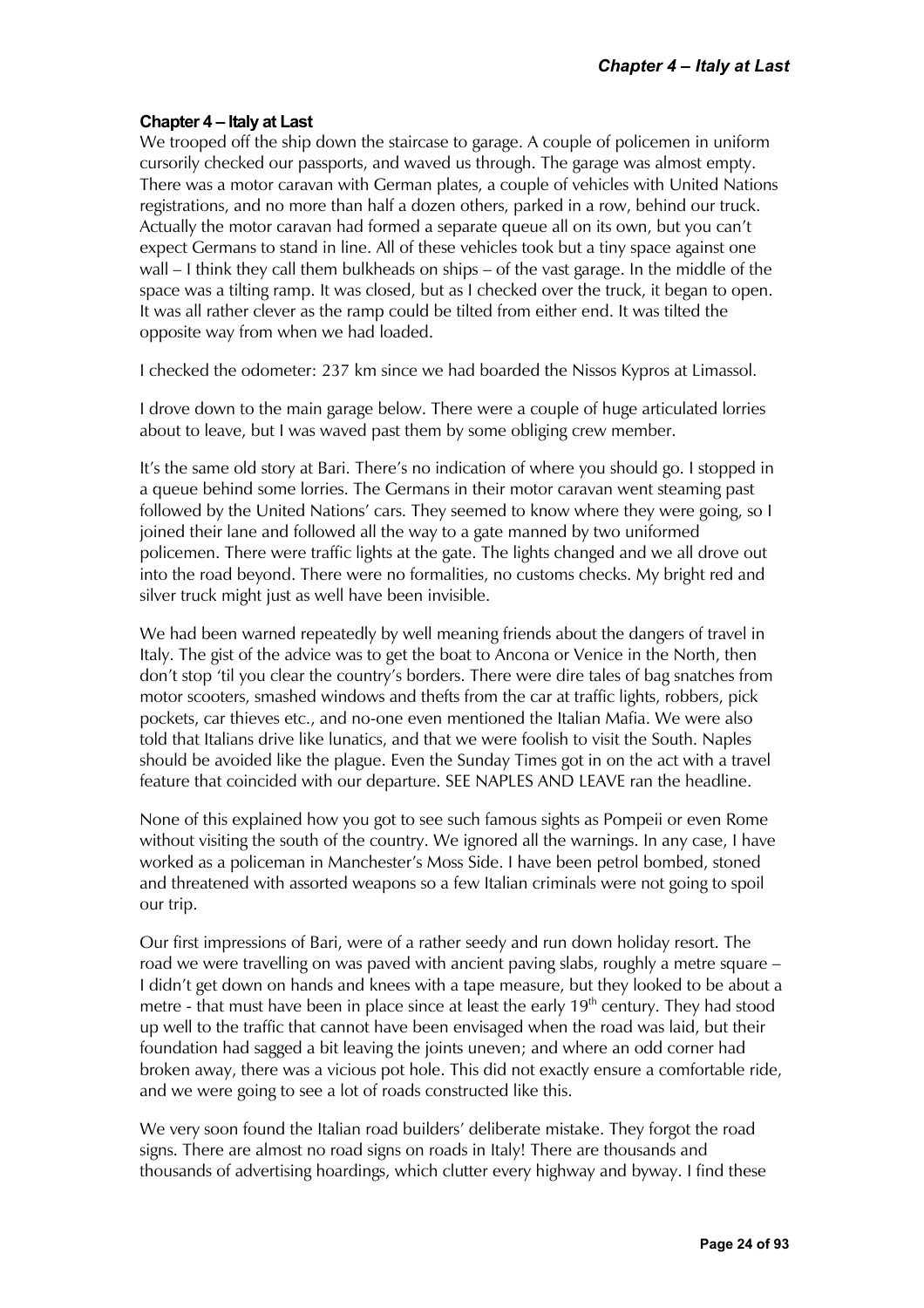## Chapter 4 – Italy at Last

We trooped off the ship down the staircase to garage. A couple of policemen in uniform cursorily checked our passports, and waved us through. The garage was almost empty. There was a motor caravan with German plates, a couple of vehicles with United Nations registrations, and no more than half a dozen others, parked in a row, behind our truck. Actually the motor caravan had formed a separate queue all on its own, but you can't expect Germans to stand in line. All of these vehicles took but a tiny space against one wall – I think they call them bulkheads on ships – of the vast garage. In the middle of the space was a tilting ramp. It was closed, but as I checked over the truck, it began to open. It was all rather clever as the ramp could be tilted from either end. It was tilted the opposite way from when we had loaded.

I checked the odometer: 237 km since we had boarded the Nissos Kypros at Limassol.

I drove down to the main garage below. There were a couple of huge articulated lorries about to leave, but I was waved past them by some obliging crew member.

It's the same old story at Bari. There's no indication of where you should go. I stopped in a queue behind some lorries. The Germans in their motor caravan went steaming past followed by the United Nations' cars. They seemed to know where they were going, so I joined their lane and followed all the way to a gate manned by two uniformed policemen. There were traffic lights at the gate. The lights changed and we all drove out into the road beyond. There were no formalities, no customs checks. My bright red and silver truck might just as well have been invisible.

We had been warned repeatedly by well meaning friends about the dangers of travel in Italy. The gist of the advice was to get the boat to Ancona or Venice in the North, then don't stop 'til you clear the country's borders. There were dire tales of bag snatches from motor scooters, smashed windows and thefts from the car at traffic lights, robbers, pick pockets, car thieves etc., and no-one even mentioned the Italian Mafia. We were also told that Italians drive like lunatics, and that we were foolish to visit the South. Naples should be avoided like the plague. Even the Sunday Times got in on the act with a travel feature that coincided with our departure. SEE NAPLES AND LEAVE ran the headline.

None of this explained how you got to see such famous sights as Pompeii or even Rome without visiting the south of the country. We ignored all the warnings. In any case, I have worked as a policeman in Manchester's Moss Side. I have been petrol bombed, stoned and threatened with assorted weapons so a few Italian criminals were not going to spoil our trip.

Our first impressions of Bari, were of a rather seedy and run down holiday resort. The road we were travelling on was paved with ancient paving slabs, roughly a metre square – I didn't get down on hands and knees with a tape measure, but they looked to be about a metre - that must have been in place since at least the early 19th century. They had stood up well to the traffic that cannot have been envisaged when the road was laid, but their foundation had sagged a bit leaving the joints uneven; and where an odd corner had broken away, there was a vicious pot hole. This did not exactly ensure a comfortable ride, and we were going to see a lot of roads constructed like this.

We very soon found the Italian road builders' deliberate mistake. They forgot the road signs. There are almost no road signs on roads in Italy! There are thousands and thousands of advertising hoardings, which clutter every highway and byway. I find these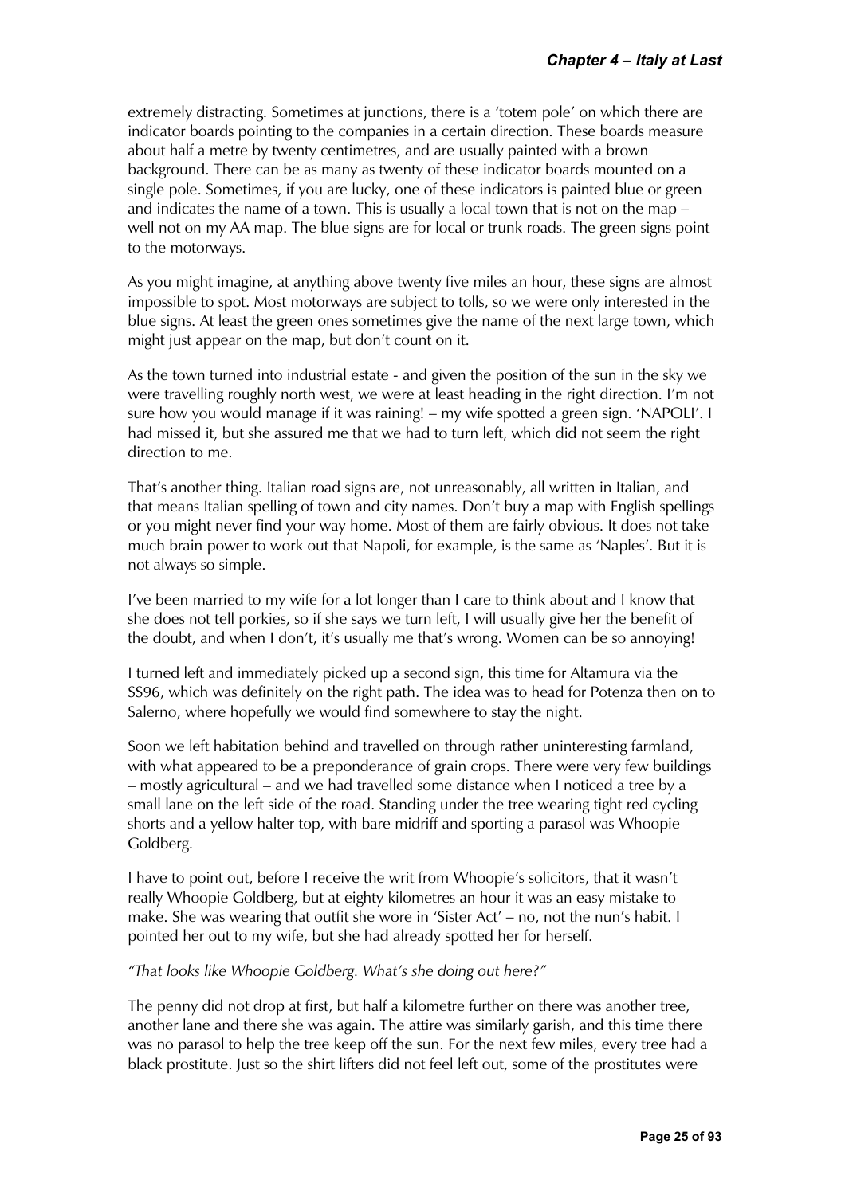extremely distracting. Sometimes at junctions, there is a 'totem pole' on which there are indicator boards pointing to the companies in a certain direction. These boards measure about half a metre by twenty centimetres, and are usually painted with a brown background. There can be as many as twenty of these indicator boards mounted on a single pole. Sometimes, if you are lucky, one of these indicators is painted blue or green and indicates the name of a town. This is usually a local town that is not on the map – well not on my AA map. The blue signs are for local or trunk roads. The green signs point to the motorways.

As you might imagine, at anything above twenty five miles an hour, these signs are almost impossible to spot. Most motorways are subject to tolls, so we were only interested in the blue signs. At least the green ones sometimes give the name of the next large town, which might just appear on the map, but don't count on it.

As the town turned into industrial estate - and given the position of the sun in the sky we were travelling roughly north west, we were at least heading in the right direction. I'm not sure how you would manage if it was raining! – my wife spotted a green sign. 'NAPOLI'. I had missed it, but she assured me that we had to turn left, which did not seem the right direction to me.

That's another thing. Italian road signs are, not unreasonably, all written in Italian, and that means Italian spelling of town and city names. Don't buy a map with English spellings or you might never find your way home. Most of them are fairly obvious. It does not take much brain power to work out that Napoli, for example, is the same as 'Naples'. But it is not always so simple.

I've been married to my wife for a lot longer than I care to think about and I know that she does not tell porkies, so if she says we turn left, I will usually give her the benefit of the doubt, and when I don't, it's usually me that's wrong. Women can be so annoying!

I turned left and immediately picked up a second sign, this time for Altamura via the SS96, which was definitely on the right path. The idea was to head for Potenza then on to Salerno, where hopefully we would find somewhere to stay the night.

Soon we left habitation behind and travelled on through rather uninteresting farmland, with what appeared to be a preponderance of grain crops. There were very few buildings – mostly agricultural – and we had travelled some distance when I noticed a tree by a small lane on the left side of the road. Standing under the tree wearing tight red cycling shorts and a yellow halter top, with bare midriff and sporting a parasol was Whoopie Goldberg.

I have to point out, before I receive the writ from Whoopie's solicitors, that it wasn't really Whoopie Goldberg, but at eighty kilometres an hour it was an easy mistake to make. She was wearing that outfit she wore in 'Sister Act' – no, not the nun's habit. I pointed her out to my wife, but she had already spotted her for herself.

*"That looks like Whoopie Goldberg. What's she doing out here?"*

The penny did not drop at first, but half a kilometre further on there was another tree, another lane and there she was again. The attire was similarly garish, and this time there was no parasol to help the tree keep off the sun. For the next few miles, every tree had a black prostitute. Just so the shirt lifters did not feel left out, some of the prostitutes were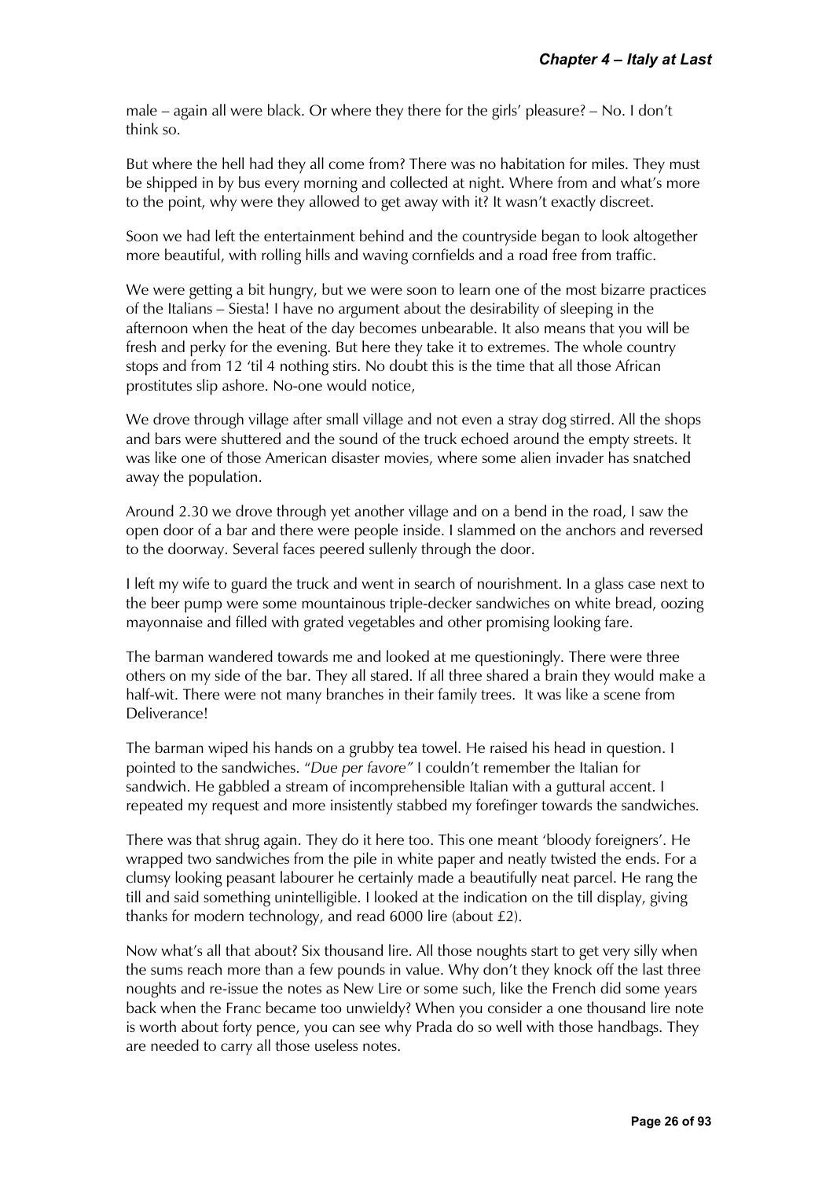male – again all were black. Or where they there for the girls' pleasure? – No. I don't think so.

But where the hell had they all come from? There was no habitation for miles. They must be shipped in by bus every morning and collected at night. Where from and what's more to the point, why were they allowed to get away with it? It wasn't exactly discreet.

Soon we had left the entertainment behind and the countryside began to look altogether more beautiful, with rolling hills and waving cornfields and a road free from traffic.

We were getting a bit hungry, but we were soon to learn one of the most bizarre practices of the Italians – Siesta! I have no argument about the desirability of sleeping in the afternoon when the heat of the day becomes unbearable. It also means that you will be fresh and perky for the evening. But here they take it to extremes. The whole country stops and from 12 'til 4 nothing stirs. No doubt this is the time that all those African prostitutes slip ashore. No-one would notice,

We drove through village after small village and not even a stray dog stirred. All the shops and bars were shuttered and the sound of the truck echoed around the empty streets. It was like one of those American disaster movies, where some alien invader has snatched away the population.

Around 2.30 we drove through yet another village and on a bend in the road, I saw the open door of a bar and there were people inside. I slammed on the anchors and reversed to the doorway. Several faces peered sullenly through the door.

I left my wife to guard the truck and went in search of nourishment. In a glass case next to the beer pump were some mountainous triple-decker sandwiches on white bread, oozing mayonnaise and filled with grated vegetables and other promising looking fare.

The barman wandered towards me and looked at me questioningly. There were three others on my side of the bar. They all stared. If all three shared a brain they would make a half-wit. There were not many branches in their family trees. It was like a scene from Deliverance!

The barman wiped his hands on a grubby tea towel. He raised his head in question. I pointed to the sandwiches. "*Due per favore"* I couldn't remember the Italian for sandwich. He gabbled a stream of incomprehensible Italian with a guttural accent. I repeated my request and more insistently stabbed my forefinger towards the sandwiches.

There was that shrug again. They do it here too. This one meant 'bloody foreigners'. He wrapped two sandwiches from the pile in white paper and neatly twisted the ends. For a clumsy looking peasant labourer he certainly made a beautifully neat parcel. He rang the till and said something unintelligible. I looked at the indication on the till display, giving thanks for modern technology, and read 6000 lire (about £2).

Now what's all that about? Six thousand lire. All those noughts start to get very silly when the sums reach more than a few pounds in value. Why don't they knock off the last three noughts and re-issue the notes as New Lire or some such, like the French did some years back when the Franc became too unwieldy? When you consider a one thousand lire note is worth about forty pence, you can see why Prada do so well with those handbags. They are needed to carry all those useless notes.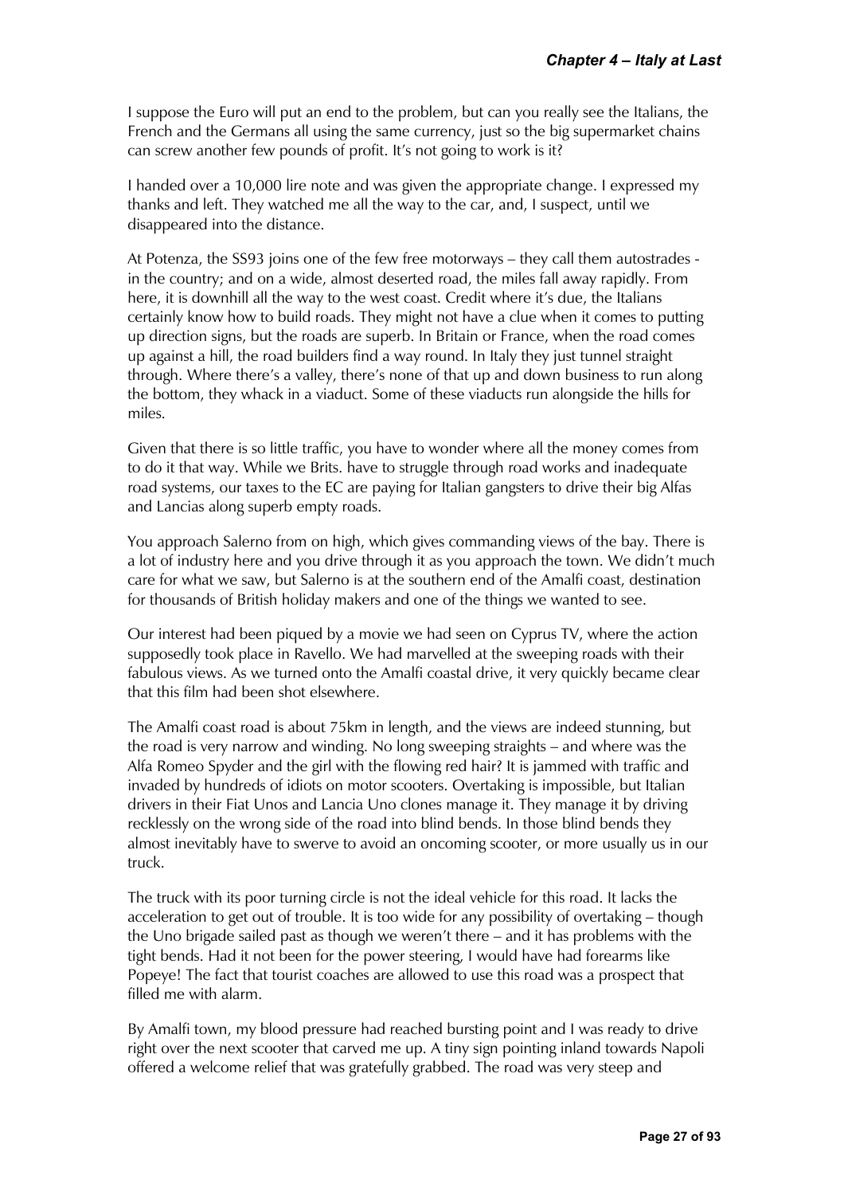I suppose the Euro will put an end to the problem, but can you really see the Italians, the French and the Germans all using the same currency, just so the big supermarket chains can screw another few pounds of profit. It's not going to work is it?

I handed over a 10,000 lire note and was given the appropriate change. I expressed my thanks and left. They watched me all the way to the car, and, I suspect, until we disappeared into the distance.

At Potenza, the SS93 joins one of the few free motorways – they call them autostrades - in the country; and on a wide, almost deserted road, the miles fall away rapidly. From here, it is downhill all the way to the west coast. Credit where it's due, the Italians certainly know how to build roads. They might not have a clue when it comes to putting up direction signs, but the roads are superb. In Britain or France, when the road comes up against a hill, the road builders find a way round. In Italy they just tunnel straight through. Where there's a valley, there's none of that up and down business to run along the bottom, they whack in a viaduct. Some of these viaducts run alongside the hills for miles.

Given that there is so little traffic, you have to wonder where all the money comes from to do it that way. While we Brits. have to struggle through road works and inadequate road systems, our taxes to the EC are paying for Italian gangsters to drive their big Alfas and Lancias along superb empty roads.

You approach Salerno from on high, which gives commanding views of the bay. There is a lot of industry here and you drive through it as you approach the town. We didn't much care for what we saw, but Salerno is at the southern end of the Amalfi coast, destination for thousands of British holiday makers and one of the things we wanted to see.

Our interest had been piqued by a movie we had seen on Cyprus TV, where the action supposedly took place in Ravello. We had marvelled at the sweeping roads with their fabulous views. As we turned onto the Amalfi coastal drive, it very quickly became clear that this film had been shot elsewhere.

The Amalfi coast road is about 75km in length, and the views are indeed stunning, but the road is very narrow and winding. No long sweeping straights – and where was the Alfa Romeo Spyder and the girl with the flowing red hair? It is jammed with traffic and invaded by hundreds of idiots on motor scooters. Overtaking is impossible, but Italian drivers in their Fiat Unos and Lancia Uno clones manage it. They manage it by driving recklessly on the wrong side of the road into blind bends. In those blind bends they almost inevitably have to swerve to avoid an oncoming scooter, or more usually us in our truck.

The truck with its poor turning circle is not the ideal vehicle for this road. It lacks the acceleration to get out of trouble. It is too wide for any possibility of overtaking – though the Uno brigade sailed past as though we weren't there – and it has problems with the tight bends. Had it not been for the power steering, I would have had forearms like Popeye! The fact that tourist coaches are allowed to use this road was a prospect that filled me with alarm.

By Amalfi town, my blood pressure had reached bursting point and I was ready to drive right over the next scooter that carved me up. A tiny sign pointing inland towards Napoli offered a welcome relief that was gratefully grabbed. The road was very steep and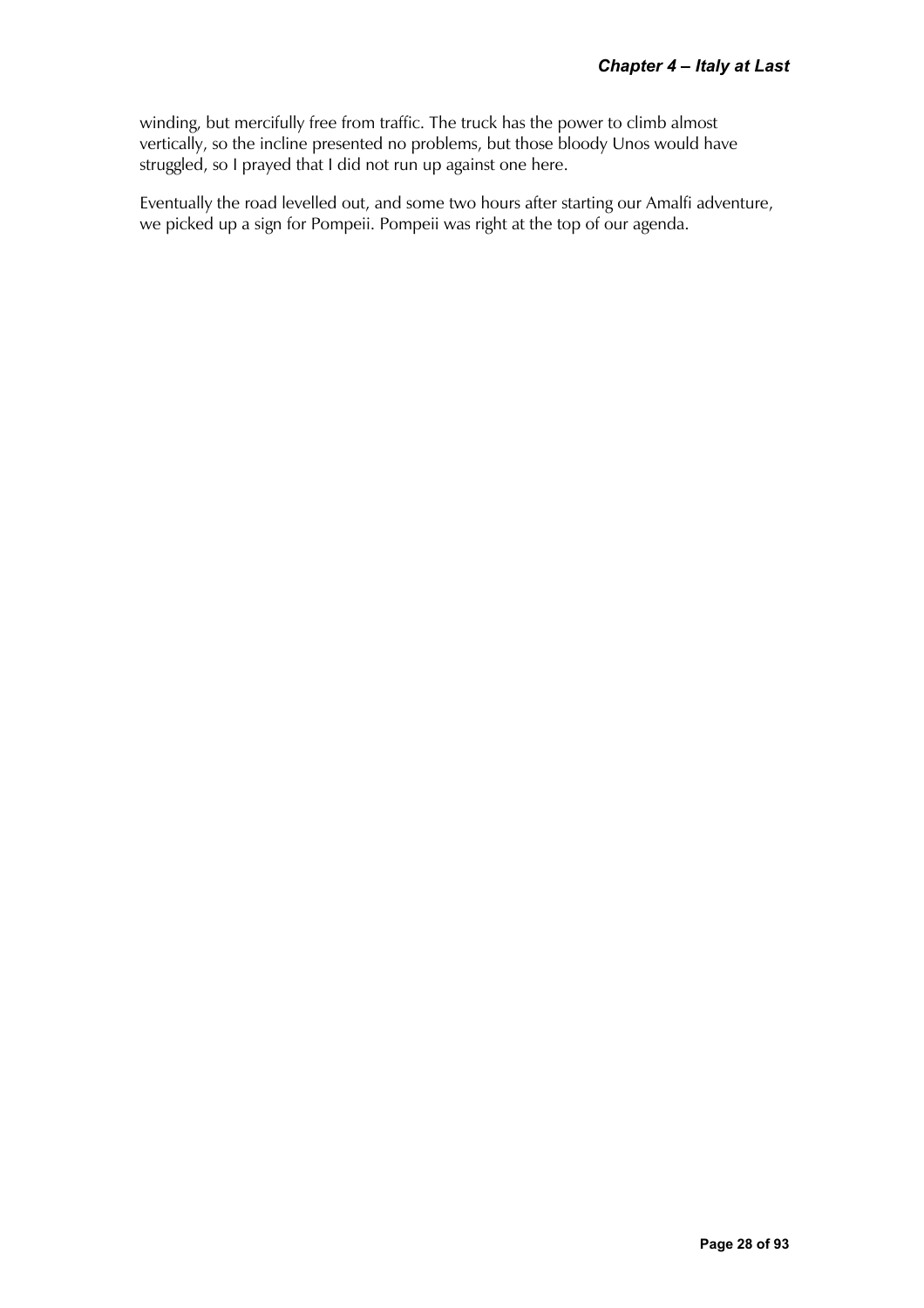winding, but mercifully free from traffic. The truck has the power to climb almost vertically, so the incline presented no problems, but those bloody Unos would have struggled, so I prayed that I did not run up against one here.

Eventually the road levelled out, and some two hours after starting our Amalfi adventure, we picked up a sign for Pompeii. Pompeii was right at the top of our agenda.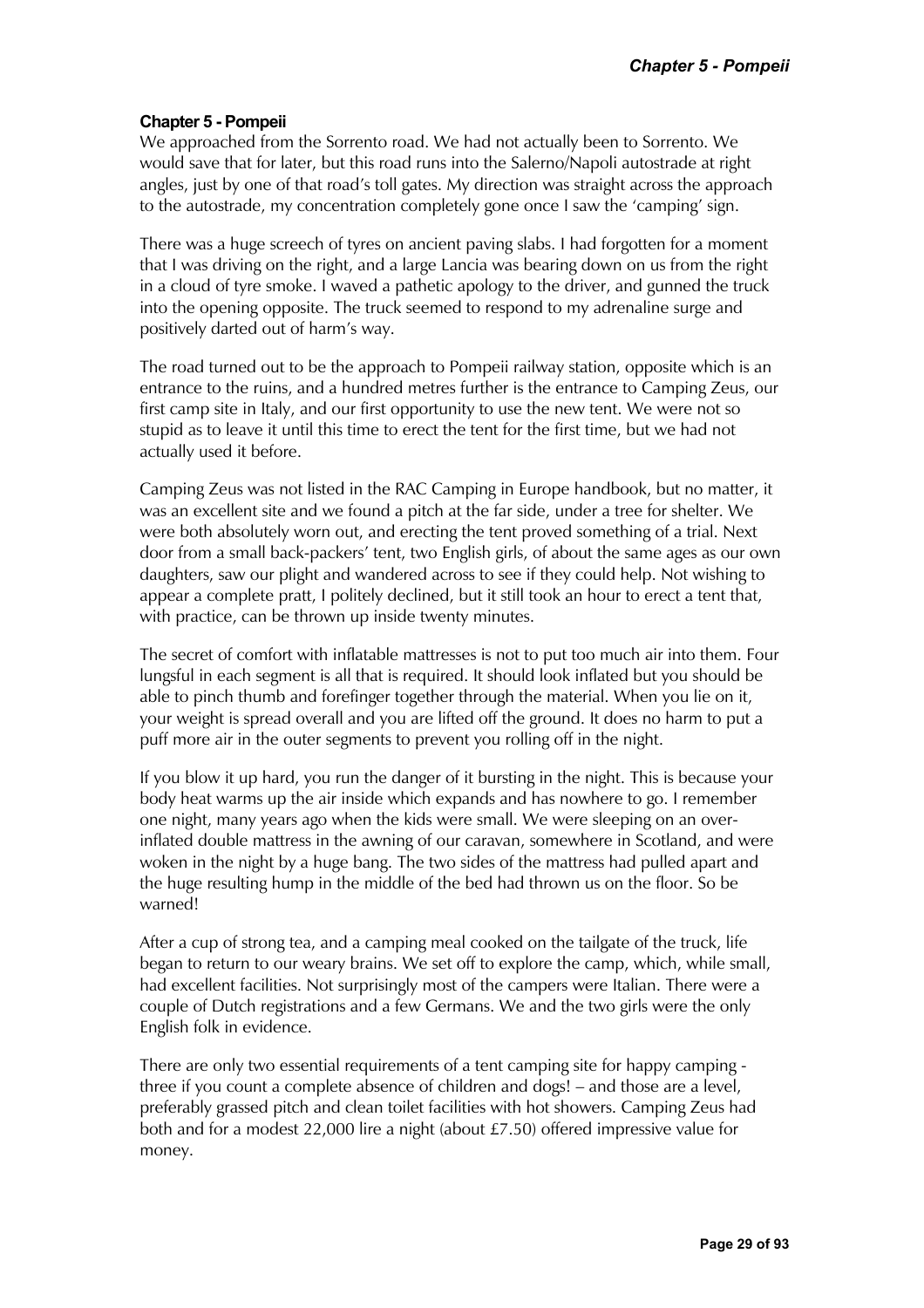## Chapter 5 - Pompeii

We approached from the Sorrento road. We had not actually been to Sorrento. We would save that for later, but this road runs into the Salerno/Napoli autostrade at right angles, just by one of that road's toll gates. My direction was straight across the approach to the autostrade, my concentration completely gone once I saw the 'camping' sign.

There was a huge screech of tyres on ancient paving slabs. I had forgotten for a moment that I was driving on the right, and a large Lancia was bearing down on us from the right in a cloud of tyre smoke. I waved a pathetic apology to the driver, and gunned the truck into the opening opposite. The truck seemed to respond to my adrenaline surge and positively darted out of harm's way.

The road turned out to be the approach to Pompeii railway station, opposite which is an entrance to the ruins, and a hundred metres further is the entrance to Camping Zeus, our first camp site in Italy, and our first opportunity to use the new tent. We were not so stupid as to leave it until this time to erect the tent for the first time, but we had not actually used it before.

Camping Zeus was not listed in the RAC Camping in Europe handbook, but no matter, it was an excellent site and we found a pitch at the far side, under a tree for shelter. We were both absolutely worn out, and erecting the tent proved something of a trial. Next door from a small back-packers' tent, two English girls, of about the same ages as our own daughters, saw our plight and wandered across to see if they could help. Not wishing to appear a complete pratt, I politely declined, but it still took an hour to erect a tent that, with practice, can be thrown up inside twenty minutes.

The secret of comfort with inflatable mattresses is not to put too much air into them. Four lungsful in each segment is all that is required. It should look inflated but you should be able to pinch thumb and forefinger together through the material. When you lie on it, your weight is spread overall and you are lifted off the ground. It does no harm to put a puff more air in the outer segments to prevent you rolling off in the night.

If you blow it up hard, you run the danger of it bursting in the night. This is because your body heat warms up the air inside which expands and has nowhere to go. I remember one night, many years ago when the kids were small. We were sleeping on an over-inflated double mattress in the awning of our caravan, somewhere in Scotland, and were woken in the night by a huge bang. The two sides of the mattress had pulled apart and the huge resulting hump in the middle of the bed had thrown us on the floor. So be warned!

After a cup of strong tea, and a camping meal cooked on the tailgate of the truck, life began to return to our weary brains. We set off to explore the camp, which, while small, had excellent facilities. Not surprisingly most of the campers were Italian. There were a couple of Dutch registrations and a few Germans. We and the two girls were the only English folk in evidence.

There are only two essential requirements of a tent camping site for happy camping - three if you count a complete absence of children and dogs! – and those are a level, preferably grassed pitch and clean toilet facilities with hot showers. Camping Zeus had both and for a modest 22,000 lire a night (about £7.50) offered impressive value for money.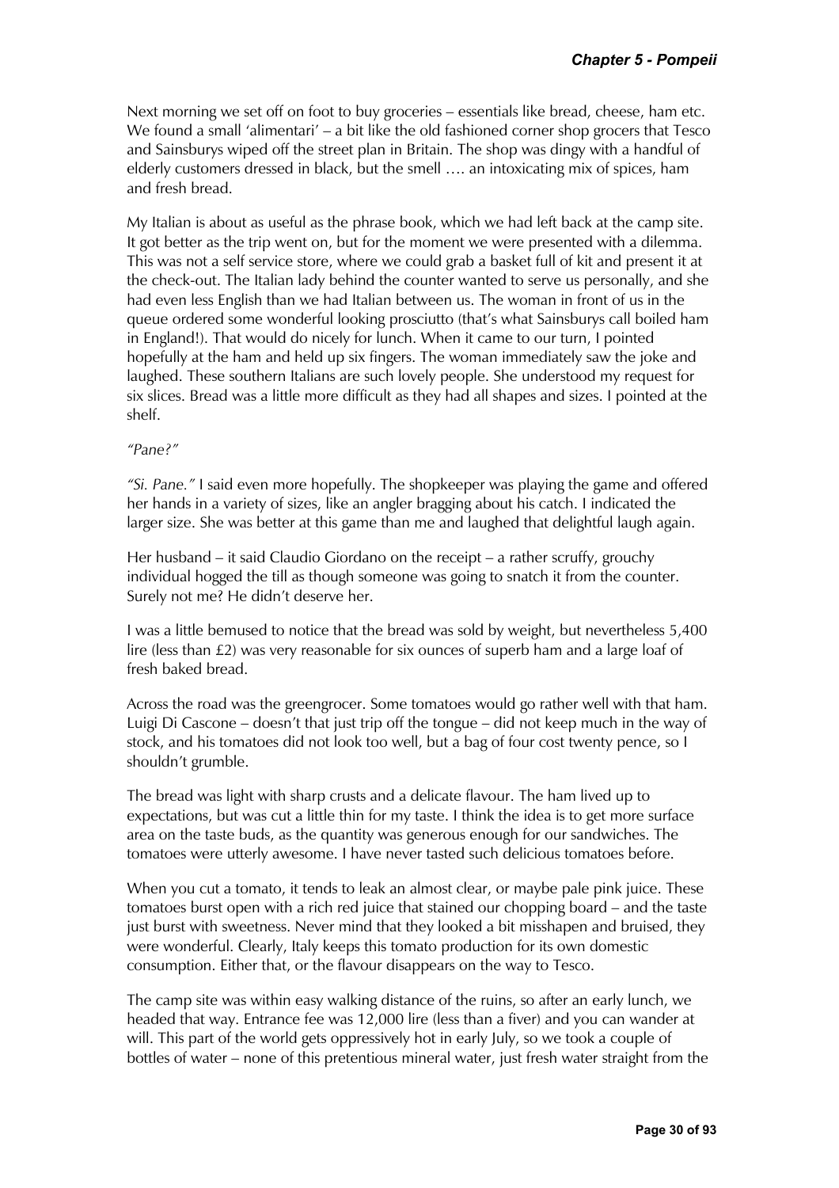Next morning we set off on foot to buy groceries – essentials like bread, cheese, ham etc. We found a small 'alimentari' – a bit like the old fashioned corner shop grocers that Tesco and Sainsburys wiped off the street plan in Britain. The shop was dingy with a handful of elderly customers dressed in black, but the smell …. an intoxicating mix of spices, ham and fresh bread.

My Italian is about as useful as the phrase book, which we had left back at the camp site. It got better as the trip went on, but for the moment we were presented with a dilemma. This was not a self service store, where we could grab a basket full of kit and present it at the check-out. The Italian lady behind the counter wanted to serve us personally, and she had even less English than we had Italian between us. The woman in front of us in the queue ordered some wonderful looking prosciutto (that's what Sainsburys call boiled ham in England!). That would do nicely for lunch. When it came to our turn, I pointed hopefully at the ham and held up six fingers. The woman immediately saw the joke and laughed. These southern Italians are such lovely people. She understood my request for six slices. Bread was a little more difficult as they had all shapes and sizes. I pointed at the shelf.

*"Pane?"*

*"Si. Pane."* I said even more hopefully. The shopkeeper was playing the game and offered her hands in a variety of sizes, like an angler bragging about his catch. I indicated the larger size. She was better at this game than me and laughed that delightful laugh again.

Her husband – it said Claudio Giordano on the receipt – a rather scruffy, grouchy individual hogged the till as though someone was going to snatch it from the counter. Surely not me? He didn't deserve her.

I was a little bemused to notice that the bread was sold by weight, but nevertheless 5,400 lire (less than £2) was very reasonable for six ounces of superb ham and a large loaf of fresh baked bread.

Across the road was the greengrocer. Some tomatoes would go rather well with that ham. Luigi Di Cascone – doesn't that just trip off the tongue – did not keep much in the way of stock, and his tomatoes did not look too well, but a bag of four cost twenty pence, so I shouldn't grumble.

The bread was light with sharp crusts and a delicate flavour. The ham lived up to expectations, but was cut a little thin for my taste. I think the idea is to get more surface area on the taste buds, as the quantity was generous enough for our sandwiches. The tomatoes were utterly awesome. I have never tasted such delicious tomatoes before.

When you cut a tomato, it tends to leak an almost clear, or maybe pale pink juice. These tomatoes burst open with a rich red juice that stained our chopping board – and the taste just burst with sweetness. Never mind that they looked a bit misshapen and bruised, they were wonderful. Clearly, Italy keeps this tomato production for its own domestic consumption. Either that, or the flavour disappears on the way to Tesco.

The camp site was within easy walking distance of the ruins, so after an early lunch, we headed that way. Entrance fee was 12,000 lire (less than a fiver) and you can wander at will. This part of the world gets oppressively hot in early July, so we took a couple of bottles of water – none of this pretentious mineral water, just fresh water straight from the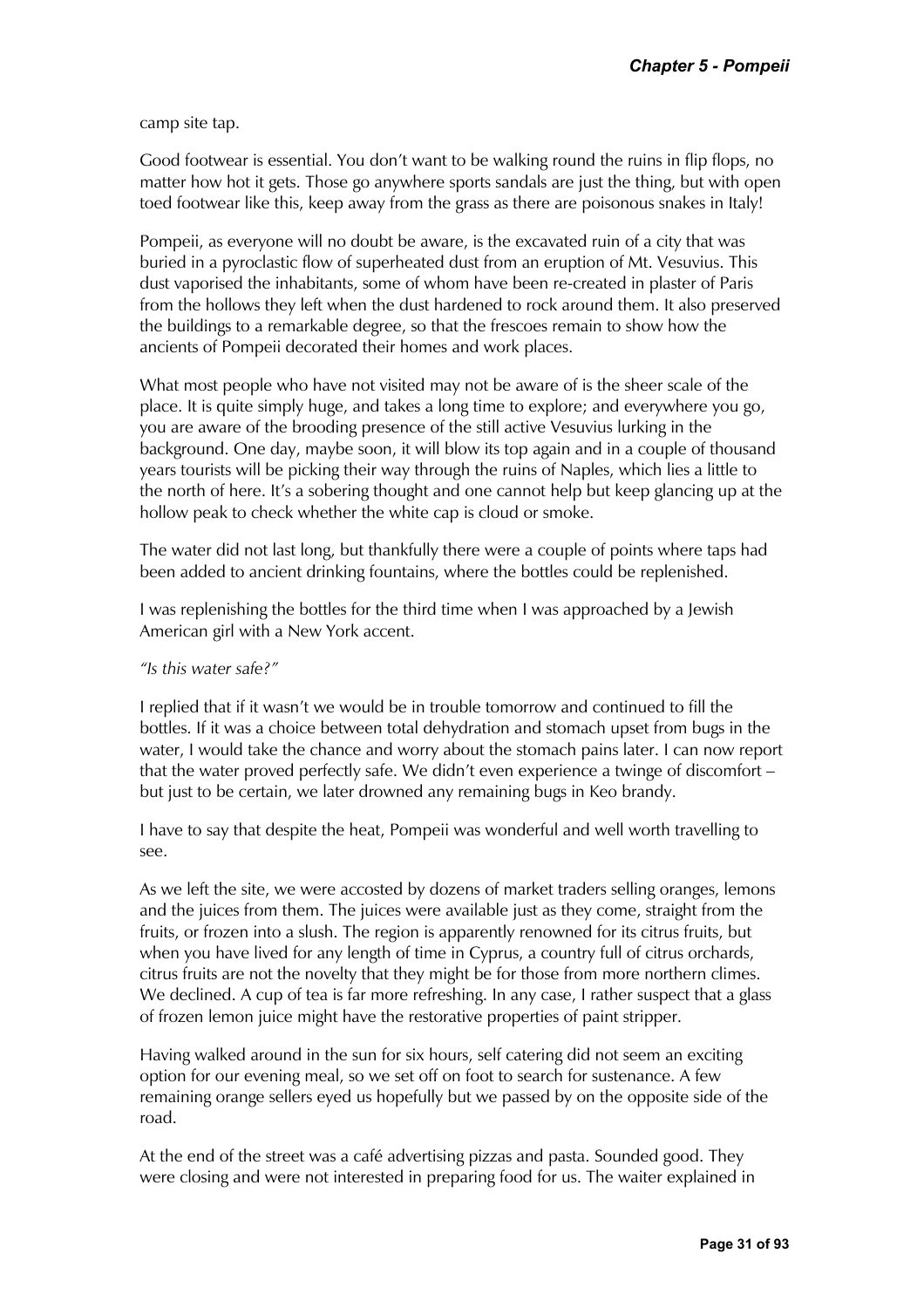camp site tap.

Good footwear is essential. You don't want to be walking round the ruins in flip flops, no matter how hot it gets. Those go anywhere sports sandals are just the thing, but with open toed footwear like this, keep away from the grass as there are poisonous snakes in Italy!

Pompeii, as everyone will no doubt be aware, is the excavated ruin of a city that was buried in a pyroclastic flow of superheated dust from an eruption of Mt. Vesuvius. This dust vaporised the inhabitants, some of whom have been re-created in plaster of Paris from the hollows they left when the dust hardened to rock around them. It also preserved the buildings to a remarkable degree, so that the frescoes remain to show how the ancients of Pompeii decorated their homes and work places.

What most people who have not visited may not be aware of is the sheer scale of the place. It is quite simply huge, and takes a long time to explore; and everywhere you go, you are aware of the brooding presence of the still active Vesuvius lurking in the background. One day, maybe soon, it will blow its top again and in a couple of thousand years tourists will be picking their way through the ruins of Naples, which lies a little to the north of here. It's a sobering thought and one cannot help but keep glancing up at the hollow peak to check whether the white cap is cloud or smoke.

The water did not last long, but thankfully there were a couple of points where taps had been added to ancient drinking fountains, where the bottles could be replenished.

I was replenishing the bottles for the third time when I was approached by a Jewish American girl with a New York accent.

*"Is this water safe?"*

I replied that if it wasn't we would be in trouble tomorrow and continued to fill the bottles. If it was a choice between total dehydration and stomach upset from bugs in the water, I would take the chance and worry about the stomach pains later. I can now report that the water proved perfectly safe. We didn't even experience a twinge of discomfort – but just to be certain, we later drowned any remaining bugs in Keo brandy.

I have to say that despite the heat, Pompeii was wonderful and well worth travelling to see.

As we left the site, we were accosted by dozens of market traders selling oranges, lemons and the juices from them. The juices were available just as they come, straight from the fruits, or frozen into a slush. The region is apparently renowned for its citrus fruits, but when you have lived for any length of time in Cyprus, a country full of citrus orchards, citrus fruits are not the novelty that they might be for those from more northern climes. We declined. A cup of tea is far more refreshing. In any case, I rather suspect that a glass of frozen lemon juice might have the restorative properties of paint stripper.

Having walked around in the sun for six hours, self catering did not seem an exciting option for our evening meal, so we set off on foot to search for sustenance. A few remaining orange sellers eyed us hopefully but we passed by on the opposite side of the road.

At the end of the street was a café advertising pizzas and pasta. Sounded good. They were closing and were not interested in preparing food for us. The waiter explained in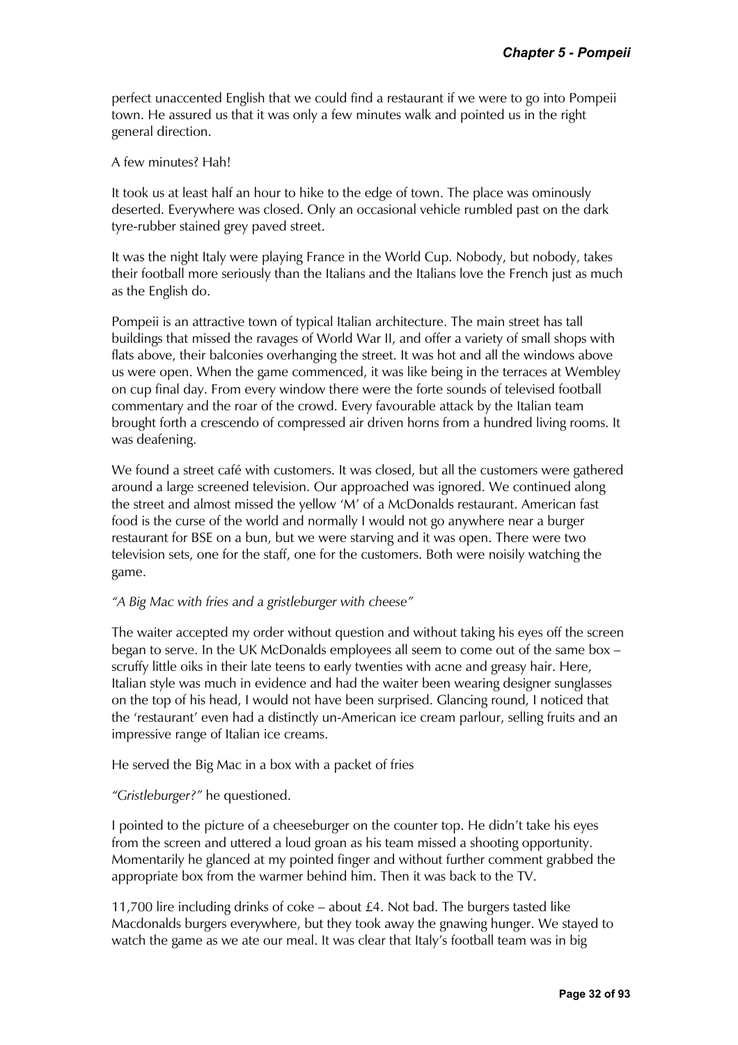perfect unaccented English that we could find a restaurant if we were to go into Pompeii town. He assured us that it was only a few minutes walk and pointed us in the right general direction.

A few minutes? Hah!

It took us at least half an hour to hike to the edge of town. The place was ominously deserted. Everywhere was closed. Only an occasional vehicle rumbled past on the dark tyre-rubber stained grey paved street.

It was the night Italy were playing France in the World Cup. Nobody, but nobody, takes their football more seriously than the Italians and the Italians love the French just as much as the English do.

Pompeii is an attractive town of typical Italian architecture. The main street has tall buildings that missed the ravages of World War II, and offer a variety of small shops with flats above, their balconies overhanging the street. It was hot and all the windows above us were open. When the game commenced, it was like being in the terraces at Wembley on cup final day. From every window there were the forte sounds of televised football commentary and the roar of the crowd. Every favourable attack by the Italian team brought forth a crescendo of compressed air driven horns from a hundred living rooms. It was deafening.

We found a street café with customers. It was closed, but all the customers were gathered around a large screened television. Our approached was ignored. We continued along the street and almost missed the yellow 'M' of a McDonalds restaurant. American fast food is the curse of the world and normally I would not go anywhere near a burger restaurant for BSE on a bun, but we were starving and it was open. There were two television sets, one for the staff, one for the customers. Both were noisily watching the game.

*"A Big Mac with fries and a gristleburger with cheese"*

The waiter accepted my order without question and without taking his eyes off the screen began to serve. In the UK McDonalds employees all seem to come out of the same box – scruffy little oiks in their late teens to early twenties with acne and greasy hair. Here, Italian style was much in evidence and had the waiter been wearing designer sunglasses on the top of his head, I would not have been surprised. Glancing round, I noticed that the 'restaurant' even had a distinctly un-American ice cream parlour, selling fruits and an impressive range of Italian ice creams.

He served the Big Mac in a box with a packet of fries

*"Gristleburger?"* he questioned.

I pointed to the picture of a cheeseburger on the counter top. He didn't take his eyes from the screen and uttered a loud groan as his team missed a shooting opportunity. Momentarily he glanced at my pointed finger and without further comment grabbed the appropriate box from the warmer behind him. Then it was back to the TV.

11,700 lire including drinks of coke – about £4. Not bad. The burgers tasted like Macdonalds burgers everywhere, but they took away the gnawing hunger. We stayed to watch the game as we ate our meal. It was clear that Italy's football team was in big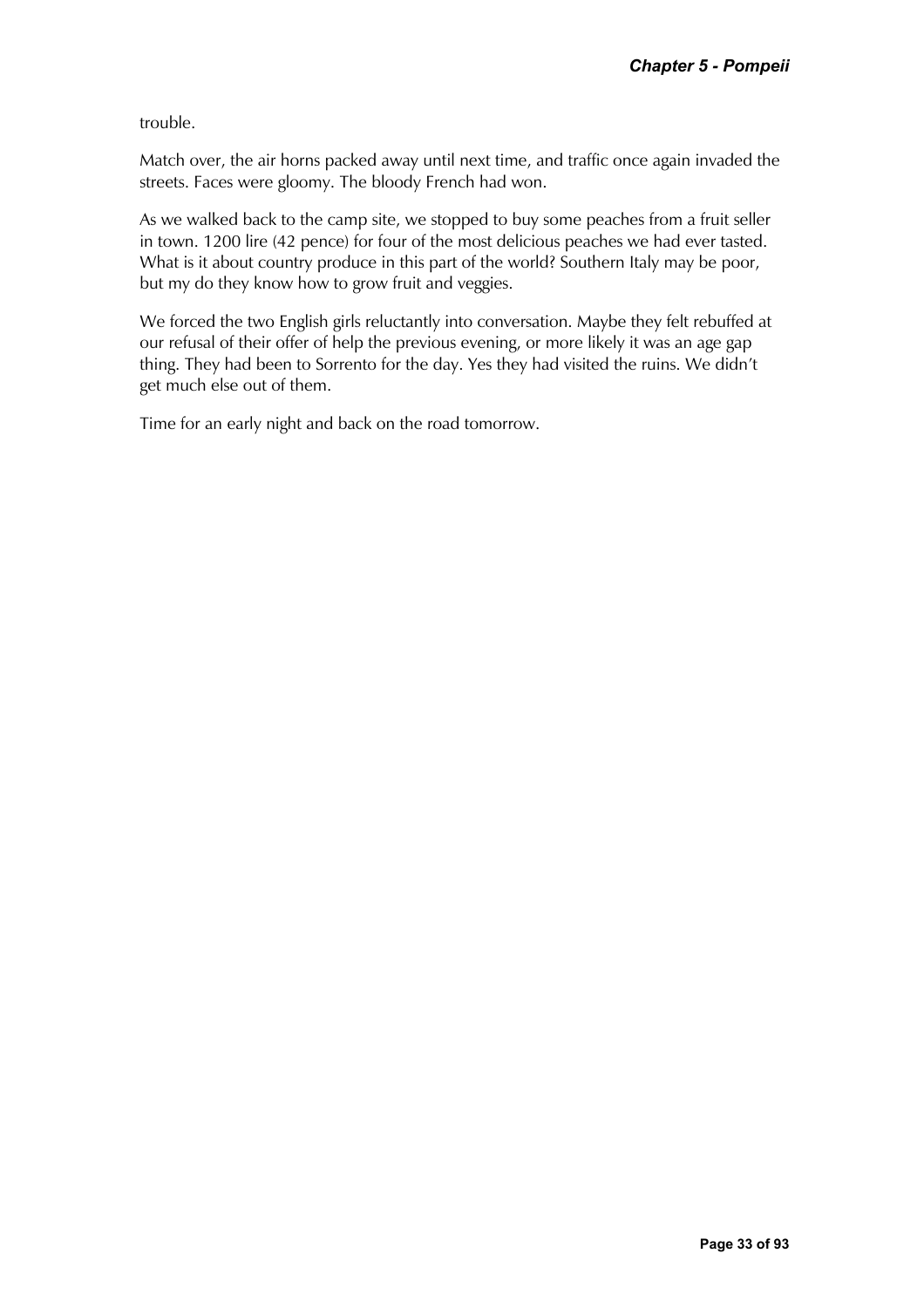trouble.

Match over, the air horns packed away until next time, and traffic once again invaded the streets. Faces were gloomy. The bloody French had won.

As we walked back to the camp site, we stopped to buy some peaches from a fruit seller in town. 1200 lire (42 pence) for four of the most delicious peaches we had ever tasted. What is it about country produce in this part of the world? Southern Italy may be poor, but my do they know how to grow fruit and veggies.

We forced the two English girls reluctantly into conversation. Maybe they felt rebuffed at our refusal of their offer of help the previous evening, or more likely it was an age gap thing. They had been to Sorrento for the day. Yes they had visited the ruins. We didn't get much else out of them.

Time for an early night and back on the road tomorrow.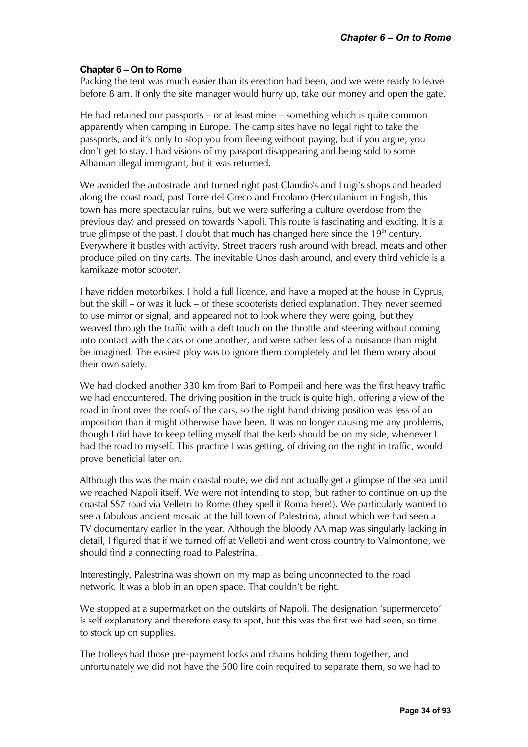## Chapter 6 – On to Rome

Packing the tent was much easier than its erection had been, and we were ready to leave before 8 am. If only the site manager would hurry up, take our money and open the gate.

He had retained our passports – or at least mine – something which is quite common apparently when camping in Europe. The camp sites have no legal right to take the passports, and it's only to stop you from fleeing without paying, but if you argue, you don't get to stay. I had visions of my passport disappearing and being sold to some Albanian illegal immigrant, but it was returned.

We avoided the autostrade and turned right past Claudio's and Luigi's shops and headed along the coast road, past Torre del Greco and Ercolano (Herculanium in English, this town has more spectacular ruins, but we were suffering a culture overdose from the previous day) and pressed on towards Napoli. This route is fascinating and exciting. It is a true glimpse of the past. I doubt that much has changed here since the 19th century. Everywhere it bustles with activity. Street traders rush around with bread, meats and other produce piled on tiny carts. The inevitable Unos dash around, and every third vehicle is a kamikaze motor scooter.

I have ridden motorbikes. I hold a full licence, and have a moped at the house in Cyprus, but the skill – or was it luck – of these scooterists defied explanation. They never seemed to use mirror or signal, and appeared not to look where they were going, but they weaved through the traffic with a deft touch on the throttle and steering without coming into contact with the cars or one another, and were rather less of a nuisance than might be imagined. The easiest ploy was to ignore them completely and let them worry about their own safety.

We had clocked another 330 km from Bari to Pompeii and here was the first heavy traffic we had encountered. The driving position in the truck is quite high, offering a view of the road in front over the roofs of the cars, so the right hand driving position was less of an imposition than it might otherwise have been. It was no longer causing me any problems, though I did have to keep telling myself that the kerb should be on my side, whenever I had the road to myself. This practice I was getting, of driving on the right in traffic, would prove beneficial later on.

Although this was the main coastal route, we did not actually get a glimpse of the sea until we reached Napoli itself. We were not intending to stop, but rather to continue on up the coastal SS7 road via Velletri to Rome (they spell it Roma here!). We particularly wanted to see a fabulous ancient mosaic at the hill town of Palestrina, about which we had seen a TV documentary earlier in the year. Although the bloody AA map was singularly lacking in detail, I figured that if we turned off at Velletri and went cross country to Valmontone, we should find a connecting road to Palestrina.

Interestingly, Palestrina was shown on my map as being unconnected to the road network. It was a blob in an open space. That couldn't be right.

We stopped at a supermarket on the outskirts of Napoli. The designation 'supermerceto' is self explanatory and therefore easy to spot, but this was the first we had seen, so time to stock up on supplies.

The trolleys had those pre-payment locks and chains holding them together, and unfortunately we did not have the 500 lire coin required to separate them, so we had to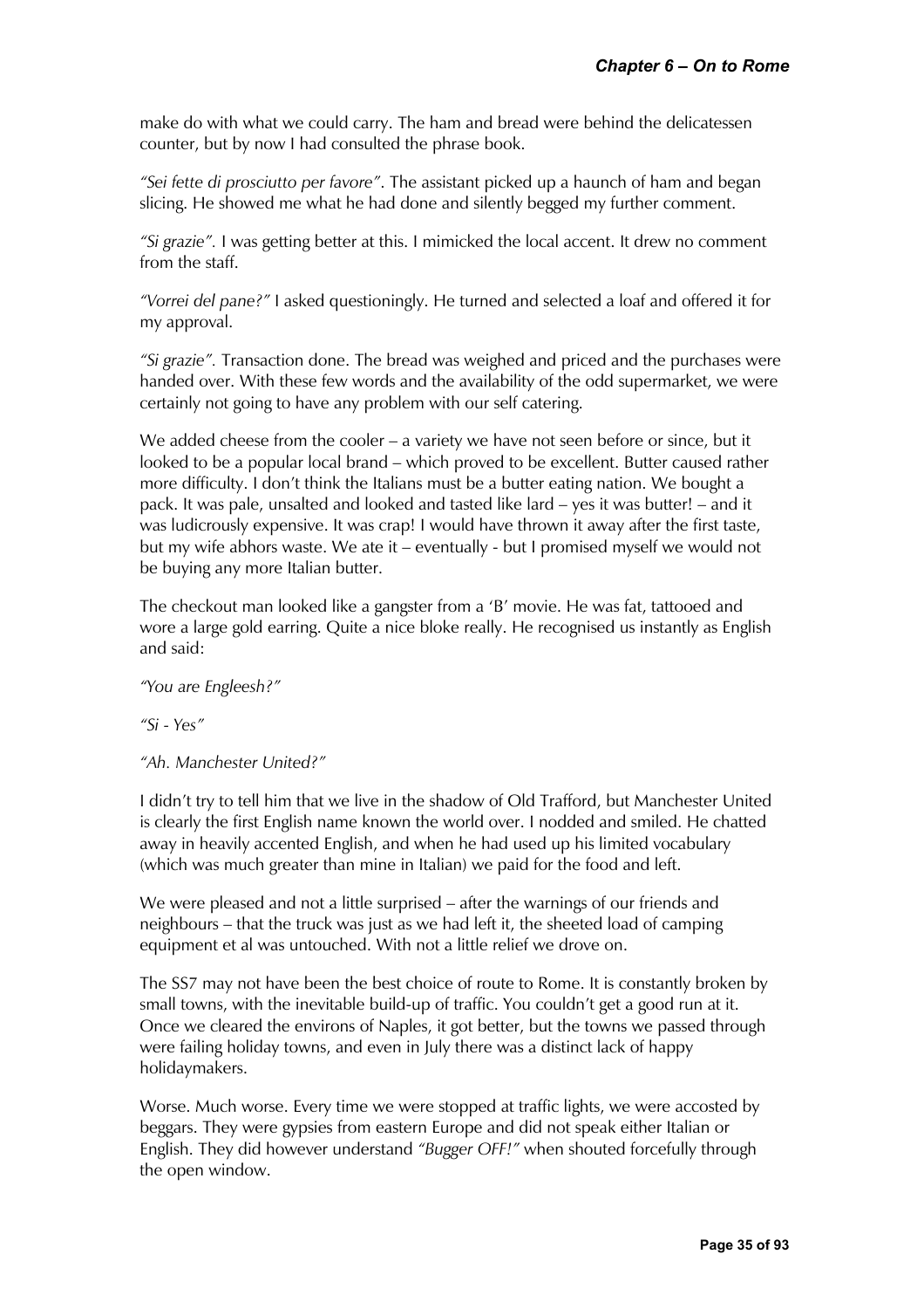make do with what we could carry. The ham and bread were behind the delicatessen counter, but by now I had consulted the phrase book.

*"Sei fette di prosciutto per favore"*. The assistant picked up a haunch of ham and began slicing. He showed me what he had done and silently begged my further comment.

*"Si grazie".* I was getting better at this. I mimicked the local accent. It drew no comment from the staff.

*"Vorrei del pane?"* I asked questioningly. He turned and selected a loaf and offered it for my approval.

*"Si grazie".* Transaction done. The bread was weighed and priced and the purchases were handed over. With these few words and the availability of the odd supermarket, we were certainly not going to have any problem with our self catering.

We added cheese from the cooler – a variety we have not seen before or since, but it looked to be a popular local brand – which proved to be excellent. Butter caused rather more difficulty. I don't think the Italians must be a butter eating nation. We bought a pack. It was pale, unsalted and looked and tasted like lard – yes it was butter! – and it was ludicrously expensive. It was crap! I would have thrown it away after the first taste, but my wife abhors waste. We ate it – eventually - but I promised myself we would not be buying any more Italian butter.

The checkout man looked like a gangster from a 'B' movie. He was fat, tattooed and wore a large gold earring. Quite a nice bloke really. He recognised us instantly as English and said:

*"You are Engleesh?"*

*"Si - Yes"*

*"Ah. Manchester United?"*

I didn't try to tell him that we live in the shadow of Old Trafford, but Manchester United is clearly the first English name known the world over. I nodded and smiled. He chatted away in heavily accented English, and when he had used up his limited vocabulary (which was much greater than mine in Italian) we paid for the food and left.

We were pleased and not a little surprised – after the warnings of our friends and neighbours – that the truck was just as we had left it, the sheeted load of camping equipment et al was untouched. With not a little relief we drove on.

The SS7 may not have been the best choice of route to Rome. It is constantly broken by small towns, with the inevitable build-up of traffic. You couldn't get a good run at it. Once we cleared the environs of Naples, it got better, but the towns we passed through were failing holiday towns, and even in July there was a distinct lack of happy holidaymakers.

Worse. Much worse. Every time we were stopped at traffic lights, we were accosted by beggars. They were gypsies from eastern Europe and did not speak either Italian or English. They did however understand *"Bugger OFF!"* when shouted forcefully through the open window.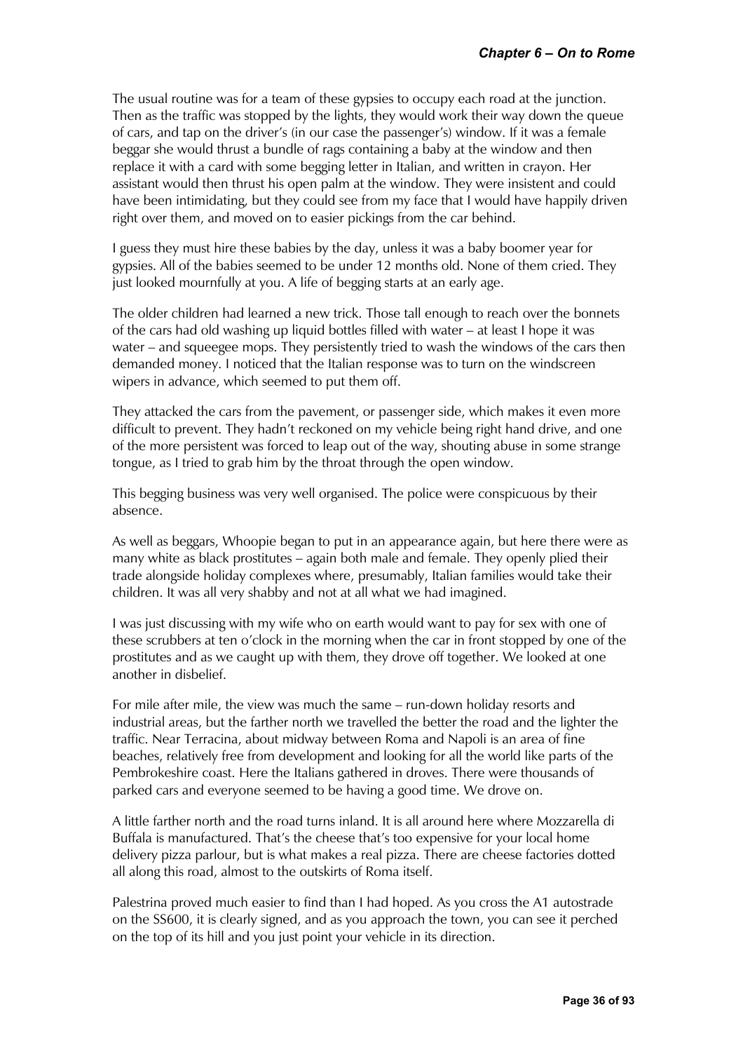The usual routine was for a team of these gypsies to occupy each road at the junction. Then as the traffic was stopped by the lights, they would work their way down the queue of cars, and tap on the driver's (in our case the passenger's) window. If it was a female beggar she would thrust a bundle of rags containing a baby at the window and then replace it with a card with some begging letter in Italian, and written in crayon. Her assistant would then thrust his open palm at the window. They were insistent and could have been intimidating, but they could see from my face that I would have happily driven right over them, and moved on to easier pickings from the car behind.

I guess they must hire these babies by the day, unless it was a baby boomer year for gypsies. All of the babies seemed to be under 12 months old. None of them cried. They just looked mournfully at you. A life of begging starts at an early age.

The older children had learned a new trick. Those tall enough to reach over the bonnets of the cars had old washing up liquid bottles filled with water – at least I hope it was water – and squeegee mops. They persistently tried to wash the windows of the cars then demanded money. I noticed that the Italian response was to turn on the windscreen wipers in advance, which seemed to put them off.

They attacked the cars from the pavement, or passenger side, which makes it even more difficult to prevent. They hadn't reckoned on my vehicle being right hand drive, and one of the more persistent was forced to leap out of the way, shouting abuse in some strange tongue, as I tried to grab him by the throat through the open window.

This begging business was very well organised. The police were conspicuous by their absence.

As well as beggars, Whoopie began to put in an appearance again, but here there were as many white as black prostitutes – again both male and female. They openly plied their trade alongside holiday complexes where, presumably, Italian families would take their children. It was all very shabby and not at all what we had imagined.

I was just discussing with my wife who on earth would want to pay for sex with one of these scrubbers at ten o'clock in the morning when the car in front stopped by one of the prostitutes and as we caught up with them, they drove off together. We looked at one another in disbelief.

For mile after mile, the view was much the same – run-down holiday resorts and industrial areas, but the farther north we travelled the better the road and the lighter the traffic. Near Terracina, about midway between Roma and Napoli is an area of fine beaches, relatively free from development and looking for all the world like parts of the Pembrokeshire coast. Here the Italians gathered in droves. There were thousands of parked cars and everyone seemed to be having a good time. We drove on.

A little farther north and the road turns inland. It is all around here where Mozzarella di Buffala is manufactured. That's the cheese that's too expensive for your local home delivery pizza parlour, but is what makes a real pizza. There are cheese factories dotted all along this road, almost to the outskirts of Roma itself.

Palestrina proved much easier to find than I had hoped. As you cross the A1 autostrade on the SS600, it is clearly signed, and as you approach the town, you can see it perched on the top of its hill and you just point your vehicle in its direction.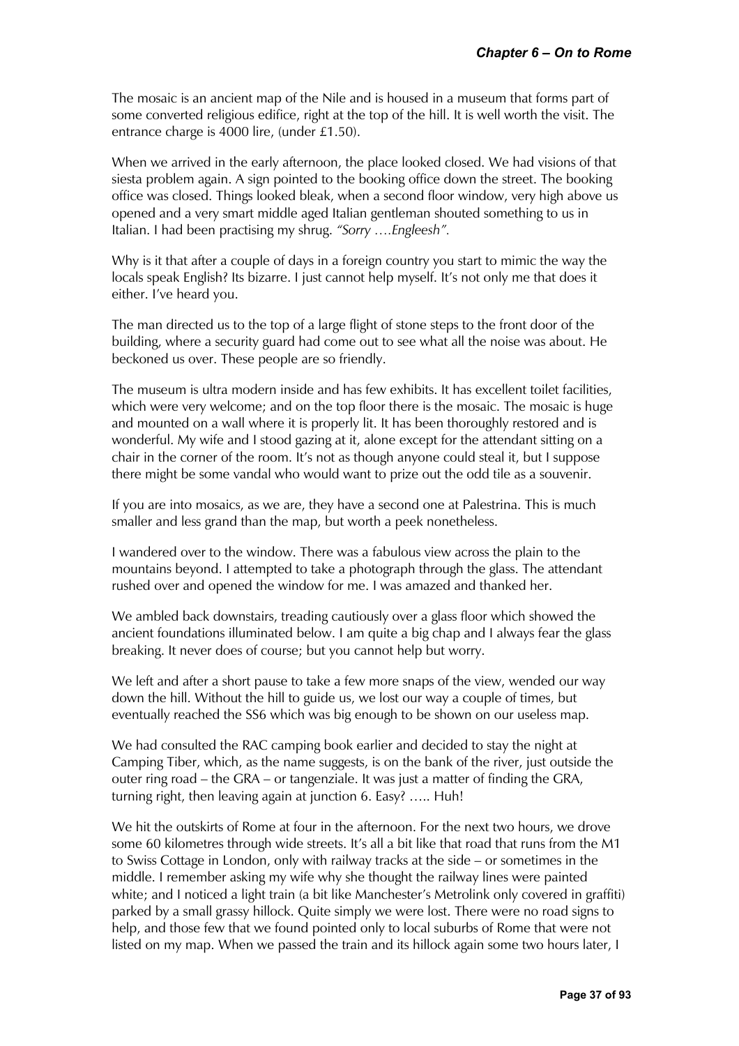The mosaic is an ancient map of the Nile and is housed in a museum that forms part of some converted religious edifice, right at the top of the hill. It is well worth the visit. The entrance charge is 4000 lire, (under £1.50).

When we arrived in the early afternoon, the place looked closed. We had visions of that siesta problem again. A sign pointed to the booking office down the street. The booking office was closed. Things looked bleak, when a second floor window, very high above us opened and a very smart middle aged Italian gentleman shouted something to us in Italian. I had been practising my shrug. *"Sorry ….Engleesh".*

Why is it that after a couple of days in a foreign country you start to mimic the way the locals speak English? Its bizarre. I just cannot help myself. It's not only me that does it either. I've heard you.

The man directed us to the top of a large flight of stone steps to the front door of the building, where a security guard had come out to see what all the noise was about. He beckoned us over. These people are so friendly.

The museum is ultra modern inside and has few exhibits. It has excellent toilet facilities, which were very welcome; and on the top floor there is the mosaic. The mosaic is huge and mounted on a wall where it is properly lit. It has been thoroughly restored and is wonderful. My wife and I stood gazing at it, alone except for the attendant sitting on a chair in the corner of the room. It's not as though anyone could steal it, but I suppose there might be some vandal who would want to prize out the odd tile as a souvenir.

If you are into mosaics, as we are, they have a second one at Palestrina. This is much smaller and less grand than the map, but worth a peek nonetheless.

I wandered over to the window. There was a fabulous view across the plain to the mountains beyond. I attempted to take a photograph through the glass. The attendant rushed over and opened the window for me. I was amazed and thanked her.

We ambled back downstairs, treading cautiously over a glass floor which showed the ancient foundations illuminated below. I am quite a big chap and I always fear the glass breaking. It never does of course; but you cannot help but worry.

We left and after a short pause to take a few more snaps of the view, wended our way down the hill. Without the hill to guide us, we lost our way a couple of times, but eventually reached the SS6 which was big enough to be shown on our useless map.

We had consulted the RAC camping book earlier and decided to stay the night at Camping Tiber, which, as the name suggests, is on the bank of the river, just outside the outer ring road – the GRA – or tangenziale. It was just a matter of finding the GRA, turning right, then leaving again at junction 6. Easy? ….. Huh!

We hit the outskirts of Rome at four in the afternoon. For the next two hours, we drove some 60 kilometres through wide streets. It's all a bit like that road that runs from the M1 to Swiss Cottage in London, only with railway tracks at the side – or sometimes in the middle. I remember asking my wife why she thought the railway lines were painted white; and I noticed a light train (a bit like Manchester's Metrolink only covered in graffiti) parked by a small grassy hillock. Quite simply we were lost. There were no road signs to help, and those few that we found pointed only to local suburbs of Rome that were not listed on my map. When we passed the train and its hillock again some two hours later, I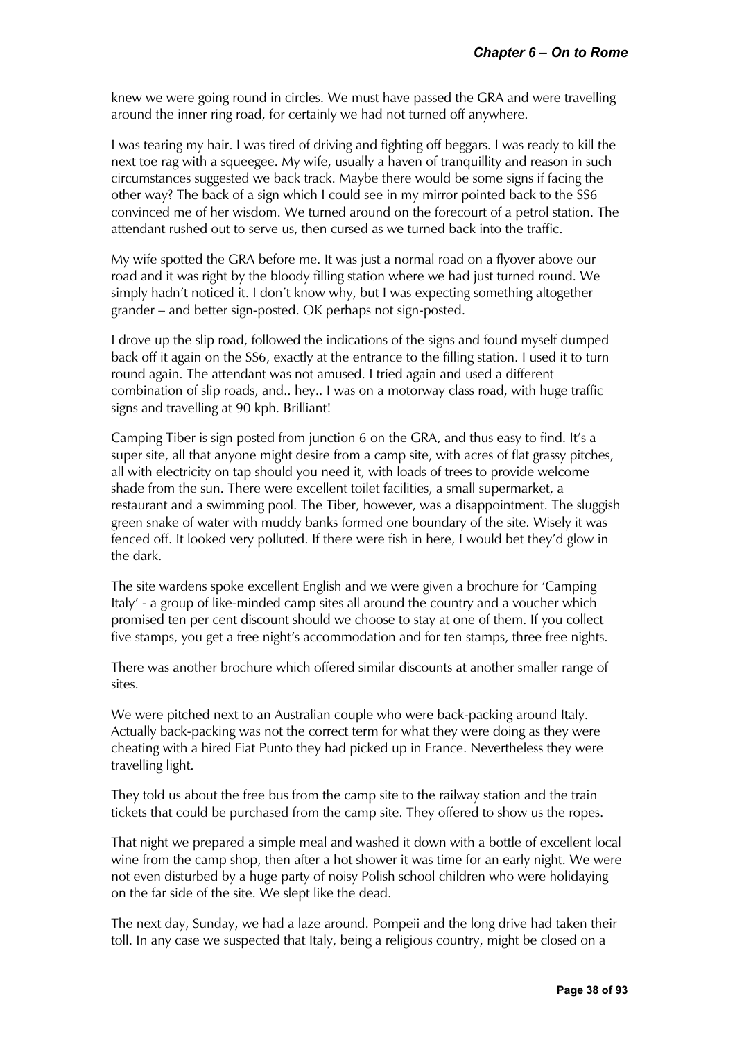knew we were going round in circles. We must have passed the GRA and were travelling around the inner ring road, for certainly we had not turned off anywhere.

I was tearing my hair. I was tired of driving and fighting off beggars. I was ready to kill the next toe rag with a squeegee. My wife, usually a haven of tranquillity and reason in such circumstances suggested we back track. Maybe there would be some signs if facing the other way? The back of a sign which I could see in my mirror pointed back to the SS6 convinced me of her wisdom. We turned around on the forecourt of a petrol station. The attendant rushed out to serve us, then cursed as we turned back into the traffic.

My wife spotted the GRA before me. It was just a normal road on a flyover above our road and it was right by the bloody filling station where we had just turned round. We simply hadn't noticed it. I don't know why, but I was expecting something altogether grander – and better sign-posted. OK perhaps not sign-posted.

I drove up the slip road, followed the indications of the signs and found myself dumped back off it again on the SS6, exactly at the entrance to the filling station. I used it to turn round again. The attendant was not amused. I tried again and used a different combination of slip roads, and.. hey.. I was on a motorway class road, with huge traffic signs and travelling at 90 kph. Brilliant!

Camping Tiber is sign posted from junction 6 on the GRA, and thus easy to find. It's a super site, all that anyone might desire from a camp site, with acres of flat grassy pitches, all with electricity on tap should you need it, with loads of trees to provide welcome shade from the sun. There were excellent toilet facilities, a small supermarket, a restaurant and a swimming pool. The Tiber, however, was a disappointment. The sluggish green snake of water with muddy banks formed one boundary of the site. Wisely it was fenced off. It looked very polluted. If there were fish in here, I would bet they'd glow in the dark.

The site wardens spoke excellent English and we were given a brochure for 'Camping Italy' - a group of like-minded camp sites all around the country and a voucher which promised ten per cent discount should we choose to stay at one of them. If you collect five stamps, you get a free night's accommodation and for ten stamps, three free nights.

There was another brochure which offered similar discounts at another smaller range of sites.

We were pitched next to an Australian couple who were back-packing around Italy. Actually back-packing was not the correct term for what they were doing as they were cheating with a hired Fiat Punto they had picked up in France. Nevertheless they were travelling light.

They told us about the free bus from the camp site to the railway station and the train tickets that could be purchased from the camp site. They offered to show us the ropes.

That night we prepared a simple meal and washed it down with a bottle of excellent local wine from the camp shop, then after a hot shower it was time for an early night. We were not even disturbed by a huge party of noisy Polish school children who were holidaying on the far side of the site. We slept like the dead.

The next day, Sunday, we had a laze around. Pompeii and the long drive had taken their toll. In any case we suspected that Italy, being a religious country, might be closed on a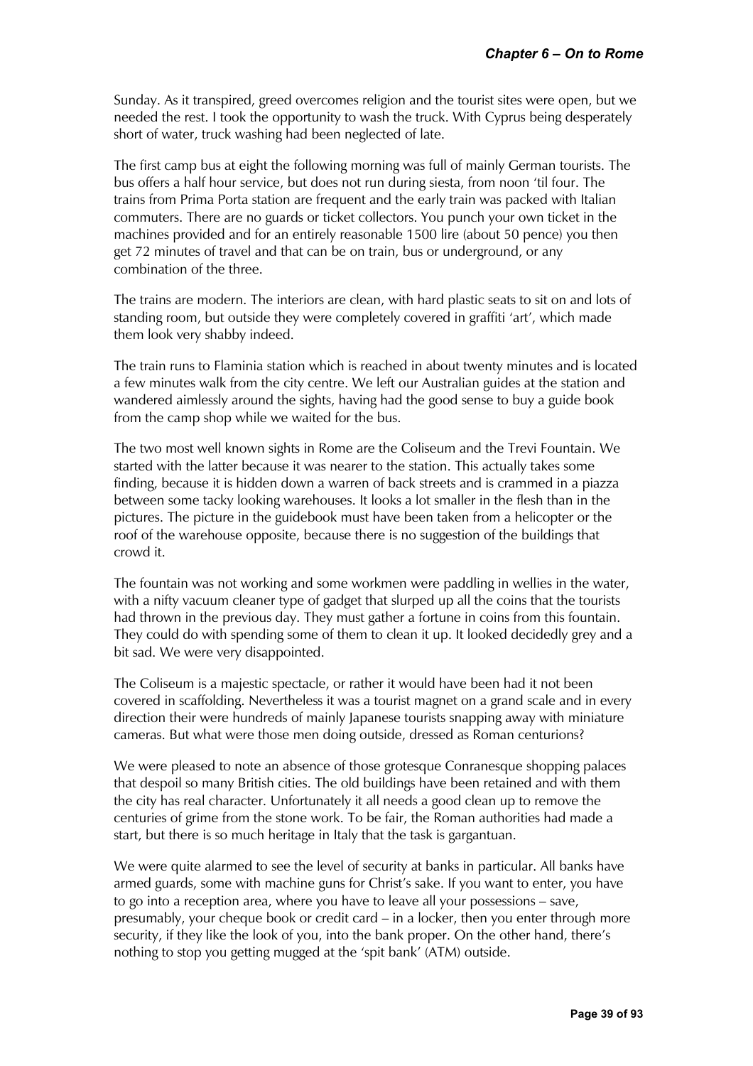Sunday. As it transpired, greed overcomes religion and the tourist sites were open, but we needed the rest. I took the opportunity to wash the truck. With Cyprus being desperately short of water, truck washing had been neglected of late.

The first camp bus at eight the following morning was full of mainly German tourists. The bus offers a half hour service, but does not run during siesta, from noon 'til four. The trains from Prima Porta station are frequent and the early train was packed with Italian commuters. There are no guards or ticket collectors. You punch your own ticket in the machines provided and for an entirely reasonable 1500 lire (about 50 pence) you then get 72 minutes of travel and that can be on train, bus or underground, or any combination of the three.

The trains are modern. The interiors are clean, with hard plastic seats to sit on and lots of standing room, but outside they were completely covered in graffiti 'art', which made them look very shabby indeed.

The train runs to Flaminia station which is reached in about twenty minutes and is located a few minutes walk from the city centre. We left our Australian guides at the station and wandered aimlessly around the sights, having had the good sense to buy a guide book from the camp shop while we waited for the bus.

The two most well known sights in Rome are the Coliseum and the Trevi Fountain. We started with the latter because it was nearer to the station. This actually takes some finding, because it is hidden down a warren of back streets and is crammed in a piazza between some tacky looking warehouses. It looks a lot smaller in the flesh than in the pictures. The picture in the guidebook must have been taken from a helicopter or the roof of the warehouse opposite, because there is no suggestion of the buildings that crowd it.

The fountain was not working and some workmen were paddling in wellies in the water, with a nifty vacuum cleaner type of gadget that slurped up all the coins that the tourists had thrown in the previous day. They must gather a fortune in coins from this fountain. They could do with spending some of them to clean it up. It looked decidedly grey and a bit sad. We were very disappointed.

The Coliseum is a majestic spectacle, or rather it would have been had it not been covered in scaffolding. Nevertheless it was a tourist magnet on a grand scale and in every direction their were hundreds of mainly Japanese tourists snapping away with miniature cameras. But what were those men doing outside, dressed as Roman centurions?

We were pleased to note an absence of those grotesque Conranesque shopping palaces that despoil so many British cities. The old buildings have been retained and with them the city has real character. Unfortunately it all needs a good clean up to remove the centuries of grime from the stone work. To be fair, the Roman authorities had made a start, but there is so much heritage in Italy that the task is gargantuan.

We were quite alarmed to see the level of security at banks in particular. All banks have armed guards, some with machine guns for Christ's sake. If you want to enter, you have to go into a reception area, where you have to leave all your possessions – save, presumably, your cheque book or credit card – in a locker, then you enter through more security, if they like the look of you, into the bank proper. On the other hand, there's nothing to stop you getting mugged at the 'spit bank' (ATM) outside.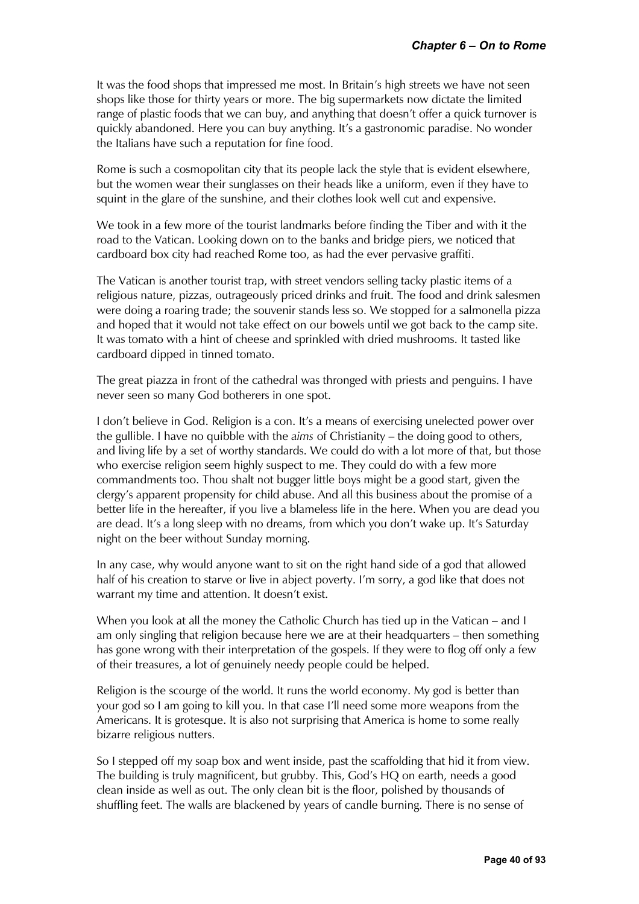It was the food shops that impressed me most. In Britain's high streets we have not seen shops like those for thirty years or more. The big supermarkets now dictate the limited range of plastic foods that we can buy, and anything that doesn't offer a quick turnover is quickly abandoned. Here you can buy anything. It's a gastronomic paradise. No wonder the Italians have such a reputation for fine food.

Rome is such a cosmopolitan city that its people lack the style that is evident elsewhere, but the women wear their sunglasses on their heads like a uniform, even if they have to squint in the glare of the sunshine, and their clothes look well cut and expensive.

We took in a few more of the tourist landmarks before finding the Tiber and with it the road to the Vatican. Looking down on to the banks and bridge piers, we noticed that cardboard box city had reached Rome too, as had the ever pervasive graffiti.

The Vatican is another tourist trap, with street vendors selling tacky plastic items of a religious nature, pizzas, outrageously priced drinks and fruit. The food and drink salesmen were doing a roaring trade; the souvenir stands less so. We stopped for a salmonella pizza and hoped that it would not take effect on our bowels until we got back to the camp site. It was tomato with a hint of cheese and sprinkled with dried mushrooms. It tasted like cardboard dipped in tinned tomato.

The great piazza in front of the cathedral was thronged with priests and penguins. I have never seen so many God botherers in one spot.

I don't believe in God. Religion is a con. It's a means of exercising unelected power over the gullible. I have no quibble with the *aims* of Christianity – the doing good to others, and living life by a set of worthy standards. We could do with a lot more of that, but those who exercise religion seem highly suspect to me. They could do with a few more commandments too. Thou shalt not bugger little boys might be a good start, given the clergy's apparent propensity for child abuse. And all this business about the promise of a better life in the hereafter, if you live a blameless life in the here. When you are dead you are dead. It's a long sleep with no dreams, from which you don't wake up. It's Saturday night on the beer without Sunday morning.

In any case, why would anyone want to sit on the right hand side of a god that allowed half of his creation to starve or live in abject poverty. I'm sorry, a god like that does not warrant my time and attention. It doesn't exist.

When you look at all the money the Catholic Church has tied up in the Vatican – and I am only singling that religion because here we are at their headquarters – then something has gone wrong with their interpretation of the gospels. If they were to flog off only a few of their treasures, a lot of genuinely needy people could be helped.

Religion is the scourge of the world. It runs the world economy. My god is better than your god so I am going to kill you. In that case I'll need some more weapons from the Americans. It is grotesque. It is also not surprising that America is home to some really bizarre religious nutters.

So I stepped off my soap box and went inside, past the scaffolding that hid it from view. The building is truly magnificent, but grubby. This, God's HQ on earth, needs a good clean inside as well as out. The only clean bit is the floor, polished by thousands of shuffling feet. The walls are blackened by years of candle burning. There is no sense of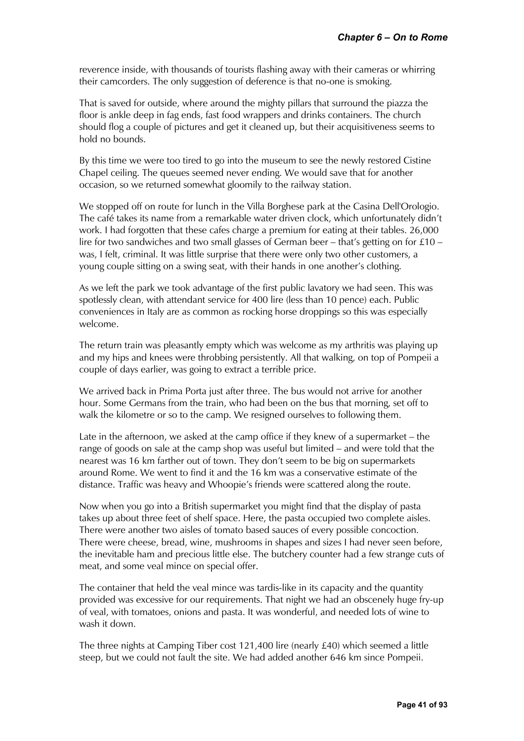reverence inside, with thousands of tourists flashing away with their cameras or whirring their camcorders. The only suggestion of deference is that no-one is smoking.

That is saved for outside, where around the mighty pillars that surround the piazza the floor is ankle deep in fag ends, fast food wrappers and drinks containers. The church should flog a couple of pictures and get it cleaned up, but their acquisitiveness seems to hold no bounds.

By this time we were too tired to go into the museum to see the newly restored Cistine Chapel ceiling. The queues seemed never ending. We would save that for another occasion, so we returned somewhat gloomily to the railway station.

We stopped off on route for lunch in the Villa Borghese park at the Casina Dell'Orologio. The café takes its name from a remarkable water driven clock, which unfortunately didn't work. I had forgotten that these cafes charge a premium for eating at their tables. 26,000 lire for two sandwiches and two small glasses of German beer – that's getting on for £10 – was, I felt, criminal. It was little surprise that there were only two other customers, a young couple sitting on a swing seat, with their hands in one another's clothing.

As we left the park we took advantage of the first public lavatory we had seen. This was spotlessly clean, with attendant service for 400 lire (less than 10 pence) each. Public conveniences in Italy are as common as rocking horse droppings so this was especially welcome.

The return train was pleasantly empty which was welcome as my arthritis was playing up and my hips and knees were throbbing persistently. All that walking, on top of Pompeii a couple of days earlier, was going to extract a terrible price.

We arrived back in Prima Porta just after three. The bus would not arrive for another hour. Some Germans from the train, who had been on the bus that morning, set off to walk the kilometre or so to the camp. We resigned ourselves to following them.

Late in the afternoon, we asked at the camp office if they knew of a supermarket – the range of goods on sale at the camp shop was useful but limited – and were told that the nearest was 16 km farther out of town. They don't seem to be big on supermarkets around Rome. We went to find it and the 16 km was a conservative estimate of the distance. Traffic was heavy and Whoopie's friends were scattered along the route.

Now when you go into a British supermarket you might find that the display of pasta takes up about three feet of shelf space. Here, the pasta occupied two complete aisles. There were another two aisles of tomato based sauces of every possible concoction. There were cheese, bread, wine, mushrooms in shapes and sizes I had never seen before, the inevitable ham and precious little else. The butchery counter had a few strange cuts of meat, and some veal mince on special offer.

The container that held the veal mince was tardis-like in its capacity and the quantity provided was excessive for our requirements. That night we had an obscenely huge fry-up of veal, with tomatoes, onions and pasta. It was wonderful, and needed lots of wine to wash it down.

The three nights at Camping Tiber cost 121,400 lire (nearly £40) which seemed a little steep, but we could not fault the site. We had added another 646 km since Pompeii.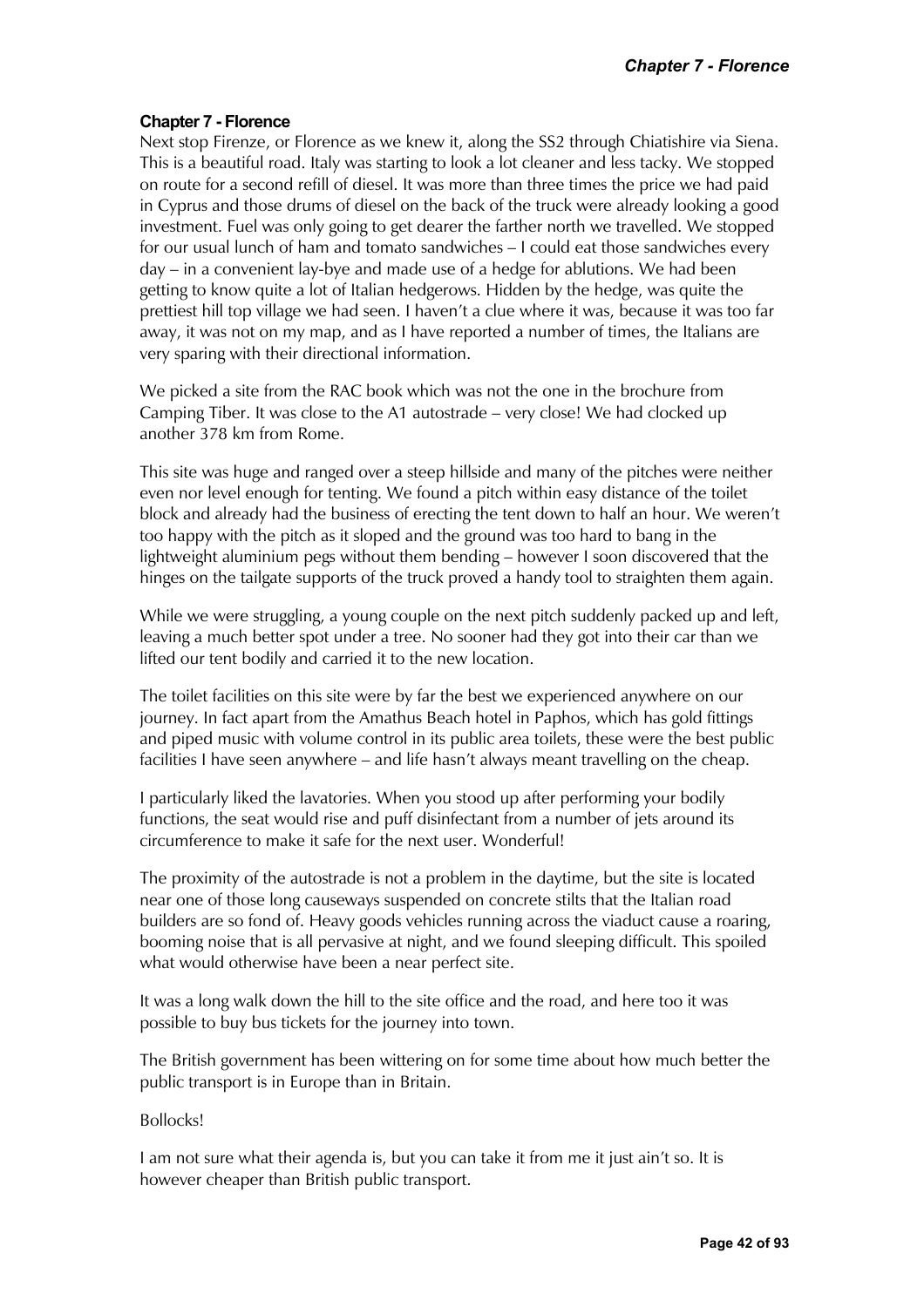## Chapter 7 - Florence

Next stop Firenze, or Florence as we knew it, along the SS2 through Chiatishire via Siena. This is a beautiful road. Italy was starting to look a lot cleaner and less tacky. We stopped on route for a second refill of diesel. It was more than three times the price we had paid in Cyprus and those drums of diesel on the back of the truck were already looking a good investment. Fuel was only going to get dearer the farther north we travelled. We stopped for our usual lunch of ham and tomato sandwiches – I could eat those sandwiches every day – in a convenient lay-bye and made use of a hedge for ablutions. We had been getting to know quite a lot of Italian hedgerows. Hidden by the hedge, was quite the prettiest hill top village we had seen. I haven't a clue where it was, because it was too far away, it was not on my map, and as I have reported a number of times, the Italians are very sparing with their directional information.

We picked a site from the RAC book which was not the one in the brochure from Camping Tiber. It was close to the A1 autostrade – very close! We had clocked up another 378 km from Rome.

This site was huge and ranged over a steep hillside and many of the pitches were neither even nor level enough for tenting. We found a pitch within easy distance of the toilet block and already had the business of erecting the tent down to half an hour. We weren't too happy with the pitch as it sloped and the ground was too hard to bang in the lightweight aluminium pegs without them bending – however I soon discovered that the hinges on the tailgate supports of the truck proved a handy tool to straighten them again.

While we were struggling, a young couple on the next pitch suddenly packed up and left, leaving a much better spot under a tree. No sooner had they got into their car than we lifted our tent bodily and carried it to the new location.

The toilet facilities on this site were by far the best we experienced anywhere on our journey. In fact apart from the Amathus Beach hotel in Paphos, which has gold fittings and piped music with volume control in its public area toilets, these were the best public facilities I have seen anywhere – and life hasn't always meant travelling on the cheap.

I particularly liked the lavatories. When you stood up after performing your bodily functions, the seat would rise and puff disinfectant from a number of jets around its circumference to make it safe for the next user. Wonderful!

The proximity of the autostrade is not a problem in the daytime, but the site is located near one of those long causeways suspended on concrete stilts that the Italian road builders are so fond of. Heavy goods vehicles running across the viaduct cause a roaring, booming noise that is all pervasive at night, and we found sleeping difficult. This spoiled what would otherwise have been a near perfect site.

It was a long walk down the hill to the site office and the road, and here too it was possible to buy bus tickets for the journey into town.

The British government has been wittering on for some time about how much better the public transport is in Europe than in Britain.

Bollocks!

I am not sure what their agenda is, but you can take it from me it just ain't so. It is however cheaper than British public transport.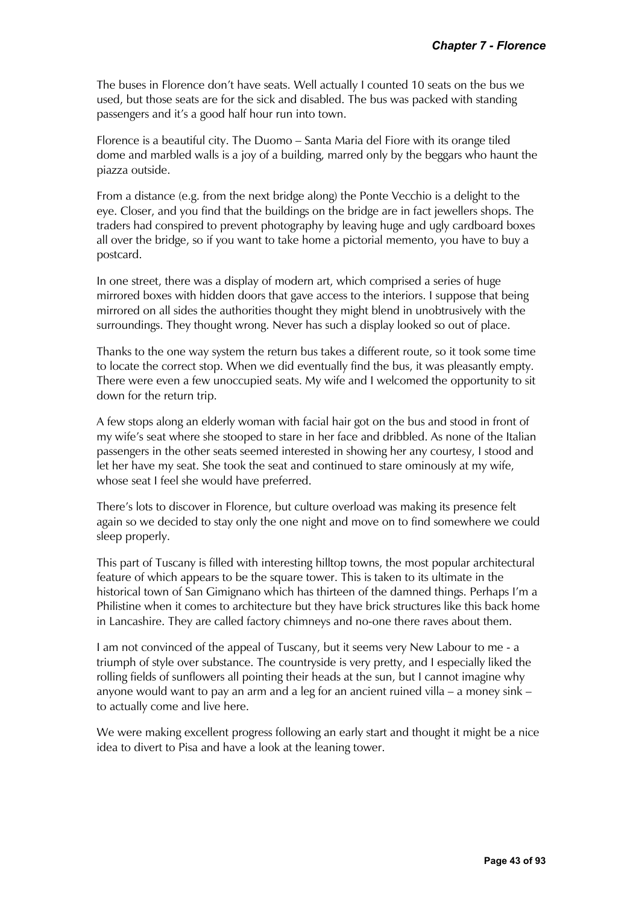The buses in Florence don't have seats. Well actually I counted 10 seats on the bus we used, but those seats are for the sick and disabled. The bus was packed with standing passengers and it's a good half hour run into town.

Florence is a beautiful city. The Duomo – Santa Maria del Fiore with its orange tiled dome and marbled walls is a joy of a building, marred only by the beggars who haunt the piazza outside.

From a distance (e.g. from the next bridge along) the Ponte Vecchio is a delight to the eye. Closer, and you find that the buildings on the bridge are in fact jewellers shops. The traders had conspired to prevent photography by leaving huge and ugly cardboard boxes all over the bridge, so if you want to take home a pictorial memento, you have to buy a postcard.

In one street, there was a display of modern art, which comprised a series of huge mirrored boxes with hidden doors that gave access to the interiors. I suppose that being mirrored on all sides the authorities thought they might blend in unobtrusively with the surroundings. They thought wrong. Never has such a display looked so out of place.

Thanks to the one way system the return bus takes a different route, so it took some time to locate the correct stop. When we did eventually find the bus, it was pleasantly empty. There were even a few unoccupied seats. My wife and I welcomed the opportunity to sit down for the return trip.

A few stops along an elderly woman with facial hair got on the bus and stood in front of my wife's seat where she stooped to stare in her face and dribbled. As none of the Italian passengers in the other seats seemed interested in showing her any courtesy, I stood and let her have my seat. She took the seat and continued to stare ominously at my wife, whose seat I feel she would have preferred.

There's lots to discover in Florence, but culture overload was making its presence felt again so we decided to stay only the one night and move on to find somewhere we could sleep properly.

This part of Tuscany is filled with interesting hilltop towns, the most popular architectural feature of which appears to be the square tower. This is taken to its ultimate in the historical town of San Gimignano which has thirteen of the damned things. Perhaps I'm a Philistine when it comes to architecture but they have brick structures like this back home in Lancashire. They are called factory chimneys and no-one there raves about them.

I am not convinced of the appeal of Tuscany, but it seems very New Labour to me - a triumph of style over substance. The countryside is very pretty, and I especially liked the rolling fields of sunflowers all pointing their heads at the sun, but I cannot imagine why anyone would want to pay an arm and a leg for an ancient ruined villa – a money sink – to actually come and live here.

We were making excellent progress following an early start and thought it might be a nice idea to divert to Pisa and have a look at the leaning tower.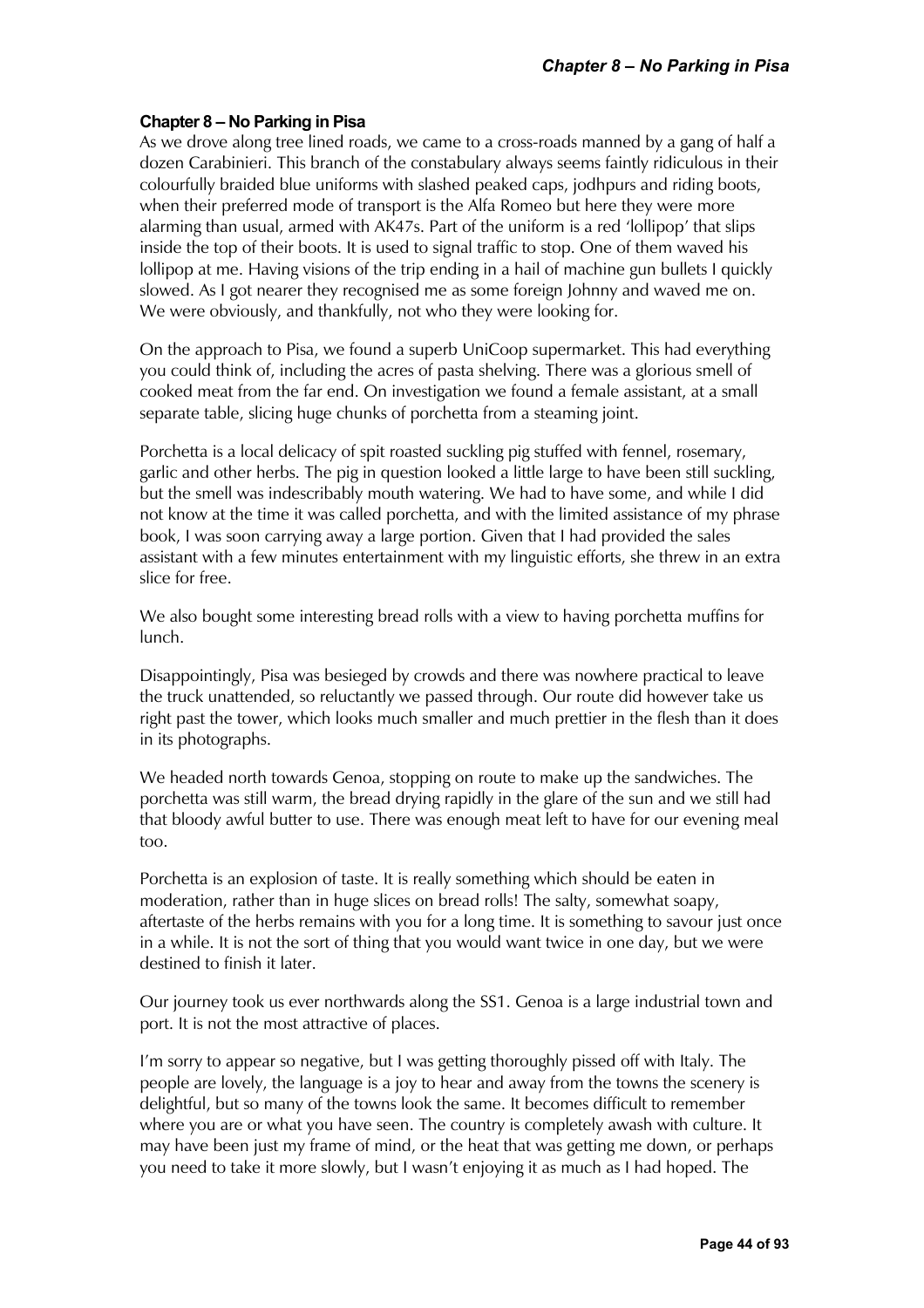## Chapter 8 – No Parking in Pisa

As we drove along tree lined roads, we came to a cross-roads manned by a gang of half a dozen Carabinieri. This branch of the constabulary always seems faintly ridiculous in their colourfully braided blue uniforms with slashed peaked caps, jodhpurs and riding boots, when their preferred mode of transport is the Alfa Romeo but here they were more alarming than usual, armed with AK47s. Part of the uniform is a red 'lollipop' that slips inside the top of their boots. It is used to signal traffic to stop. One of them waved his lollipop at me. Having visions of the trip ending in a hail of machine gun bullets I quickly slowed. As I got nearer they recognised me as some foreign Johnny and waved me on. We were obviously, and thankfully, not who they were looking for.

On the approach to Pisa, we found a superb UniCoop supermarket. This had everything you could think of, including the acres of pasta shelving. There was a glorious smell of cooked meat from the far end. On investigation we found a female assistant, at a small separate table, slicing huge chunks of porchetta from a steaming joint.

Porchetta is a local delicacy of spit roasted suckling pig stuffed with fennel, rosemary, garlic and other herbs. The pig in question looked a little large to have been still suckling, but the smell was indescribably mouth watering. We had to have some, and while I did not know at the time it was called porchetta, and with the limited assistance of my phrase book, I was soon carrying away a large portion. Given that I had provided the sales assistant with a few minutes entertainment with my linguistic efforts, she threw in an extra slice for free.

We also bought some interesting bread rolls with a view to having porchetta muffins for lunch.

Disappointingly, Pisa was besieged by crowds and there was nowhere practical to leave the truck unattended, so reluctantly we passed through. Our route did however take us right past the tower, which looks much smaller and much prettier in the flesh than it does in its photographs.

We headed north towards Genoa, stopping on route to make up the sandwiches. The porchetta was still warm, the bread drying rapidly in the glare of the sun and we still had that bloody awful butter to use. There was enough meat left to have for our evening meal too.

Porchetta is an explosion of taste. It is really something which should be eaten in moderation, rather than in huge slices on bread rolls! The salty, somewhat soapy, aftertaste of the herbs remains with you for a long time. It is something to savour just once in a while. It is not the sort of thing that you would want twice in one day, but we were destined to finish it later.

Our journey took us ever northwards along the SS1. Genoa is a large industrial town and port. It is not the most attractive of places.

I'm sorry to appear so negative, but I was getting thoroughly pissed off with Italy. The people are lovely, the language is a joy to hear and away from the towns the scenery is delightful, but so many of the towns look the same. It becomes difficult to remember where you are or what you have seen. The country is completely awash with culture. It may have been just my frame of mind, or the heat that was getting me down, or perhaps you need to take it more slowly, but I wasn't enjoying it as much as I had hoped. The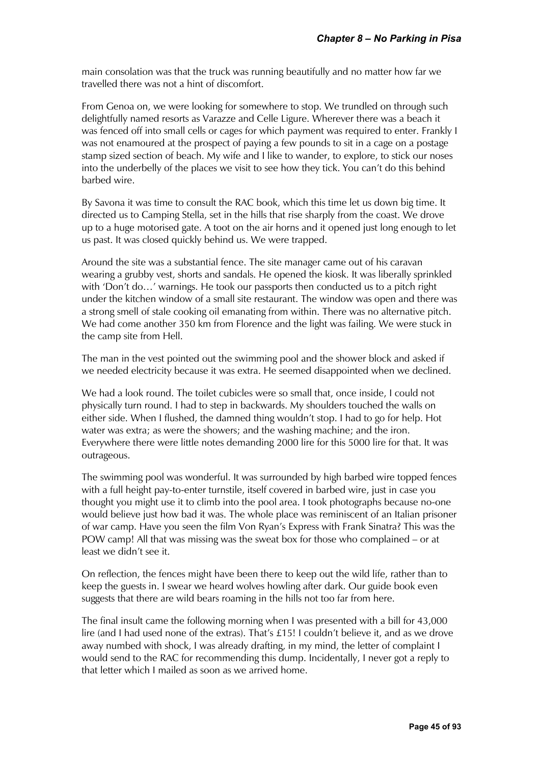main consolation was that the truck was running beautifully and no matter how far we travelled there was not a hint of discomfort.

From Genoa on, we were looking for somewhere to stop. We trundled on through such delightfully named resorts as Varazze and Celle Ligure. Wherever there was a beach it was fenced off into small cells or cages for which payment was required to enter. Frankly I was not enamoured at the prospect of paying a few pounds to sit in a cage on a postage stamp sized section of beach. My wife and I like to wander, to explore, to stick our noses into the underbelly of the places we visit to see how they tick. You can't do this behind barbed wire.

By Savona it was time to consult the RAC book, which this time let us down big time. It directed us to Camping Stella, set in the hills that rise sharply from the coast. We drove up to a huge motorised gate. A toot on the air horns and it opened just long enough to let us past. It was closed quickly behind us. We were trapped.

Around the site was a substantial fence. The site manager came out of his caravan wearing a grubby vest, shorts and sandals. He opened the kiosk. It was liberally sprinkled with 'Don't do…' warnings. He took our passports then conducted us to a pitch right under the kitchen window of a small site restaurant. The window was open and there was a strong smell of stale cooking oil emanating from within. There was no alternative pitch. We had come another 350 km from Florence and the light was failing. We were stuck in the camp site from Hell.

The man in the vest pointed out the swimming pool and the shower block and asked if we needed electricity because it was extra. He seemed disappointed when we declined.

We had a look round. The toilet cubicles were so small that, once inside, I could not physically turn round. I had to step in backwards. My shoulders touched the walls on either side. When I flushed, the damned thing wouldn't stop. I had to go for help. Hot water was extra; as were the showers; and the washing machine; and the iron. Everywhere there were little notes demanding 2000 lire for this 5000 lire for that. It was outrageous.

The swimming pool was wonderful. It was surrounded by high barbed wire topped fences with a full height pay-to-enter turnstile, itself covered in barbed wire, just in case you thought you might use it to climb into the pool area. I took photographs because no-one would believe just how bad it was. The whole place was reminiscent of an Italian prisoner of war camp. Have you seen the film Von Ryan's Express with Frank Sinatra? This was the POW camp! All that was missing was the sweat box for those who complained – or at least we didn't see it.

On reflection, the fences might have been there to keep out the wild life, rather than to keep the guests in. I swear we heard wolves howling after dark. Our guide book even suggests that there are wild bears roaming in the hills not too far from here.

The final insult came the following morning when I was presented with a bill for 43,000 lire (and I had used none of the extras). That's £15! I couldn't believe it, and as we drove away numbed with shock, I was already drafting, in my mind, the letter of complaint I would send to the RAC for recommending this dump. Incidentally, I never got a reply to that letter which I mailed as soon as we arrived home.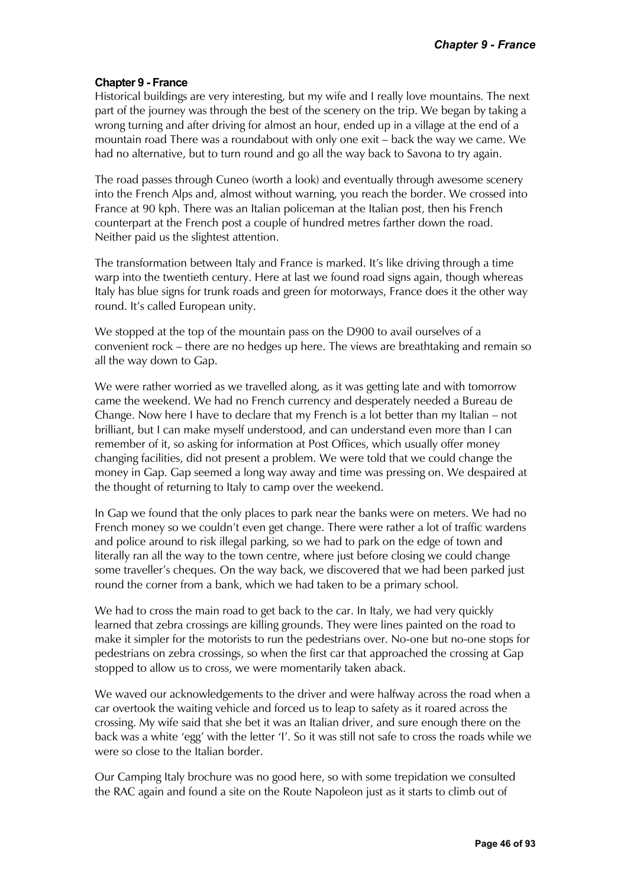## Chapter 9 - France

Historical buildings are very interesting, but my wife and I really love mountains. The next part of the journey was through the best of the scenery on the trip. We began by taking a wrong turning and after driving for almost an hour, ended up in a village at the end of a mountain road There was a roundabout with only one exit – back the way we came. We had no alternative, but to turn round and go all the way back to Savona to try again.

The road passes through Cuneo (worth a look) and eventually through awesome scenery into the French Alps and, almost without warning, you reach the border. We crossed into France at 90 kph. There was an Italian policeman at the Italian post, then his French counterpart at the French post a couple of hundred metres farther down the road. Neither paid us the slightest attention.

The transformation between Italy and France is marked. It's like driving through a time warp into the twentieth century. Here at last we found road signs again, though whereas Italy has blue signs for trunk roads and green for motorways, France does it the other way round. It's called European unity.

We stopped at the top of the mountain pass on the D900 to avail ourselves of a convenient rock – there are no hedges up here. The views are breathtaking and remain so all the way down to Gap.

We were rather worried as we travelled along, as it was getting late and with tomorrow came the weekend. We had no French currency and desperately needed a Bureau de Change. Now here I have to declare that my French is a lot better than my Italian – not brilliant, but I can make myself understood, and can understand even more than I can remember of it, so asking for information at Post Offices, which usually offer money changing facilities, did not present a problem. We were told that we could change the money in Gap. Gap seemed a long way away and time was pressing on. We despaired at the thought of returning to Italy to camp over the weekend.

In Gap we found that the only places to park near the banks were on meters. We had no French money so we couldn't even get change. There were rather a lot of traffic wardens and police around to risk illegal parking, so we had to park on the edge of town and literally ran all the way to the town centre, where just before closing we could change some traveller's cheques. On the way back, we discovered that we had been parked just round the corner from a bank, which we had taken to be a primary school.

We had to cross the main road to get back to the car. In Italy, we had very quickly learned that zebra crossings are killing grounds. They were lines painted on the road to make it simpler for the motorists to run the pedestrians over. No-one but no-one stops for pedestrians on zebra crossings, so when the first car that approached the crossing at Gap stopped to allow us to cross, we were momentarily taken aback.

We waved our acknowledgements to the driver and were halfway across the road when a car overtook the waiting vehicle and forced us to leap to safety as it roared across the crossing. My wife said that she bet it was an Italian driver, and sure enough there on the back was a white 'egg' with the letter 'I'. So it was still not safe to cross the roads while we were so close to the Italian border.

Our Camping Italy brochure was no good here, so with some trepidation we consulted the RAC again and found a site on the Route Napoleon just as it starts to climb out of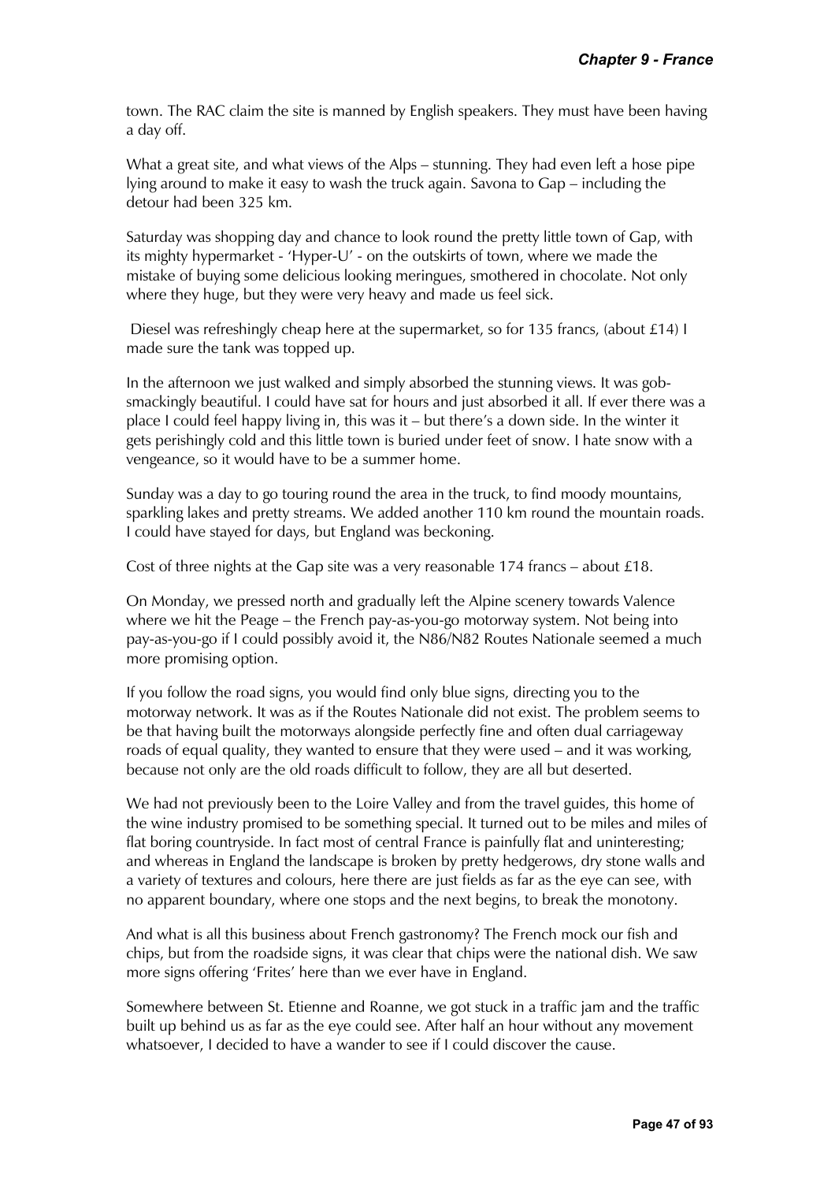town. The RAC claim the site is manned by English speakers. They must have been having a day off.

What a great site, and what views of the Alps – stunning. They had even left a hose pipe lying around to make it easy to wash the truck again. Savona to Gap – including the detour had been 325 km.

Saturday was shopping day and chance to look round the pretty little town of Gap, with its mighty hypermarket - 'Hyper-U' - on the outskirts of town, where we made the mistake of buying some delicious looking meringues, smothered in chocolate. Not only where they huge, but they were very heavy and made us feel sick.

Diesel was refreshingly cheap here at the supermarket, so for 135 francs, (about £14) I made sure the tank was topped up.

In the afternoon we just walked and simply absorbed the stunning views. It was gob-smackingly beautiful. I could have sat for hours and just absorbed it all. If ever there was a place I could feel happy living in, this was it – but there's a down side. In the winter it gets perishingly cold and this little town is buried under feet of snow. I hate snow with a vengeance, so it would have to be a summer home.

Sunday was a day to go touring round the area in the truck, to find moody mountains, sparkling lakes and pretty streams. We added another 110 km round the mountain roads. I could have stayed for days, but England was beckoning.

Cost of three nights at the Gap site was a very reasonable 174 francs – about £18.

On Monday, we pressed north and gradually left the Alpine scenery towards Valence where we hit the Peage – the French pay-as-you-go motorway system. Not being into pay-as-you-go if I could possibly avoid it, the N86/N82 Routes Nationale seemed a much more promising option.

If you follow the road signs, you would find only blue signs, directing you to the motorway network. It was as if the Routes Nationale did not exist. The problem seems to be that having built the motorways alongside perfectly fine and often dual carriageway roads of equal quality, they wanted to ensure that they were used – and it was working, because not only are the old roads difficult to follow, they are all but deserted.

We had not previously been to the Loire Valley and from the travel guides, this home of the wine industry promised to be something special. It turned out to be miles and miles of flat boring countryside. In fact most of central France is painfully flat and uninteresting; and whereas in England the landscape is broken by pretty hedgerows, dry stone walls and a variety of textures and colours, here there are just fields as far as the eye can see, with no apparent boundary, where one stops and the next begins, to break the monotony.

And what is all this business about French gastronomy? The French mock our fish and chips, but from the roadside signs, it was clear that chips were the national dish. We saw more signs offering 'Frites' here than we ever have in England.

Somewhere between St. Etienne and Roanne, we got stuck in a traffic jam and the traffic built up behind us as far as the eye could see. After half an hour without any movement whatsoever, I decided to have a wander to see if I could discover the cause.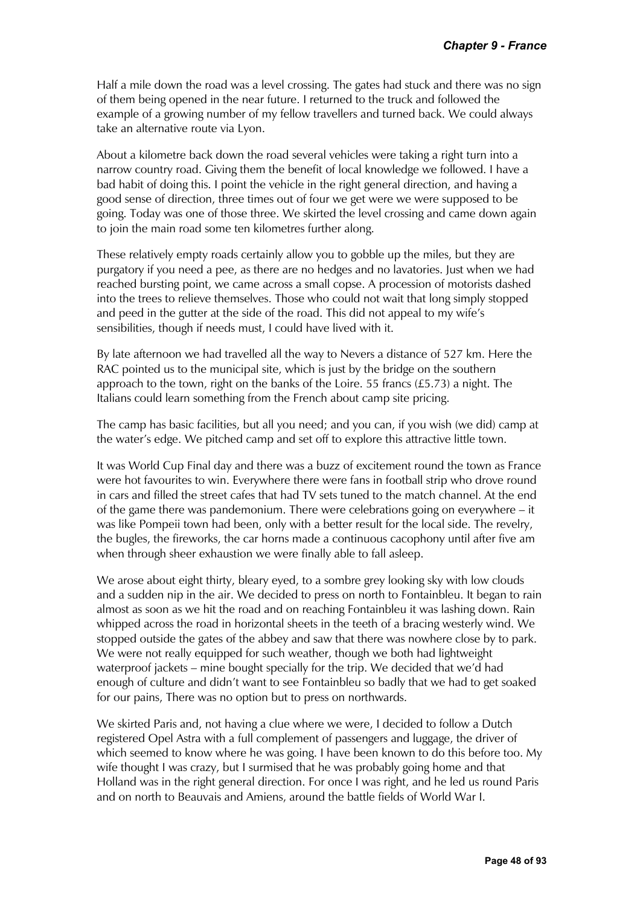Half a mile down the road was a level crossing. The gates had stuck and there was no sign of them being opened in the near future. I returned to the truck and followed the example of a growing number of my fellow travellers and turned back. We could always take an alternative route via Lyon.

About a kilometre back down the road several vehicles were taking a right turn into a narrow country road. Giving them the benefit of local knowledge we followed. I have a bad habit of doing this. I point the vehicle in the right general direction, and having a good sense of direction, three times out of four we get were we were supposed to be going. Today was one of those three. We skirted the level crossing and came down again to join the main road some ten kilometres further along.

These relatively empty roads certainly allow you to gobble up the miles, but they are purgatory if you need a pee, as there are no hedges and no lavatories. Just when we had reached bursting point, we came across a small copse. A procession of motorists dashed into the trees to relieve themselves. Those who could not wait that long simply stopped and peed in the gutter at the side of the road. This did not appeal to my wife's sensibilities, though if needs must, I could have lived with it.

By late afternoon we had travelled all the way to Nevers a distance of 527 km. Here the RAC pointed us to the municipal site, which is just by the bridge on the southern approach to the town, right on the banks of the Loire. 55 francs (£5.73) a night. The Italians could learn something from the French about camp site pricing.

The camp has basic facilities, but all you need; and you can, if you wish (we did) camp at the water's edge. We pitched camp and set off to explore this attractive little town.

It was World Cup Final day and there was a buzz of excitement round the town as France were hot favourites to win. Everywhere there were fans in football strip who drove round in cars and filled the street cafes that had TV sets tuned to the match channel. At the end of the game there was pandemonium. There were celebrations going on everywhere – it was like Pompeii town had been, only with a better result for the local side. The revelry, the bugles, the fireworks, the car horns made a continuous cacophony until after five am when through sheer exhaustion we were finally able to fall asleep.

We arose about eight thirty, bleary eyed, to a sombre grey looking sky with low clouds and a sudden nip in the air. We decided to press on north to Fontainbleu. It began to rain almost as soon as we hit the road and on reaching Fontainbleu it was lashing down. Rain whipped across the road in horizontal sheets in the teeth of a bracing westerly wind. We stopped outside the gates of the abbey and saw that there was nowhere close by to park. We were not really equipped for such weather, though we both had lightweight waterproof jackets – mine bought specially for the trip. We decided that we'd had enough of culture and didn't want to see Fontainbleu so badly that we had to get soaked for our pains, There was no option but to press on northwards.

We skirted Paris and, not having a clue where we were, I decided to follow a Dutch registered Opel Astra with a full complement of passengers and luggage, the driver of which seemed to know where he was going. I have been known to do this before too. My wife thought I was crazy, but I surmised that he was probably going home and that Holland was in the right general direction. For once I was right, and he led us round Paris and on north to Beauvais and Amiens, around the battle fields of World War I.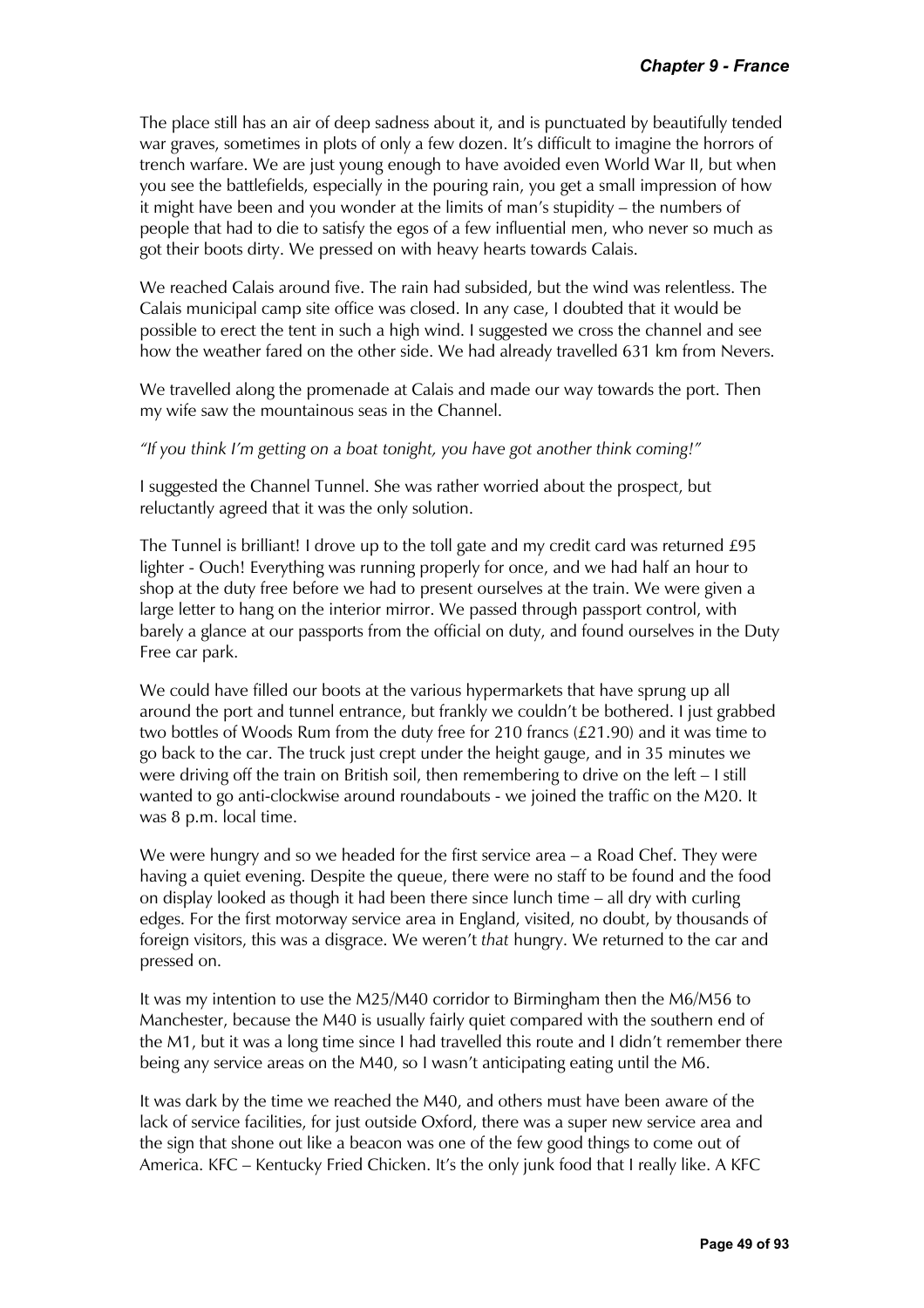The place still has an air of deep sadness about it, and is punctuated by beautifully tended war graves, sometimes in plots of only a few dozen. It's difficult to imagine the horrors of trench warfare. We are just young enough to have avoided even World War II, but when you see the battlefields, especially in the pouring rain, you get a small impression of how it might have been and you wonder at the limits of man's stupidity – the numbers of people that had to die to satisfy the egos of a few influential men, who never so much as got their boots dirty. We pressed on with heavy hearts towards Calais.

We reached Calais around five. The rain had subsided, but the wind was relentless. The Calais municipal camp site office was closed. In any case, I doubted that it would be possible to erect the tent in such a high wind. I suggested we cross the channel and see how the weather fared on the other side. We had already travelled 631 km from Nevers.

We travelled along the promenade at Calais and made our way towards the port. Then my wife saw the mountainous seas in the Channel.

*"If you think I'm getting on a boat tonight, you have got another think coming!"*

I suggested the Channel Tunnel. She was rather worried about the prospect, but reluctantly agreed that it was the only solution.

The Tunnel is brilliant! I drove up to the toll gate and my credit card was returned £95 lighter - Ouch! Everything was running properly for once, and we had half an hour to shop at the duty free before we had to present ourselves at the train. We were given a large letter to hang on the interior mirror. We passed through passport control, with barely a glance at our passports from the official on duty, and found ourselves in the Duty Free car park.

We could have filled our boots at the various hypermarkets that have sprung up all around the port and tunnel entrance, but frankly we couldn't be bothered. I just grabbed two bottles of Woods Rum from the duty free for 210 francs (£21.90) and it was time to go back to the car. The truck just crept under the height gauge, and in 35 minutes we were driving off the train on British soil, then remembering to drive on the left – I still wanted to go anti-clockwise around roundabouts - we joined the traffic on the M20. It was 8 p.m. local time.

We were hungry and so we headed for the first service area – a Road Chef. They were having a quiet evening. Despite the queue, there were no staff to be found and the food on display looked as though it had been there since lunch time – all dry with curling edges. For the first motorway service area in England, visited, no doubt, by thousands of foreign visitors, this was a disgrace. We weren't *that* hungry. We returned to the car and pressed on.

It was my intention to use the M25/M40 corridor to Birmingham then the M6/M56 to Manchester, because the M40 is usually fairly quiet compared with the southern end of the M1, but it was a long time since I had travelled this route and I didn't remember there being any service areas on the M40, so I wasn't anticipating eating until the M6.

It was dark by the time we reached the M40, and others must have been aware of the lack of service facilities, for just outside Oxford, there was a super new service area and the sign that shone out like a beacon was one of the few good things to come out of America. KFC – Kentucky Fried Chicken. It's the only junk food that I really like. A KFC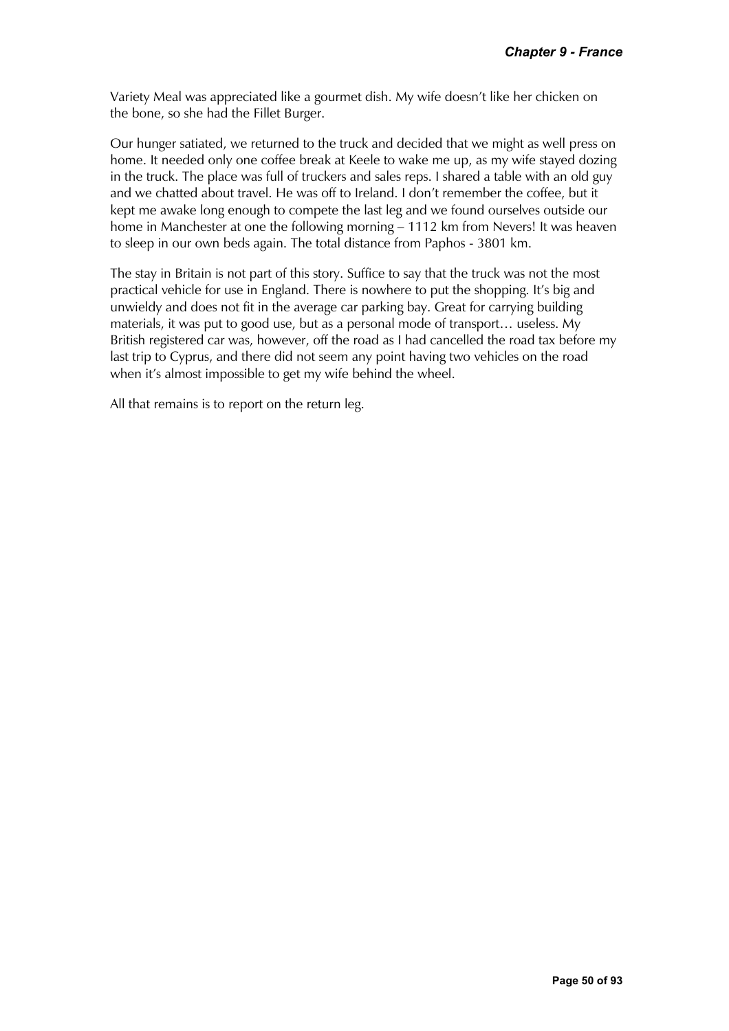Variety Meal was appreciated like a gourmet dish. My wife doesn't like her chicken on the bone, so she had the Fillet Burger.

Our hunger satiated, we returned to the truck and decided that we might as well press on home. It needed only one coffee break at Keele to wake me up, as my wife stayed dozing in the truck. The place was full of truckers and sales reps. I shared a table with an old guy and we chatted about travel. He was off to Ireland. I don't remember the coffee, but it kept me awake long enough to compete the last leg and we found ourselves outside our home in Manchester at one the following morning – 1112 km from Nevers! It was heaven to sleep in our own beds again. The total distance from Paphos - 3801 km.

The stay in Britain is not part of this story. Suffice to say that the truck was not the most practical vehicle for use in England. There is nowhere to put the shopping. It's big and unwieldy and does not fit in the average car parking bay. Great for carrying building materials, it was put to good use, but as a personal mode of transport… useless. My British registered car was, however, off the road as I had cancelled the road tax before my last trip to Cyprus, and there did not seem any point having two vehicles on the road when it's almost impossible to get my wife behind the wheel.

All that remains is to report on the return leg.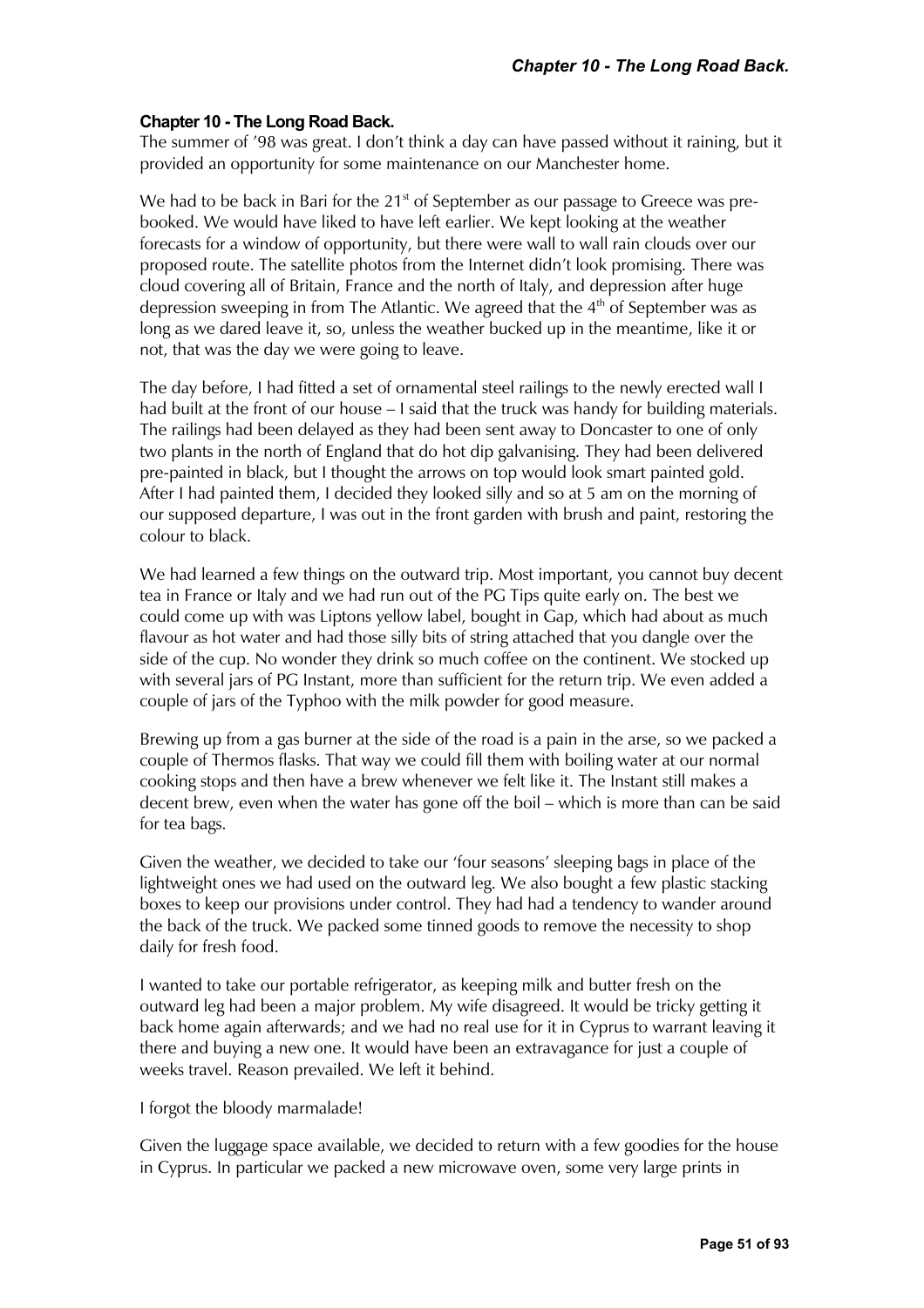## Chapter 10 - The Long Road Back.

The summer of '98 was great. I don't think a day can have passed without it raining, but it provided an opportunity for some maintenance on our Manchester home.

We had to be back in Bari for the 21st of September as our passage to Greece was pre-booked. We would have liked to have left earlier. We kept looking at the weather forecasts for a window of opportunity, but there were wall to wall rain clouds over our proposed route. The satellite photos from the Internet didn't look promising. There was cloud covering all of Britain, France and the north of Italy, and depression after huge depression sweeping in from The Atlantic. We agreed that the 4th of September was as long as we dared leave it, so, unless the weather bucked up in the meantime, like it or not, that was the day we were going to leave.

The day before, I had fitted a set of ornamental steel railings to the newly erected wall I had built at the front of our house – I said that the truck was handy for building materials. The railings had been delayed as they had been sent away to Doncaster to one of only two plants in the north of England that do hot dip galvanising. They had been delivered pre-painted in black, but I thought the arrows on top would look smart painted gold. After I had painted them, I decided they looked silly and so at 5 am on the morning of our supposed departure, I was out in the front garden with brush and paint, restoring the colour to black.

We had learned a few things on the outward trip. Most important, you cannot buy decent tea in France or Italy and we had run out of the PG Tips quite early on. The best we could come up with was Liptons yellow label, bought in Gap, which had about as much flavour as hot water and had those silly bits of string attached that you dangle over the side of the cup. No wonder they drink so much coffee on the continent. We stocked up with several jars of PG Instant, more than sufficient for the return trip. We even added a couple of jars of the Typhoo with the milk powder for good measure.

Brewing up from a gas burner at the side of the road is a pain in the arse, so we packed a couple of Thermos flasks. That way we could fill them with boiling water at our normal cooking stops and then have a brew whenever we felt like it. The Instant still makes a decent brew, even when the water has gone off the boil – which is more than can be said for tea bags.

Given the weather, we decided to take our 'four seasons' sleeping bags in place of the lightweight ones we had used on the outward leg. We also bought a few plastic stacking boxes to keep our provisions under control. They had had a tendency to wander around the back of the truck. We packed some tinned goods to remove the necessity to shop daily for fresh food.

I wanted to take our portable refrigerator, as keeping milk and butter fresh on the outward leg had been a major problem. My wife disagreed. It would be tricky getting it back home again afterwards; and we had no real use for it in Cyprus to warrant leaving it there and buying a new one. It would have been an extravagance for just a couple of weeks travel. Reason prevailed. We left it behind.

I forgot the bloody marmalade!

Given the luggage space available, we decided to return with a few goodies for the house in Cyprus. In particular we packed a new microwave oven, some very large prints in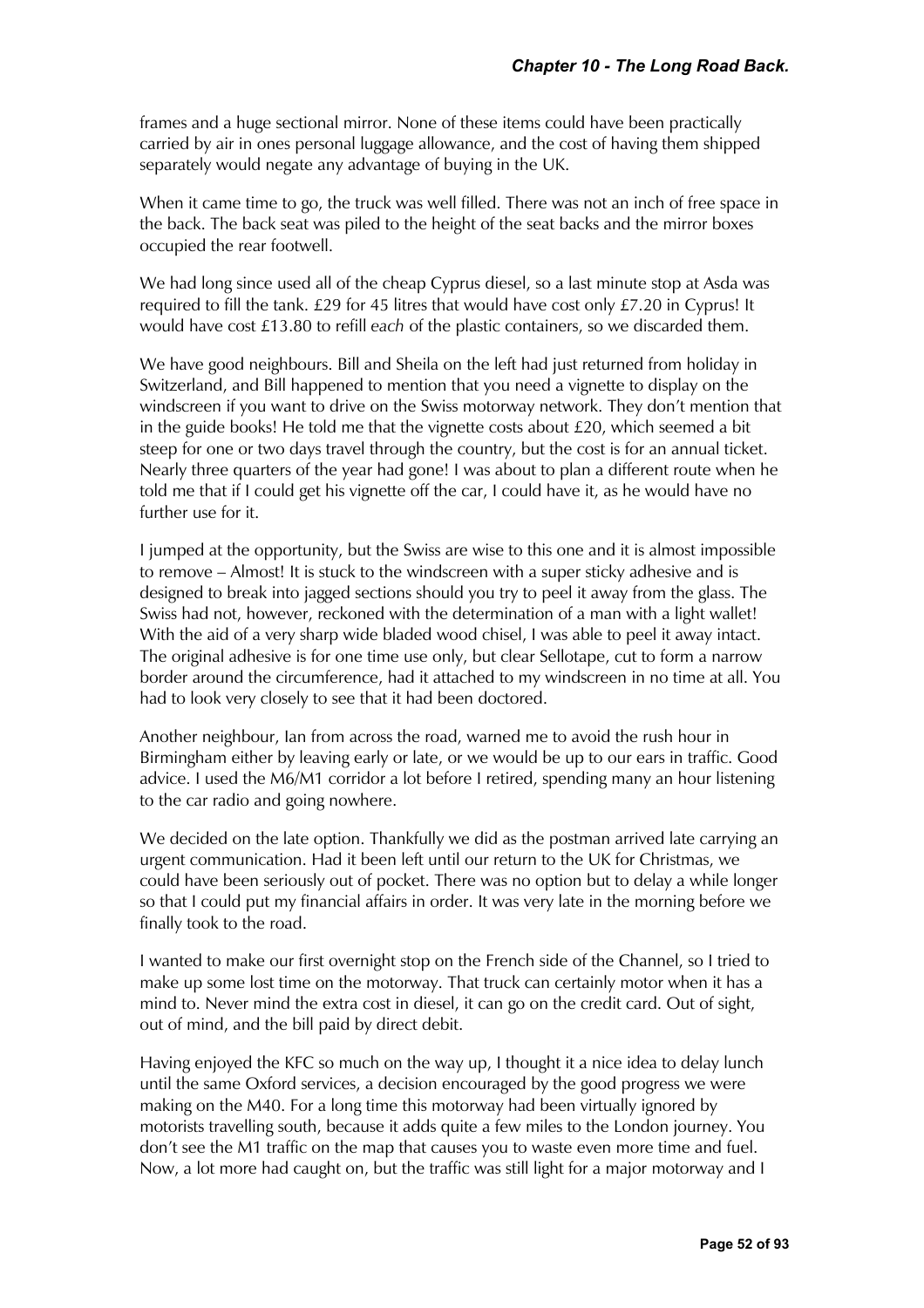frames and a huge sectional mirror. None of these items could have been practically carried by air in ones personal luggage allowance, and the cost of having them shipped separately would negate any advantage of buying in the UK.

When it came time to go, the truck was well filled. There was not an inch of free space in the back. The back seat was piled to the height of the seat backs and the mirror boxes occupied the rear footwell.

We had long since used all of the cheap Cyprus diesel, so a last minute stop at Asda was required to fill the tank. £29 for 45 litres that would have cost only £7.20 in Cyprus! It would have cost £13.80 to refill *each* of the plastic containers, so we discarded them.

We have good neighbours. Bill and Sheila on the left had just returned from holiday in Switzerland, and Bill happened to mention that you need a vignette to display on the windscreen if you want to drive on the Swiss motorway network. They don't mention that in the guide books! He told me that the vignette costs about £20, which seemed a bit steep for one or two days travel through the country, but the cost is for an annual ticket. Nearly three quarters of the year had gone! I was about to plan a different route when he told me that if I could get his vignette off the car, I could have it, as he would have no further use for it.

I jumped at the opportunity, but the Swiss are wise to this one and it is almost impossible to remove – Almost! It is stuck to the windscreen with a super sticky adhesive and is designed to break into jagged sections should you try to peel it away from the glass. The Swiss had not, however, reckoned with the determination of a man with a light wallet! With the aid of a very sharp wide bladed wood chisel, I was able to peel it away intact. The original adhesive is for one time use only, but clear Sellotape, cut to form a narrow border around the circumference, had it attached to my windscreen in no time at all. You had to look very closely to see that it had been doctored.

Another neighbour, Ian from across the road, warned me to avoid the rush hour in Birmingham either by leaving early or late, or we would be up to our ears in traffic. Good advice. I used the M6/M1 corridor a lot before I retired, spending many an hour listening to the car radio and going nowhere.

We decided on the late option. Thankfully we did as the postman arrived late carrying an urgent communication. Had it been left until our return to the UK for Christmas, we could have been seriously out of pocket. There was no option but to delay a while longer so that I could put my financial affairs in order. It was very late in the morning before we finally took to the road.

I wanted to make our first overnight stop on the French side of the Channel, so I tried to make up some lost time on the motorway. That truck can certainly motor when it has a mind to. Never mind the extra cost in diesel, it can go on the credit card. Out of sight, out of mind, and the bill paid by direct debit.

Having enjoyed the KFC so much on the way up, I thought it a nice idea to delay lunch until the same Oxford services, a decision encouraged by the good progress we were making on the M40. For a long time this motorway had been virtually ignored by motorists travelling south, because it adds quite a few miles to the London journey. You don't see the M1 traffic on the map that causes you to waste even more time and fuel. Now, a lot more had caught on, but the traffic was still light for a major motorway and I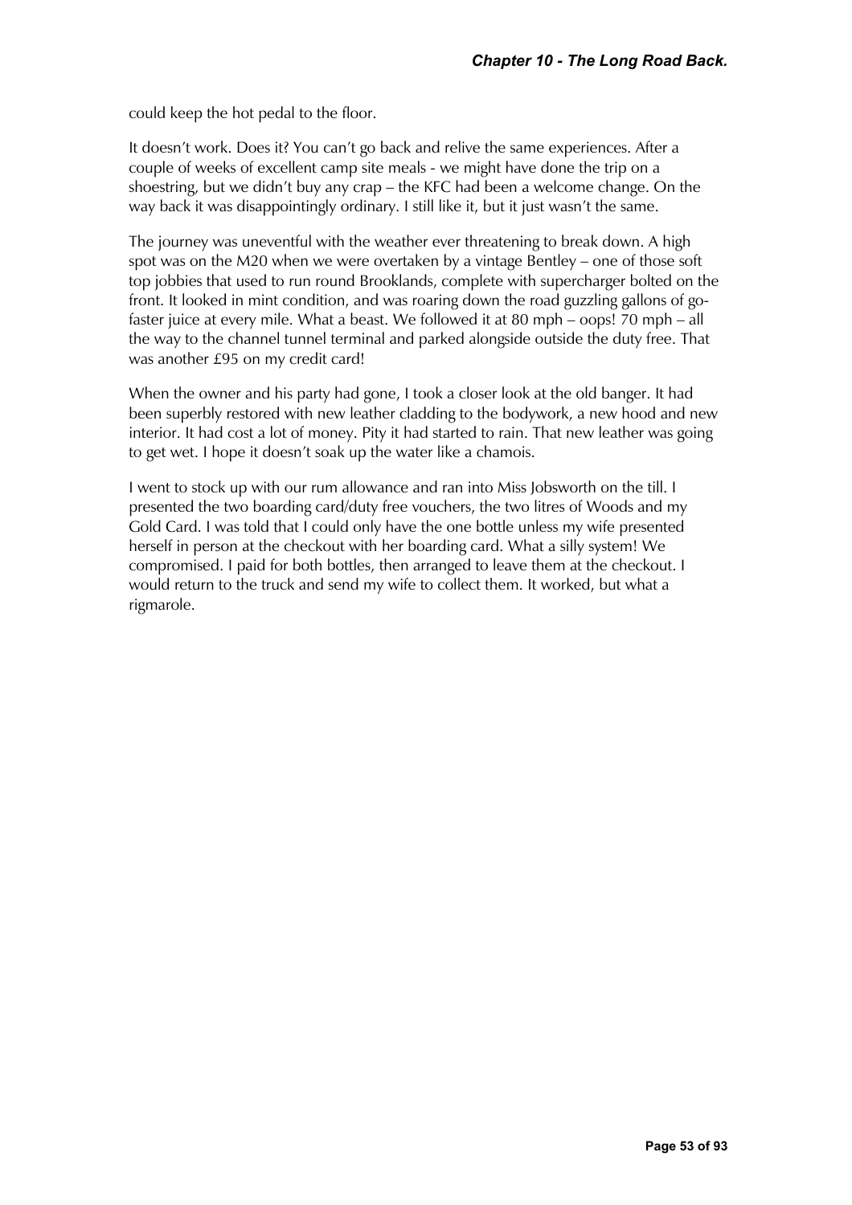could keep the hot pedal to the floor.

It doesn't work. Does it? You can't go back and relive the same experiences. After a couple of weeks of excellent camp site meals - we might have done the trip on a shoestring, but we didn't buy any crap – the KFC had been a welcome change. On the way back it was disappointingly ordinary. I still like it, but it just wasn't the same.

The journey was uneventful with the weather ever threatening to break down. A high spot was on the M20 when we were overtaken by a vintage Bentley – one of those soft top jobbies that used to run round Brooklands, complete with supercharger bolted on the front. It looked in mint condition, and was roaring down the road guzzling gallons of go-faster juice at every mile. What a beast. We followed it at 80 mph – oops! 70 mph – all the way to the channel tunnel terminal and parked alongside outside the duty free. That was another £95 on my credit card!

When the owner and his party had gone, I took a closer look at the old banger. It had been superbly restored with new leather cladding to the bodywork, a new hood and new interior. It had cost a lot of money. Pity it had started to rain. That new leather was going to get wet. I hope it doesn't soak up the water like a chamois.

I went to stock up with our rum allowance and ran into Miss Jobsworth on the till. I presented the two boarding card/duty free vouchers, the two litres of Woods and my Gold Card. I was told that I could only have the one bottle unless my wife presented herself in person at the checkout with her boarding card. What a silly system! We compromised. I paid for both bottles, then arranged to leave them at the checkout. I would return to the truck and send my wife to collect them. It worked, but what a rigmarole.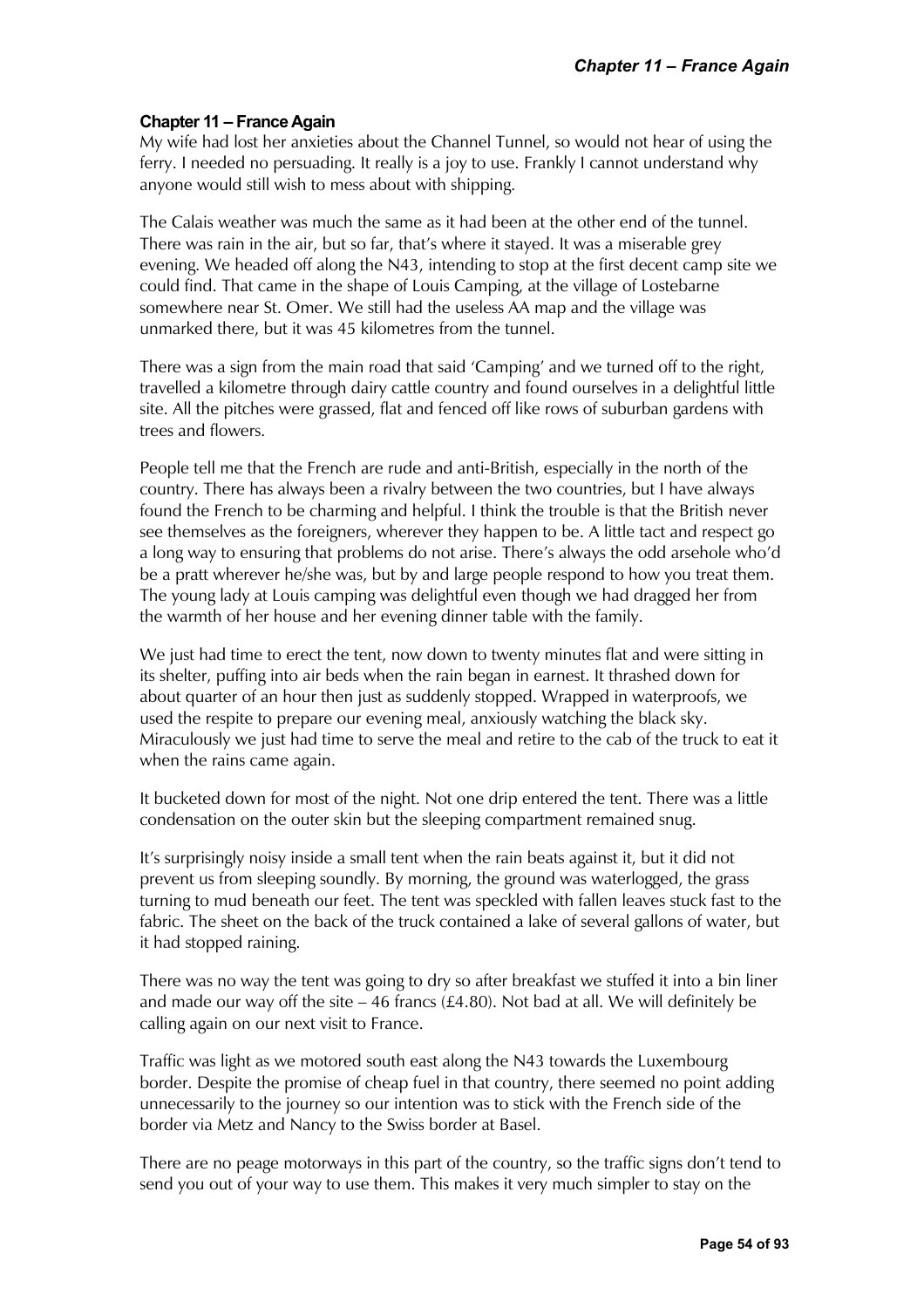### Chapter 11 – France Again

My wife had lost her anxieties about the Channel Tunnel, so would not hear of using the ferry. I needed no persuading. It really is a joy to use. Frankly I cannot understand why anyone would still wish to mess about with shipping.

The Calais weather was much the same as it had been at the other end of the tunnel. There was rain in the air, but so far, that's where it stayed. It was a miserable grey evening. We headed off along the N43, intending to stop at the first decent camp site we could find. That came in the shape of Louis Camping, at the village of Lostebarne somewhere near St. Omer. We still had the useless AA map and the village was unmarked there, but it was 45 kilometres from the tunnel.

There was a sign from the main road that said 'Camping' and we turned off to the right, travelled a kilometre through dairy cattle country and found ourselves in a delightful little site. All the pitches were grassed, flat and fenced off like rows of suburban gardens with trees and flowers.

People tell me that the French are rude and anti-British, especially in the north of the country. There has always been a rivalry between the two countries, but I have always found the French to be charming and helpful. I think the trouble is that the British never see themselves as the foreigners, wherever they happen to be. A little tact and respect go a long way to ensuring that problems do not arise. There's always the odd arsehole who'd be a pratt wherever he/she was, but by and large people respond to how you treat them. The young lady at Louis camping was delightful even though we had dragged her from the warmth of her house and her evening dinner table with the family.

We just had time to erect the tent, now down to twenty minutes flat and were sitting in its shelter, puffing into air beds when the rain began in earnest. It thrashed down for about quarter of an hour then just as suddenly stopped. Wrapped in waterproofs, we used the respite to prepare our evening meal, anxiously watching the black sky. Miraculously we just had time to serve the meal and retire to the cab of the truck to eat it when the rains came again.

It bucketed down for most of the night. Not one drip entered the tent. There was a little condensation on the outer skin but the sleeping compartment remained snug.

It's surprisingly noisy inside a small tent when the rain beats against it, but it did not prevent us from sleeping soundly. By morning, the ground was waterlogged, the grass turning to mud beneath our feet. The tent was speckled with fallen leaves stuck fast to the fabric. The sheet on the back of the truck contained a lake of several gallons of water, but it had stopped raining.

There was no way the tent was going to dry so after breakfast we stuffed it into a bin liner and made our way off the site – 46 francs (£4.80). Not bad at all. We will definitely be calling again on our next visit to France.

Traffic was light as we motored south east along the N43 towards the Luxembourg border. Despite the promise of cheap fuel in that country, there seemed no point adding unnecessarily to the journey so our intention was to stick with the French side of the border via Metz and Nancy to the Swiss border at Basel.

There are no peage motorways in this part of the country, so the traffic signs don't tend to send you out of your way to use them. This makes it very much simpler to stay on the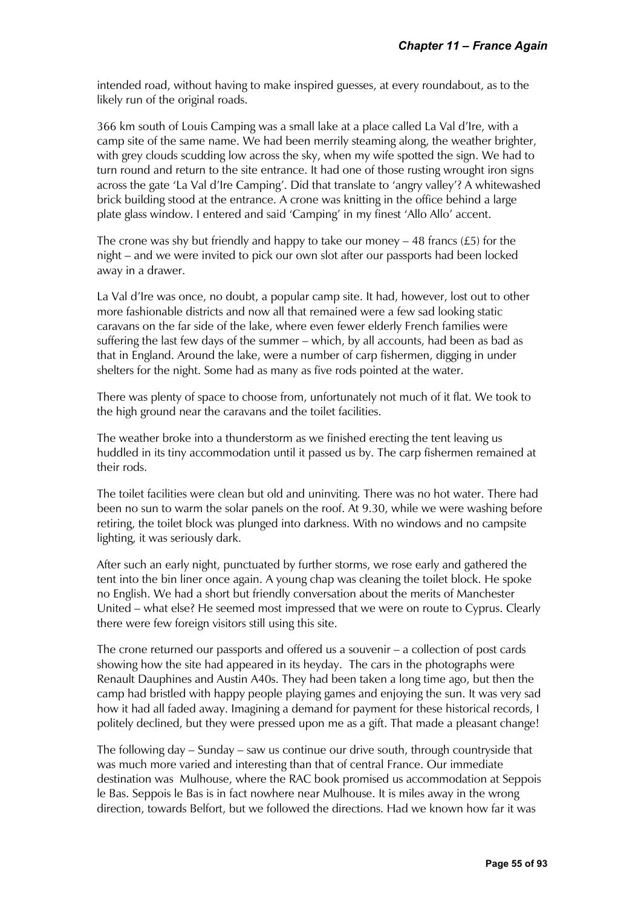intended road, without having to make inspired guesses, at every roundabout, as to the likely run of the original roads.

366 km south of Louis Camping was a small lake at a place called La Val d'Ire, with a camp site of the same name. We had been merrily steaming along, the weather brighter, with grey clouds scudding low across the sky, when my wife spotted the sign. We had to turn round and return to the site entrance. It had one of those rusting wrought iron signs across the gate 'La Val d'Ire Camping'. Did that translate to 'angry valley'? A whitewashed brick building stood at the entrance. A crone was knitting in the office behind a large plate glass window. I entered and said 'Camping' in my finest 'Allo Allo' accent.

The crone was shy but friendly and happy to take our money – 48 francs (£5) for the night – and we were invited to pick our own slot after our passports had been locked away in a drawer.

La Val d'Ire was once, no doubt, a popular camp site. It had, however, lost out to other more fashionable districts and now all that remained were a few sad looking static caravans on the far side of the lake, where even fewer elderly French families were suffering the last few days of the summer – which, by all accounts, had been as bad as that in England. Around the lake, were a number of carp fishermen, digging in under shelters for the night. Some had as many as five rods pointed at the water.

There was plenty of space to choose from, unfortunately not much of it flat. We took to the high ground near the caravans and the toilet facilities.

The weather broke into a thunderstorm as we finished erecting the tent leaving us huddled in its tiny accommodation until it passed us by. The carp fishermen remained at their rods.

The toilet facilities were clean but old and uninviting. There was no hot water. There had been no sun to warm the solar panels on the roof. At 9.30, while we were washing before retiring, the toilet block was plunged into darkness. With no windows and no campsite lighting, it was seriously dark.

After such an early night, punctuated by further storms, we rose early and gathered the tent into the bin liner once again. A young chap was cleaning the toilet block. He spoke no English. We had a short but friendly conversation about the merits of Manchester United – what else? He seemed most impressed that we were on route to Cyprus. Clearly there were few foreign visitors still using this site.

The crone returned our passports and offered us a souvenir – a collection of post cards showing how the site had appeared in its heyday. The cars in the photographs were Renault Dauphines and Austin A40s. They had been taken a long time ago, but then the camp had bristled with happy people playing games and enjoying the sun. It was very sad how it had all faded away. Imagining a demand for payment for these historical records, I politely declined, but they were pressed upon me as a gift. That made a pleasant change!

The following day – Sunday – saw us continue our drive south, through countryside that was much more varied and interesting than that of central France. Our immediate destination was Mulhouse, where the RAC book promised us accommodation at Seppois le Bas. Seppois le Bas is in fact nowhere near Mulhouse. It is miles away in the wrong direction, towards Belfort, but we followed the directions. Had we known how far it was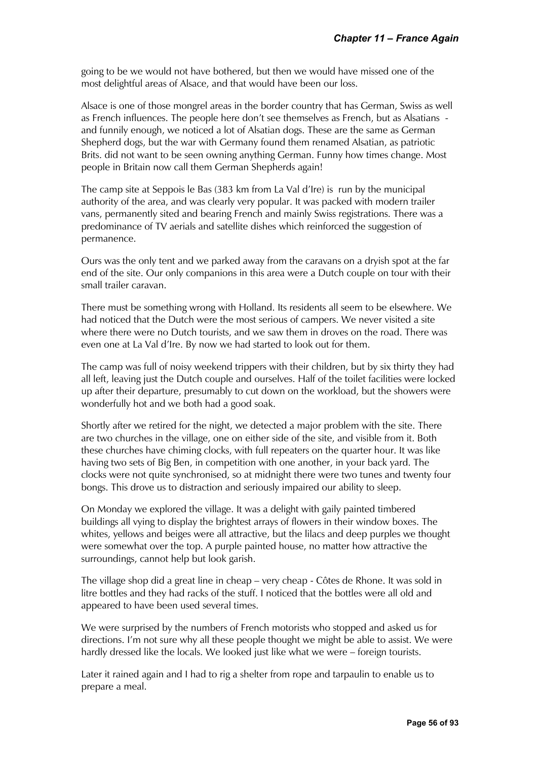going to be we would not have bothered, but then we would have missed one of the most delightful areas of Alsace, and that would have been our loss.

Alsace is one of those mongrel areas in the border country that has German, Swiss as well as French influences. The people here don't see themselves as French, but as Alsatians - and funnily enough, we noticed a lot of Alsatian dogs. These are the same as German Shepherd dogs, but the war with Germany found them renamed Alsatian, as patriotic Brits. did not want to be seen owning anything German. Funny how times change. Most people in Britain now call them German Shepherds again!

The camp site at Seppois le Bas (383 km from La Val d'Ire) is run by the municipal authority of the area, and was clearly very popular. It was packed with modern trailer vans, permanently sited and bearing French and mainly Swiss registrations. There was a predominance of TV aerials and satellite dishes which reinforced the suggestion of permanence.

Ours was the only tent and we parked away from the caravans on a dryish spot at the far end of the site. Our only companions in this area were a Dutch couple on tour with their small trailer caravan.

There must be something wrong with Holland. Its residents all seem to be elsewhere. We had noticed that the Dutch were the most serious of campers. We never visited a site where there were no Dutch tourists, and we saw them in droves on the road. There was even one at La Val d'Ire. By now we had started to look out for them.

The camp was full of noisy weekend trippers with their children, but by six thirty they had all left, leaving just the Dutch couple and ourselves. Half of the toilet facilities were locked up after their departure, presumably to cut down on the workload, but the showers were wonderfully hot and we both had a good soak.

Shortly after we retired for the night, we detected a major problem with the site. There are two churches in the village, one on either side of the site, and visible from it. Both these churches have chiming clocks, with full repeaters on the quarter hour. It was like having two sets of Big Ben, in competition with one another, in your back yard. The clocks were not quite synchronised, so at midnight there were two tunes and twenty four bongs. This drove us to distraction and seriously impaired our ability to sleep.

On Monday we explored the village. It was a delight with gaily painted timbered buildings all vying to display the brightest arrays of flowers in their window boxes. The whites, yellows and beiges were all attractive, but the lilacs and deep purples we thought were somewhat over the top. A purple painted house, no matter how attractive the surroundings, cannot help but look garish.

The village shop did a great line in cheap – very cheap - Côtes de Rhone. It was sold in litre bottles and they had racks of the stuff. I noticed that the bottles were all old and appeared to have been used several times.

We were surprised by the numbers of French motorists who stopped and asked us for directions. I'm not sure why all these people thought we might be able to assist. We were hardly dressed like the locals. We looked just like what we were – foreign tourists.

Later it rained again and I had to rig a shelter from rope and tarpaulin to enable us to prepare a meal.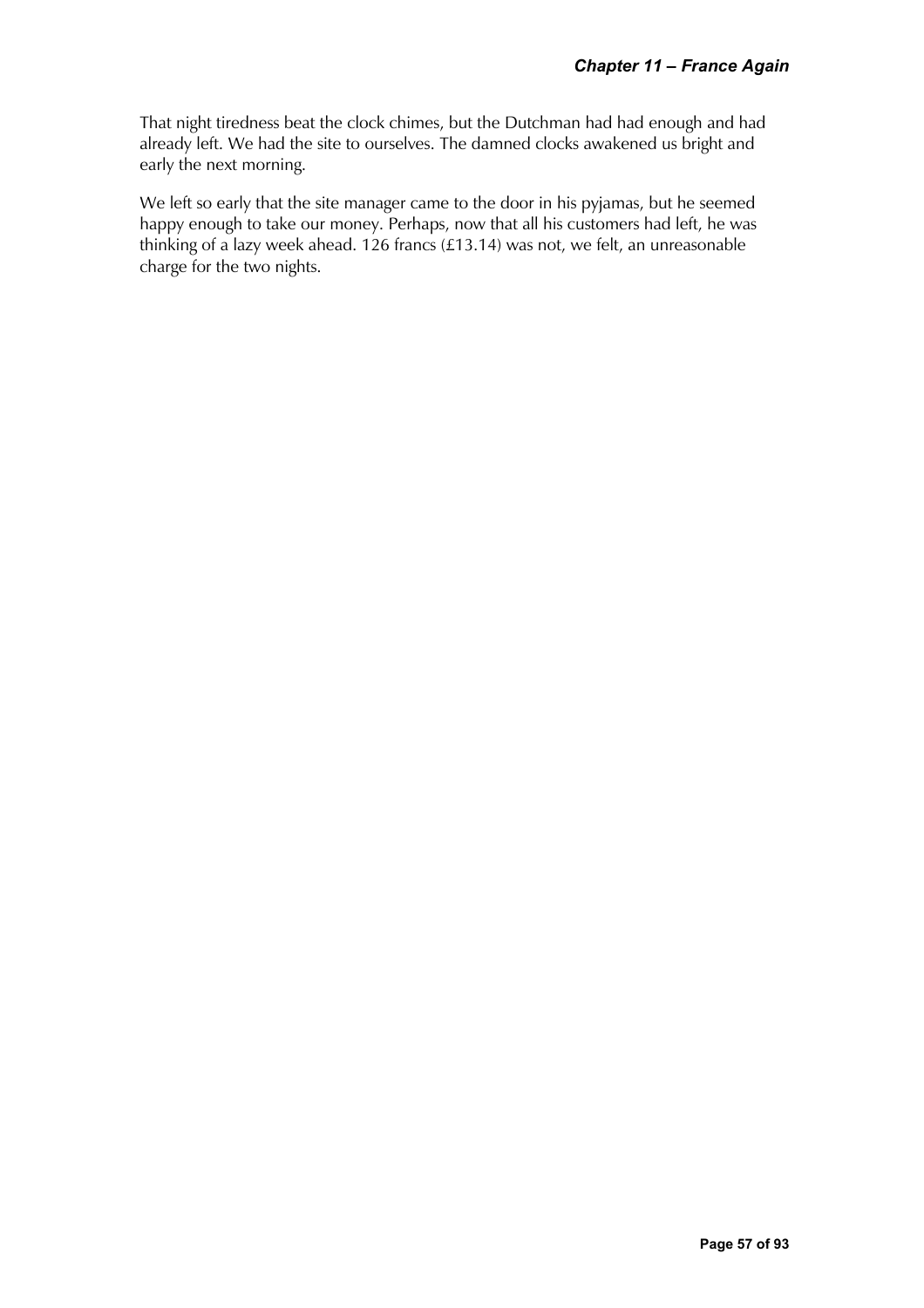That night tiredness beat the clock chimes, but the Dutchman had had enough and had already left. We had the site to ourselves. The damned clocks awakened us bright and early the next morning.

We left so early that the site manager came to the door in his pyjamas, but he seemed happy enough to take our money. Perhaps, now that all his customers had left, he was thinking of a lazy week ahead. 126 francs (£13.14) was not, we felt, an unreasonable charge for the two nights.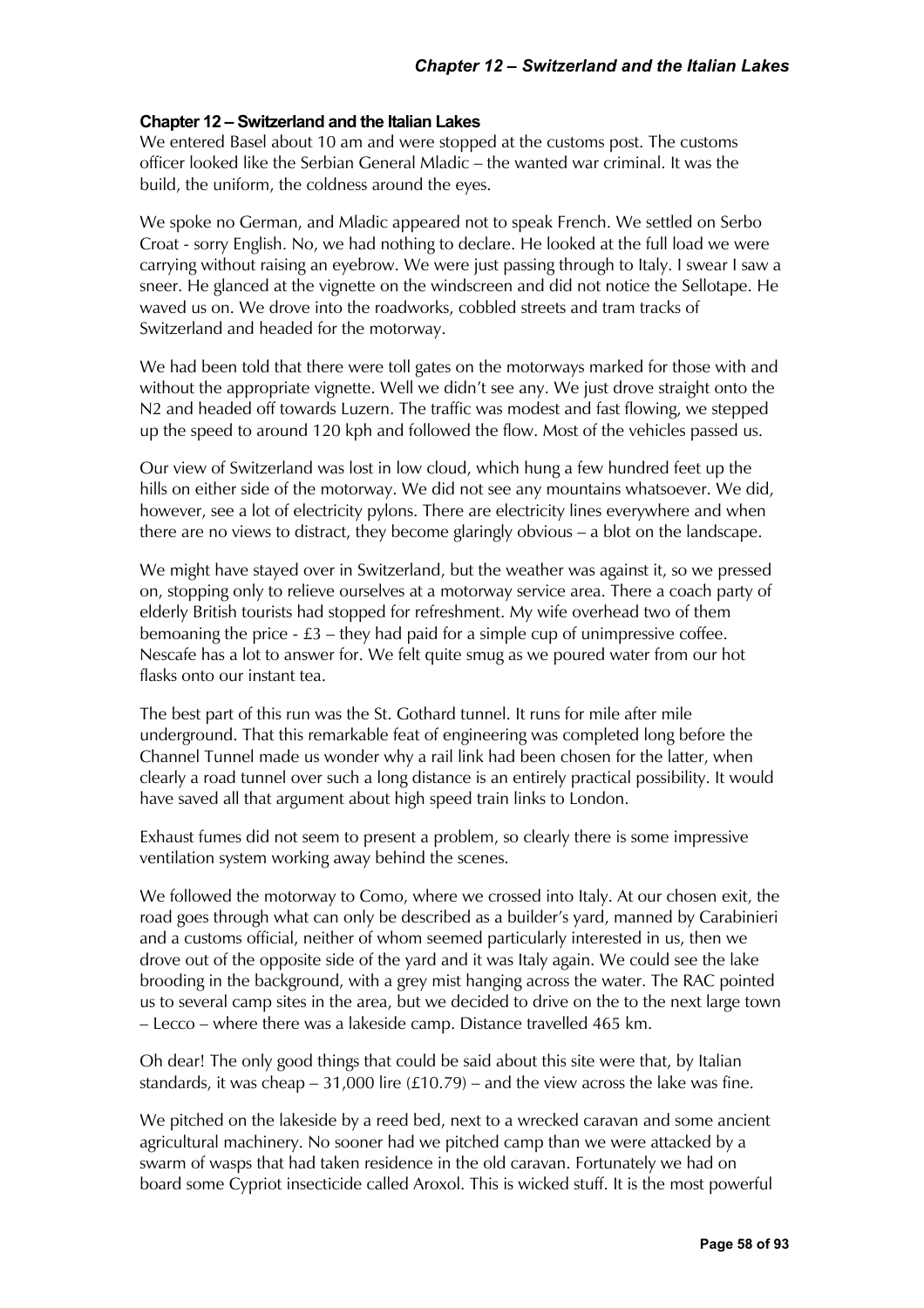## Chapter 12 – Switzerland and the Italian Lakes

We entered Basel about 10 am and were stopped at the customs post. The customs officer looked like the Serbian General Mladic – the wanted war criminal. It was the build, the uniform, the coldness around the eyes.

We spoke no German, and Mladic appeared not to speak French. We settled on Serbo Croat - sorry English. No, we had nothing to declare. He looked at the full load we were carrying without raising an eyebrow. We were just passing through to Italy. I swear I saw a sneer. He glanced at the vignette on the windscreen and did not notice the Sellotape. He waved us on. We drove into the roadworks, cobbled streets and tram tracks of Switzerland and headed for the motorway.

We had been told that there were toll gates on the motorways marked for those with and without the appropriate vignette. Well we didn't see any. We just drove straight onto the N2 and headed off towards Luzern. The traffic was modest and fast flowing, we stepped up the speed to around 120 kph and followed the flow. Most of the vehicles passed us.

Our view of Switzerland was lost in low cloud, which hung a few hundred feet up the hills on either side of the motorway. We did not see any mountains whatsoever. We did, however, see a lot of electricity pylons. There are electricity lines everywhere and when there are no views to distract, they become glaringly obvious – a blot on the landscape.

We might have stayed over in Switzerland, but the weather was against it, so we pressed on, stopping only to relieve ourselves at a motorway service area. There a coach party of elderly British tourists had stopped for refreshment. My wife overhead two of them bemoaning the price - £3 – they had paid for a simple cup of unimpressive coffee. Nescafe has a lot to answer for. We felt quite smug as we poured water from our hot flasks onto our instant tea.

The best part of this run was the St. Gothard tunnel. It runs for mile after mile underground. That this remarkable feat of engineering was completed long before the Channel Tunnel made us wonder why a rail link had been chosen for the latter, when clearly a road tunnel over such a long distance is an entirely practical possibility. It would have saved all that argument about high speed train links to London.

Exhaust fumes did not seem to present a problem, so clearly there is some impressive ventilation system working away behind the scenes.

We followed the motorway to Como, where we crossed into Italy. At our chosen exit, the road goes through what can only be described as a builder's yard, manned by Carabinieri and a customs official, neither of whom seemed particularly interested in us, then we drove out of the opposite side of the yard and it was Italy again. We could see the lake brooding in the background, with a grey mist hanging across the water. The RAC pointed us to several camp sites in the area, but we decided to drive on the to the next large town – Lecco – where there was a lakeside camp. Distance travelled 465 km.

Oh dear! The only good things that could be said about this site were that, by Italian standards, it was cheap – 31,000 lire (£10.79) – and the view across the lake was fine.

We pitched on the lakeside by a reed bed, next to a wrecked caravan and some ancient agricultural machinery. No sooner had we pitched camp than we were attacked by a swarm of wasps that had taken residence in the old caravan. Fortunately we had on board some Cypriot insecticide called Aroxol. This is wicked stuff. It is the most powerful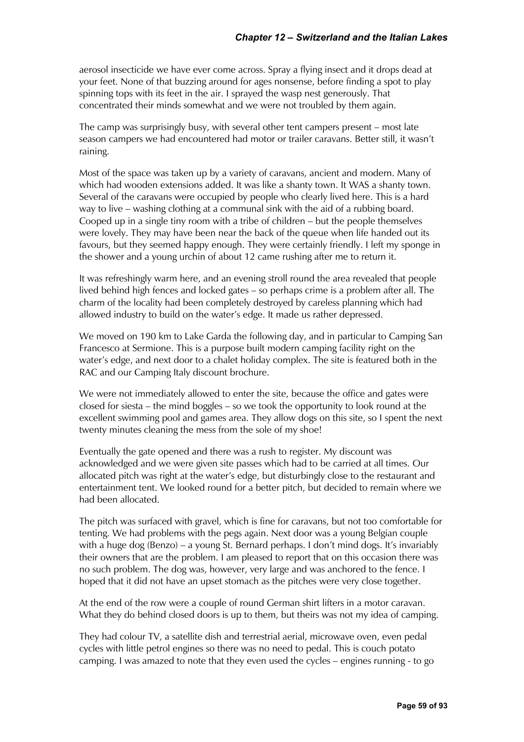aerosol insecticide we have ever come across. Spray a flying insect and it drops dead at your feet. None of that buzzing around for ages nonsense, before finding a spot to play spinning tops with its feet in the air. I sprayed the wasp nest generously. That concentrated their minds somewhat and we were not troubled by them again.

The camp was surprisingly busy, with several other tent campers present – most late season campers we had encountered had motor or trailer caravans. Better still, it wasn't raining.

Most of the space was taken up by a variety of caravans, ancient and modern. Many of which had wooden extensions added. It was like a shanty town. It WAS a shanty town. Several of the caravans were occupied by people who clearly lived here. This is a hard way to live – washing clothing at a communal sink with the aid of a rubbing board. Cooped up in a single tiny room with a tribe of children – but the people themselves were lovely. They may have been near the back of the queue when life handed out its favours, but they seemed happy enough. They were certainly friendly. I left my sponge in the shower and a young urchin of about 12 came rushing after me to return it.

It was refreshingly warm here, and an evening stroll round the area revealed that people lived behind high fences and locked gates – so perhaps crime is a problem after all. The charm of the locality had been completely destroyed by careless planning which had allowed industry to build on the water's edge. It made us rather depressed.

We moved on 190 km to Lake Garda the following day, and in particular to Camping San Francesco at Sermione. This is a purpose built modern camping facility right on the water's edge, and next door to a chalet holiday complex. The site is featured both in the RAC and our Camping Italy discount brochure.

We were not immediately allowed to enter the site, because the office and gates were closed for siesta – the mind boggles – so we took the opportunity to look round at the excellent swimming pool and games area. They allow dogs on this site, so I spent the next twenty minutes cleaning the mess from the sole of my shoe!

Eventually the gate opened and there was a rush to register. My discount was acknowledged and we were given site passes which had to be carried at all times. Our allocated pitch was right at the water's edge, but disturbingly close to the restaurant and entertainment tent. We looked round for a better pitch, but decided to remain where we had been allocated.

The pitch was surfaced with gravel, which is fine for caravans, but not too comfortable for tenting. We had problems with the pegs again. Next door was a young Belgian couple with a huge dog (Benzo) – a young St. Bernard perhaps. I don't mind dogs. It's invariably their owners that are the problem. I am pleased to report that on this occasion there was no such problem. The dog was, however, very large and was anchored to the fence. I hoped that it did not have an upset stomach as the pitches were very close together.

At the end of the row were a couple of round German shirt lifters in a motor caravan. What they do behind closed doors is up to them, but theirs was not my idea of camping.

They had colour TV, a satellite dish and terrestrial aerial, microwave oven, even pedal cycles with little petrol engines so there was no need to pedal. This is couch potato camping. I was amazed to note that they even used the cycles – engines running - to go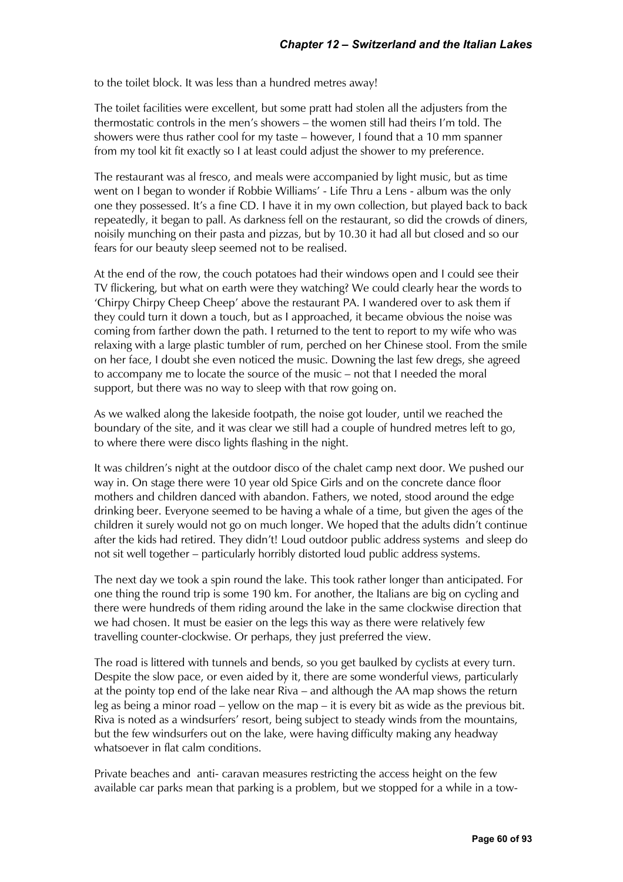to the toilet block. It was less than a hundred metres away!

The toilet facilities were excellent, but some pratt had stolen all the adjusters from the thermostatic controls in the men's showers – the women still had theirs I'm told. The showers were thus rather cool for my taste – however, I found that a 10 mm spanner from my tool kit fit exactly so I at least could adjust the shower to my preference.

The restaurant was al fresco, and meals were accompanied by light music, but as time went on I began to wonder if Robbie Williams' - Life Thru a Lens - album was the only one they possessed. It's a fine CD. I have it in my own collection, but played back to back repeatedly, it began to pall. As darkness fell on the restaurant, so did the crowds of diners, noisily munching on their pasta and pizzas, but by 10.30 it had all but closed and so our fears for our beauty sleep seemed not to be realised.

At the end of the row, the couch potatoes had their windows open and I could see their TV flickering, but what on earth were they watching? We could clearly hear the words to 'Chirpy Chirpy Cheep Cheep' above the restaurant PA. I wandered over to ask them if they could turn it down a touch, but as I approached, it became obvious the noise was coming from farther down the path. I returned to the tent to report to my wife who was relaxing with a large plastic tumbler of rum, perched on her Chinese stool. From the smile on her face, I doubt she even noticed the music. Downing the last few dregs, she agreed to accompany me to locate the source of the music – not that I needed the moral support, but there was no way to sleep with that row going on.

As we walked along the lakeside footpath, the noise got louder, until we reached the boundary of the site, and it was clear we still had a couple of hundred metres left to go, to where there were disco lights flashing in the night.

It was children's night at the outdoor disco of the chalet camp next door. We pushed our way in. On stage there were 10 year old Spice Girls and on the concrete dance floor mothers and children danced with abandon. Fathers, we noted, stood around the edge drinking beer. Everyone seemed to be having a whale of a time, but given the ages of the children it surely would not go on much longer. We hoped that the adults didn't continue after the kids had retired. They didn't! Loud outdoor public address systems and sleep do not sit well together – particularly horribly distorted loud public address systems.

The next day we took a spin round the lake. This took rather longer than anticipated. For one thing the round trip is some 190 km. For another, the Italians are big on cycling and there were hundreds of them riding around the lake in the same clockwise direction that we had chosen. It must be easier on the legs this way as there were relatively few travelling counter-clockwise. Or perhaps, they just preferred the view.

The road is littered with tunnels and bends, so you get baulked by cyclists at every turn. Despite the slow pace, or even aided by it, there are some wonderful views, particularly at the pointy top end of the lake near Riva – and although the AA map shows the return leg as being a minor road – yellow on the map – it is every bit as wide as the previous bit. Riva is noted as a windsurfers' resort, being subject to steady winds from the mountains, but the few windsurfers out on the lake, were having difficulty making any headway whatsoever in flat calm conditions.

Private beaches and anti- caravan measures restricting the access height on the few available car parks mean that parking is a problem, but we stopped for a while in a tow-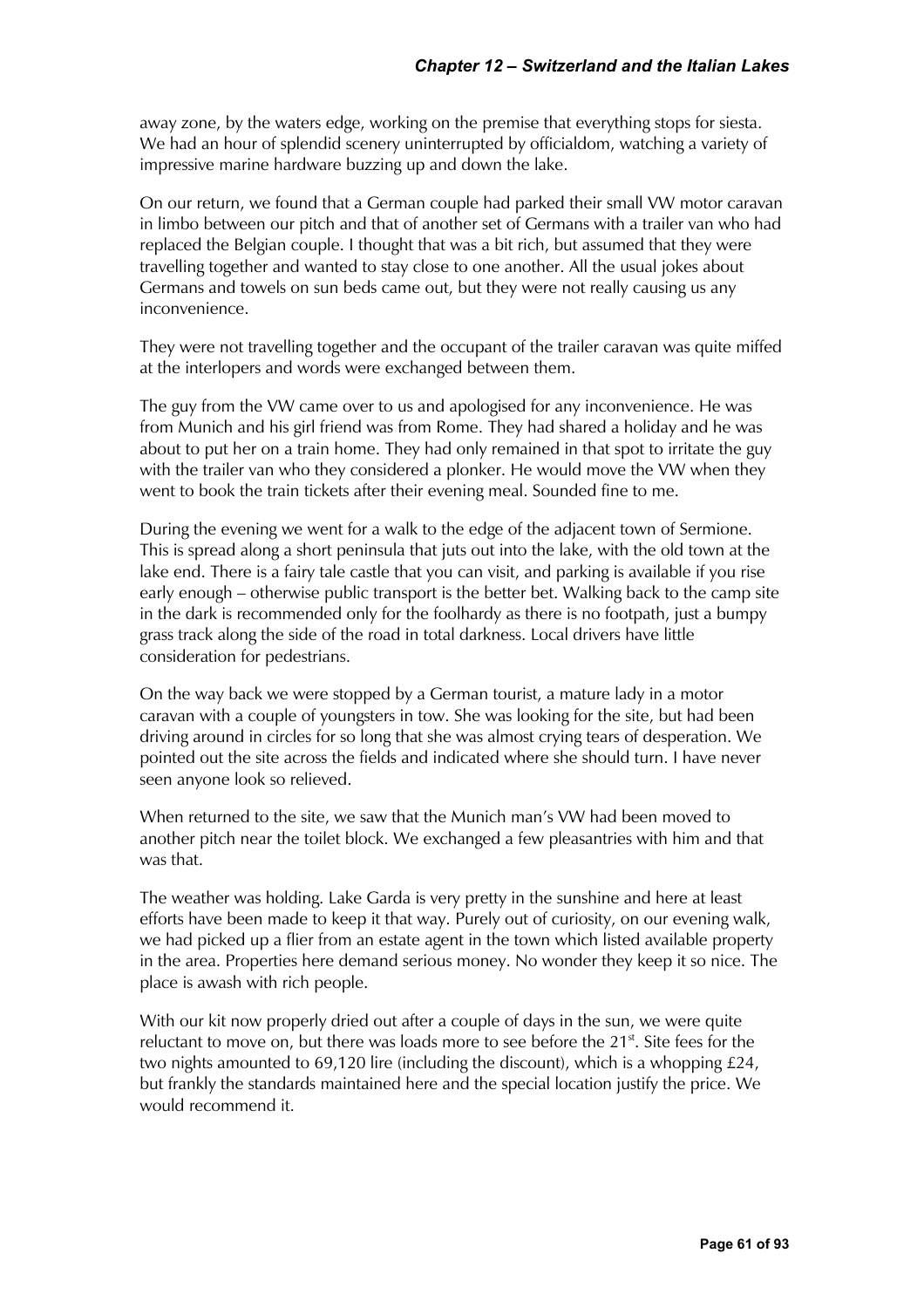away zone, by the waters edge, working on the premise that everything stops for siesta. We had an hour of splendid scenery uninterrupted by officialdom, watching a variety of impressive marine hardware buzzing up and down the lake.

On our return, we found that a German couple had parked their small VW motor caravan in limbo between our pitch and that of another set of Germans with a trailer van who had replaced the Belgian couple. I thought that was a bit rich, but assumed that they were travelling together and wanted to stay close to one another. All the usual jokes about Germans and towels on sun beds came out, but they were not really causing us any inconvenience.

They were not travelling together and the occupant of the trailer caravan was quite miffed at the interlopers and words were exchanged between them.

The guy from the VW came over to us and apologised for any inconvenience. He was from Munich and his girl friend was from Rome. They had shared a holiday and he was about to put her on a train home. They had only remained in that spot to irritate the guy with the trailer van who they considered a plonker. He would move the VW when they went to book the train tickets after their evening meal. Sounded fine to me.

During the evening we went for a walk to the edge of the adjacent town of Sermione. This is spread along a short peninsula that juts out into the lake, with the old town at the lake end. There is a fairy tale castle that you can visit, and parking is available if you rise early enough – otherwise public transport is the better bet. Walking back to the camp site in the dark is recommended only for the foolhardy as there is no footpath, just a bumpy grass track along the side of the road in total darkness. Local drivers have little consideration for pedestrians.

On the way back we were stopped by a German tourist, a mature lady in a motor caravan with a couple of youngsters in tow. She was looking for the site, but had been driving around in circles for so long that she was almost crying tears of desperation. We pointed out the site across the fields and indicated where she should turn. I have never seen anyone look so relieved.

When returned to the site, we saw that the Munich man's VW had been moved to another pitch near the toilet block. We exchanged a few pleasantries with him and that was that.

The weather was holding. Lake Garda is very pretty in the sunshine and here at least efforts have been made to keep it that way. Purely out of curiosity, on our evening walk, we had picked up a flier from an estate agent in the town which listed available property in the area. Properties here demand serious money. No wonder they keep it so nice. The place is awash with rich people.

With our kit now properly dried out after a couple of days in the sun, we were quite reluctant to move on, but there was loads more to see before the 21st. Site fees for the two nights amounted to 69,120 lire (including the discount), which is a whopping £24, but frankly the standards maintained here and the special location justify the price. We would recommend it.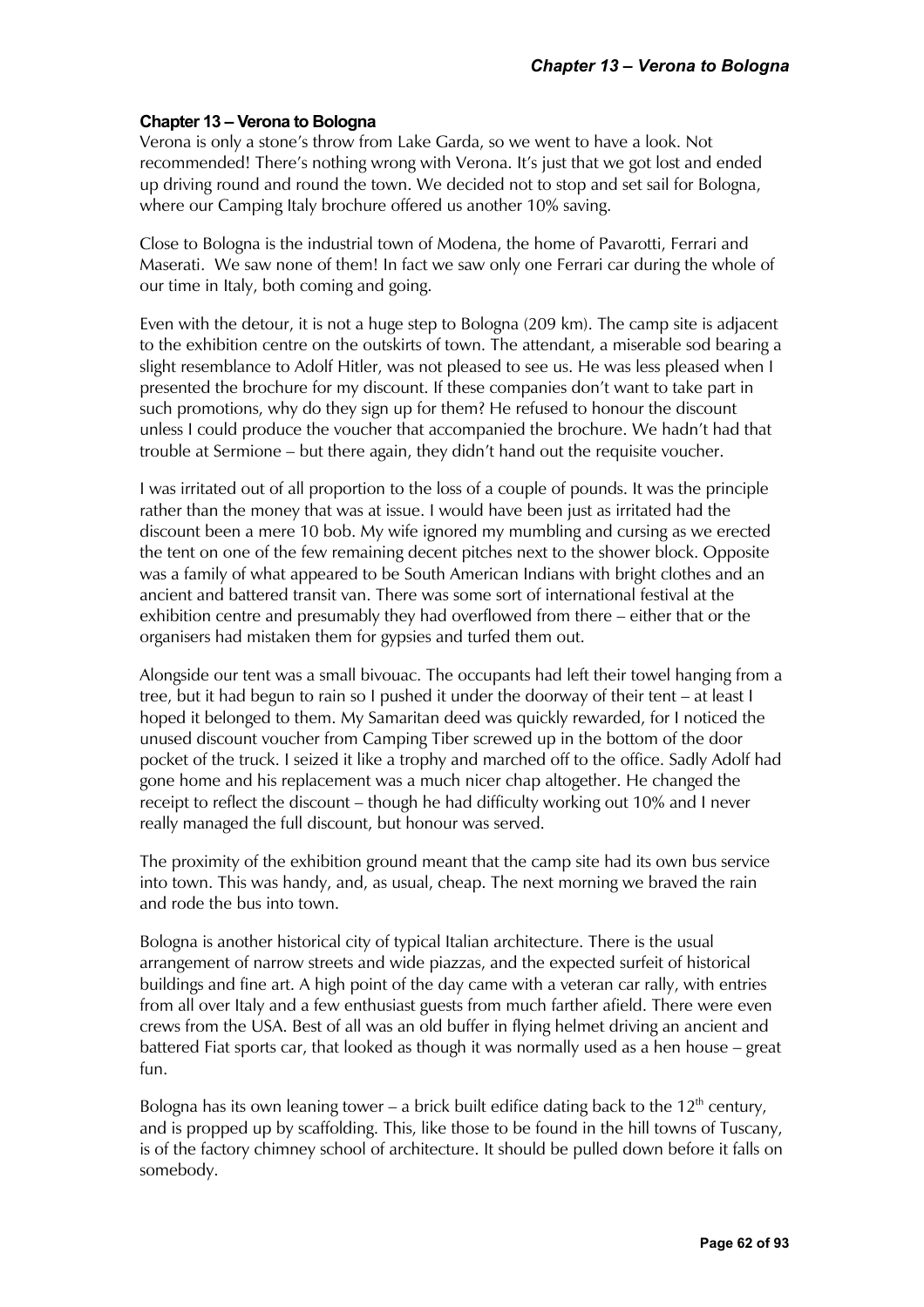## Chapter 13 – Verona to Bologna

Verona is only a stone's throw from Lake Garda, so we went to have a look. Not recommended! There's nothing wrong with Verona. It's just that we got lost and ended up driving round and round the town. We decided not to stop and set sail for Bologna, where our Camping Italy brochure offered us another 10% saving.

Close to Bologna is the industrial town of Modena, the home of Pavarotti, Ferrari and Maserati. We saw none of them! In fact we saw only one Ferrari car during the whole of our time in Italy, both coming and going.

Even with the detour, it is not a huge step to Bologna (209 km). The camp site is adjacent to the exhibition centre on the outskirts of town. The attendant, a miserable sod bearing a slight resemblance to Adolf Hitler, was not pleased to see us. He was less pleased when I presented the brochure for my discount. If these companies don't want to take part in such promotions, why do they sign up for them? He refused to honour the discount unless I could produce the voucher that accompanied the brochure. We hadn't had that trouble at Sermione – but there again, they didn't hand out the requisite voucher.

I was irritated out of all proportion to the loss of a couple of pounds. It was the principle rather than the money that was at issue. I would have been just as irritated had the discount been a mere 10 bob. My wife ignored my mumbling and cursing as we erected the tent on one of the few remaining decent pitches next to the shower block. Opposite was a family of what appeared to be South American Indians with bright clothes and an ancient and battered transit van. There was some sort of international festival at the exhibition centre and presumably they had overflowed from there – either that or the organisers had mistaken them for gypsies and turfed them out.

Alongside our tent was a small bivouac. The occupants had left their towel hanging from a tree, but it had begun to rain so I pushed it under the doorway of their tent – at least I hoped it belonged to them. My Samaritan deed was quickly rewarded, for I noticed the unused discount voucher from Camping Tiber screwed up in the bottom of the door pocket of the truck. I seized it like a trophy and marched off to the office. Sadly Adolf had gone home and his replacement was a much nicer chap altogether. He changed the receipt to reflect the discount – though he had difficulty working out 10% and I never really managed the full discount, but honour was served.

The proximity of the exhibition ground meant that the camp site had its own bus service into town. This was handy, and, as usual, cheap. The next morning we braved the rain and rode the bus into town.

Bologna is another historical city of typical Italian architecture. There is the usual arrangement of narrow streets and wide piazzas, and the expected surfeit of historical buildings and fine art. A high point of the day came with a veteran car rally, with entries from all over Italy and a few enthusiast guests from much farther afield. There were even crews from the USA. Best of all was an old buffer in flying helmet driving an ancient and battered Fiat sports car, that looked as though it was normally used as a hen house – great fun.

Bologna has its own leaning tower – a brick built edifice dating back to the 12th century, and is propped up by scaffolding. This, like those to be found in the hill towns of Tuscany, is of the factory chimney school of architecture. It should be pulled down before it falls on somebody.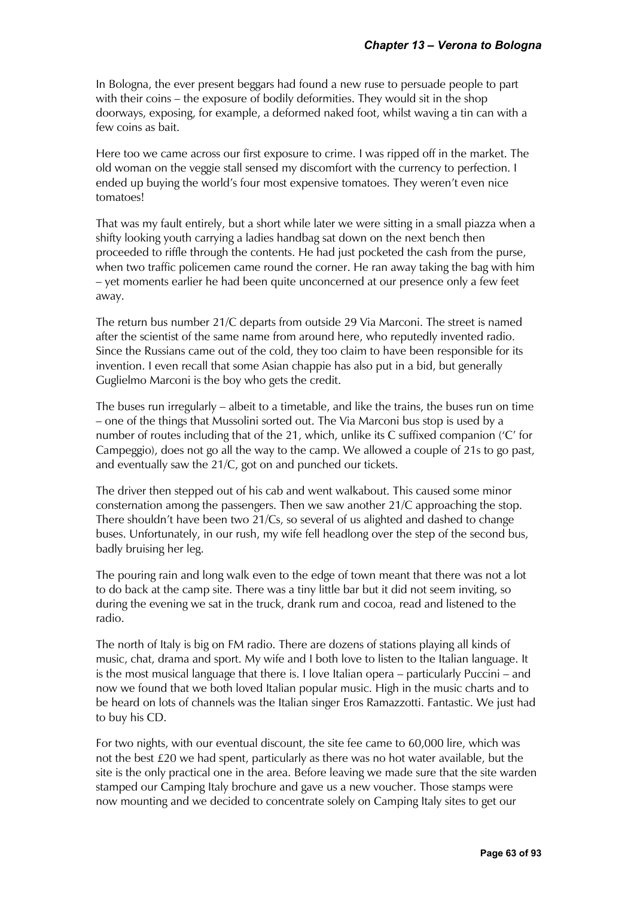In Bologna, the ever present beggars had found a new ruse to persuade people to part with their coins – the exposure of bodily deformities. They would sit in the shop doorways, exposing, for example, a deformed naked foot, whilst waving a tin can with a few coins as bait.

Here too we came across our first exposure to crime. I was ripped off in the market. The old woman on the veggie stall sensed my discomfort with the currency to perfection. I ended up buying the world's four most expensive tomatoes. They weren't even nice tomatoes!

That was my fault entirely, but a short while later we were sitting in a small piazza when a shifty looking youth carrying a ladies handbag sat down on the next bench then proceeded to riffle through the contents. He had just pocketed the cash from the purse, when two traffic policemen came round the corner. He ran away taking the bag with him – yet moments earlier he had been quite unconcerned at our presence only a few feet away.

The return bus number 21/C departs from outside 29 Via Marconi. The street is named after the scientist of the same name from around here, who reputedly invented radio. Since the Russians came out of the cold, they too claim to have been responsible for its invention. I even recall that some Asian chappie has also put in a bid, but generally Guglielmo Marconi is the boy who gets the credit.

The buses run irregularly – albeit to a timetable, and like the trains, the buses run on time – one of the things that Mussolini sorted out. The Via Marconi bus stop is used by a number of routes including that of the 21, which, unlike its C suffixed companion ('C' for Campeggio), does not go all the way to the camp. We allowed a couple of 21s to go past, and eventually saw the 21/C, got on and punched our tickets.

The driver then stepped out of his cab and went walkabout. This caused some minor consternation among the passengers. Then we saw another 21/C approaching the stop. There shouldn't have been two 21/Cs, so several of us alighted and dashed to change buses. Unfortunately, in our rush, my wife fell headlong over the step of the second bus, badly bruising her leg.

The pouring rain and long walk even to the edge of town meant that there was not a lot to do back at the camp site. There was a tiny little bar but it did not seem inviting, so during the evening we sat in the truck, drank rum and cocoa, read and listened to the radio.

The north of Italy is big on FM radio. There are dozens of stations playing all kinds of music, chat, drama and sport. My wife and I both love to listen to the Italian language. It is the most musical language that there is. I love Italian opera – particularly Puccini – and now we found that we both loved Italian popular music. High in the music charts and to be heard on lots of channels was the Italian singer Eros Ramazzotti. Fantastic. We just had to buy his CD.

For two nights, with our eventual discount, the site fee came to 60,000 lire, which was not the best £20 we had spent, particularly as there was no hot water available, but the site is the only practical one in the area. Before leaving we made sure that the site warden stamped our Camping Italy brochure and gave us a new voucher. Those stamps were now mounting and we decided to concentrate solely on Camping Italy sites to get our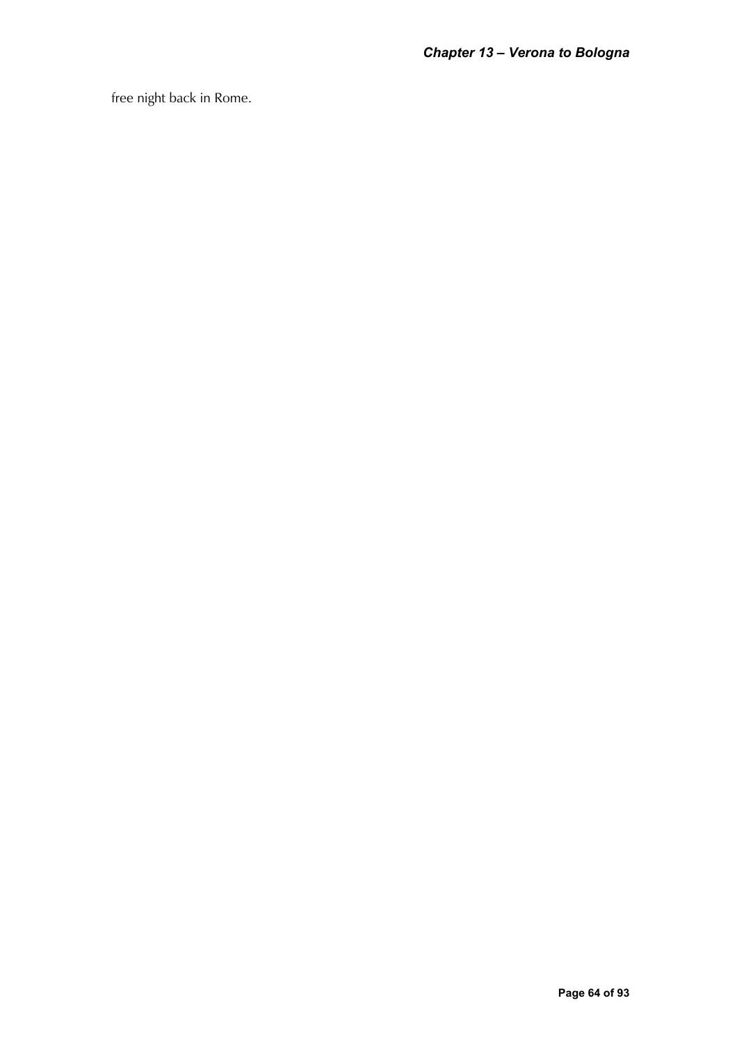free night back in Rome.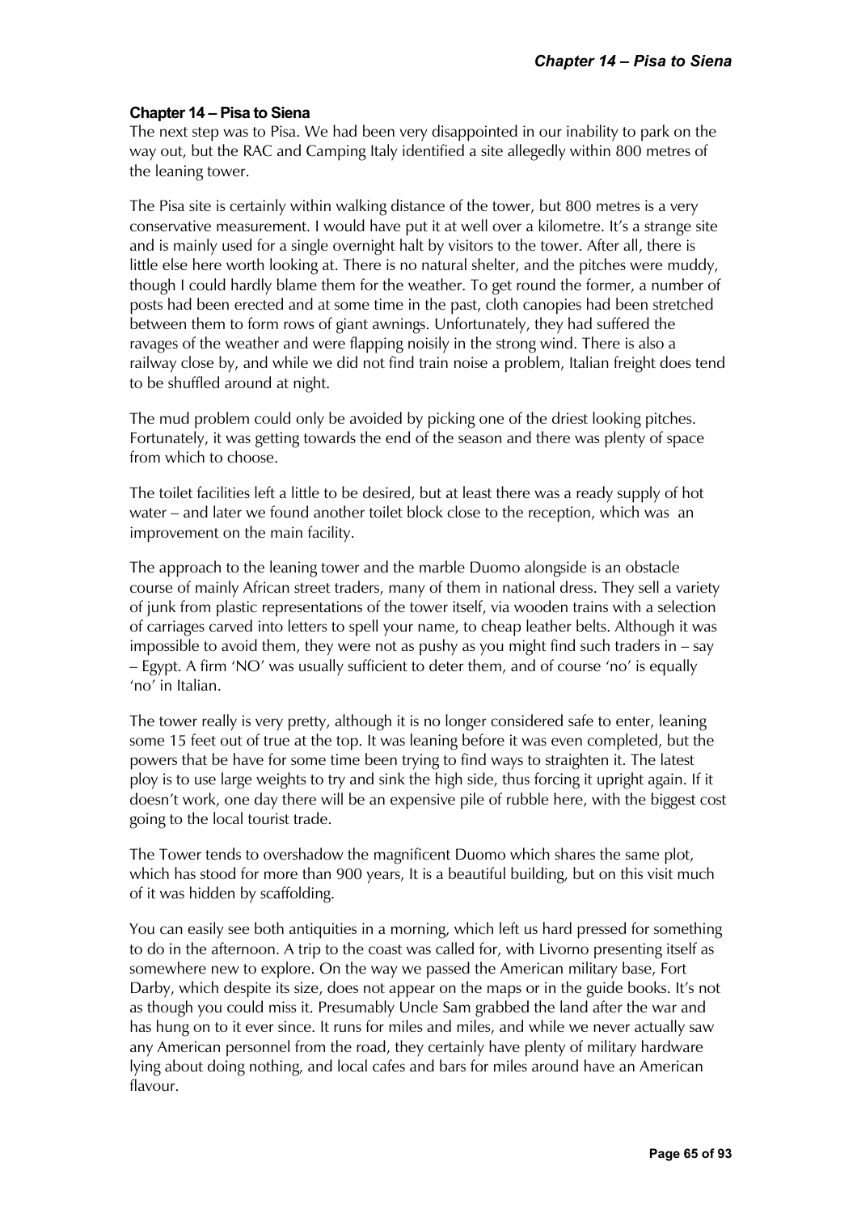## Chapter 14 – Pisa to Siena

The next step was to Pisa. We had been very disappointed in our inability to park on the way out, but the RAC and Camping Italy identified a site allegedly within 800 metres of the leaning tower.

The Pisa site is certainly within walking distance of the tower, but 800 metres is a very conservative measurement. I would have put it at well over a kilometre. It's a strange site and is mainly used for a single overnight halt by visitors to the tower. After all, there is little else here worth looking at. There is no natural shelter, and the pitches were muddy, though I could hardly blame them for the weather. To get round the former, a number of posts had been erected and at some time in the past, cloth canopies had been stretched between them to form rows of giant awnings. Unfortunately, they had suffered the ravages of the weather and were flapping noisily in the strong wind. There is also a railway close by, and while we did not find train noise a problem, Italian freight does tend to be shuffled around at night.

The mud problem could only be avoided by picking one of the driest looking pitches. Fortunately, it was getting towards the end of the season and there was plenty of space from which to choose.

The toilet facilities left a little to be desired, but at least there was a ready supply of hot water – and later we found another toilet block close to the reception, which was an improvement on the main facility.

The approach to the leaning tower and the marble Duomo alongside is an obstacle course of mainly African street traders, many of them in national dress. They sell a variety of junk from plastic representations of the tower itself, via wooden trains with a selection of carriages carved into letters to spell your name, to cheap leather belts. Although it was impossible to avoid them, they were not as pushy as you might find such traders in – say – Egypt. A firm 'NO' was usually sufficient to deter them, and of course 'no' is equally 'no' in Italian.

The tower really is very pretty, although it is no longer considered safe to enter, leaning some 15 feet out of true at the top. It was leaning before it was even completed, but the powers that be have for some time been trying to find ways to straighten it. The latest ploy is to use large weights to try and sink the high side, thus forcing it upright again. If it doesn't work, one day there will be an expensive pile of rubble here, with the biggest cost going to the local tourist trade.

The Tower tends to overshadow the magnificent Duomo which shares the same plot, which has stood for more than 900 years, It is a beautiful building, but on this visit much of it was hidden by scaffolding.

You can easily see both antiquities in a morning, which left us hard pressed for something to do in the afternoon. A trip to the coast was called for, with Livorno presenting itself as somewhere new to explore. On the way we passed the American military base, Fort Darby, which despite its size, does not appear on the maps or in the guide books. It's not as though you could miss it. Presumably Uncle Sam grabbed the land after the war and has hung on to it ever since. It runs for miles and miles, and while we never actually saw any American personnel from the road, they certainly have plenty of military hardware lying about doing nothing, and local cafes and bars for miles around have an American flavour.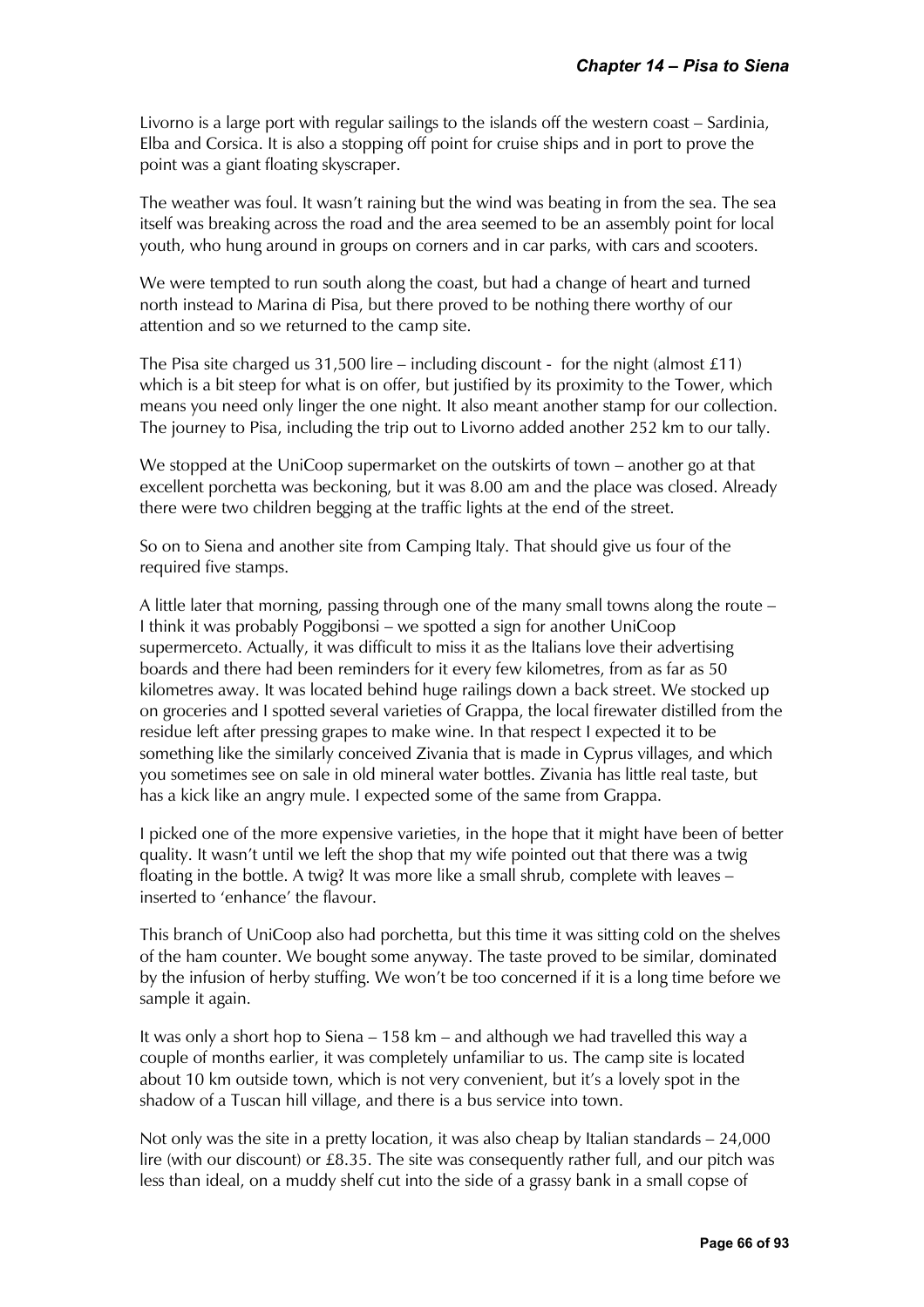Livorno is a large port with regular sailings to the islands off the western coast – Sardinia, Elba and Corsica. It is also a stopping off point for cruise ships and in port to prove the point was a giant floating skyscraper.

The weather was foul. It wasn't raining but the wind was beating in from the sea. The sea itself was breaking across the road and the area seemed to be an assembly point for local youth, who hung around in groups on corners and in car parks, with cars and scooters.

We were tempted to run south along the coast, but had a change of heart and turned north instead to Marina di Pisa, but there proved to be nothing there worthy of our attention and so we returned to the camp site.

The Pisa site charged us 31,500 lire – including discount - for the night (almost £11) which is a bit steep for what is on offer, but justified by its proximity to the Tower, which means you need only linger the one night. It also meant another stamp for our collection. The journey to Pisa, including the trip out to Livorno added another 252 km to our tally.

We stopped at the UniCoop supermarket on the outskirts of town – another go at that excellent porchetta was beckoning, but it was 8.00 am and the place was closed. Already there were two children begging at the traffic lights at the end of the street.

So on to Siena and another site from Camping Italy. That should give us four of the required five stamps.

A little later that morning, passing through one of the many small towns along the route – I think it was probably Poggibonsi – we spotted a sign for another UniCoop supermerceto. Actually, it was difficult to miss it as the Italians love their advertising boards and there had been reminders for it every few kilometres, from as far as 50 kilometres away. It was located behind huge railings down a back street. We stocked up on groceries and I spotted several varieties of Grappa, the local firewater distilled from the residue left after pressing grapes to make wine. In that respect I expected it to be something like the similarly conceived Zivania that is made in Cyprus villages, and which you sometimes see on sale in old mineral water bottles. Zivania has little real taste, but has a kick like an angry mule. I expected some of the same from Grappa.

I picked one of the more expensive varieties, in the hope that it might have been of better quality. It wasn't until we left the shop that my wife pointed out that there was a twig floating in the bottle. A twig? It was more like a small shrub, complete with leaves – inserted to 'enhance' the flavour.

This branch of UniCoop also had porchetta, but this time it was sitting cold on the shelves of the ham counter. We bought some anyway. The taste proved to be similar, dominated by the infusion of herby stuffing. We won't be too concerned if it is a long time before we sample it again.

It was only a short hop to Siena – 158 km – and although we had travelled this way a couple of months earlier, it was completely unfamiliar to us. The camp site is located about 10 km outside town, which is not very convenient, but it's a lovely spot in the shadow of a Tuscan hill village, and there is a bus service into town.

Not only was the site in a pretty location, it was also cheap by Italian standards – 24,000 lire (with our discount) or £8.35. The site was consequently rather full, and our pitch was less than ideal, on a muddy shelf cut into the side of a grassy bank in a small copse of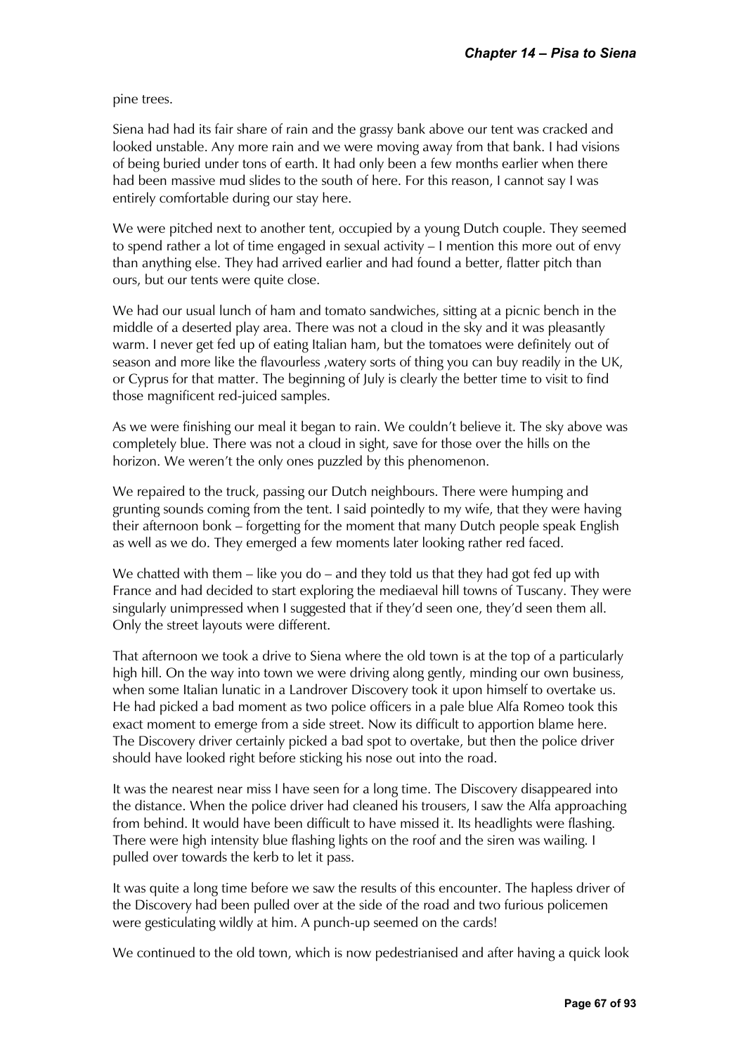pine trees.

Siena had had its fair share of rain and the grassy bank above our tent was cracked and looked unstable. Any more rain and we were moving away from that bank. I had visions of being buried under tons of earth. It had only been a few months earlier when there had been massive mud slides to the south of here. For this reason, I cannot say I was entirely comfortable during our stay here.

We were pitched next to another tent, occupied by a young Dutch couple. They seemed to spend rather a lot of time engaged in sexual activity – I mention this more out of envy than anything else. They had arrived earlier and had found a better, flatter pitch than ours, but our tents were quite close.

We had our usual lunch of ham and tomato sandwiches, sitting at a picnic bench in the middle of a deserted play area. There was not a cloud in the sky and it was pleasantly warm. I never get fed up of eating Italian ham, but the tomatoes were definitely out of season and more like the flavourless ,watery sorts of thing you can buy readily in the UK, or Cyprus for that matter. The beginning of July is clearly the better time to visit to find those magnificent red-juiced samples.

As we were finishing our meal it began to rain. We couldn't believe it. The sky above was completely blue. There was not a cloud in sight, save for those over the hills on the horizon. We weren't the only ones puzzled by this phenomenon.

We repaired to the truck, passing our Dutch neighbours. There were humping and grunting sounds coming from the tent. I said pointedly to my wife, that they were having their afternoon bonk – forgetting for the moment that many Dutch people speak English as well as we do. They emerged a few moments later looking rather red faced.

We chatted with them – like you do – and they told us that they had got fed up with France and had decided to start exploring the mediaeval hill towns of Tuscany. They were singularly unimpressed when I suggested that if they'd seen one, they'd seen them all. Only the street layouts were different.

That afternoon we took a drive to Siena where the old town is at the top of a particularly high hill. On the way into town we were driving along gently, minding our own business, when some Italian lunatic in a Landrover Discovery took it upon himself to overtake us. He had picked a bad moment as two police officers in a pale blue Alfa Romeo took this exact moment to emerge from a side street. Now its difficult to apportion blame here. The Discovery driver certainly picked a bad spot to overtake, but then the police driver should have looked right before sticking his nose out into the road.

It was the nearest near miss I have seen for a long time. The Discovery disappeared into the distance. When the police driver had cleaned his trousers, I saw the Alfa approaching from behind. It would have been difficult to have missed it. Its headlights were flashing. There were high intensity blue flashing lights on the roof and the siren was wailing. I pulled over towards the kerb to let it pass.

It was quite a long time before we saw the results of this encounter. The hapless driver of the Discovery had been pulled over at the side of the road and two furious policemen were gesticulating wildly at him. A punch-up seemed on the cards!

We continued to the old town, which is now pedestrianised and after having a quick look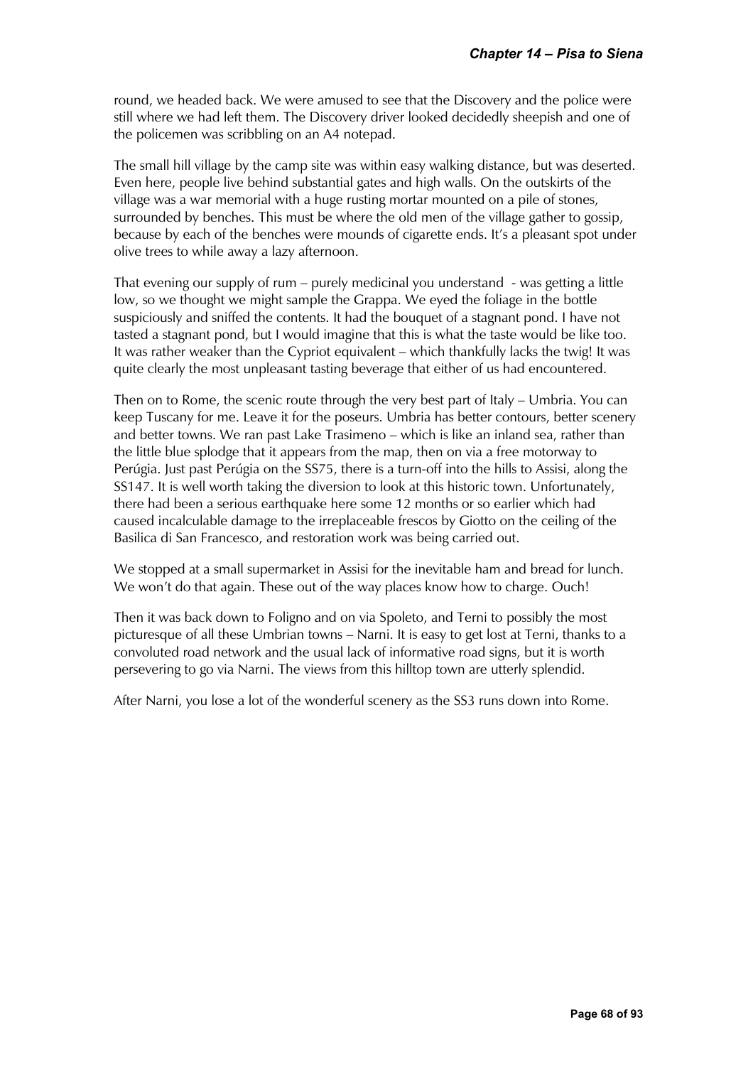round, we headed back. We were amused to see that the Discovery and the police were still where we had left them. The Discovery driver looked decidedly sheepish and one of the policemen was scribbling on an A4 notepad.

The small hill village by the camp site was within easy walking distance, but was deserted. Even here, people live behind substantial gates and high walls. On the outskirts of the village was a war memorial with a huge rusting mortar mounted on a pile of stones, surrounded by benches. This must be where the old men of the village gather to gossip, because by each of the benches were mounds of cigarette ends. It's a pleasant spot under olive trees to while away a lazy afternoon.

That evening our supply of rum – purely medicinal you understand - was getting a little low, so we thought we might sample the Grappa. We eyed the foliage in the bottle suspiciously and sniffed the contents. It had the bouquet of a stagnant pond. I have not tasted a stagnant pond, but I would imagine that this is what the taste would be like too. It was rather weaker than the Cypriot equivalent – which thankfully lacks the twig! It was quite clearly the most unpleasant tasting beverage that either of us had encountered.

Then on to Rome, the scenic route through the very best part of Italy – Umbria. You can keep Tuscany for me. Leave it for the poseurs. Umbria has better contours, better scenery and better towns. We ran past Lake Trasimeno – which is like an inland sea, rather than the little blue splodge that it appears from the map, then on via a free motorway to Perúgia. Just past Perúgia on the SS75, there is a turn-off into the hills to Assisi, along the SS147. It is well worth taking the diversion to look at this historic town. Unfortunately, there had been a serious earthquake here some 12 months or so earlier which had caused incalculable damage to the irreplaceable frescos by Giotto on the ceiling of the Basilica di San Francesco, and restoration work was being carried out.

We stopped at a small supermarket in Assisi for the inevitable ham and bread for lunch. We won't do that again. These out of the way places know how to charge. Ouch!

Then it was back down to Foligno and on via Spoleto, and Terni to possibly the most picturesque of all these Umbrian towns – Narni. It is easy to get lost at Terni, thanks to a convoluted road network and the usual lack of informative road signs, but it is worth persevering to go via Narni. The views from this hilltop town are utterly splendid.

After Narni, you lose a lot of the wonderful scenery as the SS3 runs down into Rome.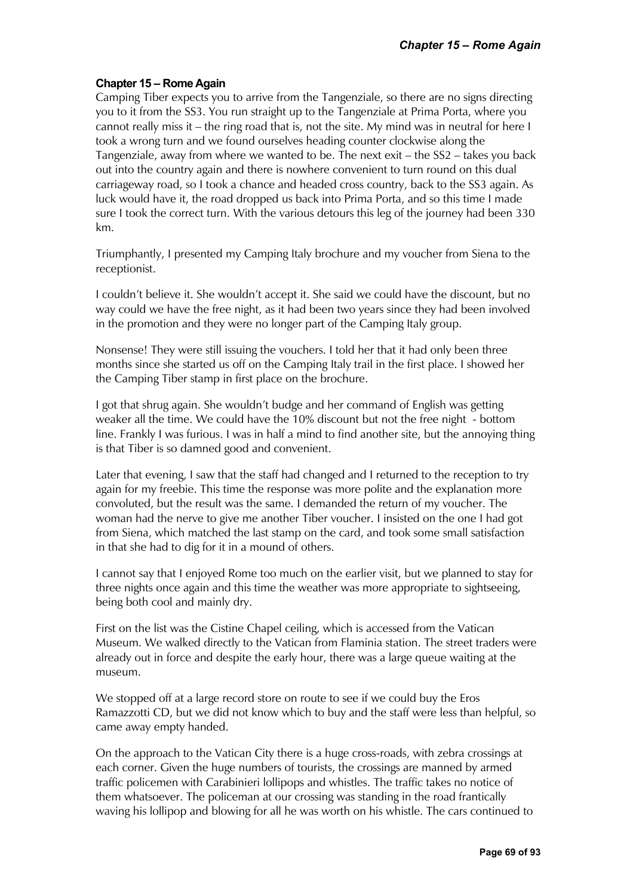## Chapter 15 – Rome Again

Camping Tiber expects you to arrive from the Tangenziale, so there are no signs directing you to it from the SS3. You run straight up to the Tangenziale at Prima Porta, where you cannot really miss it – the ring road that is, not the site. My mind was in neutral for here I took a wrong turn and we found ourselves heading counter clockwise along the Tangenziale, away from where we wanted to be. The next exit – the SS2 – takes you back out into the country again and there is nowhere convenient to turn round on this dual carriageway road, so I took a chance and headed cross country, back to the SS3 again. As luck would have it, the road dropped us back into Prima Porta, and so this time I made sure I took the correct turn. With the various detours this leg of the journey had been 330 km.

Triumphantly, I presented my Camping Italy brochure and my voucher from Siena to the receptionist.

I couldn't believe it. She wouldn't accept it. She said we could have the discount, but no way could we have the free night, as it had been two years since they had been involved in the promotion and they were no longer part of the Camping Italy group.

Nonsense! They were still issuing the vouchers. I told her that it had only been three months since she started us off on the Camping Italy trail in the first place. I showed her the Camping Tiber stamp in first place on the brochure.

I got that shrug again. She wouldn't budge and her command of English was getting weaker all the time. We could have the 10% discount but not the free night - bottom line. Frankly I was furious. I was in half a mind to find another site, but the annoying thing is that Tiber is so damned good and convenient.

Later that evening, I saw that the staff had changed and I returned to the reception to try again for my freebie. This time the response was more polite and the explanation more convoluted, but the result was the same. I demanded the return of my voucher. The woman had the nerve to give me another Tiber voucher. I insisted on the one I had got from Siena, which matched the last stamp on the card, and took some small satisfaction in that she had to dig for it in a mound of others.

I cannot say that I enjoyed Rome too much on the earlier visit, but we planned to stay for three nights once again and this time the weather was more appropriate to sightseeing, being both cool and mainly dry.

First on the list was the Cistine Chapel ceiling, which is accessed from the Vatican Museum. We walked directly to the Vatican from Flaminia station. The street traders were already out in force and despite the early hour, there was a large queue waiting at the museum.

We stopped off at a large record store on route to see if we could buy the Eros Ramazzotti CD, but we did not know which to buy and the staff were less than helpful, so came away empty handed.

On the approach to the Vatican City there is a huge cross-roads, with zebra crossings at each corner. Given the huge numbers of tourists, the crossings are manned by armed traffic policemen with Carabinieri lollipops and whistles. The traffic takes no notice of them whatsoever. The policeman at our crossing was standing in the road frantically waving his lollipop and blowing for all he was worth on his whistle. The cars continued to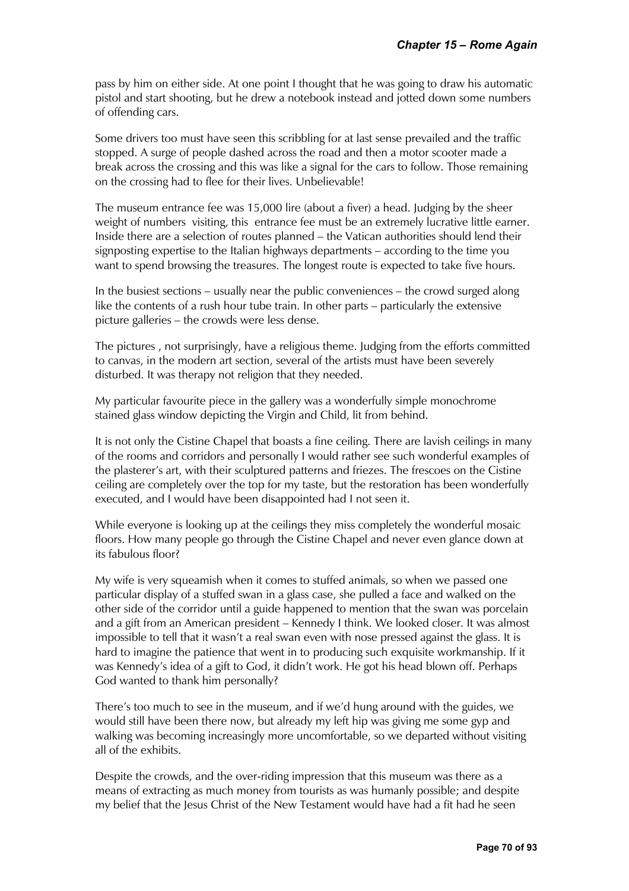pass by him on either side. At one point I thought that he was going to draw his automatic pistol and start shooting, but he drew a notebook instead and jotted down some numbers of offending cars.

Some drivers too must have seen this scribbling for at last sense prevailed and the traffic stopped. A surge of people dashed across the road and then a motor scooter made a break across the crossing and this was like a signal for the cars to follow. Those remaining on the crossing had to flee for their lives. Unbelievable!

The museum entrance fee was 15,000 lire (about a fiver) a head. Judging by the sheer weight of numbers visiting, this entrance fee must be an extremely lucrative little earner. Inside there are a selection of routes planned – the Vatican authorities should lend their signposting expertise to the Italian highways departments – according to the time you want to spend browsing the treasures. The longest route is expected to take five hours.

In the busiest sections – usually near the public conveniences – the crowd surged along like the contents of a rush hour tube train. In other parts – particularly the extensive picture galleries – the crowds were less dense.

The pictures , not surprisingly, have a religious theme. Judging from the efforts committed to canvas, in the modern art section, several of the artists must have been severely disturbed. It was therapy not religion that they needed.

My particular favourite piece in the gallery was a wonderfully simple monochrome stained glass window depicting the Virgin and Child, lit from behind.

It is not only the Cistine Chapel that boasts a fine ceiling. There are lavish ceilings in many of the rooms and corridors and personally I would rather see such wonderful examples of the plasterer's art, with their sculptured patterns and friezes. The frescoes on the Cistine ceiling are completely over the top for my taste, but the restoration has been wonderfully executed, and I would have been disappointed had I not seen it.

While everyone is looking up at the ceilings they miss completely the wonderful mosaic floors. How many people go through the Cistine Chapel and never even glance down at its fabulous floor?

My wife is very squeamish when it comes to stuffed animals, so when we passed one particular display of a stuffed swan in a glass case, she pulled a face and walked on the other side of the corridor until a guide happened to mention that the swan was porcelain and a gift from an American president – Kennedy I think. We looked closer. It was almost impossible to tell that it wasn't a real swan even with nose pressed against the glass. It is hard to imagine the patience that went in to producing such exquisite workmanship. If it was Kennedy's idea of a gift to God, it didn't work. He got his head blown off. Perhaps God wanted to thank him personally?

There's too much to see in the museum, and if we'd hung around with the guides, we would still have been there now, but already my left hip was giving me some gyp and walking was becoming increasingly more uncomfortable, so we departed without visiting all of the exhibits.

Despite the crowds, and the over-riding impression that this museum was there as a means of extracting as much money from tourists as was humanly possible; and despite my belief that the Jesus Christ of the New Testament would have had a fit had he seen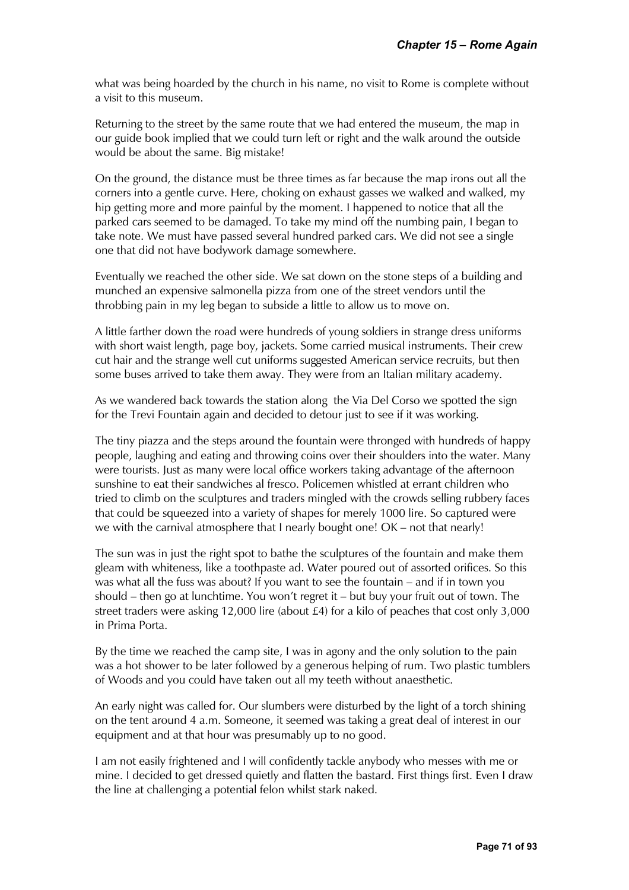what was being hoarded by the church in his name, no visit to Rome is complete without a visit to this museum.

Returning to the street by the same route that we had entered the museum, the map in our guide book implied that we could turn left or right and the walk around the outside would be about the same. Big mistake!

On the ground, the distance must be three times as far because the map irons out all the corners into a gentle curve. Here, choking on exhaust gasses we walked and walked, my hip getting more and more painful by the moment. I happened to notice that all the parked cars seemed to be damaged. To take my mind off the numbing pain, I began to take note. We must have passed several hundred parked cars. We did not see a single one that did not have bodywork damage somewhere.

Eventually we reached the other side. We sat down on the stone steps of a building and munched an expensive salmonella pizza from one of the street vendors until the throbbing pain in my leg began to subside a little to allow us to move on.

A little farther down the road were hundreds of young soldiers in strange dress uniforms with short waist length, page boy, jackets. Some carried musical instruments. Their crew cut hair and the strange well cut uniforms suggested American service recruits, but then some buses arrived to take them away. They were from an Italian military academy.

As we wandered back towards the station along the Via Del Corso we spotted the sign for the Trevi Fountain again and decided to detour just to see if it was working.

The tiny piazza and the steps around the fountain were thronged with hundreds of happy people, laughing and eating and throwing coins over their shoulders into the water. Many were tourists. Just as many were local office workers taking advantage of the afternoon sunshine to eat their sandwiches al fresco. Policemen whistled at errant children who tried to climb on the sculptures and traders mingled with the crowds selling rubbery faces that could be squeezed into a variety of shapes for merely 1000 lire. So captured were we with the carnival atmosphere that I nearly bought one! OK – not that nearly!

The sun was in just the right spot to bathe the sculptures of the fountain and make them gleam with whiteness, like a toothpaste ad. Water poured out of assorted orifices. So this was what all the fuss was about? If you want to see the fountain – and if in town you should – then go at lunchtime. You won't regret it – but buy your fruit out of town. The street traders were asking 12,000 lire (about £4) for a kilo of peaches that cost only 3,000 in Prima Porta.

By the time we reached the camp site, I was in agony and the only solution to the pain was a hot shower to be later followed by a generous helping of rum. Two plastic tumblers of Woods and you could have taken out all my teeth without anaesthetic.

An early night was called for. Our slumbers were disturbed by the light of a torch shining on the tent around 4 a.m. Someone, it seemed was taking a great deal of interest in our equipment and at that hour was presumably up to no good.

I am not easily frightened and I will confidently tackle anybody who messes with me or mine. I decided to get dressed quietly and flatten the bastard. First things first. Even I draw the line at challenging a potential felon whilst stark naked.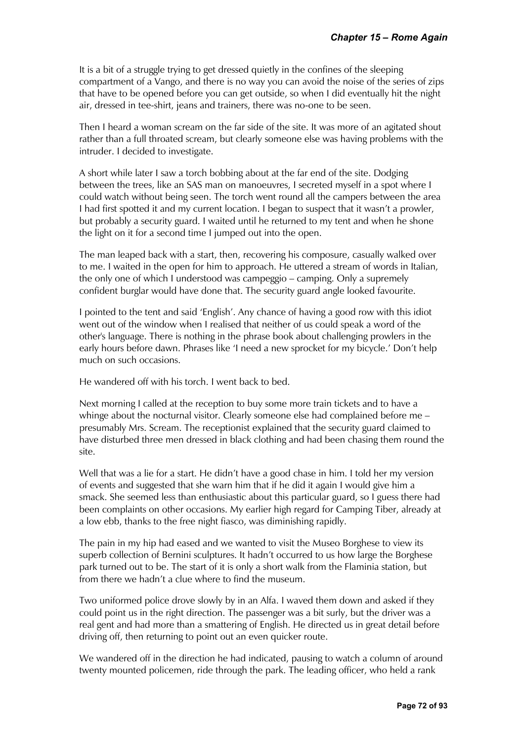It is a bit of a struggle trying to get dressed quietly in the confines of the sleeping compartment of a Vango, and there is no way you can avoid the noise of the series of zips that have to be opened before you can get outside, so when I did eventually hit the night air, dressed in tee-shirt, jeans and trainers, there was no-one to be seen.

Then I heard a woman scream on the far side of the site. It was more of an agitated shout rather than a full throated scream, but clearly someone else was having problems with the intruder. I decided to investigate.

A short while later I saw a torch bobbing about at the far end of the site. Dodging between the trees, like an SAS man on manoeuvres, I secreted myself in a spot where I could watch without being seen. The torch went round all the campers between the area I had first spotted it and my current location. I began to suspect that it wasn't a prowler, but probably a security guard. I waited until he returned to my tent and when he shone the light on it for a second time I jumped out into the open.

The man leaped back with a start, then, recovering his composure, casually walked over to me. I waited in the open for him to approach. He uttered a stream of words in Italian, the only one of which I understood was campeggio – camping. Only a supremely confident burglar would have done that. The security guard angle looked favourite.

I pointed to the tent and said 'English'. Any chance of having a good row with this idiot went out of the window when I realised that neither of us could speak a word of the other's language. There is nothing in the phrase book about challenging prowlers in the early hours before dawn. Phrases like 'I need a new sprocket for my bicycle.' Don't help much on such occasions.

He wandered off with his torch. I went back to bed.

Next morning I called at the reception to buy some more train tickets and to have a whinge about the nocturnal visitor. Clearly someone else had complained before me – presumably Mrs. Scream. The receptionist explained that the security guard claimed to have disturbed three men dressed in black clothing and had been chasing them round the site.

Well that was a lie for a start. He didn't have a good chase in him. I told her my version of events and suggested that she warn him that if he did it again I would give him a smack. She seemed less than enthusiastic about this particular guard, so I guess there had been complaints on other occasions. My earlier high regard for Camping Tiber, already at a low ebb, thanks to the free night fiasco, was diminishing rapidly.

The pain in my hip had eased and we wanted to visit the Museo Borghese to view its superb collection of Bernini sculptures. It hadn't occurred to us how large the Borghese park turned out to be. The start of it is only a short walk from the Flaminia station, but from there we hadn't a clue where to find the museum.

Two uniformed police drove slowly by in an Alfa. I waved them down and asked if they could point us in the right direction. The passenger was a bit surly, but the driver was a real gent and had more than a smattering of English. He directed us in great detail before driving off, then returning to point out an even quicker route.

We wandered off in the direction he had indicated, pausing to watch a column of around twenty mounted policemen, ride through the park. The leading officer, who held a rank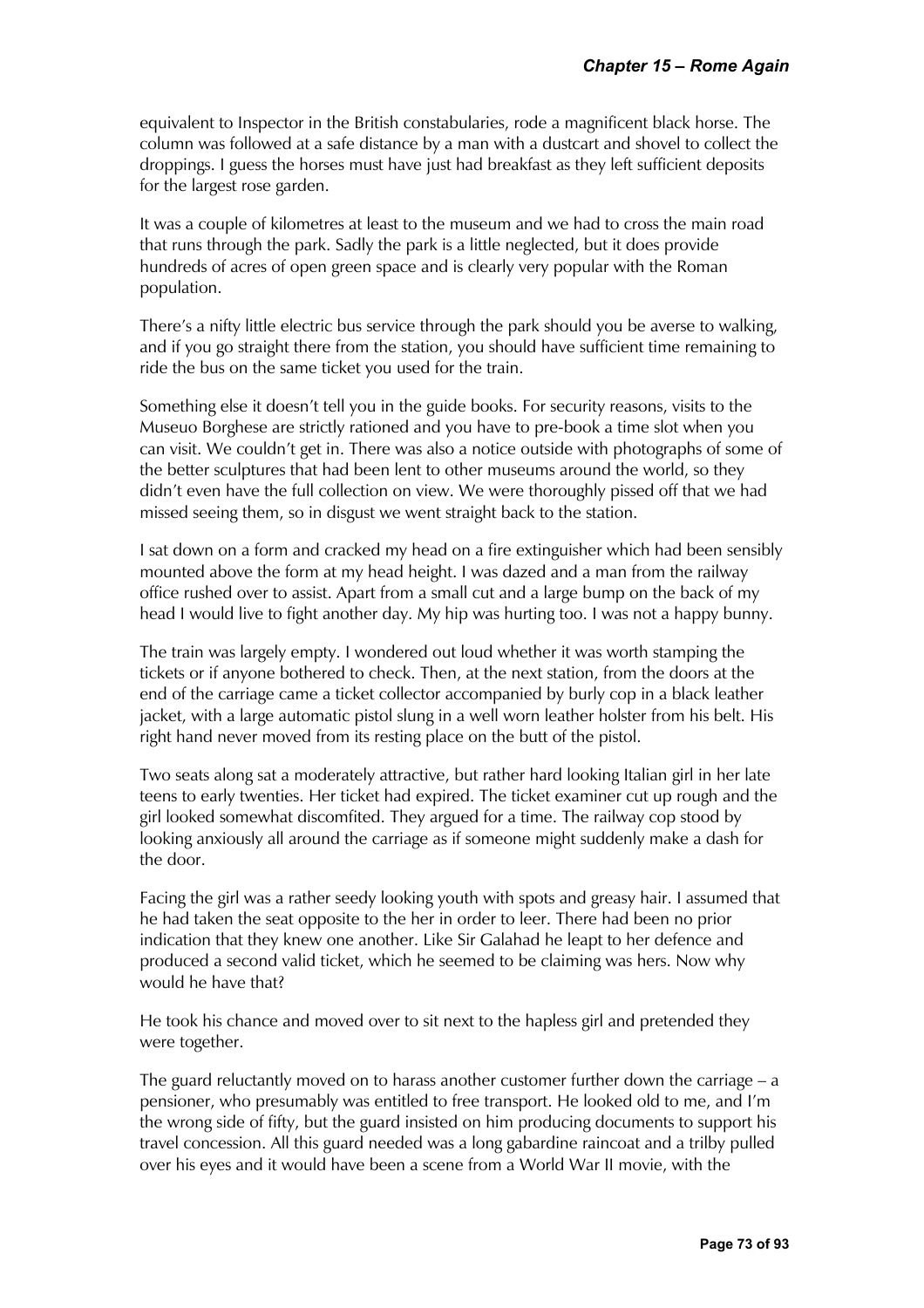equivalent to Inspector in the British constabularies, rode a magnificent black horse. The column was followed at a safe distance by a man with a dustcart and shovel to collect the droppings. I guess the horses must have just had breakfast as they left sufficient deposits for the largest rose garden.

It was a couple of kilometres at least to the museum and we had to cross the main road that runs through the park. Sadly the park is a little neglected, but it does provide hundreds of acres of open green space and is clearly very popular with the Roman population.

There's a nifty little electric bus service through the park should you be averse to walking, and if you go straight there from the station, you should have sufficient time remaining to ride the bus on the same ticket you used for the train.

Something else it doesn't tell you in the guide books. For security reasons, visits to the Museuo Borghese are strictly rationed and you have to pre-book a time slot when you can visit. We couldn't get in. There was also a notice outside with photographs of some of the better sculptures that had been lent to other museums around the world, so they didn't even have the full collection on view. We were thoroughly pissed off that we had missed seeing them, so in disgust we went straight back to the station.

I sat down on a form and cracked my head on a fire extinguisher which had been sensibly mounted above the form at my head height. I was dazed and a man from the railway office rushed over to assist. Apart from a small cut and a large bump on the back of my head I would live to fight another day. My hip was hurting too. I was not a happy bunny.

The train was largely empty. I wondered out loud whether it was worth stamping the tickets or if anyone bothered to check. Then, at the next station, from the doors at the end of the carriage came a ticket collector accompanied by burly cop in a black leather jacket, with a large automatic pistol slung in a well worn leather holster from his belt. His right hand never moved from its resting place on the butt of the pistol.

Two seats along sat a moderately attractive, but rather hard looking Italian girl in her late teens to early twenties. Her ticket had expired. The ticket examiner cut up rough and the girl looked somewhat discomfited. They argued for a time. The railway cop stood by looking anxiously all around the carriage as if someone might suddenly make a dash for the door.

Facing the girl was a rather seedy looking youth with spots and greasy hair. I assumed that he had taken the seat opposite to the her in order to leer. There had been no prior indication that they knew one another. Like Sir Galahad he leapt to her defence and produced a second valid ticket, which he seemed to be claiming was hers. Now why would he have that?

He took his chance and moved over to sit next to the hapless girl and pretended they were together.

The guard reluctantly moved on to harass another customer further down the carriage – a pensioner, who presumably was entitled to free transport. He looked old to me, and I'm the wrong side of fifty, but the guard insisted on him producing documents to support his travel concession. All this guard needed was a long gabardine raincoat and a trilby pulled over his eyes and it would have been a scene from a World War II movie, with the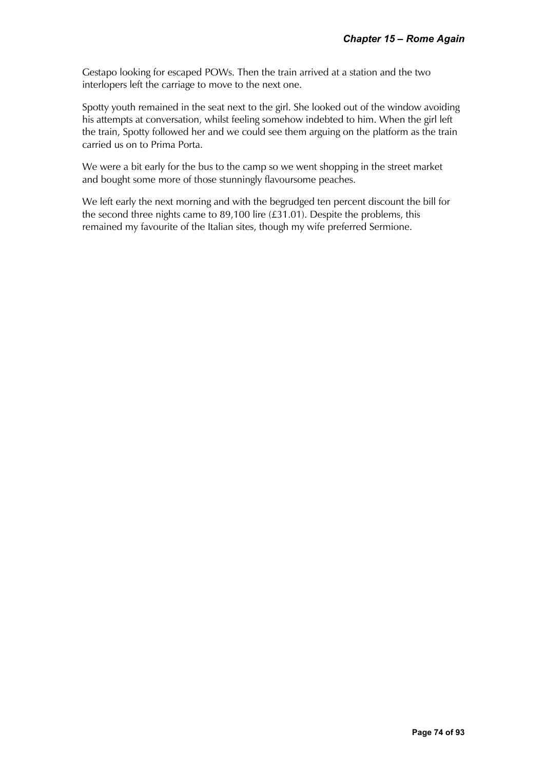Gestapo looking for escaped POWs. Then the train arrived at a station and the two interlopers left the carriage to move to the next one.

Spotty youth remained in the seat next to the girl. She looked out of the window avoiding his attempts at conversation, whilst feeling somehow indebted to him. When the girl left the train, Spotty followed her and we could see them arguing on the platform as the train carried us on to Prima Porta.

We were a bit early for the bus to the camp so we went shopping in the street market and bought some more of those stunningly flavoursome peaches.

We left early the next morning and with the begrudged ten percent discount the bill for the second three nights came to 89,100 lire (£31.01). Despite the problems, this remained my favourite of the Italian sites, though my wife preferred Sermione.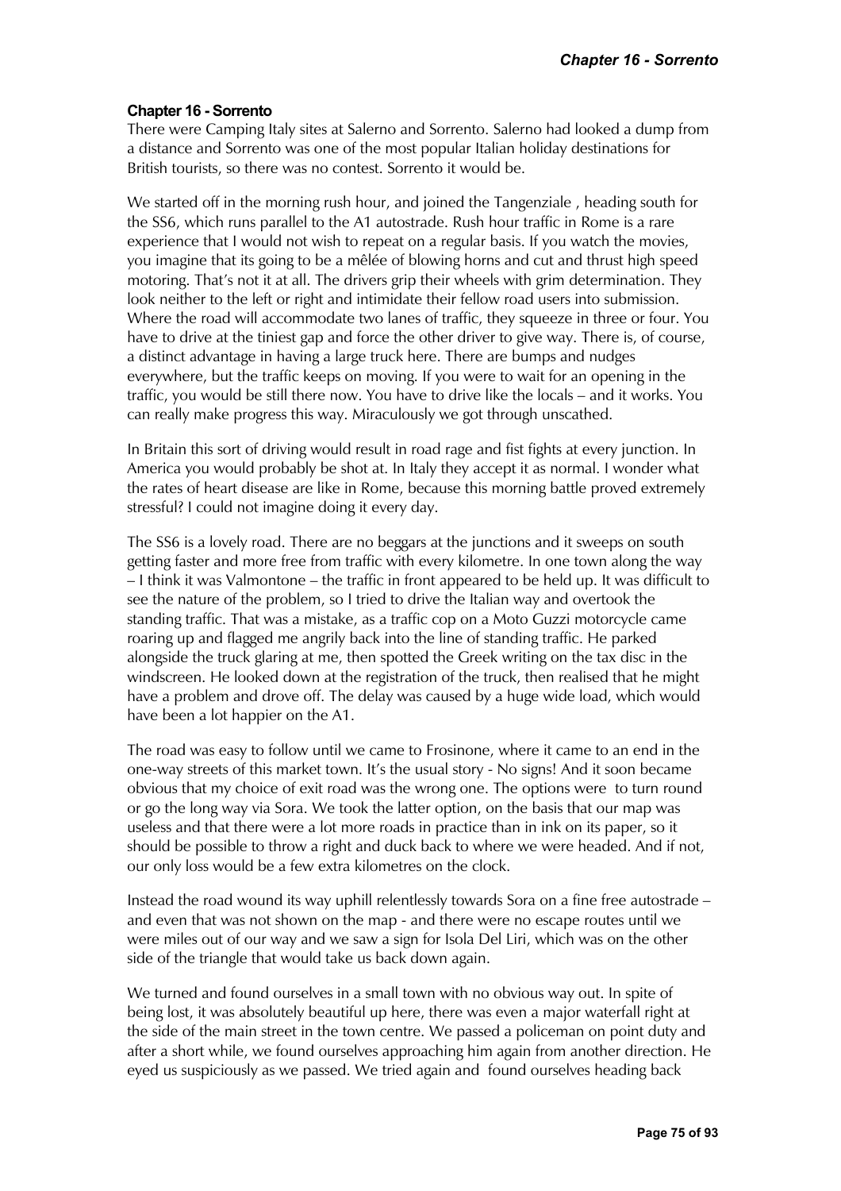## Chapter 16 - Sorrento

There were Camping Italy sites at Salerno and Sorrento. Salerno had looked a dump from a distance and Sorrento was one of the most popular Italian holiday destinations for British tourists, so there was no contest. Sorrento it would be.

We started off in the morning rush hour, and joined the Tangenziale , heading south for the SS6, which runs parallel to the A1 autostrade. Rush hour traffic in Rome is a rare experience that I would not wish to repeat on a regular basis. If you watch the movies, you imagine that its going to be a mêlée of blowing horns and cut and thrust high speed motoring. That's not it at all. The drivers grip their wheels with grim determination. They look neither to the left or right and intimidate their fellow road users into submission. Where the road will accommodate two lanes of traffic, they squeeze in three or four. You have to drive at the tiniest gap and force the other driver to give way. There is, of course, a distinct advantage in having a large truck here. There are bumps and nudges everywhere, but the traffic keeps on moving. If you were to wait for an opening in the traffic, you would be still there now. You have to drive like the locals – and it works. You can really make progress this way. Miraculously we got through unscathed.

In Britain this sort of driving would result in road rage and fist fights at every junction. In America you would probably be shot at. In Italy they accept it as normal. I wonder what the rates of heart disease are like in Rome, because this morning battle proved extremely stressful? I could not imagine doing it every day.

The SS6 is a lovely road. There are no beggars at the junctions and it sweeps on south getting faster and more free from traffic with every kilometre. In one town along the way – I think it was Valmontone – the traffic in front appeared to be held up. It was difficult to see the nature of the problem, so I tried to drive the Italian way and overtook the standing traffic. That was a mistake, as a traffic cop on a Moto Guzzi motorcycle came roaring up and flagged me angrily back into the line of standing traffic. He parked alongside the truck glaring at me, then spotted the Greek writing on the tax disc in the windscreen. He looked down at the registration of the truck, then realised that he might have a problem and drove off. The delay was caused by a huge wide load, which would have been a lot happier on the A1.

The road was easy to follow until we came to Frosinone, where it came to an end in the one-way streets of this market town. It's the usual story - No signs! And it soon became obvious that my choice of exit road was the wrong one. The options were to turn round or go the long way via Sora. We took the latter option, on the basis that our map was useless and that there were a lot more roads in practice than in ink on its paper, so it should be possible to throw a right and duck back to where we were headed. And if not, our only loss would be a few extra kilometres on the clock.

Instead the road wound its way uphill relentlessly towards Sora on a fine free autostrade – and even that was not shown on the map - and there were no escape routes until we were miles out of our way and we saw a sign for Isola Del Liri, which was on the other side of the triangle that would take us back down again.

We turned and found ourselves in a small town with no obvious way out. In spite of being lost, it was absolutely beautiful up here, there was even a major waterfall right at the side of the main street in the town centre. We passed a policeman on point duty and after a short while, we found ourselves approaching him again from another direction. He eyed us suspiciously as we passed. We tried again and found ourselves heading back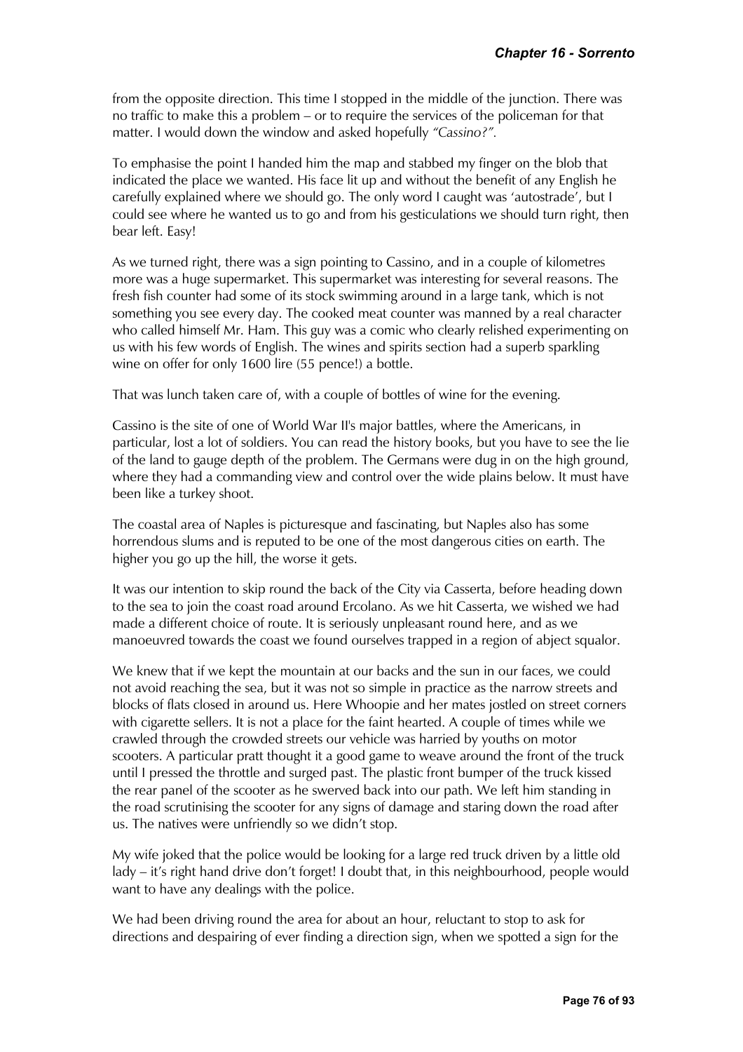from the opposite direction. This time I stopped in the middle of the junction. There was no traffic to make this a problem – or to require the services of the policeman for that matter. I would down the window and asked hopefully *"Cassino?"*.

To emphasise the point I handed him the map and stabbed my finger on the blob that indicated the place we wanted. His face lit up and without the benefit of any English he carefully explained where we should go. The only word I caught was 'autostrade', but I could see where he wanted us to go and from his gesticulations we should turn right, then bear left. Easy!

As we turned right, there was a sign pointing to Cassino, and in a couple of kilometres more was a huge supermarket. This supermarket was interesting for several reasons. The fresh fish counter had some of its stock swimming around in a large tank, which is not something you see every day. The cooked meat counter was manned by a real character who called himself Mr. Ham. This guy was a comic who clearly relished experimenting on us with his few words of English. The wines and spirits section had a superb sparkling wine on offer for only 1600 lire (55 pence!) a bottle.

That was lunch taken care of, with a couple of bottles of wine for the evening.

Cassino is the site of one of World War II's major battles, where the Americans, in particular, lost a lot of soldiers. You can read the history books, but you have to see the lie of the land to gauge depth of the problem. The Germans were dug in on the high ground, where they had a commanding view and control over the wide plains below. It must have been like a turkey shoot.

The coastal area of Naples is picturesque and fascinating, but Naples also has some horrendous slums and is reputed to be one of the most dangerous cities on earth. The higher you go up the hill, the worse it gets.

It was our intention to skip round the back of the City via Casserta, before heading down to the sea to join the coast road around Ercolano. As we hit Casserta, we wished we had made a different choice of route. It is seriously unpleasant round here, and as we manoeuvred towards the coast we found ourselves trapped in a region of abject squalor.

We knew that if we kept the mountain at our backs and the sun in our faces, we could not avoid reaching the sea, but it was not so simple in practice as the narrow streets and blocks of flats closed in around us. Here Whoopie and her mates jostled on street corners with cigarette sellers. It is not a place for the faint hearted. A couple of times while we crawled through the crowded streets our vehicle was harried by youths on motor scooters. A particular pratt thought it a good game to weave around the front of the truck until I pressed the throttle and surged past. The plastic front bumper of the truck kissed the rear panel of the scooter as he swerved back into our path. We left him standing in the road scrutinising the scooter for any signs of damage and staring down the road after us. The natives were unfriendly so we didn't stop.

My wife joked that the police would be looking for a large red truck driven by a little old lady – it's right hand drive don't forget! I doubt that, in this neighbourhood, people would want to have any dealings with the police.

We had been driving round the area for about an hour, reluctant to stop to ask for directions and despairing of ever finding a direction sign, when we spotted a sign for the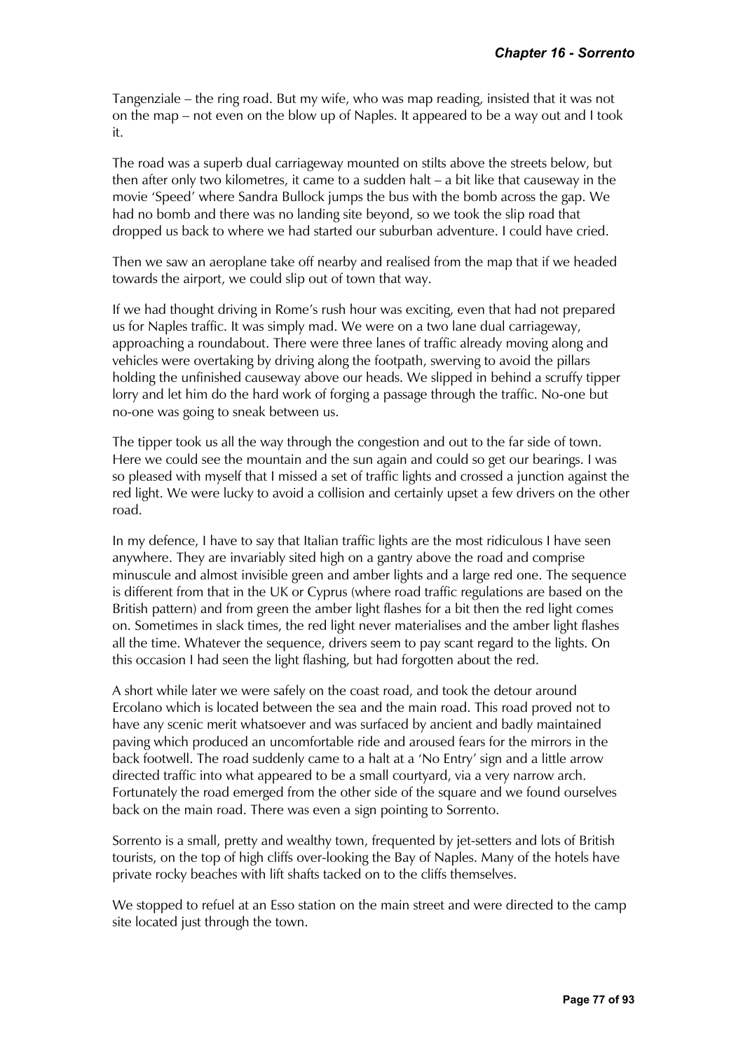Tangenziale – the ring road. But my wife, who was map reading, insisted that it was not on the map – not even on the blow up of Naples. It appeared to be a way out and I took it.

The road was a superb dual carriageway mounted on stilts above the streets below, but then after only two kilometres, it came to a sudden halt – a bit like that causeway in the movie 'Speed' where Sandra Bullock jumps the bus with the bomb across the gap. We had no bomb and there was no landing site beyond, so we took the slip road that dropped us back to where we had started our suburban adventure. I could have cried.

Then we saw an aeroplane take off nearby and realised from the map that if we headed towards the airport, we could slip out of town that way.

If we had thought driving in Rome's rush hour was exciting, even that had not prepared us for Naples traffic. It was simply mad. We were on a two lane dual carriageway, approaching a roundabout. There were three lanes of traffic already moving along and vehicles were overtaking by driving along the footpath, swerving to avoid the pillars holding the unfinished causeway above our heads. We slipped in behind a scruffy tipper lorry and let him do the hard work of forging a passage through the traffic. No-one but no-one was going to sneak between us.

The tipper took us all the way through the congestion and out to the far side of town. Here we could see the mountain and the sun again and could so get our bearings. I was so pleased with myself that I missed a set of traffic lights and crossed a junction against the red light. We were lucky to avoid a collision and certainly upset a few drivers on the other road.

In my defence, I have to say that Italian traffic lights are the most ridiculous I have seen anywhere. They are invariably sited high on a gantry above the road and comprise minuscule and almost invisible green and amber lights and a large red one. The sequence is different from that in the UK or Cyprus (where road traffic regulations are based on the British pattern) and from green the amber light flashes for a bit then the red light comes on. Sometimes in slack times, the red light never materialises and the amber light flashes all the time. Whatever the sequence, drivers seem to pay scant regard to the lights. On this occasion I had seen the light flashing, but had forgotten about the red.

A short while later we were safely on the coast road, and took the detour around Ercolano which is located between the sea and the main road. This road proved not to have any scenic merit whatsoever and was surfaced by ancient and badly maintained paving which produced an uncomfortable ride and aroused fears for the mirrors in the back footwell. The road suddenly came to a halt at a 'No Entry' sign and a little arrow directed traffic into what appeared to be a small courtyard, via a very narrow arch. Fortunately the road emerged from the other side of the square and we found ourselves back on the main road. There was even a sign pointing to Sorrento.

Sorrento is a small, pretty and wealthy town, frequented by jet-setters and lots of British tourists, on the top of high cliffs over-looking the Bay of Naples. Many of the hotels have private rocky beaches with lift shafts tacked on to the cliffs themselves.

We stopped to refuel at an Esso station on the main street and were directed to the camp site located just through the town.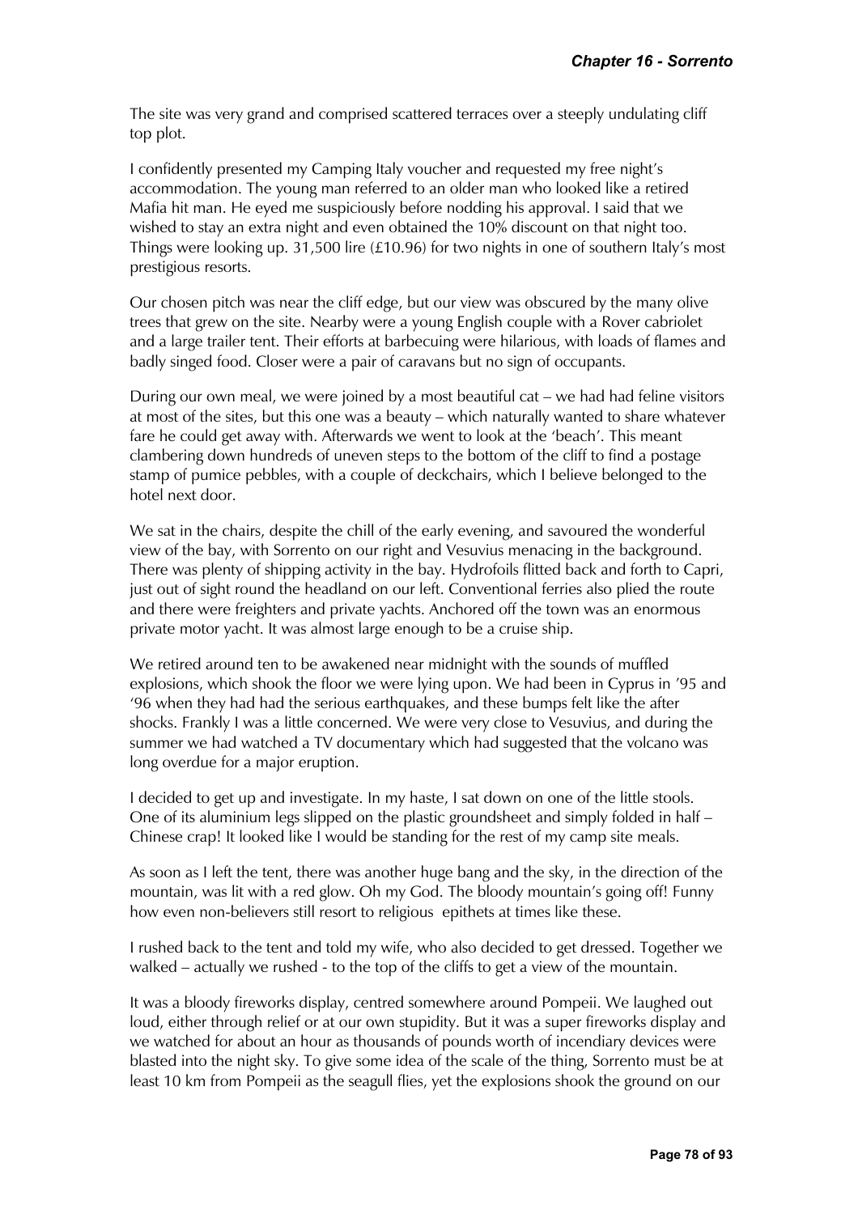The site was very grand and comprised scattered terraces over a steeply undulating cliff top plot.

I confidently presented my Camping Italy voucher and requested my free night's accommodation. The young man referred to an older man who looked like a retired Mafia hit man. He eyed me suspiciously before nodding his approval. I said that we wished to stay an extra night and even obtained the 10% discount on that night too. Things were looking up. 31,500 lire (£10.96) for two nights in one of southern Italy's most prestigious resorts.

Our chosen pitch was near the cliff edge, but our view was obscured by the many olive trees that grew on the site. Nearby were a young English couple with a Rover cabriolet and a large trailer tent. Their efforts at barbecuing were hilarious, with loads of flames and badly singed food. Closer were a pair of caravans but no sign of occupants.

During our own meal, we were joined by a most beautiful cat – we had had feline visitors at most of the sites, but this one was a beauty – which naturally wanted to share whatever fare he could get away with. Afterwards we went to look at the 'beach'. This meant clambering down hundreds of uneven steps to the bottom of the cliff to find a postage stamp of pumice pebbles, with a couple of deckchairs, which I believe belonged to the hotel next door.

We sat in the chairs, despite the chill of the early evening, and savoured the wonderful view of the bay, with Sorrento on our right and Vesuvius menacing in the background. There was plenty of shipping activity in the bay. Hydrofoils flitted back and forth to Capri, just out of sight round the headland on our left. Conventional ferries also plied the route and there were freighters and private yachts. Anchored off the town was an enormous private motor yacht. It was almost large enough to be a cruise ship.

We retired around ten to be awakened near midnight with the sounds of muffled explosions, which shook the floor we were lying upon. We had been in Cyprus in '95 and '96 when they had had the serious earthquakes, and these bumps felt like the after shocks. Frankly I was a little concerned. We were very close to Vesuvius, and during the summer we had watched a TV documentary which had suggested that the volcano was long overdue for a major eruption.

I decided to get up and investigate. In my haste, I sat down on one of the little stools. One of its aluminium legs slipped on the plastic groundsheet and simply folded in half – Chinese crap! It looked like I would be standing for the rest of my camp site meals.

As soon as I left the tent, there was another huge bang and the sky, in the direction of the mountain, was lit with a red glow. Oh my God. The bloody mountain's going off! Funny how even non-believers still resort to religious epithets at times like these.

I rushed back to the tent and told my wife, who also decided to get dressed. Together we walked – actually we rushed - to the top of the cliffs to get a view of the mountain.

It was a bloody fireworks display, centred somewhere around Pompeii. We laughed out loud, either through relief or at our own stupidity. But it was a super fireworks display and we watched for about an hour as thousands of pounds worth of incendiary devices were blasted into the night sky. To give some idea of the scale of the thing, Sorrento must be at least 10 km from Pompeii as the seagull flies, yet the explosions shook the ground on our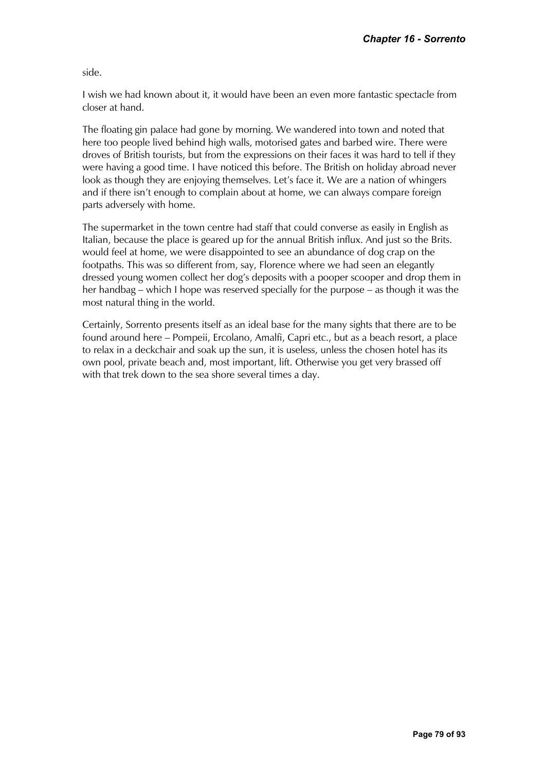side.

I wish we had known about it, it would have been an even more fantastic spectacle from closer at hand.

The floating gin palace had gone by morning. We wandered into town and noted that here too people lived behind high walls, motorised gates and barbed wire. There were droves of British tourists, but from the expressions on their faces it was hard to tell if they were having a good time. I have noticed this before. The British on holiday abroad never look as though they are enjoying themselves. Let's face it. We are a nation of whingers and if there isn't enough to complain about at home, we can always compare foreign parts adversely with home.

The supermarket in the town centre had staff that could converse as easily in English as Italian, because the place is geared up for the annual British influx. And just so the Brits. would feel at home, we were disappointed to see an abundance of dog crap on the footpaths. This was so different from, say, Florence where we had seen an elegantly dressed young women collect her dog's deposits with a pooper scooper and drop them in her handbag – which I hope was reserved specially for the purpose – as though it was the most natural thing in the world.

Certainly, Sorrento presents itself as an ideal base for the many sights that there are to be found around here – Pompeii, Ercolano, Amalfi, Capri etc., but as a beach resort, a place to relax in a deckchair and soak up the sun, it is useless, unless the chosen hotel has its own pool, private beach and, most important, lift. Otherwise you get very brassed off with that trek down to the sea shore several times a day.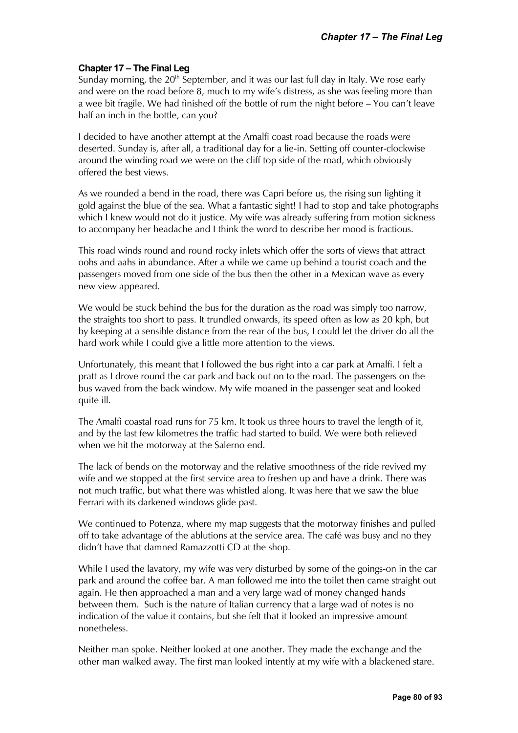## Chapter 17 – The Final Leg

Sunday morning, the 20th September, and it was our last full day in Italy. We rose early and were on the road before 8, much to my wife's distress, as she was feeling more than a wee bit fragile. We had finished off the bottle of rum the night before – You can't leave half an inch in the bottle, can you?

I decided to have another attempt at the Amalfi coast road because the roads were deserted. Sunday is, after all, a traditional day for a lie-in. Setting off counter-clockwise around the winding road we were on the cliff top side of the road, which obviously offered the best views.

As we rounded a bend in the road, there was Capri before us, the rising sun lighting it gold against the blue of the sea. What a fantastic sight! I had to stop and take photographs which I knew would not do it justice. My wife was already suffering from motion sickness to accompany her headache and I think the word to describe her mood is fractious.

This road winds round and round rocky inlets which offer the sorts of views that attract oohs and aahs in abundance. After a while we came up behind a tourist coach and the passengers moved from one side of the bus then the other in a Mexican wave as every new view appeared.

We would be stuck behind the bus for the duration as the road was simply too narrow, the straights too short to pass. It trundled onwards, its speed often as low as 20 kph, but by keeping at a sensible distance from the rear of the bus, I could let the driver do all the hard work while I could give a little more attention to the views.

Unfortunately, this meant that I followed the bus right into a car park at Amalfi. I felt a pratt as I drove round the car park and back out on to the road. The passengers on the bus waved from the back window. My wife moaned in the passenger seat and looked quite ill.

The Amalfi coastal road runs for 75 km. It took us three hours to travel the length of it, and by the last few kilometres the traffic had started to build. We were both relieved when we hit the motorway at the Salerno end.

The lack of bends on the motorway and the relative smoothness of the ride revived my wife and we stopped at the first service area to freshen up and have a drink. There was not much traffic, but what there was whistled along. It was here that we saw the blue Ferrari with its darkened windows glide past.

We continued to Potenza, where my map suggests that the motorway finishes and pulled off to take advantage of the ablutions at the service area. The café was busy and no they didn't have that damned Ramazzotti CD at the shop.

While I used the lavatory, my wife was very disturbed by some of the goings-on in the car park and around the coffee bar. A man followed me into the toilet then came straight out again. He then approached a man and a very large wad of money changed hands between them. Such is the nature of Italian currency that a large wad of notes is no indication of the value it contains, but she felt that it looked an impressive amount nonetheless.

Neither man spoke. Neither looked at one another. They made the exchange and the other man walked away. The first man looked intently at my wife with a blackened stare.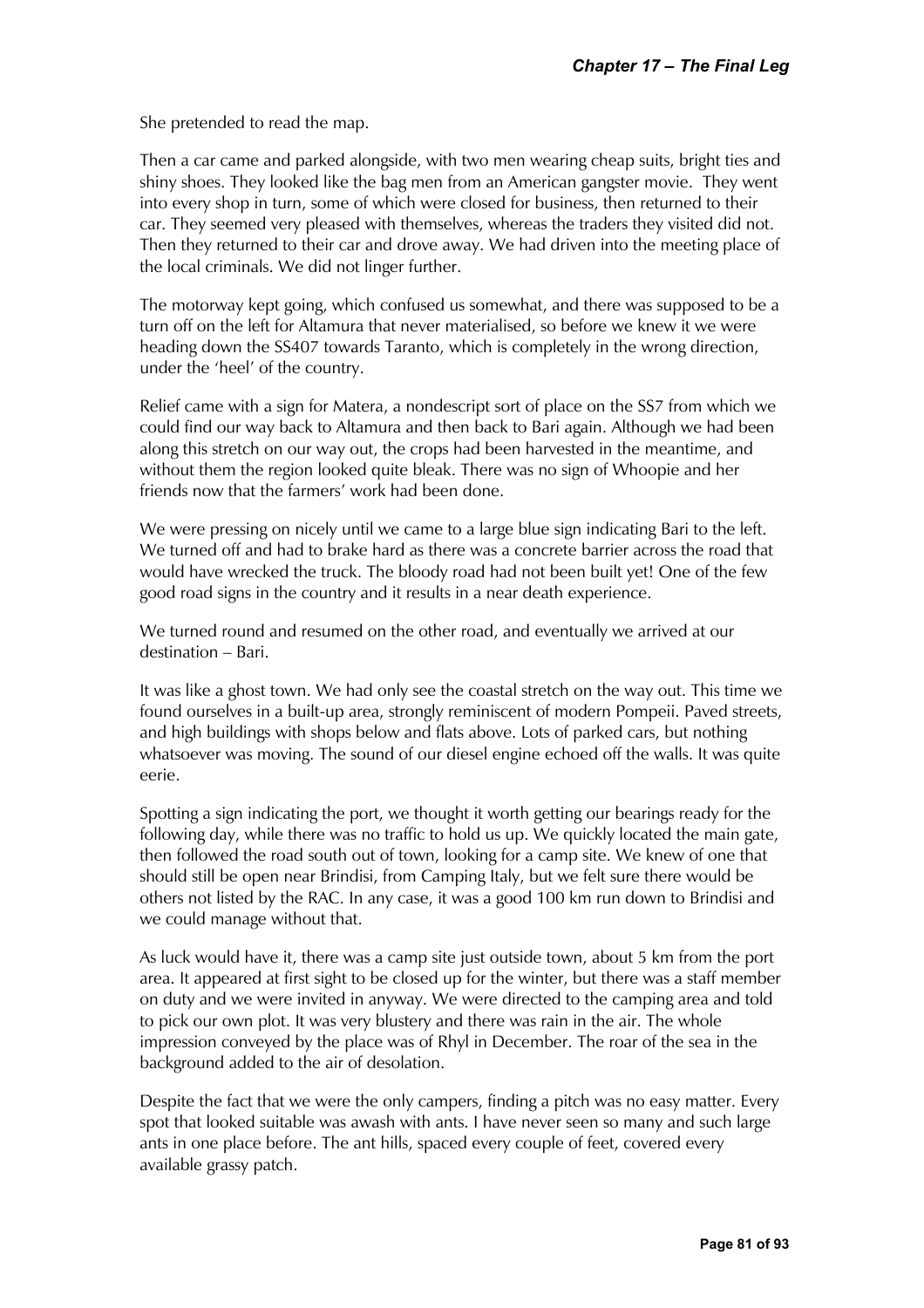She pretended to read the map.

Then a car came and parked alongside, with two men wearing cheap suits, bright ties and shiny shoes. They looked like the bag men from an American gangster movie. They went into every shop in turn, some of which were closed for business, then returned to their car. They seemed very pleased with themselves, whereas the traders they visited did not. Then they returned to their car and drove away. We had driven into the meeting place of the local criminals. We did not linger further.

The motorway kept going, which confused us somewhat, and there was supposed to be a turn off on the left for Altamura that never materialised, so before we knew it we were heading down the SS407 towards Taranto, which is completely in the wrong direction, under the 'heel' of the country.

Relief came with a sign for Matera, a nondescript sort of place on the SS7 from which we could find our way back to Altamura and then back to Bari again. Although we had been along this stretch on our way out, the crops had been harvested in the meantime, and without them the region looked quite bleak. There was no sign of Whoopie and her friends now that the farmers' work had been done.

We were pressing on nicely until we came to a large blue sign indicating Bari to the left. We turned off and had to brake hard as there was a concrete barrier across the road that would have wrecked the truck. The bloody road had not been built yet! One of the few good road signs in the country and it results in a near death experience.

We turned round and resumed on the other road, and eventually we arrived at our destination – Bari.

It was like a ghost town. We had only see the coastal stretch on the way out. This time we found ourselves in a built-up area, strongly reminiscent of modern Pompeii. Paved streets, and high buildings with shops below and flats above. Lots of parked cars, but nothing whatsoever was moving. The sound of our diesel engine echoed off the walls. It was quite eerie.

Spotting a sign indicating the port, we thought it worth getting our bearings ready for the following day, while there was no traffic to hold us up. We quickly located the main gate, then followed the road south out of town, looking for a camp site. We knew of one that should still be open near Brindisi, from Camping Italy, but we felt sure there would be others not listed by the RAC. In any case, it was a good 100 km run down to Brindisi and we could manage without that.

As luck would have it, there was a camp site just outside town, about 5 km from the port area. It appeared at first sight to be closed up for the winter, but there was a staff member on duty and we were invited in anyway. We were directed to the camping area and told to pick our own plot. It was very blustery and there was rain in the air. The whole impression conveyed by the place was of Rhyl in December. The roar of the sea in the background added to the air of desolation.

Despite the fact that we were the only campers, finding a pitch was no easy matter. Every spot that looked suitable was awash with ants. I have never seen so many and such large ants in one place before. The ant hills, spaced every couple of feet, covered every available grassy patch.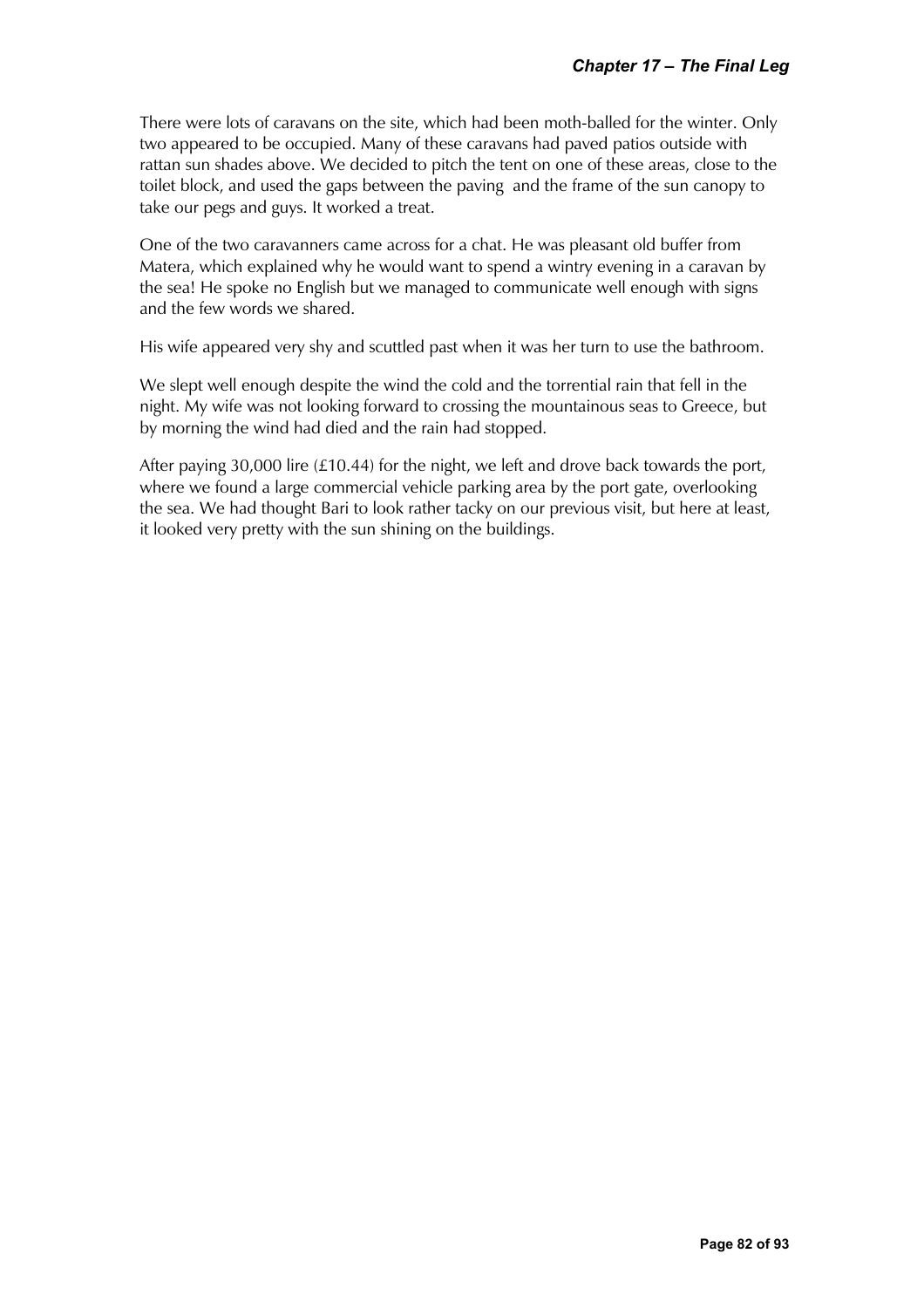There were lots of caravans on the site, which had been moth-balled for the winter. Only two appeared to be occupied. Many of these caravans had paved patios outside with rattan sun shades above. We decided to pitch the tent on one of these areas, close to the toilet block, and used the gaps between the paving and the frame of the sun canopy to take our pegs and guys. It worked a treat.

One of the two caravanners came across for a chat. He was pleasant old buffer from Matera, which explained why he would want to spend a wintry evening in a caravan by the sea! He spoke no English but we managed to communicate well enough with signs and the few words we shared.

His wife appeared very shy and scuttled past when it was her turn to use the bathroom.

We slept well enough despite the wind the cold and the torrential rain that fell in the night. My wife was not looking forward to crossing the mountainous seas to Greece, but by morning the wind had died and the rain had stopped.

After paying 30,000 lire (£10.44) for the night, we left and drove back towards the port, where we found a large commercial vehicle parking area by the port gate, overlooking the sea. We had thought Bari to look rather tacky on our previous visit, but here at least, it looked very pretty with the sun shining on the buildings.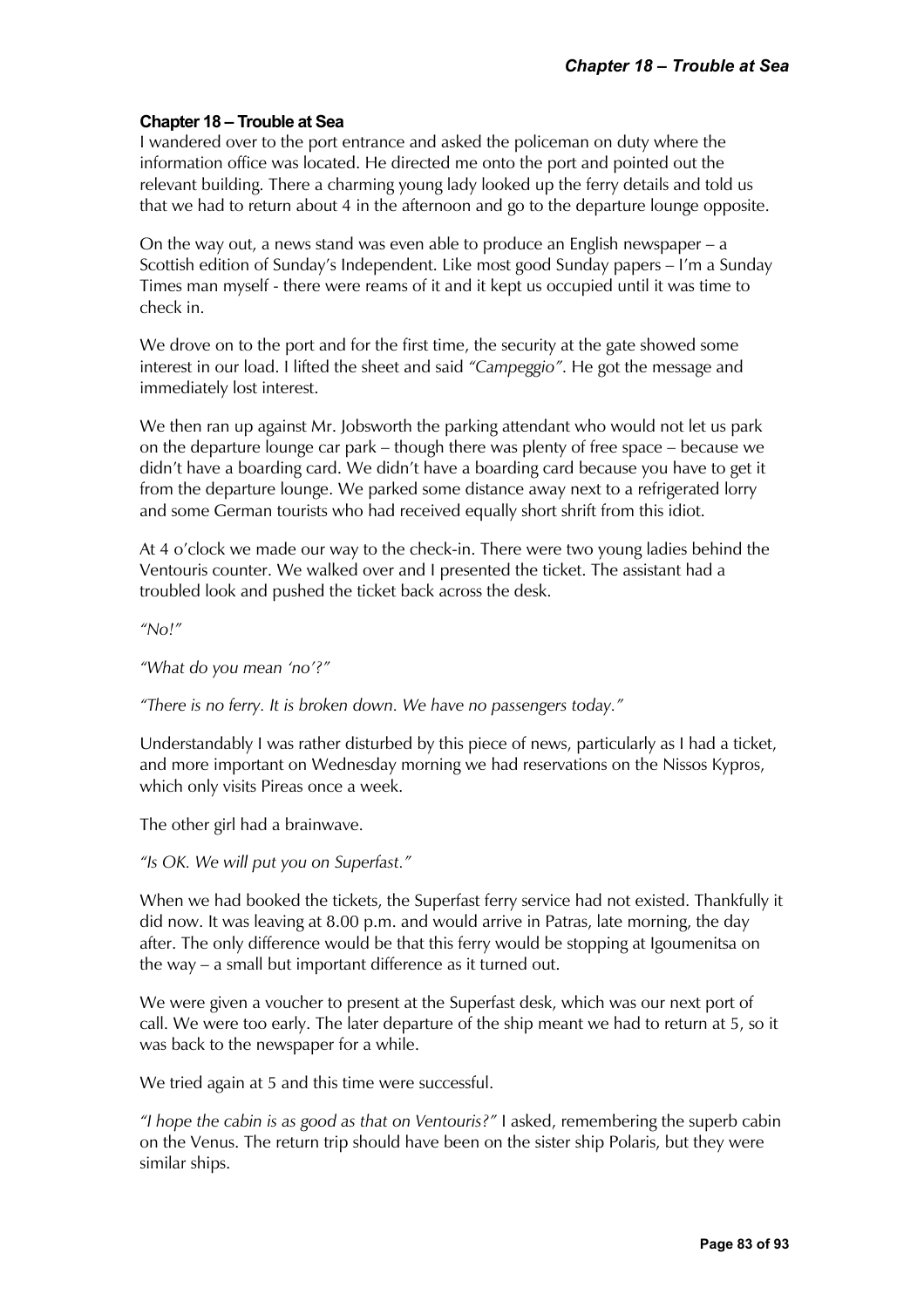## Chapter 18 – Trouble at Sea

I wandered over to the port entrance and asked the policeman on duty where the information office was located. He directed me onto the port and pointed out the relevant building. There a charming young lady looked up the ferry details and told us that we had to return about 4 in the afternoon and go to the departure lounge opposite.

On the way out, a news stand was even able to produce an English newspaper – a Scottish edition of Sunday's Independent. Like most good Sunday papers – I'm a Sunday Times man myself - there were reams of it and it kept us occupied until it was time to check in.

We drove on to the port and for the first time, the security at the gate showed some interest in our load. I lifted the sheet and said *"Campeggio"*. He got the message and immediately lost interest.

We then ran up against Mr. Jobsworth the parking attendant who would not let us park on the departure lounge car park – though there was plenty of free space – because we didn't have a boarding card. We didn't have a boarding card because you have to get it from the departure lounge. We parked some distance away next to a refrigerated lorry and some German tourists who had received equally short shrift from this idiot.

At 4 o'clock we made our way to the check-in. There were two young ladies behind the Ventouris counter. We walked over and I presented the ticket. The assistant had a troubled look and pushed the ticket back across the desk.

*"No!"*

*"What do you mean 'no'?"*

*"There is no ferry. It is broken down. We have no passengers today."*

Understandably I was rather disturbed by this piece of news, particularly as I had a ticket, and more important on Wednesday morning we had reservations on the Nissos Kypros, which only visits Pireas once a week.

The other girl had a brainwave.

*"Is OK. We will put you on Superfast."*

When we had booked the tickets, the Superfast ferry service had not existed. Thankfully it did now. It was leaving at 8.00 p.m. and would arrive in Patras, late morning, the day after. The only difference would be that this ferry would be stopping at Igoumenitsa on the way – a small but important difference as it turned out.

We were given a voucher to present at the Superfast desk, which was our next port of call. We were too early. The later departure of the ship meant we had to return at 5, so it was back to the newspaper for a while.

We tried again at 5 and this time were successful.

*"I hope the cabin is as good as that on Ventouris?"* I asked, remembering the superb cabin on the Venus. The return trip should have been on the sister ship Polaris, but they were similar ships.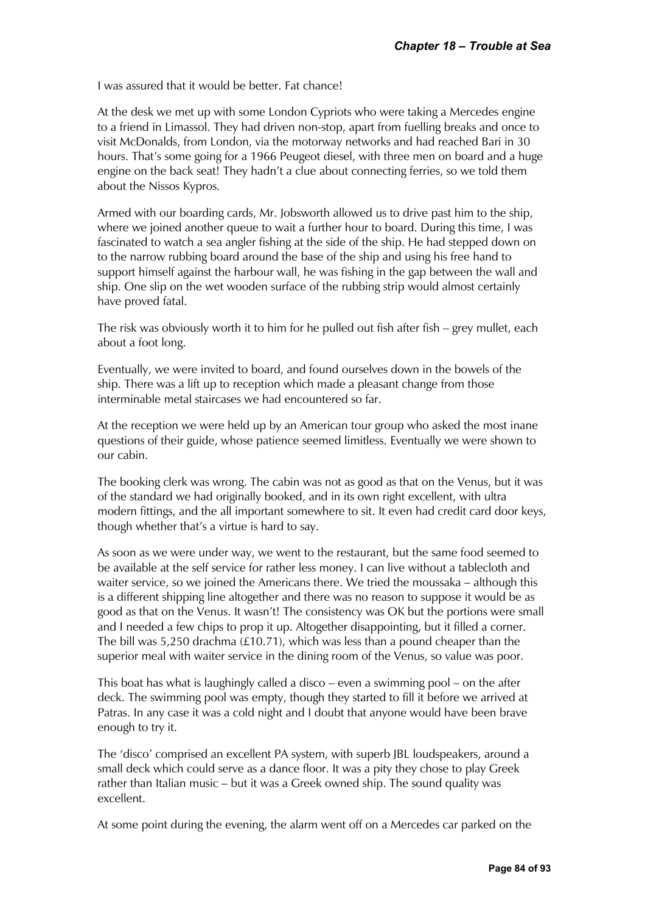I was assured that it would be better. Fat chance!

At the desk we met up with some London Cypriots who were taking a Mercedes engine to a friend in Limassol. They had driven non-stop, apart from fuelling breaks and once to visit McDonalds, from London, via the motorway networks and had reached Bari in 30 hours. That's some going for a 1966 Peugeot diesel, with three men on board and a huge engine on the back seat! They hadn't a clue about connecting ferries, so we told them about the Nissos Kypros.

Armed with our boarding cards, Mr. Jobsworth allowed us to drive past him to the ship, where we joined another queue to wait a further hour to board. During this time, I was fascinated to watch a sea angler fishing at the side of the ship. He had stepped down on to the narrow rubbing board around the base of the ship and using his free hand to support himself against the harbour wall, he was fishing in the gap between the wall and ship. One slip on the wet wooden surface of the rubbing strip would almost certainly have proved fatal.

The risk was obviously worth it to him for he pulled out fish after fish – grey mullet, each about a foot long.

Eventually, we were invited to board, and found ourselves down in the bowels of the ship. There was a lift up to reception which made a pleasant change from those interminable metal staircases we had encountered so far.

At the reception we were held up by an American tour group who asked the most inane questions of their guide, whose patience seemed limitless. Eventually we were shown to our cabin.

The booking clerk was wrong. The cabin was not as good as that on the Venus, but it was of the standard we had originally booked, and in its own right excellent, with ultra modern fittings, and the all important somewhere to sit. It even had credit card door keys, though whether that's a virtue is hard to say.

As soon as we were under way, we went to the restaurant, but the same food seemed to be available at the self service for rather less money. I can live without a tablecloth and waiter service, so we joined the Americans there. We tried the moussaka – although this is a different shipping line altogether and there was no reason to suppose it would be as good as that on the Venus. It wasn't! The consistency was OK but the portions were small and I needed a few chips to prop it up. Altogether disappointing, but it filled a corner. The bill was 5,250 drachma (£10.71), which was less than a pound cheaper than the superior meal with waiter service in the dining room of the Venus, so value was poor.

This boat has what is laughingly called a disco – even a swimming pool – on the after deck. The swimming pool was empty, though they started to fill it before we arrived at Patras. In any case it was a cold night and I doubt that anyone would have been brave enough to try it.

The 'disco' comprised an excellent PA system, with superb JBL loudspeakers, around a small deck which could serve as a dance floor. It was a pity they chose to play Greek rather than Italian music – but it was a Greek owned ship. The sound quality was excellent.

At some point during the evening, the alarm went off on a Mercedes car parked on the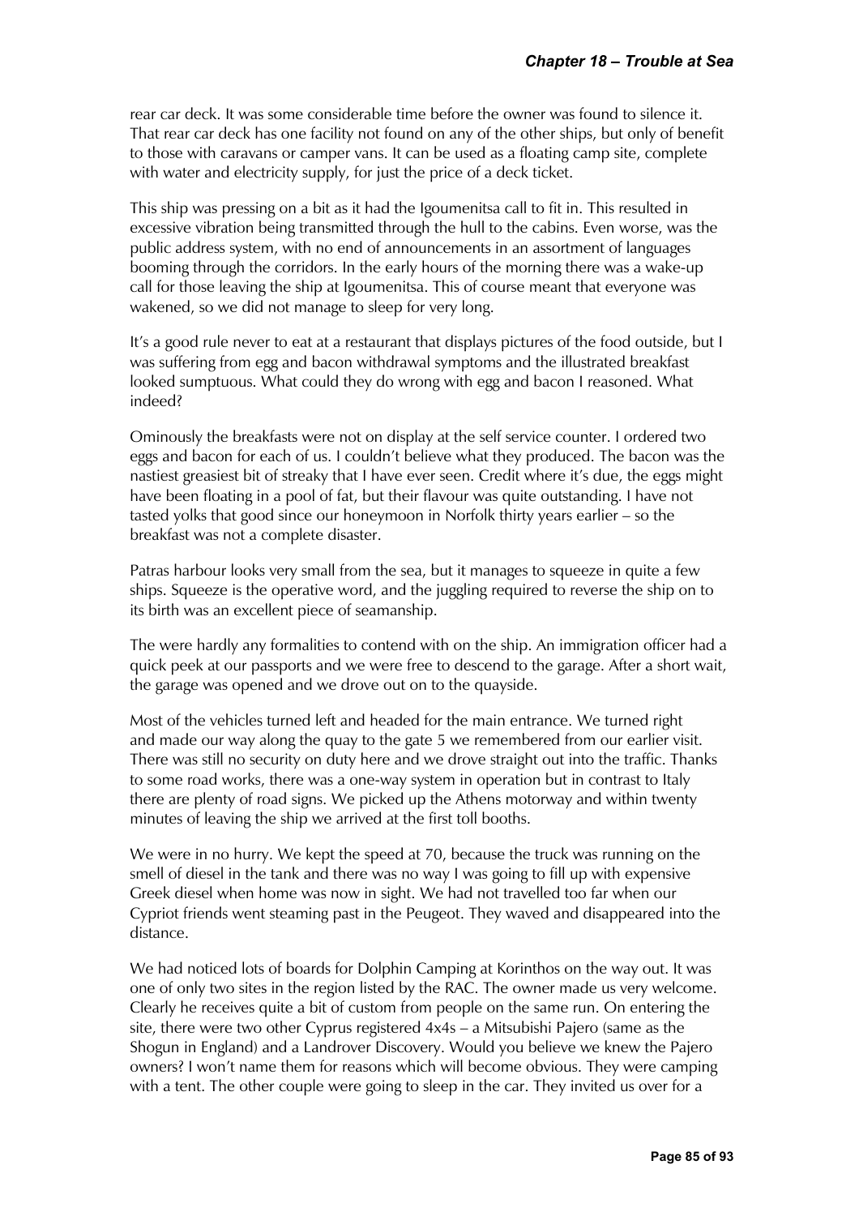rear car deck. It was some considerable time before the owner was found to silence it. That rear car deck has one facility not found on any of the other ships, but only of benefit to those with caravans or camper vans. It can be used as a floating camp site, complete with water and electricity supply, for just the price of a deck ticket.

This ship was pressing on a bit as it had the Igoumenitsa call to fit in. This resulted in excessive vibration being transmitted through the hull to the cabins. Even worse, was the public address system, with no end of announcements in an assortment of languages booming through the corridors. In the early hours of the morning there was a wake-up call for those leaving the ship at Igoumenitsa. This of course meant that everyone was wakened, so we did not manage to sleep for very long.

It's a good rule never to eat at a restaurant that displays pictures of the food outside, but I was suffering from egg and bacon withdrawal symptoms and the illustrated breakfast looked sumptuous. What could they do wrong with egg and bacon I reasoned. What indeed?

Ominously the breakfasts were not on display at the self service counter. I ordered two eggs and bacon for each of us. I couldn't believe what they produced. The bacon was the nastiest greasiest bit of streaky that I have ever seen. Credit where it's due, the eggs might have been floating in a pool of fat, but their flavour was quite outstanding. I have not tasted yolks that good since our honeymoon in Norfolk thirty years earlier – so the breakfast was not a complete disaster.

Patras harbour looks very small from the sea, but it manages to squeeze in quite a few ships. Squeeze is the operative word, and the juggling required to reverse the ship on to its birth was an excellent piece of seamanship.

The were hardly any formalities to contend with on the ship. An immigration officer had a quick peek at our passports and we were free to descend to the garage. After a short wait, the garage was opened and we drove out on to the quayside.

Most of the vehicles turned left and headed for the main entrance. We turned right and made our way along the quay to the gate 5 we remembered from our earlier visit. There was still no security on duty here and we drove straight out into the traffic. Thanks to some road works, there was a one-way system in operation but in contrast to Italy there are plenty of road signs. We picked up the Athens motorway and within twenty minutes of leaving the ship we arrived at the first toll booths.

We were in no hurry. We kept the speed at 70, because the truck was running on the smell of diesel in the tank and there was no way I was going to fill up with expensive Greek diesel when home was now in sight. We had not travelled too far when our Cypriot friends went steaming past in the Peugeot. They waved and disappeared into the distance.

We had noticed lots of boards for Dolphin Camping at Korinthos on the way out. It was one of only two sites in the region listed by the RAC. The owner made us very welcome. Clearly he receives quite a bit of custom from people on the same run. On entering the site, there were two other Cyprus registered 4x4s – a Mitsubishi Pajero (same as the Shogun in England) and a Landrover Discovery. Would you believe we knew the Pajero owners? I won't name them for reasons which will become obvious. They were camping with a tent. The other couple were going to sleep in the car. They invited us over for a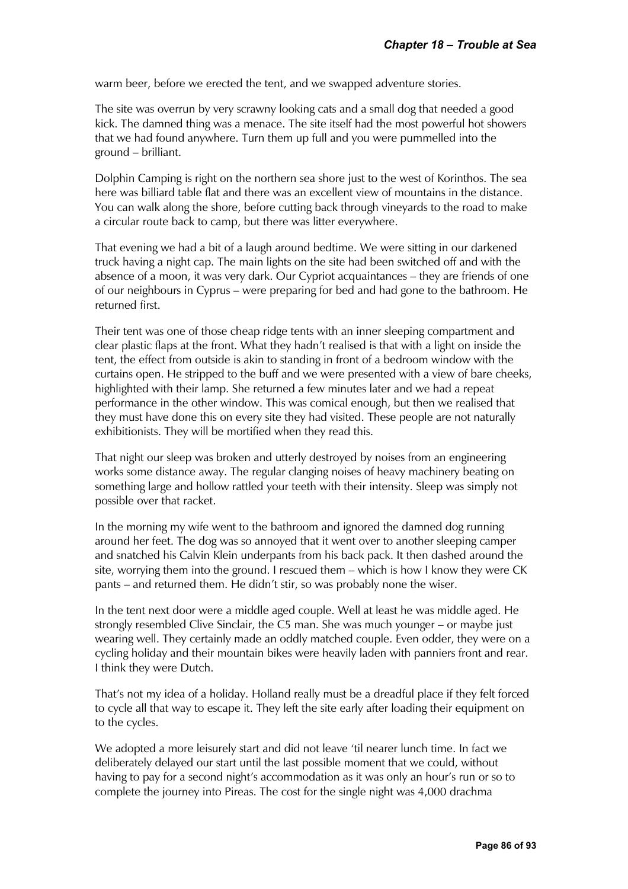warm beer, before we erected the tent, and we swapped adventure stories.

The site was overrun by very scrawny looking cats and a small dog that needed a good kick. The damned thing was a menace. The site itself had the most powerful hot showers that we had found anywhere. Turn them up full and you were pummelled into the ground – brilliant.

Dolphin Camping is right on the northern sea shore just to the west of Korinthos. The sea here was billiard table flat and there was an excellent view of mountains in the distance. You can walk along the shore, before cutting back through vineyards to the road to make a circular route back to camp, but there was litter everywhere.

That evening we had a bit of a laugh around bedtime. We were sitting in our darkened truck having a night cap. The main lights on the site had been switched off and with the absence of a moon, it was very dark. Our Cypriot acquaintances – they are friends of one of our neighbours in Cyprus – were preparing for bed and had gone to the bathroom. He returned first.

Their tent was one of those cheap ridge tents with an inner sleeping compartment and clear plastic flaps at the front. What they hadn't realised is that with a light on inside the tent, the effect from outside is akin to standing in front of a bedroom window with the curtains open. He stripped to the buff and we were presented with a view of bare cheeks, highlighted with their lamp. She returned a few minutes later and we had a repeat performance in the other window. This was comical enough, but then we realised that they must have done this on every site they had visited. These people are not naturally exhibitionists. They will be mortified when they read this.

That night our sleep was broken and utterly destroyed by noises from an engineering works some distance away. The regular clanging noises of heavy machinery beating on something large and hollow rattled your teeth with their intensity. Sleep was simply not possible over that racket.

In the morning my wife went to the bathroom and ignored the damned dog running around her feet. The dog was so annoyed that it went over to another sleeping camper and snatched his Calvin Klein underpants from his back pack. It then dashed around the site, worrying them into the ground. I rescued them – which is how I know they were CK pants – and returned them. He didn't stir, so was probably none the wiser.

In the tent next door were a middle aged couple. Well at least he was middle aged. He strongly resembled Clive Sinclair, the C5 man. She was much younger – or maybe just wearing well. They certainly made an oddly matched couple. Even odder, they were on a cycling holiday and their mountain bikes were heavily laden with panniers front and rear. I think they were Dutch.

That's not my idea of a holiday. Holland really must be a dreadful place if they felt forced to cycle all that way to escape it. They left the site early after loading their equipment on to the cycles.

We adopted a more leisurely start and did not leave 'til nearer lunch time. In fact we deliberately delayed our start until the last possible moment that we could, without having to pay for a second night's accommodation as it was only an hour's run or so to complete the journey into Pireas. The cost for the single night was 4,000 drachma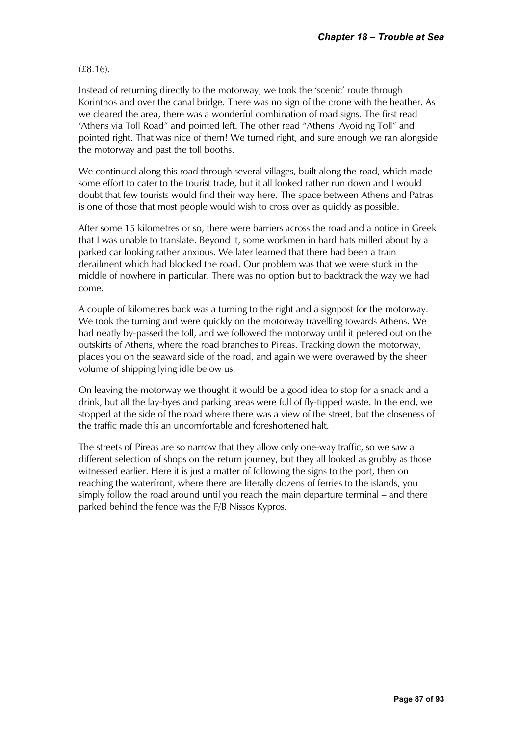(£8.16).

Instead of returning directly to the motorway, we took the 'scenic' route through Korinthos and over the canal bridge. There was no sign of the crone with the heather. As we cleared the area, there was a wonderful combination of road signs. The first read 'Athens via Toll Road" and pointed left. The other read "Athens  Avoiding Toll" and pointed right. That was nice of them! We turned right, and sure enough we ran alongside the motorway and past the toll booths.

We continued along this road through several villages, built along the road, which made some effort to cater to the tourist trade, but it all looked rather run down and I would doubt that few tourists would find their way here. The space between Athens and Patras is one of those that most people would wish to cross over as quickly as possible.

After some 15 kilometres or so, there were barriers across the road and a notice in Greek that I was unable to translate. Beyond it, some workmen in hard hats milled about by a parked car looking rather anxious. We later learned that there had been a train derailment which had blocked the road. Our problem was that we were stuck in the middle of nowhere in particular. There was no option but to backtrack the way we had come.

A couple of kilometres back was a turning to the right and a signpost for the motorway. We took the turning and were quickly on the motorway travelling towards Athens. We had neatly by-passed the toll, and we followed the motorway until it petered out on the outskirts of Athens, where the road branches to Pireas. Tracking down the motorway, places you on the seaward side of the road, and again we were overawed by the sheer volume of shipping lying idle below us.

On leaving the motorway we thought it would be a good idea to stop for a snack and a drink, but all the lay-byes and parking areas were full of fly-tipped waste. In the end, we stopped at the side of the road where there was a view of the street, but the closeness of the traffic made this an uncomfortable and foreshortened halt.

The streets of Pireas are so narrow that they allow only one-way traffic, so we saw a different selection of shops on the return journey, but they all looked as grubby as those witnessed earlier. Here it is just a matter of following the signs to the port, then on reaching the waterfront, where there are literally dozens of ferries to the islands, you simply follow the road around until you reach the main departure terminal – and there parked behind the fence was the F/B Nissos Kypros.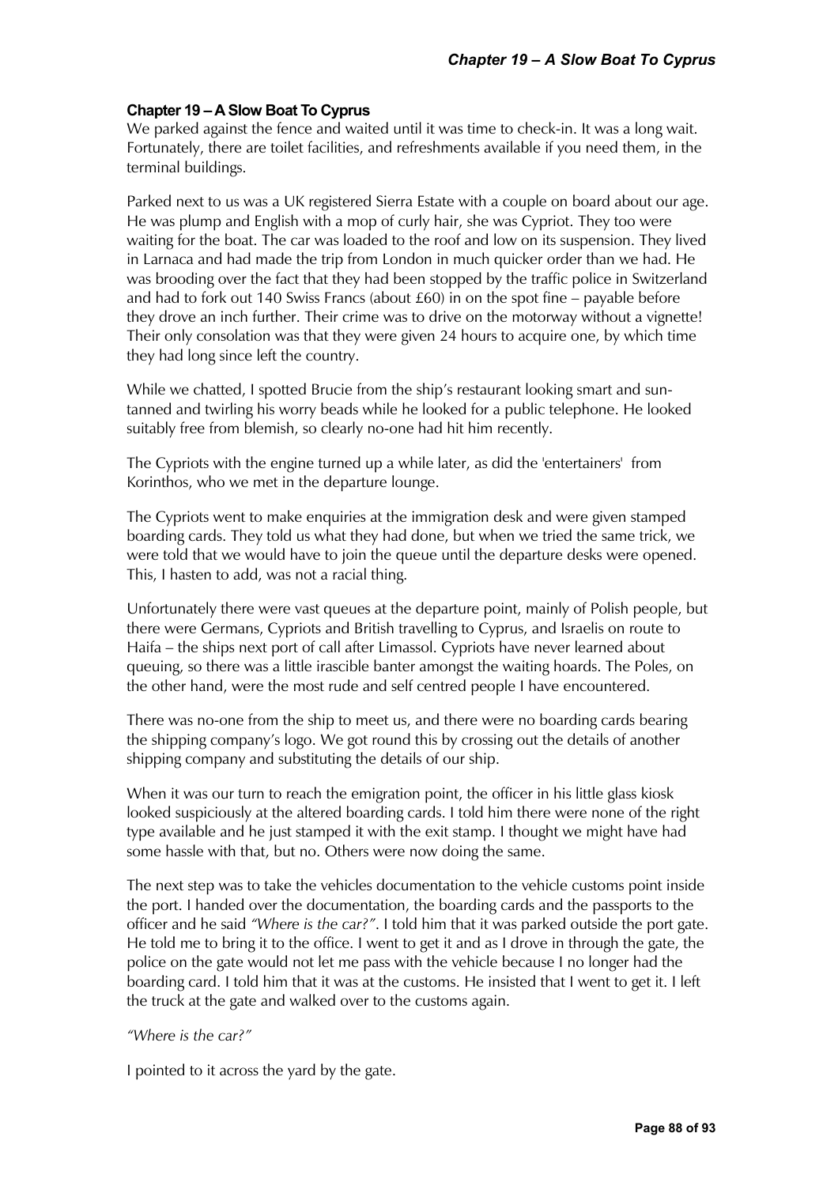## Chapter 19 – A Slow Boat To Cyprus

We parked against the fence and waited until it was time to check-in. It was a long wait. Fortunately, there are toilet facilities, and refreshments available if you need them, in the terminal buildings.

Parked next to us was a UK registered Sierra Estate with a couple on board about our age. He was plump and English with a mop of curly hair, she was Cypriot. They too were waiting for the boat. The car was loaded to the roof and low on its suspension. They lived in Larnaca and had made the trip from London in much quicker order than we had. He was brooding over the fact that they had been stopped by the traffic police in Switzerland and had to fork out 140 Swiss Francs (about £60) in on the spot fine – payable before they drove an inch further. Their crime was to drive on the motorway without a vignette! Their only consolation was that they were given 24 hours to acquire one, by which time they had long since left the country.

While we chatted, I spotted Brucie from the ship's restaurant looking smart and sun-tanned and twirling his worry beads while he looked for a public telephone. He looked suitably free from blemish, so clearly no-one had hit him recently.

The Cypriots with the engine turned up a while later, as did the 'entertainers' from Korinthos, who we met in the departure lounge.

The Cypriots went to make enquiries at the immigration desk and were given stamped boarding cards. They told us what they had done, but when we tried the same trick, we were told that we would have to join the queue until the departure desks were opened. This, I hasten to add, was not a racial thing.

Unfortunately there were vast queues at the departure point, mainly of Polish people, but there were Germans, Cypriots and British travelling to Cyprus, and Israelis on route to Haifa – the ships next port of call after Limassol. Cypriots have never learned about queuing, so there was a little irascible banter amongst the waiting hoards. The Poles, on the other hand, were the most rude and self centred people I have encountered.

There was no-one from the ship to meet us, and there were no boarding cards bearing the shipping company's logo. We got round this by crossing out the details of another shipping company and substituting the details of our ship.

When it was our turn to reach the emigration point, the officer in his little glass kiosk looked suspiciously at the altered boarding cards. I told him there were none of the right type available and he just stamped it with the exit stamp. I thought we might have had some hassle with that, but no. Others were now doing the same.

The next step was to take the vehicles documentation to the vehicle customs point inside the port. I handed over the documentation, the boarding cards and the passports to the officer and he said *"Where is the car?"*. I told him that it was parked outside the port gate. He told me to bring it to the office. I went to get it and as I drove in through the gate, the police on the gate would not let me pass with the vehicle because I no longer had the boarding card. I told him that it was at the customs. He insisted that I went to get it. I left the truck at the gate and walked over to the customs again.

*"Where is the car?"*

I pointed to it across the yard by the gate.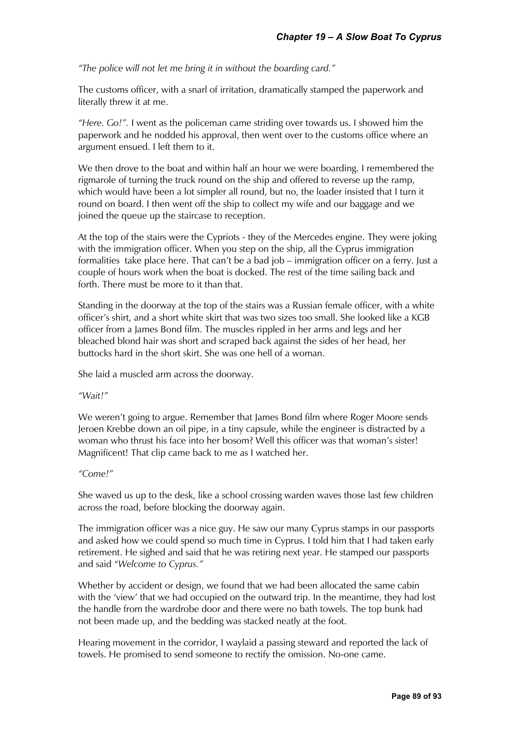*"The police will not let me bring it in without the boarding card."*

The customs officer, with a snarl of irritation, dramatically stamped the paperwork and literally threw it at me.

*"Here. Go!".* I went as the policeman came striding over towards us. I showed him the paperwork and he nodded his approval, then went over to the customs office where an argument ensued. I left them to it.

We then drove to the boat and within half an hour we were boarding. I remembered the rigmarole of turning the truck round on the ship and offered to reverse up the ramp, which would have been a lot simpler all round, but no, the loader insisted that I turn it round on board. I then went off the ship to collect my wife and our baggage and we joined the queue up the staircase to reception.

At the top of the stairs were the Cypriots - they of the Mercedes engine. They were joking with the immigration officer. When you step on the ship, all the Cyprus immigration formalities take place here. That can't be a bad job – immigration officer on a ferry. Just a couple of hours work when the boat is docked. The rest of the time sailing back and forth. There must be more to it than that.

Standing in the doorway at the top of the stairs was a Russian female officer, with a white officer's shirt, and a short white skirt that was two sizes too small. She looked like a KGB officer from a James Bond film. The muscles rippled in her arms and legs and her bleached blond hair was short and scraped back against the sides of her head, her buttocks hard in the short skirt. She was one hell of a woman.

She laid a muscled arm across the doorway.

*"Wait!"*

We weren't going to argue. Remember that James Bond film where Roger Moore sends Jeroen Krebbe down an oil pipe, in a tiny capsule, while the engineer is distracted by a woman who thrust his face into her bosom? Well this officer was that woman's sister! Magnificent! That clip came back to me as I watched her.

*"Come!"*

She waved us up to the desk, like a school crossing warden waves those last few children across the road, before blocking the doorway again.

The immigration officer was a nice guy. He saw our many Cyprus stamps in our passports and asked how we could spend so much time in Cyprus. I told him that I had taken early retirement. He sighed and said that he was retiring next year. He stamped our passports and said *"Welcome to Cyprus."*

Whether by accident or design, we found that we had been allocated the same cabin with the 'view' that we had occupied on the outward trip. In the meantime, they had lost the handle from the wardrobe door and there were no bath towels. The top bunk had not been made up, and the bedding was stacked neatly at the foot.

Hearing movement in the corridor, I waylaid a passing steward and reported the lack of towels. He promised to send someone to rectify the omission. No-one came.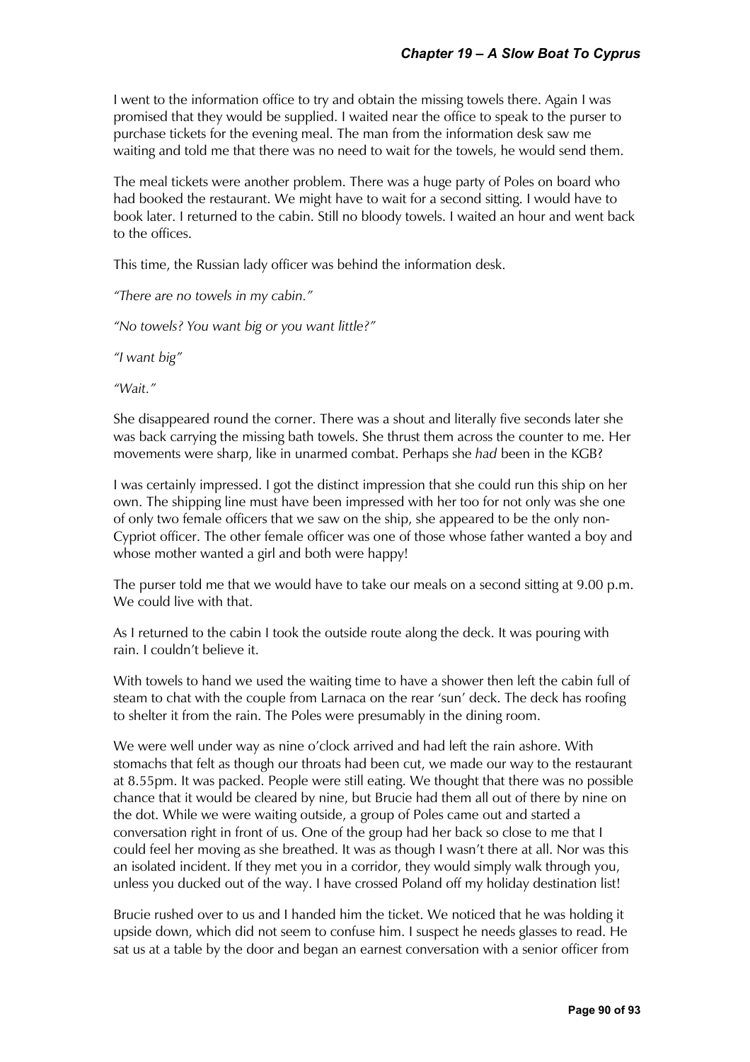I went to the information office to try and obtain the missing towels there. Again I was promised that they would be supplied. I waited near the office to speak to the purser to purchase tickets for the evening meal. The man from the information desk saw me waiting and told me that there was no need to wait for the towels, he would send them.

The meal tickets were another problem. There was a huge party of Poles on board who had booked the restaurant. We might have to wait for a second sitting. I would have to book later. I returned to the cabin. Still no bloody towels. I waited an hour and went back to the offices.

This time, the Russian lady officer was behind the information desk.

*"There are no towels in my cabin."*

*"No towels? You want big or you want little?"*

*"I want big"*

*"Wait."*

She disappeared round the corner. There was a shout and literally five seconds later she was back carrying the missing bath towels. She thrust them across the counter to me. Her movements were sharp, like in unarmed combat. Perhaps she *had* been in the KGB?

I was certainly impressed. I got the distinct impression that she could run this ship on her own. The shipping line must have been impressed with her too for not only was she one of only two female officers that we saw on the ship, she appeared to be the only non-Cypriot officer. The other female officer was one of those whose father wanted a boy and whose mother wanted a girl and both were happy!

The purser told me that we would have to take our meals on a second sitting at 9.00 p.m. We could live with that.

As I returned to the cabin I took the outside route along the deck. It was pouring with rain. I couldn't believe it.

With towels to hand we used the waiting time to have a shower then left the cabin full of steam to chat with the couple from Larnaca on the rear 'sun' deck. The deck has roofing to shelter it from the rain. The Poles were presumably in the dining room.

We were well under way as nine o'clock arrived and had left the rain ashore. With stomachs that felt as though our throats had been cut, we made our way to the restaurant at 8.55pm. It was packed. People were still eating. We thought that there was no possible chance that it would be cleared by nine, but Brucie had them all out of there by nine on the dot. While we were waiting outside, a group of Poles came out and started a conversation right in front of us. One of the group had her back so close to me that I could feel her moving as she breathed. It was as though I wasn't there at all. Nor was this an isolated incident. If they met you in a corridor, they would simply walk through you, unless you ducked out of the way. I have crossed Poland off my holiday destination list!

Brucie rushed over to us and I handed him the ticket. We noticed that he was holding it upside down, which did not seem to confuse him. I suspect he needs glasses to read. He sat us at a table by the door and began an earnest conversation with a senior officer from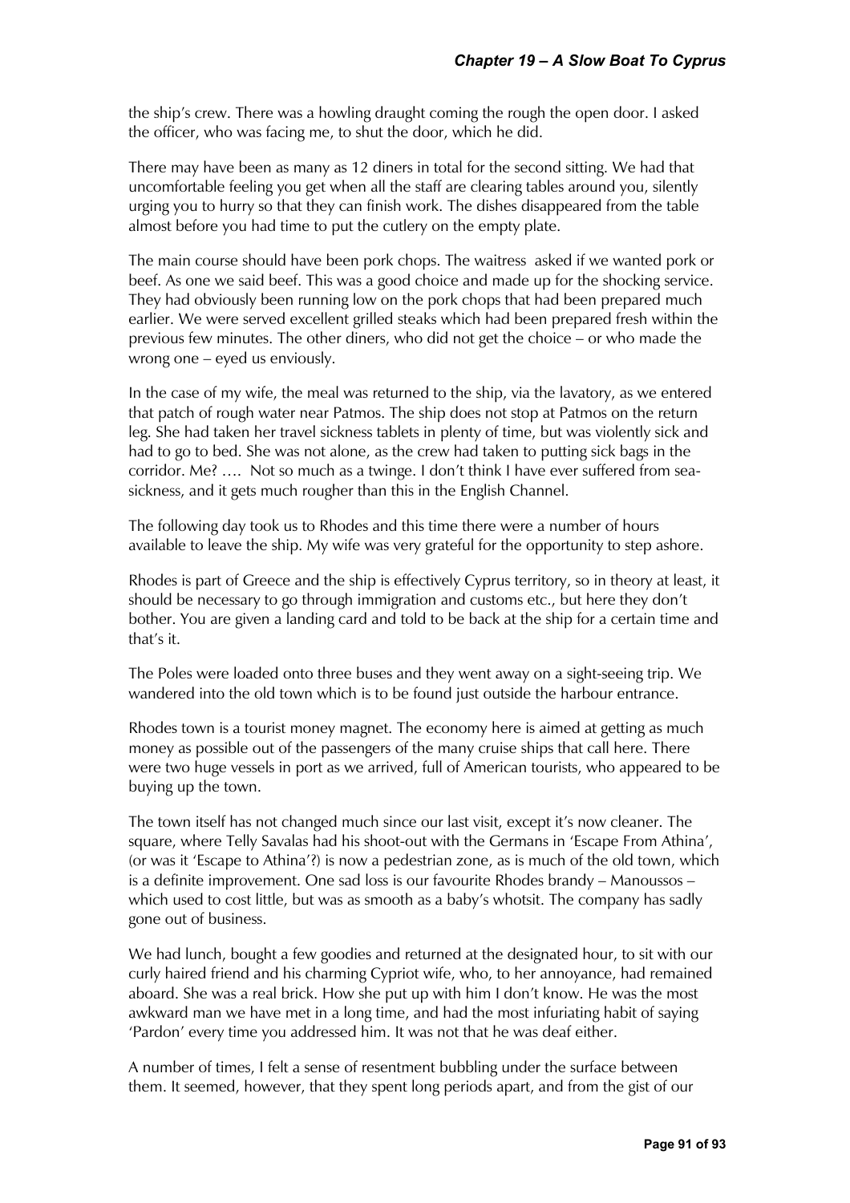the ship's crew. There was a howling draught coming the rough the open door. I asked the officer, who was facing me, to shut the door, which he did.

There may have been as many as 12 diners in total for the second sitting. We had that uncomfortable feeling you get when all the staff are clearing tables around you, silently urging you to hurry so that they can finish work. The dishes disappeared from the table almost before you had time to put the cutlery on the empty plate.

The main course should have been pork chops. The waitress asked if we wanted pork or beef. As one we said beef. This was a good choice and made up for the shocking service. They had obviously been running low on the pork chops that had been prepared much earlier. We were served excellent grilled steaks which had been prepared fresh within the previous few minutes. The other diners, who did not get the choice – or who made the wrong one – eyed us enviously.

In the case of my wife, the meal was returned to the ship, via the lavatory, as we entered that patch of rough water near Patmos. The ship does not stop at Patmos on the return leg. She had taken her travel sickness tablets in plenty of time, but was violently sick and had to go to bed. She was not alone, as the crew had taken to putting sick bags in the corridor. Me? …. Not so much as a twinge. I don't think I have ever suffered from sea-sickness, and it gets much rougher than this in the English Channel.

The following day took us to Rhodes and this time there were a number of hours available to leave the ship. My wife was very grateful for the opportunity to step ashore.

Rhodes is part of Greece and the ship is effectively Cyprus territory, so in theory at least, it should be necessary to go through immigration and customs etc., but here they don't bother. You are given a landing card and told to be back at the ship for a certain time and that's it.

The Poles were loaded onto three buses and they went away on a sight-seeing trip. We wandered into the old town which is to be found just outside the harbour entrance.

Rhodes town is a tourist money magnet. The economy here is aimed at getting as much money as possible out of the passengers of the many cruise ships that call here. There were two huge vessels in port as we arrived, full of American tourists, who appeared to be buying up the town.

The town itself has not changed much since our last visit, except it's now cleaner. The square, where Telly Savalas had his shoot-out with the Germans in 'Escape From Athina', (or was it 'Escape to Athina'?) is now a pedestrian zone, as is much of the old town, which is a definite improvement. One sad loss is our favourite Rhodes brandy – Manoussos – which used to cost little, but was as smooth as a baby's whotsit. The company has sadly gone out of business.

We had lunch, bought a few goodies and returned at the designated hour, to sit with our curly haired friend and his charming Cypriot wife, who, to her annoyance, had remained aboard. She was a real brick. How she put up with him I don't know. He was the most awkward man we have met in a long time, and had the most infuriating habit of saying 'Pardon' every time you addressed him. It was not that he was deaf either.

A number of times, I felt a sense of resentment bubbling under the surface between them. It seemed, however, that they spent long periods apart, and from the gist of our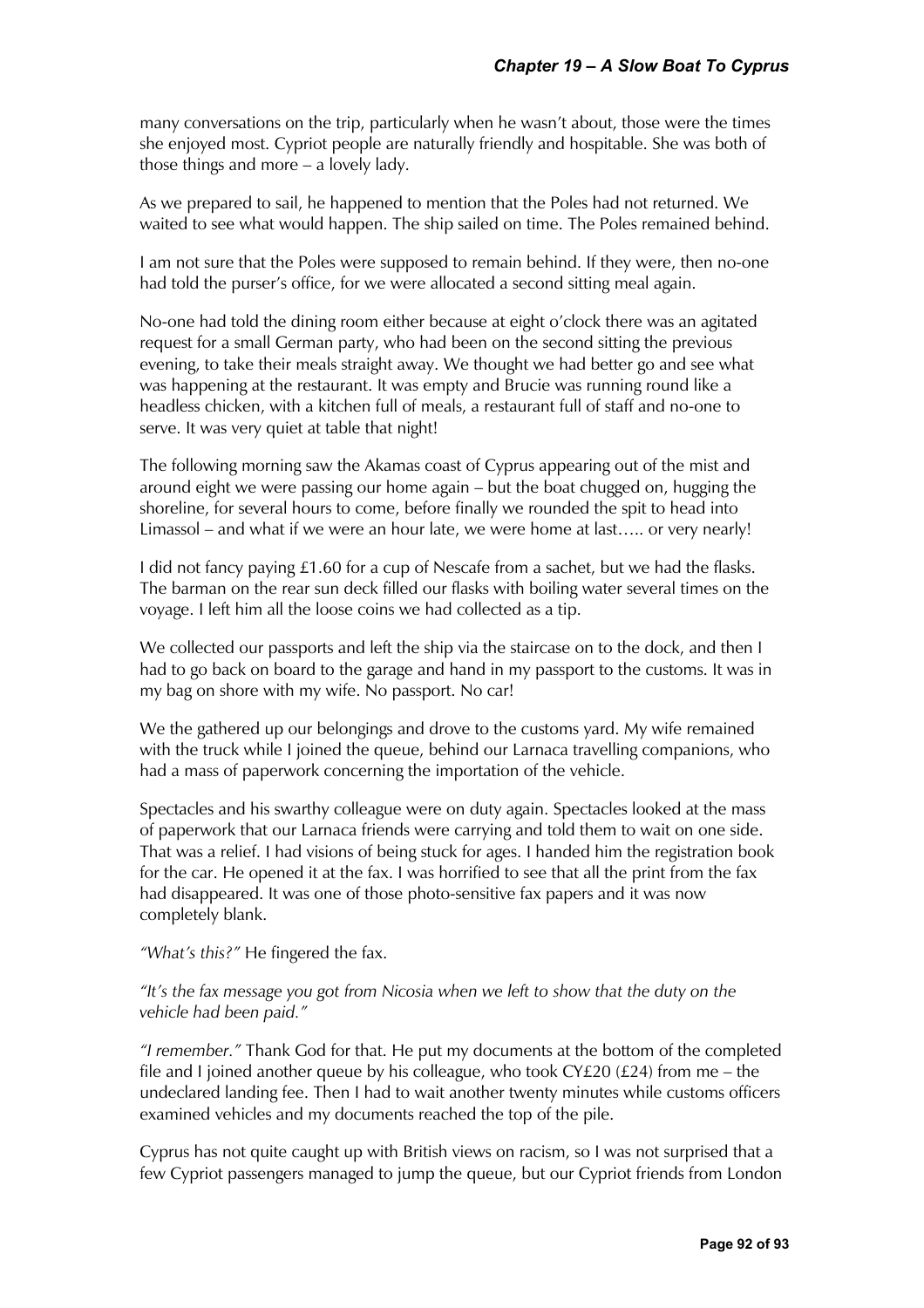many conversations on the trip, particularly when he wasn't about, those were the times she enjoyed most. Cypriot people are naturally friendly and hospitable. She was both of those things and more – a lovely lady.

As we prepared to sail, he happened to mention that the Poles had not returned. We waited to see what would happen. The ship sailed on time. The Poles remained behind.

I am not sure that the Poles were supposed to remain behind. If they were, then no-one had told the purser's office, for we were allocated a second sitting meal again.

No-one had told the dining room either because at eight o'clock there was an agitated request for a small German party, who had been on the second sitting the previous evening, to take their meals straight away. We thought we had better go and see what was happening at the restaurant. It was empty and Brucie was running round like a headless chicken, with a kitchen full of meals, a restaurant full of staff and no-one to serve. It was very quiet at table that night!

The following morning saw the Akamas coast of Cyprus appearing out of the mist and around eight we were passing our home again – but the boat chugged on, hugging the shoreline, for several hours to come, before finally we rounded the spit to head into Limassol – and what if we were an hour late, we were home at last….. or very nearly!

I did not fancy paying £1.60 for a cup of Nescafe from a sachet, but we had the flasks. The barman on the rear sun deck filled our flasks with boiling water several times on the voyage. I left him all the loose coins we had collected as a tip.

We collected our passports and left the ship via the staircase on to the dock, and then I had to go back on board to the garage and hand in my passport to the customs. It was in my bag on shore with my wife. No passport. No car!

We the gathered up our belongings and drove to the customs yard. My wife remained with the truck while I joined the queue, behind our Larnaca travelling companions, who had a mass of paperwork concerning the importation of the vehicle.

Spectacles and his swarthy colleague were on duty again. Spectacles looked at the mass of paperwork that our Larnaca friends were carrying and told them to wait on one side. That was a relief. I had visions of being stuck for ages. I handed him the registration book for the car. He opened it at the fax. I was horrified to see that all the print from the fax had disappeared. It was one of those photo-sensitive fax papers and it was now completely blank.

*"What's this?"* He fingered the fax.

*"It's the fax message you got from Nicosia when we left to show that the duty on the vehicle had been paid."*

*"I remember."* Thank God for that. He put my documents at the bottom of the completed file and I joined another queue by his colleague, who took CY£20 (£24) from me – the undeclared landing fee. Then I had to wait another twenty minutes while customs officers examined vehicles and my documents reached the top of the pile.

Cyprus has not quite caught up with British views on racism, so I was not surprised that a few Cypriot passengers managed to jump the queue, but our Cypriot friends from London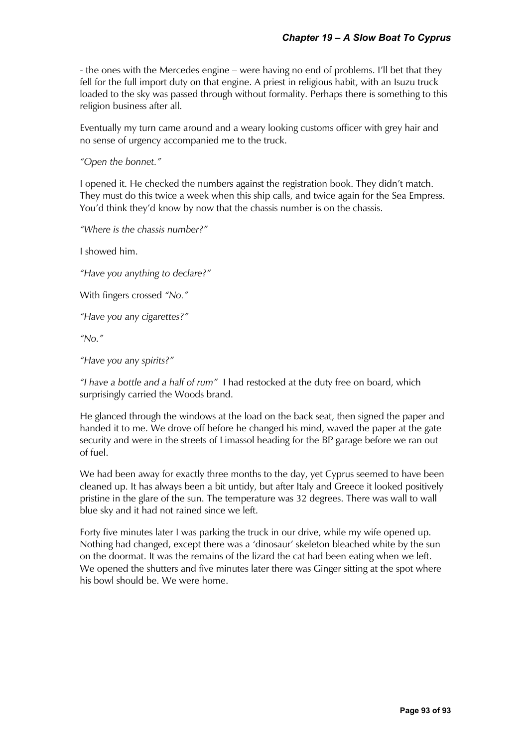- the ones with the Mercedes engine – were having no end of problems. I'll bet that they fell for the full import duty on that engine. A priest in religious habit, with an Isuzu truck loaded to the sky was passed through without formality. Perhaps there is something to this religion business after all.

Eventually my turn came around and a weary looking customs officer with grey hair and no sense of urgency accompanied me to the truck.

*"Open the bonnet."*

I opened it. He checked the numbers against the registration book. They didn't match. They must do this twice a week when this ship calls, and twice again for the Sea Empress. You'd think they'd know by now that the chassis number is on the chassis.

*"Where is the chassis number?"*

I showed him.

*"Have you anything to declare?"*

With fingers crossed *"No."*

*"Have you any cigarettes?"*

*"No."*

*"Have you any spirits?"*

*"I have a bottle and a half of rum"* I had restocked at the duty free on board, which surprisingly carried the Woods brand.

He glanced through the windows at the load on the back seat, then signed the paper and handed it to me. We drove off before he changed his mind, waved the paper at the gate security and were in the streets of Limassol heading for the BP garage before we ran out of fuel.

We had been away for exactly three months to the day, yet Cyprus seemed to have been cleaned up. It has always been a bit untidy, but after Italy and Greece it looked positively pristine in the glare of the sun. The temperature was 32 degrees. There was wall to wall blue sky and it had not rained since we left.

Forty five minutes later I was parking the truck in our drive, while my wife opened up. Nothing had changed, except there was a 'dinosaur' skeleton bleached white by the sun on the doormat. It was the remains of the lizard the cat had been eating when we left. We opened the shutters and five minutes later there was Ginger sitting at the spot where his bowl should be. We were home.